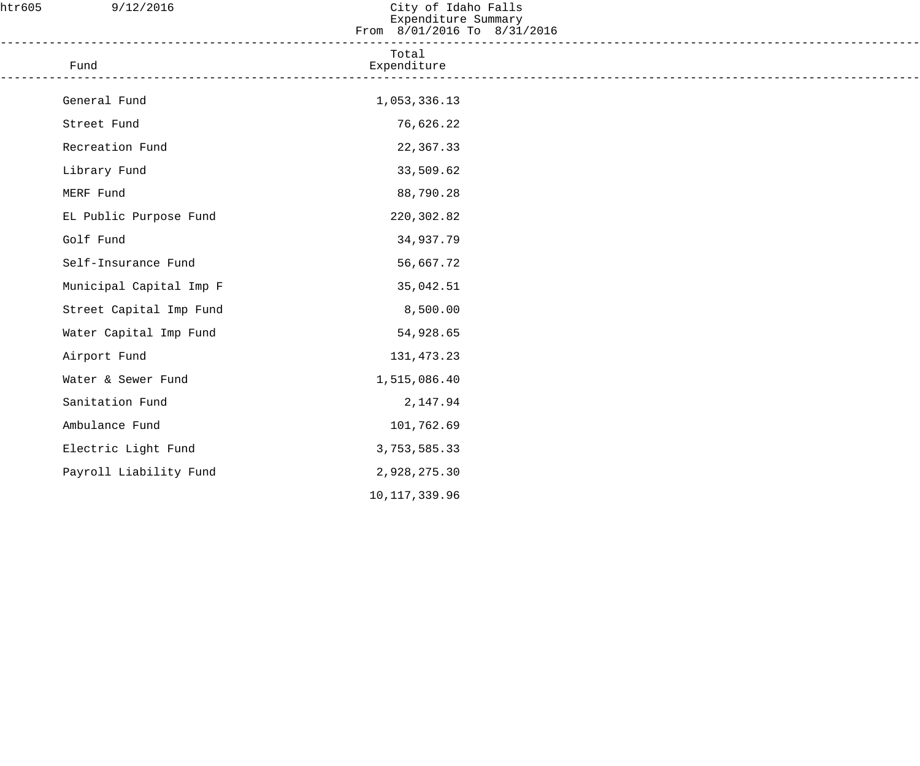# City of Idaho Falls

## Expenditure Summary

From 8/01/2016 To 8/31/2016

| Fund | Total Expenditure |
|---|---|
| General Fund | 1,053,336.13 |
| Street Fund | 76,626.22 |
| Recreation Fund | 22,367.33 |
| Library Fund | 33,509.62 |
| MERF Fund | 88,790.28 |
| EL Public Purpose Fund | 220,302.82 |
| Golf Fund | 34,937.79 |
| Self-Insurance Fund | 56,667.72 |
| Municipal Capital Imp F | 35,042.51 |
| Street Capital Imp Fund | 8,500.00 |
| Water Capital Imp Fund | 54,928.65 |
| Airport Fund | 131,473.23 |
| Water & Sewer Fund | 1,515,086.40 |
| Sanitation Fund | 2,147.94 |
| Ambulance Fund | 101,762.69 |
| Electric Light Fund | 3,753,585.33 |
| Payroll Liability Fund | 2,928,275.30 |
| | 10,117,339.96 |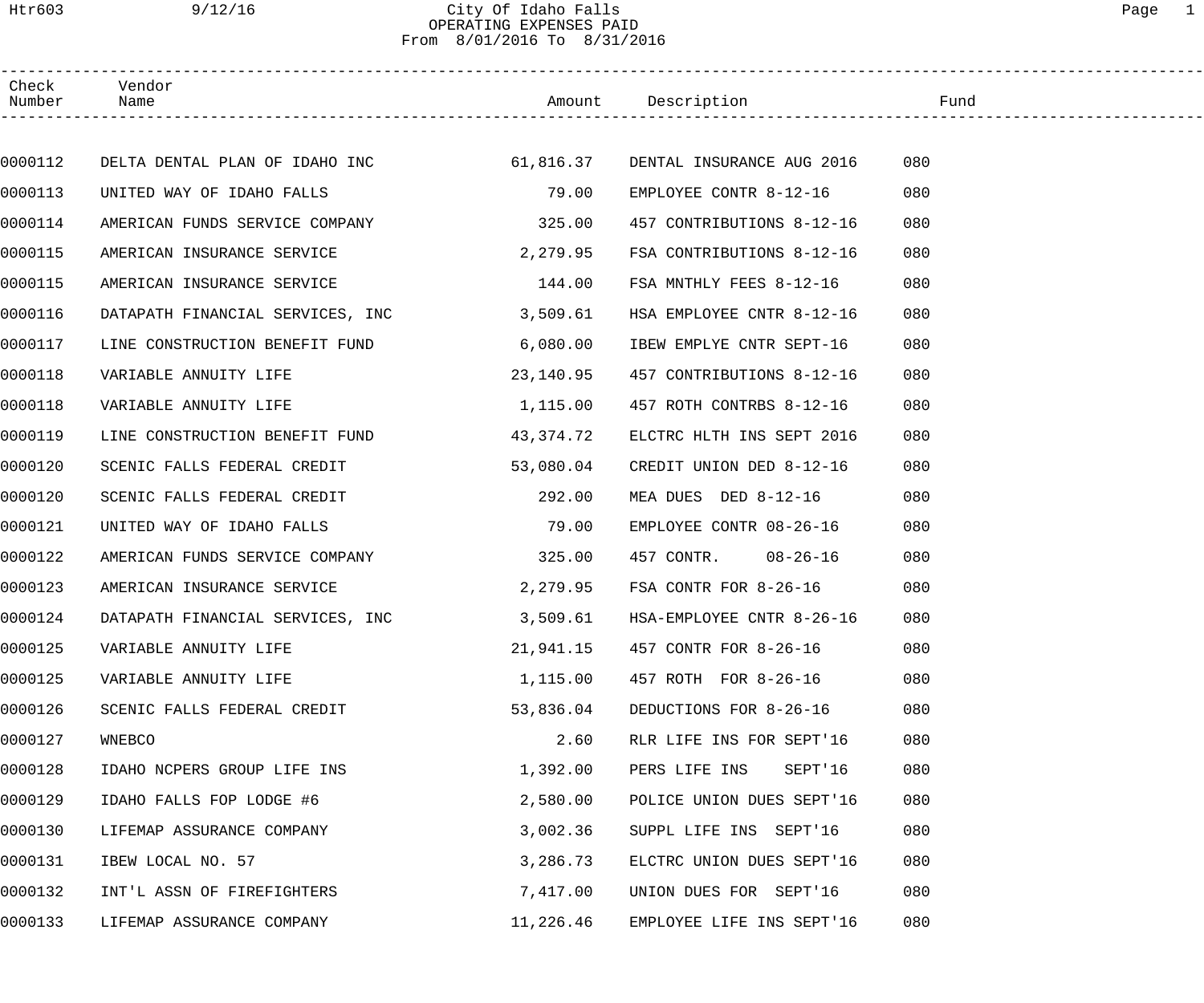# City Of Idaho Falls
## OPERATING EXPENSES PAID
### From 8/01/2016 To 8/31/2016

| Check Number | Vendor Name | Amount | Description | Fund |
|---|---|---|---|---|
| 0000112 | DELTA DENTAL PLAN OF IDAHO INC | 61,816.37 | DENTAL INSURANCE AUG 2016 | 080 |
| 0000113 | UNITED WAY OF IDAHO FALLS | 79.00 | EMPLOYEE CONTR 8-12-16 | 080 |
| 0000114 | AMERICAN FUNDS SERVICE COMPANY | 325.00 | 457 CONTRIBUTIONS 8-12-16 | 080 |
| 0000115 | AMERICAN INSURANCE SERVICE | 2,279.95 | FSA CONTRIBUTIONS 8-12-16 | 080 |
| 0000115 | AMERICAN INSURANCE SERVICE | 144.00 | FSA MNTHLY FEES 8-12-16 | 080 |
| 0000116 | DATAPATH FINANCIAL SERVICES, INC | 3,509.61 | HSA EMPLOYEE CNTR 8-12-16 | 080 |
| 0000117 | LINE CONSTRUCTION BENEFIT FUND | 6,080.00 | IBEW EMPLYE CNTR SEPT-16 | 080 |
| 0000118 | VARIABLE ANNUITY LIFE | 23,140.95 | 457 CONTRIBUTIONS 8-12-16 | 080 |
| 0000118 | VARIABLE ANNUITY LIFE | 1,115.00 | 457 ROTH CONTRBS 8-12-16 | 080 |
| 0000119 | LINE CONSTRUCTION BENEFIT FUND | 43,374.72 | ELCTRC HLTH INS SEPT 2016 | 080 |
| 0000120 | SCENIC FALLS FEDERAL CREDIT | 53,080.04 | CREDIT UNION DED 8-12-16 | 080 |
| 0000120 | SCENIC FALLS FEDERAL CREDIT | 292.00 | MEA DUES DED 8-12-16 | 080 |
| 0000121 | UNITED WAY OF IDAHO FALLS | 79.00 | EMPLOYEE CONTR 08-26-16 | 080 |
| 0000122 | AMERICAN FUNDS SERVICE COMPANY | 325.00 | 457 CONTR. 08-26-16 | 080 |
| 0000123 | AMERICAN INSURANCE SERVICE | 2,279.95 | FSA CONTR FOR 8-26-16 | 080 |
| 0000124 | DATAPATH FINANCIAL SERVICES, INC | 3,509.61 | HSA-EMPLOYEE CNTR 8-26-16 | 080 |
| 0000125 | VARIABLE ANNUITY LIFE | 21,941.15 | 457 CONTR FOR 8-26-16 | 080 |
| 0000125 | VARIABLE ANNUITY LIFE | 1,115.00 | 457 ROTH FOR 8-26-16 | 080 |
| 0000126 | SCENIC FALLS FEDERAL CREDIT | 53,836.04 | DEDUCTIONS FOR 8-26-16 | 080 |
| 0000127 | WNEBCO | 2.60 | RLR LIFE INS FOR SEPT'16 | 080 |
| 0000128 | IDAHO NCPERS GROUP LIFE INS | 1,392.00 | PERS LIFE INS SEPT'16 | 080 |
| 0000129 | IDAHO FALLS FOP LODGE #6 | 2,580.00 | POLICE UNION DUES SEPT'16 | 080 |
| 0000130 | LIFEMAP ASSURANCE COMPANY | 3,002.36 | SUPPL LIFE INS SEPT'16 | 080 |
| 0000131 | IBEW LOCAL NO. 57 | 3,286.73 | ELCTRC UNION DUES SEPT'16 | 080 |
| 0000132 | INT'L ASSN OF FIREFIGHTERS | 7,417.00 | UNION DUES FOR SEPT'16 | 080 |
| 0000133 | LIFEMAP ASSURANCE COMPANY | 11,226.46 | EMPLOYEE LIFE INS SEPT'16 | 080 |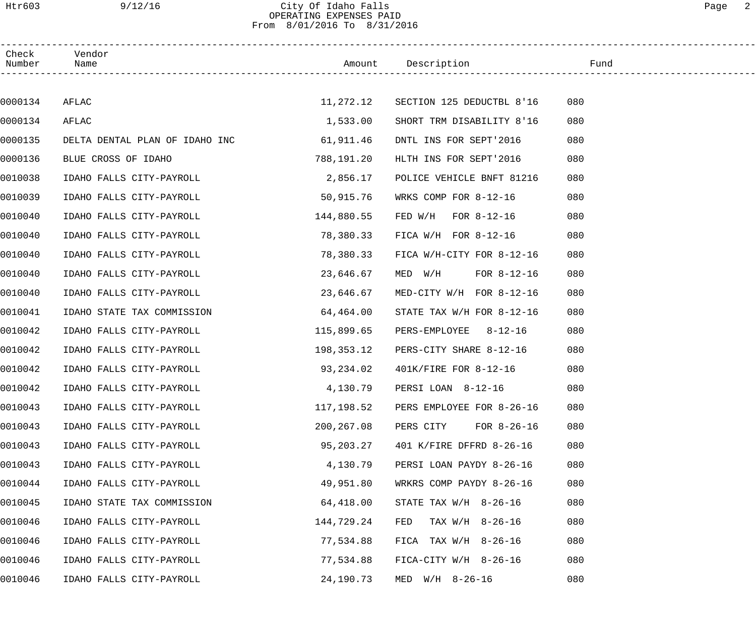City Of Idaho Falls
OPERATING EXPENSES PAID
From 8/01/2016 To 8/31/2016

| Check Number | Vendor Name | Amount | Description | Fund |
|---|---|---|---|---|
| 0000134 | AFLAC | 11,272.12 | SECTION 125 DEDUCTBL 8'16 | 080 |
| 0000134 | AFLAC | 1,533.00 | SHORT TRM DISABILITY 8'16 | 080 |
| 0000135 | DELTA DENTAL PLAN OF IDAHO INC | 61,911.46 | DNTL INS FOR SEPT'2016 | 080 |
| 0000136 | BLUE CROSS OF IDAHO | 788,191.20 | HLTH INS FOR SEPT'2016 | 080 |
| 0010038 | IDAHO FALLS CITY-PAYROLL | 2,856.17 | POLICE VEHICLE BNFT 81216 | 080 |
| 0010039 | IDAHO FALLS CITY-PAYROLL | 50,915.76 | WRKS COMP FOR 8-12-16 | 080 |
| 0010040 | IDAHO FALLS CITY-PAYROLL | 144,880.55 | FED W/H FOR 8-12-16 | 080 |
| 0010040 | IDAHO FALLS CITY-PAYROLL | 78,380.33 | FICA W/H FOR 8-12-16 | 080 |
| 0010040 | IDAHO FALLS CITY-PAYROLL | 78,380.33 | FICA W/H-CITY FOR 8-12-16 | 080 |
| 0010040 | IDAHO FALLS CITY-PAYROLL | 23,646.67 | MED W/H FOR 8-12-16 | 080 |
| 0010040 | IDAHO FALLS CITY-PAYROLL | 23,646.67 | MED-CITY W/H FOR 8-12-16 | 080 |
| 0010041 | IDAHO STATE TAX COMMISSION | 64,464.00 | STATE TAX W/H FOR 8-12-16 | 080 |
| 0010042 | IDAHO FALLS CITY-PAYROLL | 115,899.65 | PERS-EMPLOYEE 8-12-16 | 080 |
| 0010042 | IDAHO FALLS CITY-PAYROLL | 198,353.12 | PERS-CITY SHARE 8-12-16 | 080 |
| 0010042 | IDAHO FALLS CITY-PAYROLL | 93,234.02 | 401K/FIRE FOR 8-12-16 | 080 |
| 0010042 | IDAHO FALLS CITY-PAYROLL | 4,130.79 | PERSI LOAN 8-12-16 | 080 |
| 0010043 | IDAHO FALLS CITY-PAYROLL | 117,198.52 | PERS EMPLOYEE FOR 8-26-16 | 080 |
| 0010043 | IDAHO FALLS CITY-PAYROLL | 200,267.08 | PERS CITY FOR 8-26-16 | 080 |
| 0010043 | IDAHO FALLS CITY-PAYROLL | 95,203.27 | 401 K/FIRE DFFRD 8-26-16 | 080 |
| 0010043 | IDAHO FALLS CITY-PAYROLL | 4,130.79 | PERSI LOAN PAYDY 8-26-16 | 080 |
| 0010044 | IDAHO FALLS CITY-PAYROLL | 49,951.80 | WRKRS COMP PAYDY 8-26-16 | 080 |
| 0010045 | IDAHO STATE TAX COMMISSION | 64,418.00 | STATE TAX W/H 8-26-16 | 080 |
| 0010046 | IDAHO FALLS CITY-PAYROLL | 144,729.24 | FED TAX W/H 8-26-16 | 080 |
| 0010046 | IDAHO FALLS CITY-PAYROLL | 77,534.88 | FICA TAX W/H 8-26-16 | 080 |
| 0010046 | IDAHO FALLS CITY-PAYROLL | 77,534.88 | FICA-CITY W/H 8-26-16 | 080 |
| 0010046 | IDAHO FALLS CITY-PAYROLL | 24,190.73 | MED W/H 8-26-16 | 080 |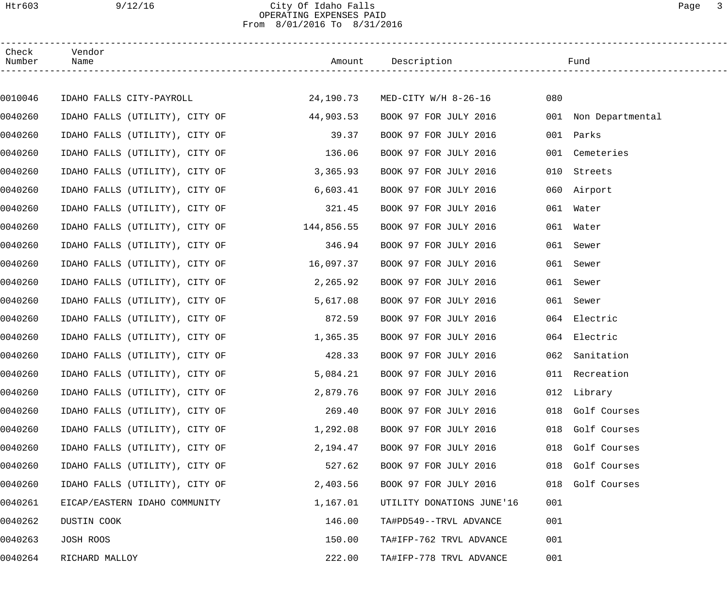# City Of Idaho Falls

## OPERATING EXPENSES PAID

From 8/01/2016 To 8/31/2016

| Check Number | Vendor Name | Amount | Description | Fund | |
|---|---|---|---|---|---|
| 0010046 | IDAHO FALLS CITY-PAYROLL | 24,190.73 | MED-CITY W/H 8-26-16 | 080 | |
| 0040260 | IDAHO FALLS (UTILITY), CITY OF | 44,903.53 | BOOK 97 FOR JULY 2016 | 001 | Non Departmental |
| 0040260 | IDAHO FALLS (UTILITY), CITY OF | 39.37 | BOOK 97 FOR JULY 2016 | 001 | Parks |
| 0040260 | IDAHO FALLS (UTILITY), CITY OF | 136.06 | BOOK 97 FOR JULY 2016 | 001 | Cemeteries |
| 0040260 | IDAHO FALLS (UTILITY), CITY OF | 3,365.93 | BOOK 97 FOR JULY 2016 | 010 | Streets |
| 0040260 | IDAHO FALLS (UTILITY), CITY OF | 6,603.41 | BOOK 97 FOR JULY 2016 | 060 | Airport |
| 0040260 | IDAHO FALLS (UTILITY), CITY OF | 321.45 | BOOK 97 FOR JULY 2016 | 061 | Water |
| 0040260 | IDAHO FALLS (UTILITY), CITY OF | 144,856.55 | BOOK 97 FOR JULY 2016 | 061 | Water |
| 0040260 | IDAHO FALLS (UTILITY), CITY OF | 346.94 | BOOK 97 FOR JULY 2016 | 061 | Sewer |
| 0040260 | IDAHO FALLS (UTILITY), CITY OF | 16,097.37 | BOOK 97 FOR JULY 2016 | 061 | Sewer |
| 0040260 | IDAHO FALLS (UTILITY), CITY OF | 2,265.92 | BOOK 97 FOR JULY 2016 | 061 | Sewer |
| 0040260 | IDAHO FALLS (UTILITY), CITY OF | 5,617.08 | BOOK 97 FOR JULY 2016 | 061 | Sewer |
| 0040260 | IDAHO FALLS (UTILITY), CITY OF | 872.59 | BOOK 97 FOR JULY 2016 | 064 | Electric |
| 0040260 | IDAHO FALLS (UTILITY), CITY OF | 1,365.35 | BOOK 97 FOR JULY 2016 | 064 | Electric |
| 0040260 | IDAHO FALLS (UTILITY), CITY OF | 428.33 | BOOK 97 FOR JULY 2016 | 062 | Sanitation |
| 0040260 | IDAHO FALLS (UTILITY), CITY OF | 5,084.21 | BOOK 97 FOR JULY 2016 | 011 | Recreation |
| 0040260 | IDAHO FALLS (UTILITY), CITY OF | 2,879.76 | BOOK 97 FOR JULY 2016 | 012 | Library |
| 0040260 | IDAHO FALLS (UTILITY), CITY OF | 269.40 | BOOK 97 FOR JULY 2016 | 018 | Golf Courses |
| 0040260 | IDAHO FALLS (UTILITY), CITY OF | 1,292.08 | BOOK 97 FOR JULY 2016 | 018 | Golf Courses |
| 0040260 | IDAHO FALLS (UTILITY), CITY OF | 2,194.47 | BOOK 97 FOR JULY 2016 | 018 | Golf Courses |
| 0040260 | IDAHO FALLS (UTILITY), CITY OF | 527.62 | BOOK 97 FOR JULY 2016 | 018 | Golf Courses |
| 0040260 | IDAHO FALLS (UTILITY), CITY OF | 2,403.56 | BOOK 97 FOR JULY 2016 | 018 | Golf Courses |
| 0040261 | EICAP/EASTERN IDAHO COMMUNITY | 1,167.01 | UTILITY DONATIONS JUNE'16 | 001 | |
| 0040262 | DUSTIN COOK | 146.00 | TA#PD549--TRVL ADVANCE | 001 | |
| 0040263 | JOSH ROOS | 150.00 | TA#IFP-762 TRVL ADVANCE | 001 | |
| 0040264 | RICHARD MALLOY | 222.00 | TA#IFP-778 TRVL ADVANCE | 001 | |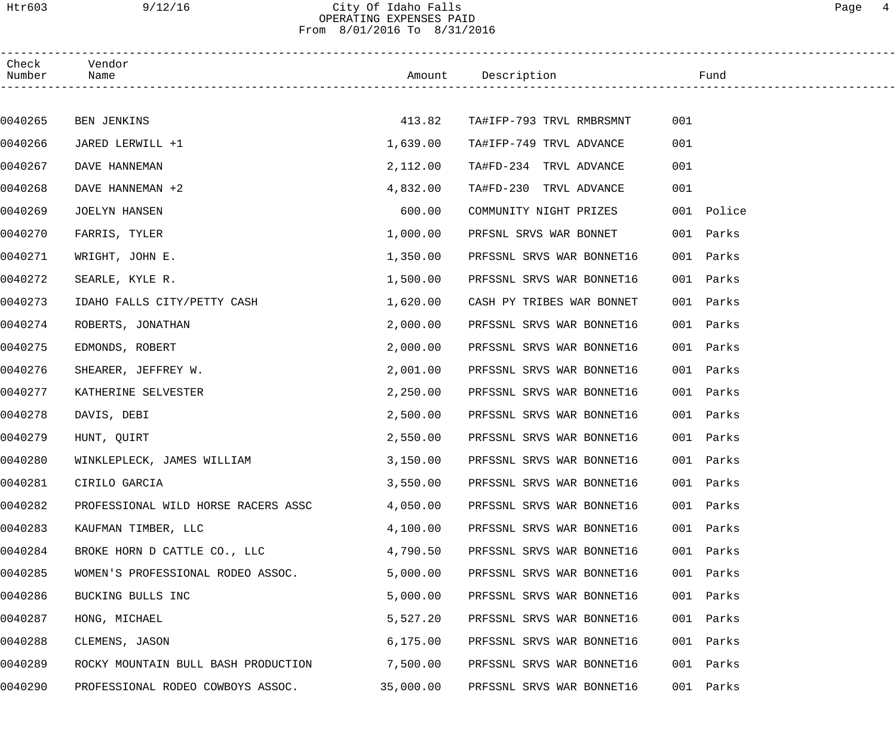City Of Idaho Falls
OPERATING EXPENSES PAID
From 8/01/2016 To 8/31/2016

| Check Number | Vendor Name | Amount | Description | Fund |
| --- | --- | --- | --- | --- |
| 0040265 | BEN JENKINS | 413.82 | TA#IFP-793 TRVL RMBRSMNT | 001 |
| 0040266 | JARED LERWILL +1 | 1,639.00 | TA#IFP-749 TRVL ADVANCE | 001 |
| 0040267 | DAVE HANNEMAN | 2,112.00 | TA#FD-234 TRVL ADVANCE | 001 |
| 0040268 | DAVE HANNEMAN +2 | 4,832.00 | TA#FD-230 TRVL ADVANCE | 001 |
| 0040269 | JOELYN HANSEN | 600.00 | COMMUNITY NIGHT PRIZES | 001 Police |
| 0040270 | FARRIS, TYLER | 1,000.00 | PRFSNL SRVS WAR BONNET | 001 Parks |
| 0040271 | WRIGHT, JOHN E. | 1,350.00 | PRFSSNL SRVS WAR BONNET16 | 001 Parks |
| 0040272 | SEARLE, KYLE R. | 1,500.00 | PRFSSNL SRVS WAR BONNET16 | 001 Parks |
| 0040273 | IDAHO FALLS CITY/PETTY CASH | 1,620.00 | CASH PY TRIBES WAR BONNET | 001 Parks |
| 0040274 | ROBERTS, JONATHAN | 2,000.00 | PRFSSNL SRVS WAR BONNET16 | 001 Parks |
| 0040275 | EDMONDS, ROBERT | 2,000.00 | PRFSSNL SRVS WAR BONNET16 | 001 Parks |
| 0040276 | SHEARER, JEFFREY W. | 2,001.00 | PRFSSNL SRVS WAR BONNET16 | 001 Parks |
| 0040277 | KATHERINE SELVESTER | 2,250.00 | PRFSSNL SRVS WAR BONNET16 | 001 Parks |
| 0040278 | DAVIS, DEBI | 2,500.00 | PRFSSNL SRVS WAR BONNET16 | 001 Parks |
| 0040279 | HUNT, QUIRT | 2,550.00 | PRFSSNL SRVS WAR BONNET16 | 001 Parks |
| 0040280 | WINKLEPLECK, JAMES WILLIAM | 3,150.00 | PRFSSNL SRVS WAR BONNET16 | 001 Parks |
| 0040281 | CIRILO GARCIA | 3,550.00 | PRFSSNL SRVS WAR BONNET16 | 001 Parks |
| 0040282 | PROFESSIONAL WILD HORSE RACERS ASSC | 4,050.00 | PRFSSNL SRVS WAR BONNET16 | 001 Parks |
| 0040283 | KAUFMAN TIMBER, LLC | 4,100.00 | PRFSSNL SRVS WAR BONNET16 | 001 Parks |
| 0040284 | BROKE HORN D CATTLE CO., LLC | 4,790.50 | PRFSSNL SRVS WAR BONNET16 | 001 Parks |
| 0040285 | WOMEN'S PROFESSIONAL RODEO ASSOC. | 5,000.00 | PRFSSNL SRVS WAR BONNET16 | 001 Parks |
| 0040286 | BUCKING BULLS INC | 5,000.00 | PRFSSNL SRVS WAR BONNET16 | 001 Parks |
| 0040287 | HONG, MICHAEL | 5,527.20 | PRFSSNL SRVS WAR BONNET16 | 001 Parks |
| 0040288 | CLEMENS, JASON | 6,175.00 | PRFSSNL SRVS WAR BONNET16 | 001 Parks |
| 0040289 | ROCKY MOUNTAIN BULL BASH PRODUCTION | 7,500.00 | PRFSSNL SRVS WAR BONNET16 | 001 Parks |
| 0040290 | PROFESSIONAL RODEO COWBOYS ASSOC. | 35,000.00 | PRFSSNL SRVS WAR BONNET16 | 001 Parks |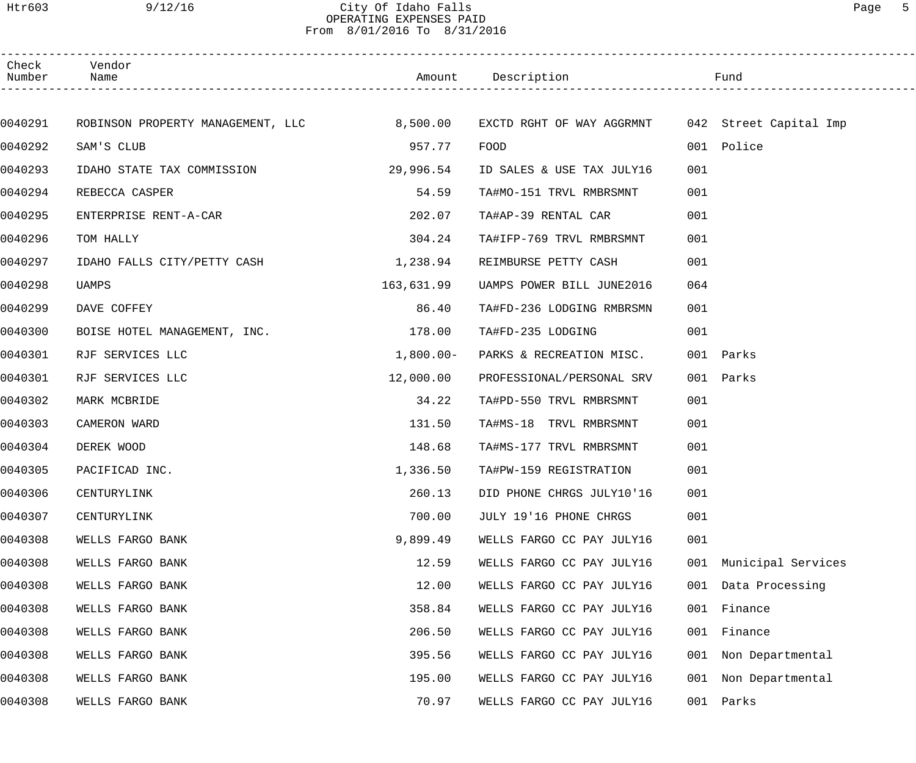City Of Idaho Falls
OPERATING EXPENSES PAID
From 8/01/2016 To 8/31/2016

| Check Number | Vendor Name | Amount | Description | Fund |
|---|---|---|---|---|
| 0040291 | ROBINSON PROPERTY MANAGEMENT, LLC | 8,500.00 | EXCTD RGHT OF WAY AGGRMNT | 042 Street Capital Imp |
| 0040292 | SAM'S CLUB | 957.77 | FOOD | 001 Police |
| 0040293 | IDAHO STATE TAX COMMISSION | 29,996.54 | ID SALES & USE TAX JULY16 | 001 |
| 0040294 | REBECCA CASPER | 54.59 | TA#MO-151 TRVL RMBRSMNT | 001 |
| 0040295 | ENTERPRISE RENT-A-CAR | 202.07 | TA#AP-39 RENTAL CAR | 001 |
| 0040296 | TOM HALLY | 304.24 | TA#IFP-769 TRVL RMBRSMNT | 001 |
| 0040297 | IDAHO FALLS CITY/PETTY CASH | 1,238.94 | REIMBURSE PETTY CASH | 001 |
| 0040298 | UAMPS | 163,631.99 | UAMPS POWER BILL JUNE2016 | 064 |
| 0040299 | DAVE COFFEY | 86.40 | TA#FD-236 LODGING RMBRSMN | 001 |
| 0040300 | BOISE HOTEL MANAGEMENT, INC. | 178.00 | TA#FD-235 LODGING | 001 |
| 0040301 | RJF SERVICES LLC | 1,800.00- | PARKS & RECREATION MISC. | 001 Parks |
| 0040301 | RJF SERVICES LLC | 12,000.00 | PROFESSIONAL/PERSONAL SRV | 001 Parks |
| 0040302 | MARK MCBRIDE | 34.22 | TA#PD-550 TRVL RMBRSMNT | 001 |
| 0040303 | CAMERON WARD | 131.50 | TA#MS-18 TRVL RMBRSMNT | 001 |
| 0040304 | DEREK WOOD | 148.68 | TA#MS-177 TRVL RMBRSMNT | 001 |
| 0040305 | PACIFICAD INC. | 1,336.50 | TA#PW-159 REGISTRATION | 001 |
| 0040306 | CENTURYLINK | 260.13 | DID PHONE CHRGS JULY10'16 | 001 |
| 0040307 | CENTURYLINK | 700.00 | JULY 19'16 PHONE CHRGS | 001 |
| 0040308 | WELLS FARGO BANK | 9,899.49 | WELLS FARGO CC PAY JULY16 | 001 |
| 0040308 | WELLS FARGO BANK | 12.59 | WELLS FARGO CC PAY JULY16 | 001 Municipal Services |
| 0040308 | WELLS FARGO BANK | 12.00 | WELLS FARGO CC PAY JULY16 | 001 Data Processing |
| 0040308 | WELLS FARGO BANK | 358.84 | WELLS FARGO CC PAY JULY16 | 001 Finance |
| 0040308 | WELLS FARGO BANK | 206.50 | WELLS FARGO CC PAY JULY16 | 001 Finance |
| 0040308 | WELLS FARGO BANK | 395.56 | WELLS FARGO CC PAY JULY16 | 001 Non Departmental |
| 0040308 | WELLS FARGO BANK | 195.00 | WELLS FARGO CC PAY JULY16 | 001 Non Departmental |
| 0040308 | WELLS FARGO BANK | 70.97 | WELLS FARGO CC PAY JULY16 | 001 Parks |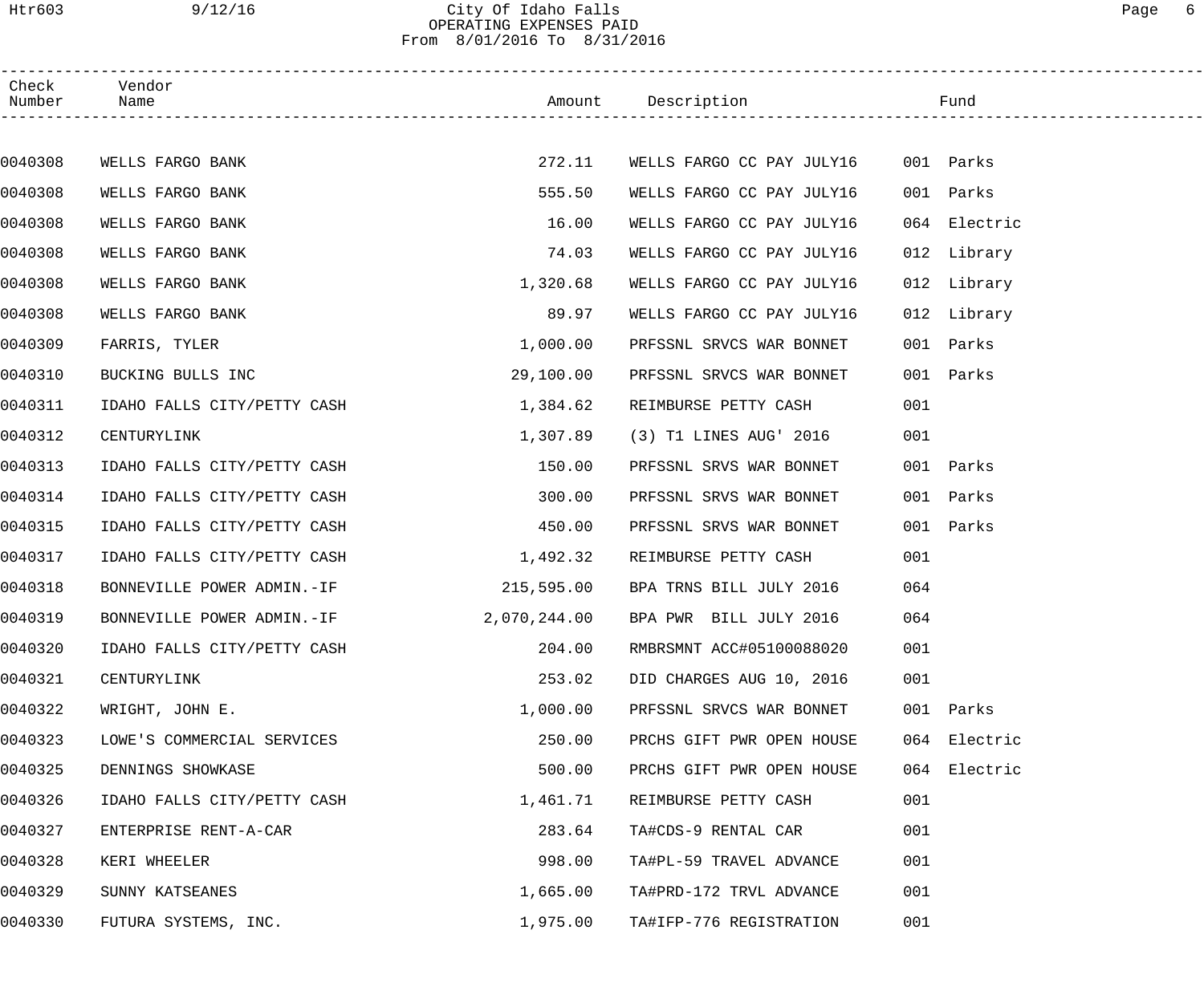City Of Idaho Falls
OPERATING EXPENSES PAID
From 8/01/2016 To 8/31/2016

| Check Number | Vendor Name | Amount | Description | Fund |
|---|---|---|---|---|
| 0040308 | WELLS FARGO BANK | 272.11 | WELLS FARGO CC PAY JULY16 | 001 Parks |
| 0040308 | WELLS FARGO BANK | 555.50 | WELLS FARGO CC PAY JULY16 | 001 Parks |
| 0040308 | WELLS FARGO BANK | 16.00 | WELLS FARGO CC PAY JULY16 | 064 Electric |
| 0040308 | WELLS FARGO BANK | 74.03 | WELLS FARGO CC PAY JULY16 | 012 Library |
| 0040308 | WELLS FARGO BANK | 1,320.68 | WELLS FARGO CC PAY JULY16 | 012 Library |
| 0040308 | WELLS FARGO BANK | 89.97 | WELLS FARGO CC PAY JULY16 | 012 Library |
| 0040309 | FARRIS, TYLER | 1,000.00 | PRFSSNL SRVCS WAR BONNET | 001 Parks |
| 0040310 | BUCKING BULLS INC | 29,100.00 | PRFSSNL SRVCS WAR BONNET | 001 Parks |
| 0040311 | IDAHO FALLS CITY/PETTY CASH | 1,384.62 | REIMBURSE PETTY CASH | 001 |
| 0040312 | CENTURYLINK | 1,307.89 | (3) T1 LINES AUG' 2016 | 001 |
| 0040313 | IDAHO FALLS CITY/PETTY CASH | 150.00 | PRFSSNL SRVS WAR BONNET | 001 Parks |
| 0040314 | IDAHO FALLS CITY/PETTY CASH | 300.00 | PRFSSNL SRVS WAR BONNET | 001 Parks |
| 0040315 | IDAHO FALLS CITY/PETTY CASH | 450.00 | PRFSSNL SRVS WAR BONNET | 001 Parks |
| 0040317 | IDAHO FALLS CITY/PETTY CASH | 1,492.32 | REIMBURSE PETTY CASH | 001 |
| 0040318 | BONNEVILLE POWER ADMIN.-IF | 215,595.00 | BPA TRNS BILL JULY 2016 | 064 |
| 0040319 | BONNEVILLE POWER ADMIN.-IF | 2,070,244.00 | BPA PWR BILL JULY 2016 | 064 |
| 0040320 | IDAHO FALLS CITY/PETTY CASH | 204.00 | RMBRSMNT ACC#05100088020 | 001 |
| 0040321 | CENTURYLINK | 253.02 | DID CHARGES AUG 10, 2016 | 001 |
| 0040322 | WRIGHT, JOHN E. | 1,000.00 | PRFSSNL SRVCS WAR BONNET | 001 Parks |
| 0040323 | LOWE'S COMMERCIAL SERVICES | 250.00 | PRCHS GIFT PWR OPEN HOUSE | 064 Electric |
| 0040325 | DENNINGS SHOWKASE | 500.00 | PRCHS GIFT PWR OPEN HOUSE | 064 Electric |
| 0040326 | IDAHO FALLS CITY/PETTY CASH | 1,461.71 | REIMBURSE PETTY CASH | 001 |
| 0040327 | ENTERPRISE RENT-A-CAR | 283.64 | TA#CDS-9 RENTAL CAR | 001 |
| 0040328 | KERI WHEELER | 998.00 | TA#PL-59 TRAVEL ADVANCE | 001 |
| 0040329 | SUNNY KATSEANES | 1,665.00 | TA#PRD-172 TRVL ADVANCE | 001 |
| 0040330 | FUTURA SYSTEMS, INC. | 1,975.00 | TA#IFP-776 REGISTRATION | 001 |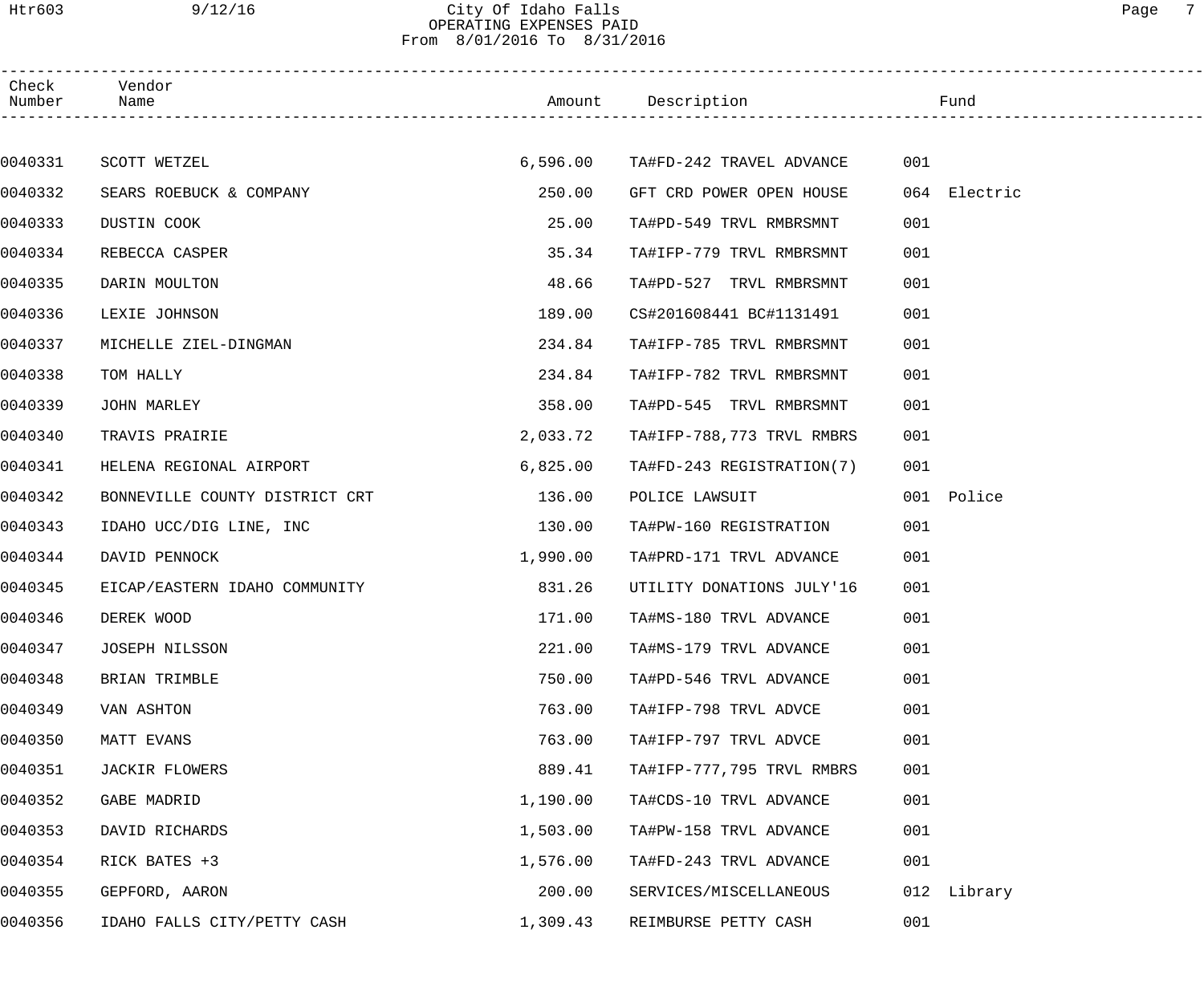City Of Idaho Falls
OPERATING EXPENSES PAID
From 8/01/2016 To 8/31/2016

| Check Number | Vendor Name | Amount | Description | Fund | |
|---|---|---|---|---|---|
| 0040331 | SCOTT WETZEL | 6,596.00 | TA#FD-242 TRAVEL ADVANCE | 001 | |
| 0040332 | SEARS ROEBUCK & COMPANY | 250.00 | GFT CRD POWER OPEN HOUSE | 064 | Electric |
| 0040333 | DUSTIN COOK | 25.00 | TA#PD-549 TRVL RMBRSMNT | 001 | |
| 0040334 | REBECCA CASPER | 35.34 | TA#IFP-779 TRVL RMBRSMNT | 001 | |
| 0040335 | DARIN MOULTON | 48.66 | TA#PD-527 TRVL RMBRSMNT | 001 | |
| 0040336 | LEXIE JOHNSON | 189.00 | CS#201608441 BC#1131491 | 001 | |
| 0040337 | MICHELLE ZIEL-DINGMAN | 234.84 | TA#IFP-785 TRVL RMBRSMNT | 001 | |
| 0040338 | TOM HALLY | 234.84 | TA#IFP-782 TRVL RMBRSMNT | 001 | |
| 0040339 | JOHN MARLEY | 358.00 | TA#PD-545 TRVL RMBRSMNT | 001 | |
| 0040340 | TRAVIS PRAIRIE | 2,033.72 | TA#IFP-788,773 TRVL RMBRS | 001 | |
| 0040341 | HELENA REGIONAL AIRPORT | 6,825.00 | TA#FD-243 REGISTRATION(7) | 001 | |
| 0040342 | BONNEVILLE COUNTY DISTRICT CRT | 136.00 | POLICE LAWSUIT | 001 | Police |
| 0040343 | IDAHO UCC/DIG LINE, INC | 130.00 | TA#PW-160 REGISTRATION | 001 | |
| 0040344 | DAVID PENNOCK | 1,990.00 | TA#PRD-171 TRVL ADVANCE | 001 | |
| 0040345 | EICAP/EASTERN IDAHO COMMUNITY | 831.26 | UTILITY DONATIONS JULY'16 | 001 | |
| 0040346 | DEREK WOOD | 171.00 | TA#MS-180 TRVL ADVANCE | 001 | |
| 0040347 | JOSEPH NILSSON | 221.00 | TA#MS-179 TRVL ADVANCE | 001 | |
| 0040348 | BRIAN TRIMBLE | 750.00 | TA#PD-546 TRVL ADVANCE | 001 | |
| 0040349 | VAN ASHTON | 763.00 | TA#IFP-798 TRVL ADVCE | 001 | |
| 0040350 | MATT EVANS | 763.00 | TA#IFP-797 TRVL ADVCE | 001 | |
| 0040351 | JACKIR FLOWERS | 889.41 | TA#IFP-777,795 TRVL RMBRS | 001 | |
| 0040352 | GABE MADRID | 1,190.00 | TA#CDS-10 TRVL ADVANCE | 001 | |
| 0040353 | DAVID RICHARDS | 1,503.00 | TA#PW-158 TRVL ADVANCE | 001 | |
| 0040354 | RICK BATES +3 | 1,576.00 | TA#FD-243 TRVL ADVANCE | 001 | |
| 0040355 | GEPFORD, AARON | 200.00 | SERVICES/MISCELLANEOUS | 012 | Library |
| 0040356 | IDAHO FALLS CITY/PETTY CASH | 1,309.43 | REIMBURSE PETTY CASH | 001 | |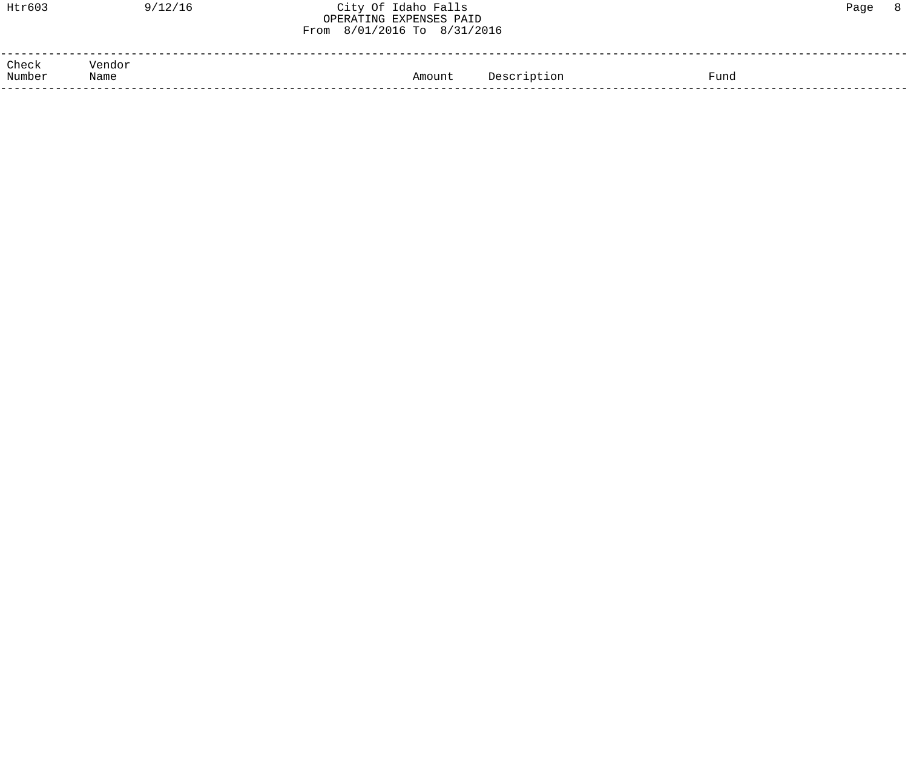| Check Number | Vendor Name | Amount | Description | Fund |
|---|---|---|---|---|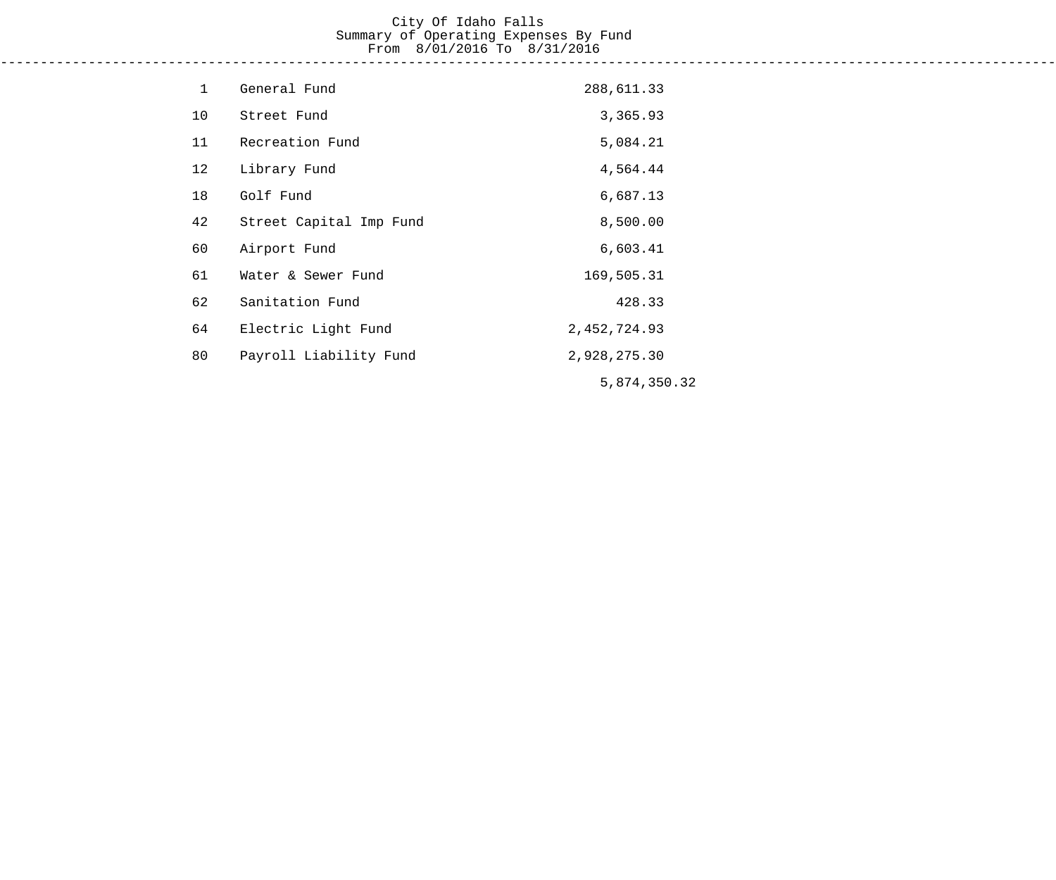# City Of Idaho Falls

## Summary of Operating Expenses By Fund

From 8/01/2016 To 8/31/2016

| Fund | Name | Amount | Total |
|---|---|---|---|
| 1 | General Fund | 288,611.33 | |
| 10 | Street Fund | 3,365.93 | |
| 11 | Recreation Fund | 5,084.21 | |
| 12 | Library Fund | 4,564.44 | |
| 18 | Golf Fund | 6,687.13 | |
| 42 | Street Capital Imp Fund | 8,500.00 | |
| 60 | Airport Fund | 6,603.41 | |
| 61 | Water & Sewer Fund | 169,505.31 | |
| 62 | Sanitation Fund | 428.33 | |
| 64 | Electric Light Fund | 2,452,724.93 | |
| 80 | Payroll Liability Fund | 2,928,275.30 | |
| | | | 5,874,350.32 |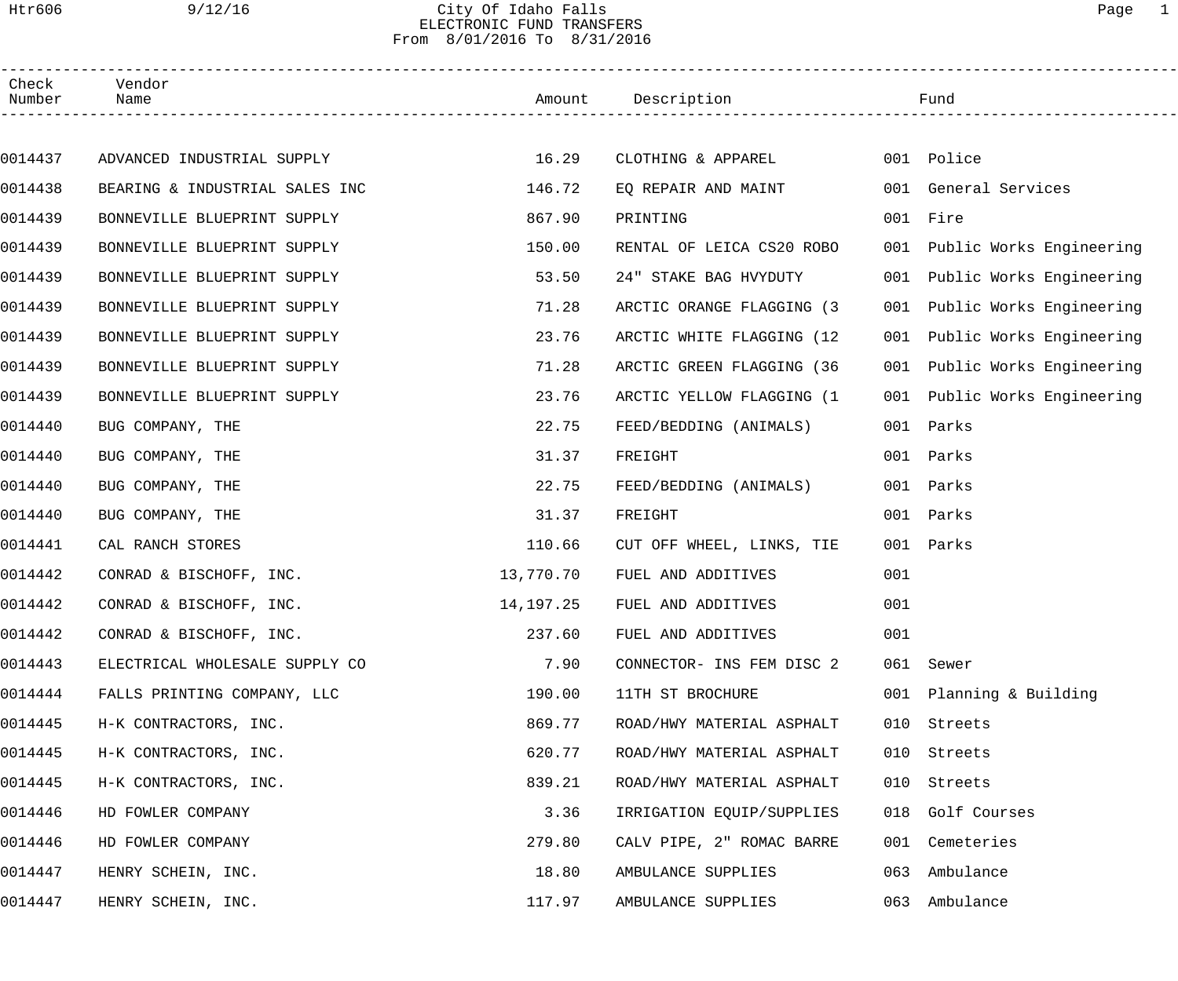City Of Idaho Falls
ELECTRONIC FUND TRANSFERS
From 8/01/2016 To 8/31/2016

| Check Number | Vendor Name | Amount | Description | Fund |
|---|---|---|---|---|
| 0014437 | ADVANCED INDUSTRIAL SUPPLY | 16.29 | CLOTHING & APPAREL | 001 Police |
| 0014438 | BEARING & INDUSTRIAL SALES INC | 146.72 | EQ REPAIR AND MAINT | 001 General Services |
| 0014439 | BONNEVILLE BLUEPRINT SUPPLY | 867.90 | PRINTING | 001 Fire |
| 0014439 | BONNEVILLE BLUEPRINT SUPPLY | 150.00 | RENTAL OF LEICA CS20 ROBO | 001 Public Works Engineering |
| 0014439 | BONNEVILLE BLUEPRINT SUPPLY | 53.50 | 24" STAKE BAG HVYDUTY | 001 Public Works Engineering |
| 0014439 | BONNEVILLE BLUEPRINT SUPPLY | 71.28 | ARCTIC ORANGE FLAGGING (3 | 001 Public Works Engineering |
| 0014439 | BONNEVILLE BLUEPRINT SUPPLY | 23.76 | ARCTIC WHITE FLAGGING (12 | 001 Public Works Engineering |
| 0014439 | BONNEVILLE BLUEPRINT SUPPLY | 71.28 | ARCTIC GREEN FLAGGING (36 | 001 Public Works Engineering |
| 0014439 | BONNEVILLE BLUEPRINT SUPPLY | 23.76 | ARCTIC YELLOW FLAGGING (1 | 001 Public Works Engineering |
| 0014440 | BUG COMPANY, THE | 22.75 | FEED/BEDDING (ANIMALS) | 001 Parks |
| 0014440 | BUG COMPANY, THE | 31.37 | FREIGHT | 001 Parks |
| 0014440 | BUG COMPANY, THE | 22.75 | FEED/BEDDING (ANIMALS) | 001 Parks |
| 0014440 | BUG COMPANY, THE | 31.37 | FREIGHT | 001 Parks |
| 0014441 | CAL RANCH STORES | 110.66 | CUT OFF WHEEL, LINKS, TIE | 001 Parks |
| 0014442 | CONRAD & BISCHOFF, INC. | 13,770.70 | FUEL AND ADDITIVES | 001 |
| 0014442 | CONRAD & BISCHOFF, INC. | 14,197.25 | FUEL AND ADDITIVES | 001 |
| 0014442 | CONRAD & BISCHOFF, INC. | 237.60 | FUEL AND ADDITIVES | 001 |
| 0014443 | ELECTRICAL WHOLESALE SUPPLY CO | 7.90 | CONNECTOR- INS FEM DISC 2 | 061 Sewer |
| 0014444 | FALLS PRINTING COMPANY, LLC | 190.00 | 11TH ST BROCHURE | 001 Planning & Building |
| 0014445 | H-K CONTRACTORS, INC. | 869.77 | ROAD/HWY MATERIAL ASPHALT | 010 Streets |
| 0014445 | H-K CONTRACTORS, INC. | 620.77 | ROAD/HWY MATERIAL ASPHALT | 010 Streets |
| 0014445 | H-K CONTRACTORS, INC. | 839.21 | ROAD/HWY MATERIAL ASPHALT | 010 Streets |
| 0014446 | HD FOWLER COMPANY | 3.36 | IRRIGATION EQUIP/SUPPLIES | 018 Golf Courses |
| 0014446 | HD FOWLER COMPANY | 279.80 | CALV PIPE, 2" ROMAC BARRE | 001 Cemeteries |
| 0014447 | HENRY SCHEIN, INC. | 18.80 | AMBULANCE SUPPLIES | 063 Ambulance |
| 0014447 | HENRY SCHEIN, INC. | 117.97 | AMBULANCE SUPPLIES | 063 Ambulance |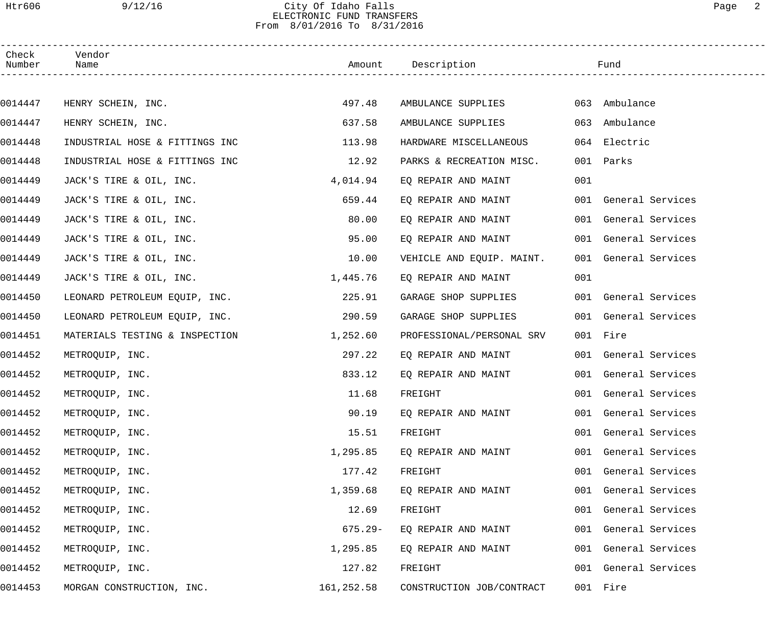# City Of Idaho Falls

## ELECTRONIC FUND TRANSFERS

From 8/01/2016 To 8/31/2016

| Check Number | Vendor Name | Amount | Description | Fund |
|---|---|---|---|---|
| 0014447 | HENRY SCHEIN, INC. | 497.48 | AMBULANCE SUPPLIES | 063 Ambulance |
| 0014447 | HENRY SCHEIN, INC. | 637.58 | AMBULANCE SUPPLIES | 063 Ambulance |
| 0014448 | INDUSTRIAL HOSE & FITTINGS INC | 113.98 | HARDWARE MISCELLANEOUS | 064 Electric |
| 0014448 | INDUSTRIAL HOSE & FITTINGS INC | 12.92 | PARKS & RECREATION MISC. | 001 Parks |
| 0014449 | JACK'S TIRE & OIL, INC. | 4,014.94 | EQ REPAIR AND MAINT | 001 |
| 0014449 | JACK'S TIRE & OIL, INC. | 659.44 | EQ REPAIR AND MAINT | 001 General Services |
| 0014449 | JACK'S TIRE & OIL, INC. | 80.00 | EQ REPAIR AND MAINT | 001 General Services |
| 0014449 | JACK'S TIRE & OIL, INC. | 95.00 | EQ REPAIR AND MAINT | 001 General Services |
| 0014449 | JACK'S TIRE & OIL, INC. | 10.00 | VEHICLE AND EQUIP. MAINT. | 001 General Services |
| 0014449 | JACK'S TIRE & OIL, INC. | 1,445.76 | EQ REPAIR AND MAINT | 001 |
| 0014450 | LEONARD PETROLEUM EQUIP, INC. | 225.91 | GARAGE SHOP SUPPLIES | 001 General Services |
| 0014450 | LEONARD PETROLEUM EQUIP, INC. | 290.59 | GARAGE SHOP SUPPLIES | 001 General Services |
| 0014451 | MATERIALS TESTING & INSPECTION | 1,252.60 | PROFESSIONAL/PERSONAL SRV | 001 Fire |
| 0014452 | METROQUIP, INC. | 297.22 | EQ REPAIR AND MAINT | 001 General Services |
| 0014452 | METROQUIP, INC. | 833.12 | EQ REPAIR AND MAINT | 001 General Services |
| 0014452 | METROQUIP, INC. | 11.68 | FREIGHT | 001 General Services |
| 0014452 | METROQUIP, INC. | 90.19 | EQ REPAIR AND MAINT | 001 General Services |
| 0014452 | METROQUIP, INC. | 15.51 | FREIGHT | 001 General Services |
| 0014452 | METROQUIP, INC. | 1,295.85 | EQ REPAIR AND MAINT | 001 General Services |
| 0014452 | METROQUIP, INC. | 177.42 | FREIGHT | 001 General Services |
| 0014452 | METROQUIP, INC. | 1,359.68 | EQ REPAIR AND MAINT | 001 General Services |
| 0014452 | METROQUIP, INC. | 12.69 | FREIGHT | 001 General Services |
| 0014452 | METROQUIP, INC. | 675.29- | EQ REPAIR AND MAINT | 001 General Services |
| 0014452 | METROQUIP, INC. | 1,295.85 | EQ REPAIR AND MAINT | 001 General Services |
| 0014452 | METROQUIP, INC. | 127.82 | FREIGHT | 001 General Services |
| 0014453 | MORGAN CONSTRUCTION, INC. | 161,252.58 | CONSTRUCTION JOB/CONTRACT | 001 Fire |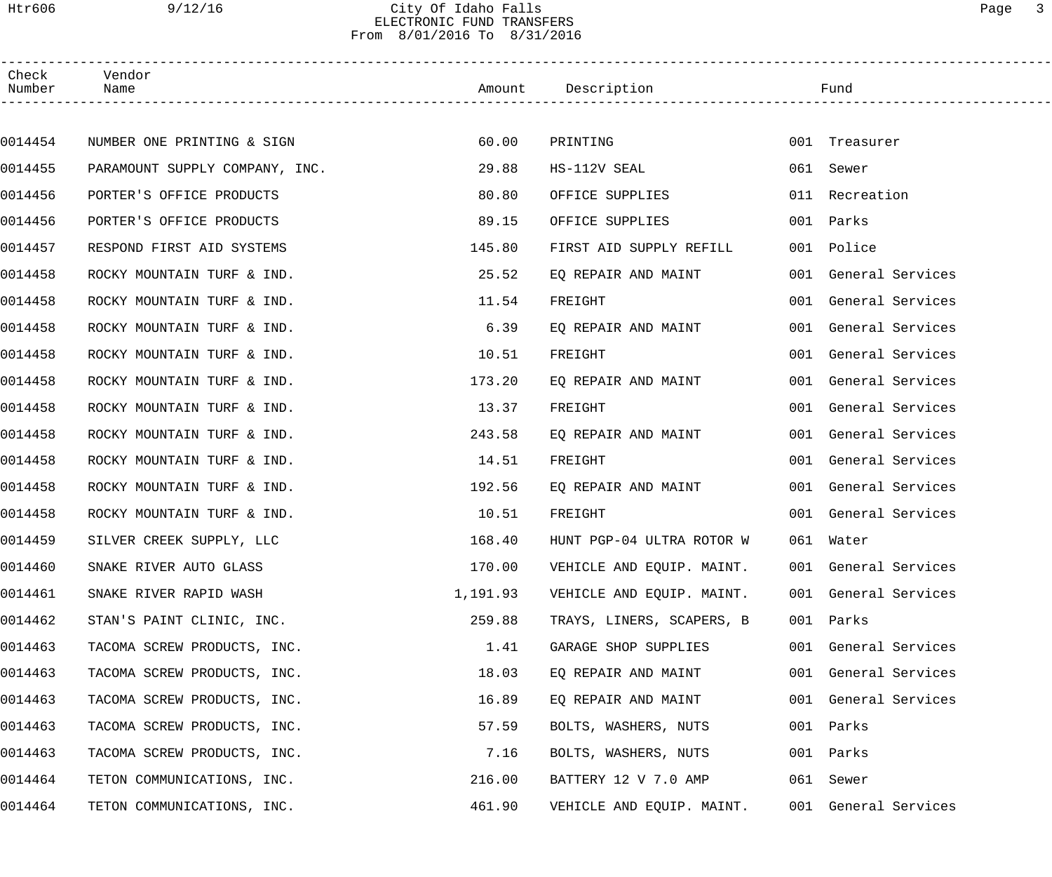# City Of Idaho Falls

## ELECTRONIC FUND TRANSFERS

From 8/01/2016 To 8/31/2016

| Check Number | Vendor Name | Amount | Description | Fund |
|---|---|---|---|---|
| 0014454 | NUMBER ONE PRINTING & SIGN | 60.00 | PRINTING | 001 Treasurer |
| 0014455 | PARAMOUNT SUPPLY COMPANY, INC. | 29.88 | HS-112V SEAL | 061 Sewer |
| 0014456 | PORTER'S OFFICE PRODUCTS | 80.80 | OFFICE SUPPLIES | 011 Recreation |
| 0014456 | PORTER'S OFFICE PRODUCTS | 89.15 | OFFICE SUPPLIES | 001 Parks |
| 0014457 | RESPOND FIRST AID SYSTEMS | 145.80 | FIRST AID SUPPLY REFILL | 001 Police |
| 0014458 | ROCKY MOUNTAIN TURF & IND. | 25.52 | EQ REPAIR AND MAINT | 001 General Services |
| 0014458 | ROCKY MOUNTAIN TURF & IND. | 11.54 | FREIGHT | 001 General Services |
| 0014458 | ROCKY MOUNTAIN TURF & IND. | 6.39 | EQ REPAIR AND MAINT | 001 General Services |
| 0014458 | ROCKY MOUNTAIN TURF & IND. | 10.51 | FREIGHT | 001 General Services |
| 0014458 | ROCKY MOUNTAIN TURF & IND. | 173.20 | EQ REPAIR AND MAINT | 001 General Services |
| 0014458 | ROCKY MOUNTAIN TURF & IND. | 13.37 | FREIGHT | 001 General Services |
| 0014458 | ROCKY MOUNTAIN TURF & IND. | 243.58 | EQ REPAIR AND MAINT | 001 General Services |
| 0014458 | ROCKY MOUNTAIN TURF & IND. | 14.51 | FREIGHT | 001 General Services |
| 0014458 | ROCKY MOUNTAIN TURF & IND. | 192.56 | EQ REPAIR AND MAINT | 001 General Services |
| 0014458 | ROCKY MOUNTAIN TURF & IND. | 10.51 | FREIGHT | 001 General Services |
| 0014459 | SILVER CREEK SUPPLY, LLC | 168.40 | HUNT PGP-04 ULTRA ROTOR W | 061 Water |
| 0014460 | SNAKE RIVER AUTO GLASS | 170.00 | VEHICLE AND EQUIP. MAINT. | 001 General Services |
| 0014461 | SNAKE RIVER RAPID WASH | 1,191.93 | VEHICLE AND EQUIP. MAINT. | 001 General Services |
| 0014462 | STAN'S PAINT CLINIC, INC. | 259.88 | TRAYS, LINERS, SCAPERS, B | 001 Parks |
| 0014463 | TACOMA SCREW PRODUCTS, INC. | 1.41 | GARAGE SHOP SUPPLIES | 001 General Services |
| 0014463 | TACOMA SCREW PRODUCTS, INC. | 18.03 | EQ REPAIR AND MAINT | 001 General Services |
| 0014463 | TACOMA SCREW PRODUCTS, INC. | 16.89 | EQ REPAIR AND MAINT | 001 General Services |
| 0014463 | TACOMA SCREW PRODUCTS, INC. | 57.59 | BOLTS, WASHERS, NUTS | 001 Parks |
| 0014463 | TACOMA SCREW PRODUCTS, INC. | 7.16 | BOLTS, WASHERS, NUTS | 001 Parks |
| 0014464 | TETON COMMUNICATIONS, INC. | 216.00 | BATTERY 12 V 7.0 AMP | 061 Sewer |
| 0014464 | TETON COMMUNICATIONS, INC. | 461.90 | VEHICLE AND EQUIP. MAINT. | 001 General Services |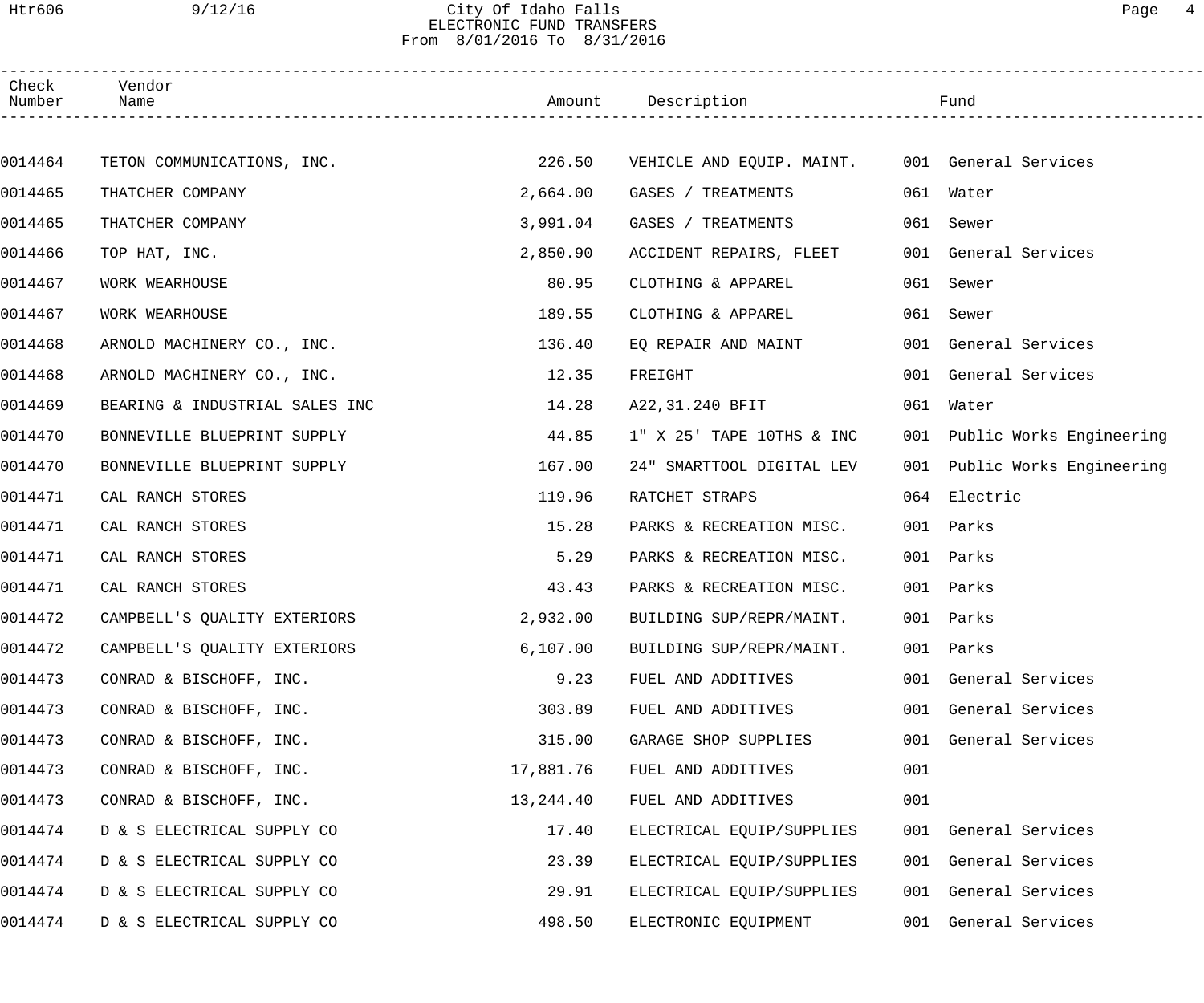City Of Idaho Falls
ELECTRONIC FUND TRANSFERS
From 8/01/2016 To 8/31/2016

| Check Number | Vendor Name | Amount | Description | Fund |
|---|---|---|---|---|
| 0014464 | TETON COMMUNICATIONS, INC. | 226.50 | VEHICLE AND EQUIP. MAINT. | 001 General Services |
| 0014465 | THATCHER COMPANY | 2,664.00 | GASES / TREATMENTS | 061 Water |
| 0014465 | THATCHER COMPANY | 3,991.04 | GASES / TREATMENTS | 061 Sewer |
| 0014466 | TOP HAT, INC. | 2,850.90 | ACCIDENT REPAIRS, FLEET | 001 General Services |
| 0014467 | WORK WEARHOUSE | 80.95 | CLOTHING & APPAREL | 061 Sewer |
| 0014467 | WORK WEARHOUSE | 189.55 | CLOTHING & APPAREL | 061 Sewer |
| 0014468 | ARNOLD MACHINERY CO., INC. | 136.40 | EQ REPAIR AND MAINT | 001 General Services |
| 0014468 | ARNOLD MACHINERY CO., INC. | 12.35 | FREIGHT | 001 General Services |
| 0014469 | BEARING & INDUSTRIAL SALES INC | 14.28 | A22,31.240 BFIT | 061 Water |
| 0014470 | BONNEVILLE BLUEPRINT SUPPLY | 44.85 | 1" X 25' TAPE 10THS & INC | 001 Public Works Engineering |
| 0014470 | BONNEVILLE BLUEPRINT SUPPLY | 167.00 | 24" SMARTTOOL DIGITAL LEV | 001 Public Works Engineering |
| 0014471 | CAL RANCH STORES | 119.96 | RATCHET STRAPS | 064 Electric |
| 0014471 | CAL RANCH STORES | 15.28 | PARKS & RECREATION MISC. | 001 Parks |
| 0014471 | CAL RANCH STORES | 5.29 | PARKS & RECREATION MISC. | 001 Parks |
| 0014471 | CAL RANCH STORES | 43.43 | PARKS & RECREATION MISC. | 001 Parks |
| 0014472 | CAMPBELL'S QUALITY EXTERIORS | 2,932.00 | BUILDING SUP/REPR/MAINT. | 001 Parks |
| 0014472 | CAMPBELL'S QUALITY EXTERIORS | 6,107.00 | BUILDING SUP/REPR/MAINT. | 001 Parks |
| 0014473 | CONRAD & BISCHOFF, INC. | 9.23 | FUEL AND ADDITIVES | 001 General Services |
| 0014473 | CONRAD & BISCHOFF, INC. | 303.89 | FUEL AND ADDITIVES | 001 General Services |
| 0014473 | CONRAD & BISCHOFF, INC. | 315.00 | GARAGE SHOP SUPPLIES | 001 General Services |
| 0014473 | CONRAD & BISCHOFF, INC. | 17,881.76 | FUEL AND ADDITIVES | 001 |
| 0014473 | CONRAD & BISCHOFF, INC. | 13,244.40 | FUEL AND ADDITIVES | 001 |
| 0014474 | D & S ELECTRICAL SUPPLY CO | 17.40 | ELECTRICAL EQUIP/SUPPLIES | 001 General Services |
| 0014474 | D & S ELECTRICAL SUPPLY CO | 23.39 | ELECTRICAL EQUIP/SUPPLIES | 001 General Services |
| 0014474 | D & S ELECTRICAL SUPPLY CO | 29.91 | ELECTRICAL EQUIP/SUPPLIES | 001 General Services |
| 0014474 | D & S ELECTRICAL SUPPLY CO | 498.50 | ELECTRONIC EQUIPMENT | 001 General Services |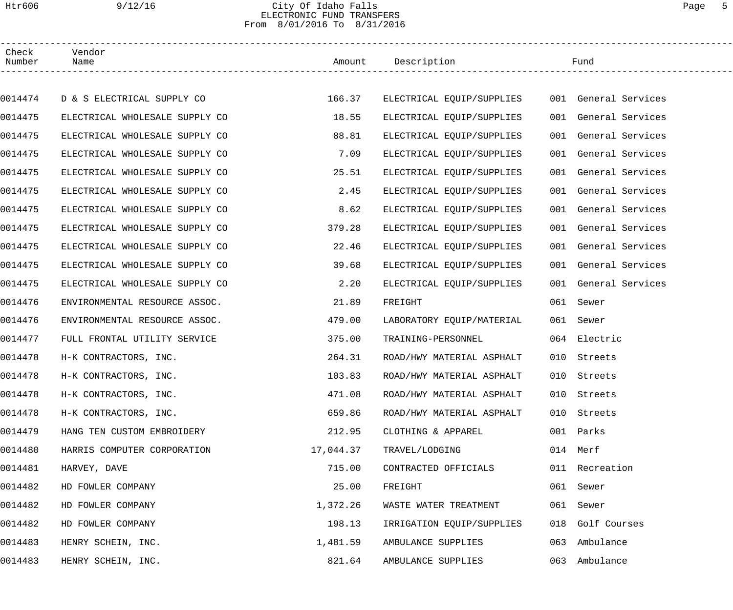# City Of Idaho Falls
## ELECTRONIC FUND TRANSFERS
From 8/01/2016 To 8/31/2016

| Check Number | Vendor Name | Amount | Description | Fund |
|---|---|---|---|---|
| 0014474 | D & S ELECTRICAL SUPPLY CO | 166.37 | ELECTRICAL EQUIP/SUPPLIES | 001 General Services |
| 0014475 | ELECTRICAL WHOLESALE SUPPLY CO | 18.55 | ELECTRICAL EQUIP/SUPPLIES | 001 General Services |
| 0014475 | ELECTRICAL WHOLESALE SUPPLY CO | 88.81 | ELECTRICAL EQUIP/SUPPLIES | 001 General Services |
| 0014475 | ELECTRICAL WHOLESALE SUPPLY CO | 7.09 | ELECTRICAL EQUIP/SUPPLIES | 001 General Services |
| 0014475 | ELECTRICAL WHOLESALE SUPPLY CO | 25.51 | ELECTRICAL EQUIP/SUPPLIES | 001 General Services |
| 0014475 | ELECTRICAL WHOLESALE SUPPLY CO | 2.45 | ELECTRICAL EQUIP/SUPPLIES | 001 General Services |
| 0014475 | ELECTRICAL WHOLESALE SUPPLY CO | 8.62 | ELECTRICAL EQUIP/SUPPLIES | 001 General Services |
| 0014475 | ELECTRICAL WHOLESALE SUPPLY CO | 379.28 | ELECTRICAL EQUIP/SUPPLIES | 001 General Services |
| 0014475 | ELECTRICAL WHOLESALE SUPPLY CO | 22.46 | ELECTRICAL EQUIP/SUPPLIES | 001 General Services |
| 0014475 | ELECTRICAL WHOLESALE SUPPLY CO | 39.68 | ELECTRICAL EQUIP/SUPPLIES | 001 General Services |
| 0014475 | ELECTRICAL WHOLESALE SUPPLY CO | 2.20 | ELECTRICAL EQUIP/SUPPLIES | 001 General Services |
| 0014476 | ENVIRONMENTAL RESOURCE ASSOC. | 21.89 | FREIGHT | 061 Sewer |
| 0014476 | ENVIRONMENTAL RESOURCE ASSOC. | 479.00 | LABORATORY EQUIP/MATERIAL | 061 Sewer |
| 0014477 | FULL FRONTAL UTILITY SERVICE | 375.00 | TRAINING-PERSONNEL | 064 Electric |
| 0014478 | H-K CONTRACTORS, INC. | 264.31 | ROAD/HWY MATERIAL ASPHALT | 010 Streets |
| 0014478 | H-K CONTRACTORS, INC. | 103.83 | ROAD/HWY MATERIAL ASPHALT | 010 Streets |
| 0014478 | H-K CONTRACTORS, INC. | 471.08 | ROAD/HWY MATERIAL ASPHALT | 010 Streets |
| 0014478 | H-K CONTRACTORS, INC. | 659.86 | ROAD/HWY MATERIAL ASPHALT | 010 Streets |
| 0014479 | HANG TEN CUSTOM EMBROIDERY | 212.95 | CLOTHING & APPAREL | 001 Parks |
| 0014480 | HARRIS COMPUTER CORPORATION | 17,044.37 | TRAVEL/LODGING | 014 Merf |
| 0014481 | HARVEY, DAVE | 715.00 | CONTRACTED OFFICIALS | 011 Recreation |
| 0014482 | HD FOWLER COMPANY | 25.00 | FREIGHT | 061 Sewer |
| 0014482 | HD FOWLER COMPANY | 1,372.26 | WASTE WATER TREATMENT | 061 Sewer |
| 0014482 | HD FOWLER COMPANY | 198.13 | IRRIGATION EQUIP/SUPPLIES | 018 Golf Courses |
| 0014483 | HENRY SCHEIN, INC. | 1,481.59 | AMBULANCE SUPPLIES | 063 Ambulance |
| 0014483 | HENRY SCHEIN, INC. | 821.64 | AMBULANCE SUPPLIES | 063 Ambulance |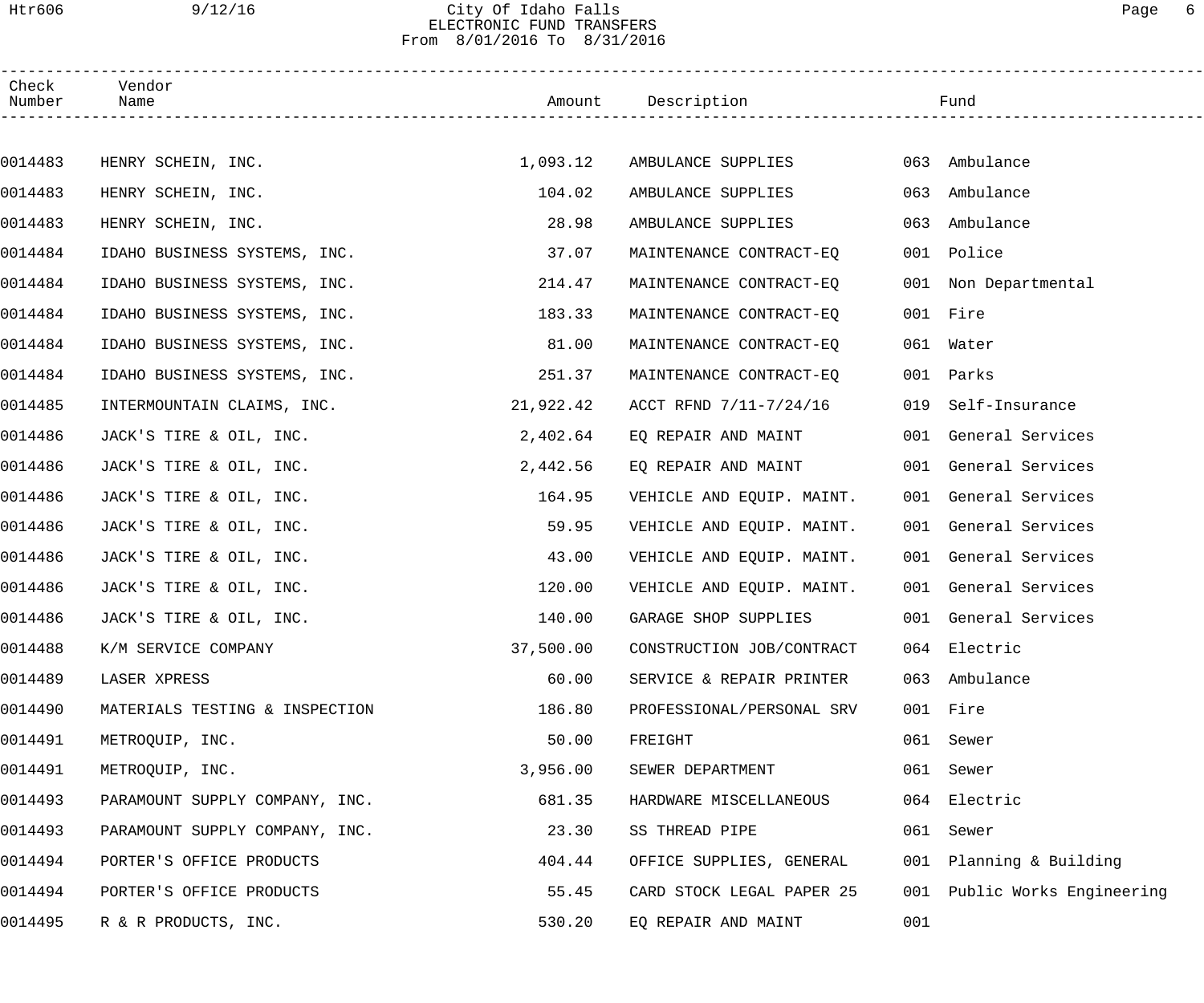| Check Number | Vendor Name | Amount | Description | Fund |
|---|---|---|---|---|
| 0014483 | HENRY SCHEIN, INC. | 1,093.12 | AMBULANCE SUPPLIES | 063 Ambulance |
| 0014483 | HENRY SCHEIN, INC. | 104.02 | AMBULANCE SUPPLIES | 063 Ambulance |
| 0014483 | HENRY SCHEIN, INC. | 28.98 | AMBULANCE SUPPLIES | 063 Ambulance |
| 0014484 | IDAHO BUSINESS SYSTEMS, INC. | 37.07 | MAINTENANCE CONTRACT-EQ | 001 Police |
| 0014484 | IDAHO BUSINESS SYSTEMS, INC. | 214.47 | MAINTENANCE CONTRACT-EQ | 001 Non Departmental |
| 0014484 | IDAHO BUSINESS SYSTEMS, INC. | 183.33 | MAINTENANCE CONTRACT-EQ | 001 Fire |
| 0014484 | IDAHO BUSINESS SYSTEMS, INC. | 81.00 | MAINTENANCE CONTRACT-EQ | 061 Water |
| 0014484 | IDAHO BUSINESS SYSTEMS, INC. | 251.37 | MAINTENANCE CONTRACT-EQ | 001 Parks |
| 0014485 | INTERMOUNTAIN CLAIMS, INC. | 21,922.42 | ACCT RFND 7/11-7/24/16 | 019 Self-Insurance |
| 0014486 | JACK'S TIRE & OIL, INC. | 2,402.64 | EQ REPAIR AND MAINT | 001 General Services |
| 0014486 | JACK'S TIRE & OIL, INC. | 2,442.56 | EQ REPAIR AND MAINT | 001 General Services |
| 0014486 | JACK'S TIRE & OIL, INC. | 164.95 | VEHICLE AND EQUIP. MAINT. | 001 General Services |
| 0014486 | JACK'S TIRE & OIL, INC. | 59.95 | VEHICLE AND EQUIP. MAINT. | 001 General Services |
| 0014486 | JACK'S TIRE & OIL, INC. | 43.00 | VEHICLE AND EQUIP. MAINT. | 001 General Services |
| 0014486 | JACK'S TIRE & OIL, INC. | 120.00 | VEHICLE AND EQUIP. MAINT. | 001 General Services |
| 0014486 | JACK'S TIRE & OIL, INC. | 140.00 | GARAGE SHOP SUPPLIES | 001 General Services |
| 0014488 | K/M SERVICE COMPANY | 37,500.00 | CONSTRUCTION JOB/CONTRACT | 064 Electric |
| 0014489 | LASER XPRESS | 60.00 | SERVICE & REPAIR PRINTER | 063 Ambulance |
| 0014490 | MATERIALS TESTING & INSPECTION | 186.80 | PROFESSIONAL/PERSONAL SRV | 001 Fire |
| 0014491 | METROQUIP, INC. | 50.00 | FREIGHT | 061 Sewer |
| 0014491 | METROQUIP, INC. | 3,956.00 | SEWER DEPARTMENT | 061 Sewer |
| 0014493 | PARAMOUNT SUPPLY COMPANY, INC. | 681.35 | HARDWARE MISCELLANEOUS | 064 Electric |
| 0014493 | PARAMOUNT SUPPLY COMPANY, INC. | 23.30 | SS THREAD PIPE | 061 Sewer |
| 0014494 | PORTER'S OFFICE PRODUCTS | 404.44 | OFFICE SUPPLIES, GENERAL | 001 Planning & Building |
| 0014494 | PORTER'S OFFICE PRODUCTS | 55.45 | CARD STOCK LEGAL PAPER 25 | 001 Public Works Engineering |
| 0014495 | R & R PRODUCTS, INC. | 530.20 | EQ REPAIR AND MAINT | 001 |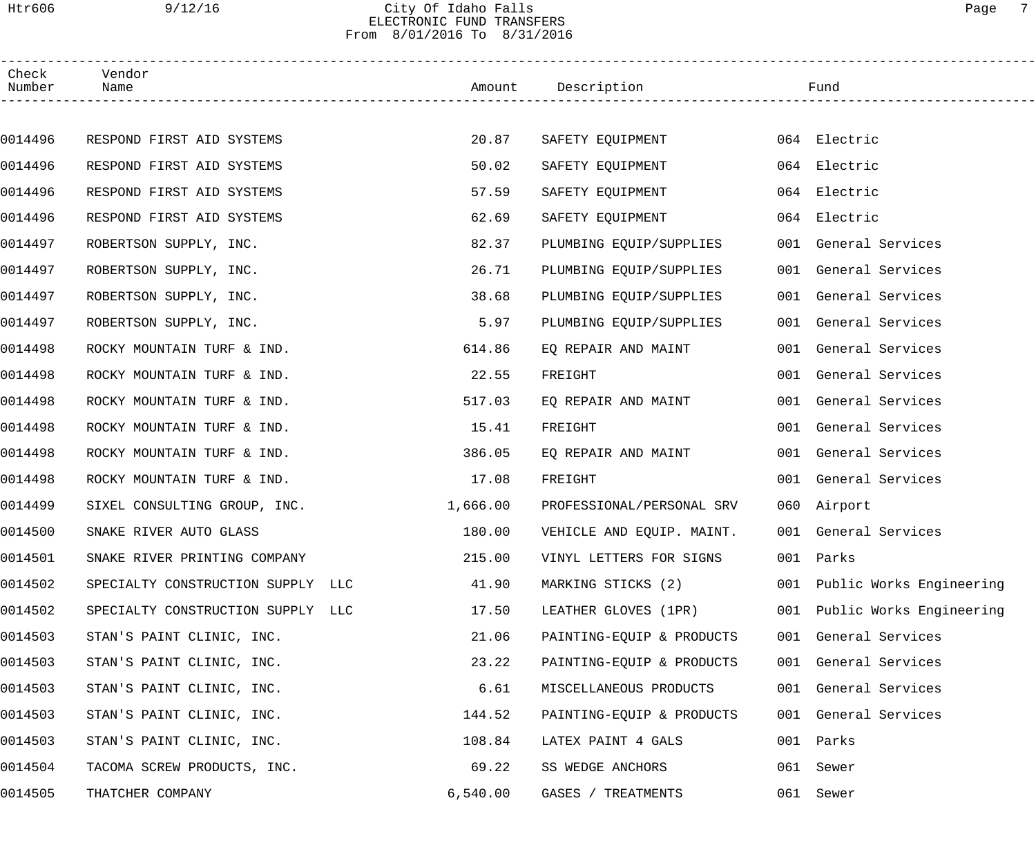City Of Idaho Falls
ELECTRONIC FUND TRANSFERS
From 8/01/2016 To 8/31/2016

| Check Number | Vendor Name | Amount | Description | Fund |
|---|---|---|---|---|
| 0014496 | RESPOND FIRST AID SYSTEMS | 20.87 | SAFETY EQUIPMENT | 064 Electric |
| 0014496 | RESPOND FIRST AID SYSTEMS | 50.02 | SAFETY EQUIPMENT | 064 Electric |
| 0014496 | RESPOND FIRST AID SYSTEMS | 57.59 | SAFETY EQUIPMENT | 064 Electric |
| 0014496 | RESPOND FIRST AID SYSTEMS | 62.69 | SAFETY EQUIPMENT | 064 Electric |
| 0014497 | ROBERTSON SUPPLY, INC. | 82.37 | PLUMBING EQUIP/SUPPLIES | 001 General Services |
| 0014497 | ROBERTSON SUPPLY, INC. | 26.71 | PLUMBING EQUIP/SUPPLIES | 001 General Services |
| 0014497 | ROBERTSON SUPPLY, INC. | 38.68 | PLUMBING EQUIP/SUPPLIES | 001 General Services |
| 0014497 | ROBERTSON SUPPLY, INC. | 5.97 | PLUMBING EQUIP/SUPPLIES | 001 General Services |
| 0014498 | ROCKY MOUNTAIN TURF & IND. | 614.86 | EQ REPAIR AND MAINT | 001 General Services |
| 0014498 | ROCKY MOUNTAIN TURF & IND. | 22.55 | FREIGHT | 001 General Services |
| 0014498 | ROCKY MOUNTAIN TURF & IND. | 517.03 | EQ REPAIR AND MAINT | 001 General Services |
| 0014498 | ROCKY MOUNTAIN TURF & IND. | 15.41 | FREIGHT | 001 General Services |
| 0014498 | ROCKY MOUNTAIN TURF & IND. | 386.05 | EQ REPAIR AND MAINT | 001 General Services |
| 0014498 | ROCKY MOUNTAIN TURF & IND. | 17.08 | FREIGHT | 001 General Services |
| 0014499 | SIXEL CONSULTING GROUP, INC. | 1,666.00 | PROFESSIONAL/PERSONAL SRV | 060 Airport |
| 0014500 | SNAKE RIVER AUTO GLASS | 180.00 | VEHICLE AND EQUIP. MAINT. | 001 General Services |
| 0014501 | SNAKE RIVER PRINTING COMPANY | 215.00 | VINYL LETTERS FOR SIGNS | 001 Parks |
| 0014502 | SPECIALTY CONSTRUCTION SUPPLY LLC | 41.90 | MARKING STICKS (2) | 001 Public Works Engineering |
| 0014502 | SPECIALTY CONSTRUCTION SUPPLY LLC | 17.50 | LEATHER GLOVES (1PR) | 001 Public Works Engineering |
| 0014503 | STAN'S PAINT CLINIC, INC. | 21.06 | PAINTING-EQUIP & PRODUCTS | 001 General Services |
| 0014503 | STAN'S PAINT CLINIC, INC. | 23.22 | PAINTING-EQUIP & PRODUCTS | 001 General Services |
| 0014503 | STAN'S PAINT CLINIC, INC. | 6.61 | MISCELLANEOUS PRODUCTS | 001 General Services |
| 0014503 | STAN'S PAINT CLINIC, INC. | 144.52 | PAINTING-EQUIP & PRODUCTS | 001 General Services |
| 0014503 | STAN'S PAINT CLINIC, INC. | 108.84 | LATEX PAINT 4 GALS | 001 Parks |
| 0014504 | TACOMA SCREW PRODUCTS, INC. | 69.22 | SS WEDGE ANCHORS | 061 Sewer |
| 0014505 | THATCHER COMPANY | 6,540.00 | GASES / TREATMENTS | 061 Sewer |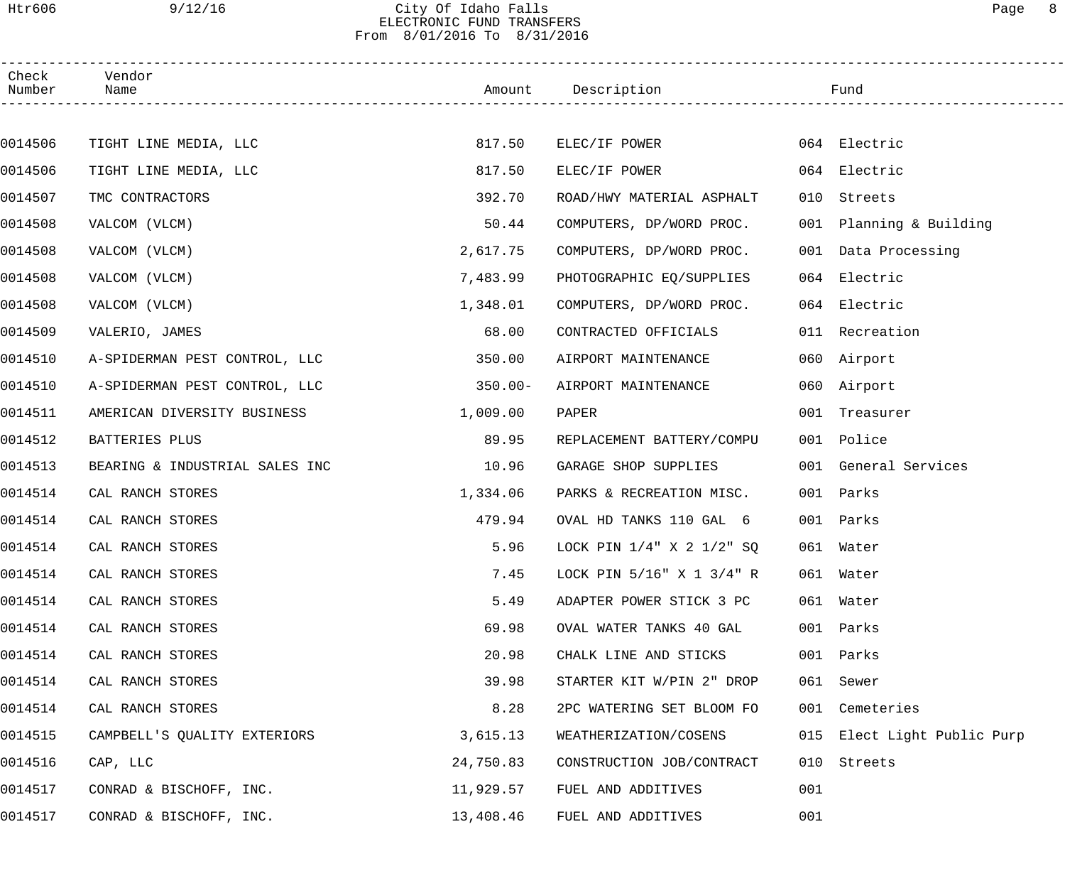City Of Idaho Falls
ELECTRONIC FUND TRANSFERS
From 8/01/2016 To 8/31/2016

| Check Number | Vendor Name | Amount | Description | Fund |
|---|---|---|---|---|
| 0014506 | TIGHT LINE MEDIA, LLC | 817.50 | ELEC/IF POWER | 064 Electric |
| 0014506 | TIGHT LINE MEDIA, LLC | 817.50 | ELEC/IF POWER | 064 Electric |
| 0014507 | TMC CONTRACTORS | 392.70 | ROAD/HWY MATERIAL ASPHALT | 010 Streets |
| 0014508 | VALCOM (VLCM) | 50.44 | COMPUTERS, DP/WORD PROC. | 001 Planning & Building |
| 0014508 | VALCOM (VLCM) | 2,617.75 | COMPUTERS, DP/WORD PROC. | 001 Data Processing |
| 0014508 | VALCOM (VLCM) | 7,483.99 | PHOTOGRAPHIC EQ/SUPPLIES | 064 Electric |
| 0014508 | VALCOM (VLCM) | 1,348.01 | COMPUTERS, DP/WORD PROC. | 064 Electric |
| 0014509 | VALERIO, JAMES | 68.00 | CONTRACTED OFFICIALS | 011 Recreation |
| 0014510 | A-SPIDERMAN PEST CONTROL, LLC | 350.00 | AIRPORT MAINTENANCE | 060 Airport |
| 0014510 | A-SPIDERMAN PEST CONTROL, LLC | 350.00- | AIRPORT MAINTENANCE | 060 Airport |
| 0014511 | AMERICAN DIVERSITY BUSINESS | 1,009.00 | PAPER | 001 Treasurer |
| 0014512 | BATTERIES PLUS | 89.95 | REPLACEMENT BATTERY/COMPU | 001 Police |
| 0014513 | BEARING & INDUSTRIAL SALES INC | 10.96 | GARAGE SHOP SUPPLIES | 001 General Services |
| 0014514 | CAL RANCH STORES | 1,334.06 | PARKS & RECREATION MISC. | 001 Parks |
| 0014514 | CAL RANCH STORES | 479.94 | OVAL HD TANKS 110 GAL 6 | 001 Parks |
| 0014514 | CAL RANCH STORES | 5.96 | LOCK PIN 1/4" X 2 1/2" SQ | 061 Water |
| 0014514 | CAL RANCH STORES | 7.45 | LOCK PIN 5/16" X 1 3/4" R | 061 Water |
| 0014514 | CAL RANCH STORES | 5.49 | ADAPTER POWER STICK 3 PC | 061 Water |
| 0014514 | CAL RANCH STORES | 69.98 | OVAL WATER TANKS 40 GAL | 001 Parks |
| 0014514 | CAL RANCH STORES | 20.98 | CHALK LINE AND STICKS | 001 Parks |
| 0014514 | CAL RANCH STORES | 39.98 | STARTER KIT W/PIN 2" DROP | 061 Sewer |
| 0014514 | CAL RANCH STORES | 8.28 | 2PC WATERING SET BLOOM FO | 001 Cemeteries |
| 0014515 | CAMPBELL'S QUALITY EXTERIORS | 3,615.13 | WEATHERIZATION/COSENS | 015 Elect Light Public Purp |
| 0014516 | CAP, LLC | 24,750.83 | CONSTRUCTION JOB/CONTRACT | 010 Streets |
| 0014517 | CONRAD & BISCHOFF, INC. | 11,929.57 | FUEL AND ADDITIVES | 001 |
| 0014517 | CONRAD & BISCHOFF, INC. | 13,408.46 | FUEL AND ADDITIVES | 001 |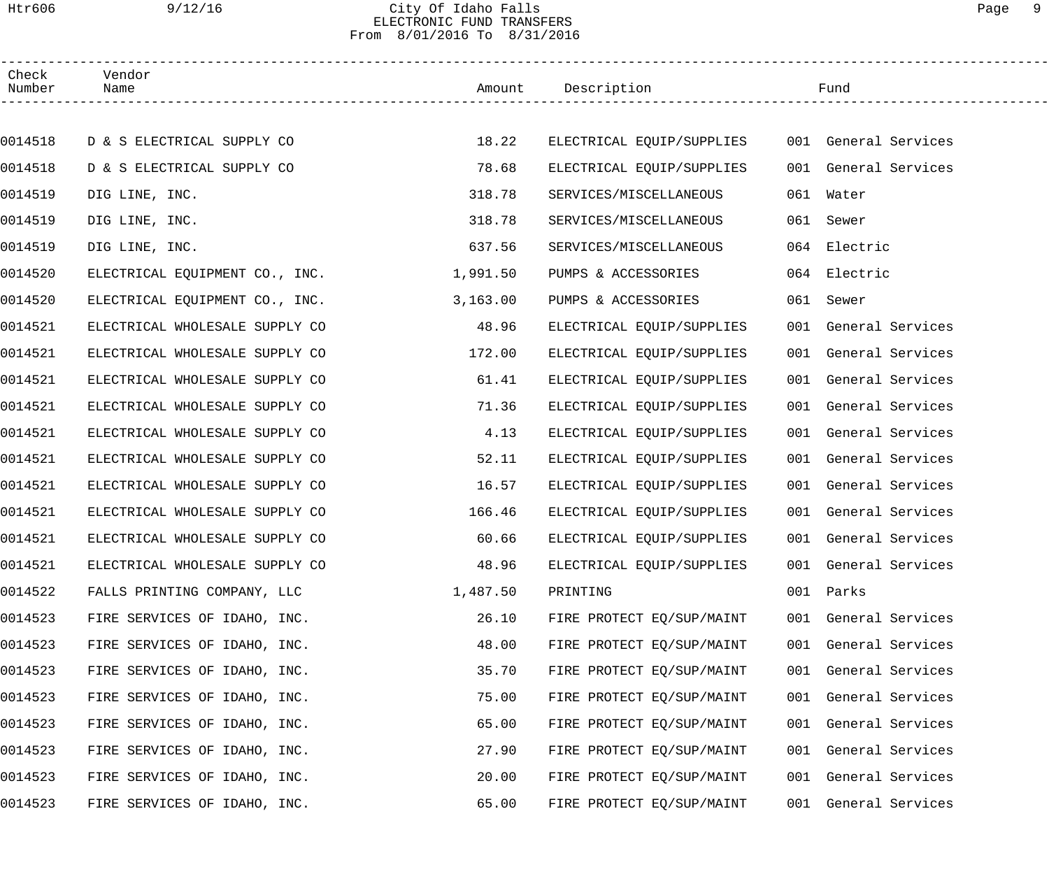City Of Idaho Falls
ELECTRONIC FUND TRANSFERS
From 8/01/2016 To 8/31/2016

| Check Number | Vendor Name | Amount | Description | Fund |
|---|---|---|---|---|
| 0014518 | D & S ELECTRICAL SUPPLY CO | 18.22 | ELECTRICAL EQUIP/SUPPLIES | 001 General Services |
| 0014518 | D & S ELECTRICAL SUPPLY CO | 78.68 | ELECTRICAL EQUIP/SUPPLIES | 001 General Services |
| 0014519 | DIG LINE, INC. | 318.78 | SERVICES/MISCELLANEOUS | 061 Water |
| 0014519 | DIG LINE, INC. | 318.78 | SERVICES/MISCELLANEOUS | 061 Sewer |
| 0014519 | DIG LINE, INC. | 637.56 | SERVICES/MISCELLANEOUS | 064 Electric |
| 0014520 | ELECTRICAL EQUIPMENT CO., INC. | 1,991.50 | PUMPS & ACCESSORIES | 064 Electric |
| 0014520 | ELECTRICAL EQUIPMENT CO., INC. | 3,163.00 | PUMPS & ACCESSORIES | 061 Sewer |
| 0014521 | ELECTRICAL WHOLESALE SUPPLY CO | 48.96 | ELECTRICAL EQUIP/SUPPLIES | 001 General Services |
| 0014521 | ELECTRICAL WHOLESALE SUPPLY CO | 172.00 | ELECTRICAL EQUIP/SUPPLIES | 001 General Services |
| 0014521 | ELECTRICAL WHOLESALE SUPPLY CO | 61.41 | ELECTRICAL EQUIP/SUPPLIES | 001 General Services |
| 0014521 | ELECTRICAL WHOLESALE SUPPLY CO | 71.36 | ELECTRICAL EQUIP/SUPPLIES | 001 General Services |
| 0014521 | ELECTRICAL WHOLESALE SUPPLY CO | 4.13 | ELECTRICAL EQUIP/SUPPLIES | 001 General Services |
| 0014521 | ELECTRICAL WHOLESALE SUPPLY CO | 52.11 | ELECTRICAL EQUIP/SUPPLIES | 001 General Services |
| 0014521 | ELECTRICAL WHOLESALE SUPPLY CO | 16.57 | ELECTRICAL EQUIP/SUPPLIES | 001 General Services |
| 0014521 | ELECTRICAL WHOLESALE SUPPLY CO | 166.46 | ELECTRICAL EQUIP/SUPPLIES | 001 General Services |
| 0014521 | ELECTRICAL WHOLESALE SUPPLY CO | 60.66 | ELECTRICAL EQUIP/SUPPLIES | 001 General Services |
| 0014521 | ELECTRICAL WHOLESALE SUPPLY CO | 48.96 | ELECTRICAL EQUIP/SUPPLIES | 001 General Services |
| 0014522 | FALLS PRINTING COMPANY, LLC | 1,487.50 | PRINTING | 001 Parks |
| 0014523 | FIRE SERVICES OF IDAHO, INC. | 26.10 | FIRE PROTECT EQ/SUP/MAINT | 001 General Services |
| 0014523 | FIRE SERVICES OF IDAHO, INC. | 48.00 | FIRE PROTECT EQ/SUP/MAINT | 001 General Services |
| 0014523 | FIRE SERVICES OF IDAHO, INC. | 35.70 | FIRE PROTECT EQ/SUP/MAINT | 001 General Services |
| 0014523 | FIRE SERVICES OF IDAHO, INC. | 75.00 | FIRE PROTECT EQ/SUP/MAINT | 001 General Services |
| 0014523 | FIRE SERVICES OF IDAHO, INC. | 65.00 | FIRE PROTECT EQ/SUP/MAINT | 001 General Services |
| 0014523 | FIRE SERVICES OF IDAHO, INC. | 27.90 | FIRE PROTECT EQ/SUP/MAINT | 001 General Services |
| 0014523 | FIRE SERVICES OF IDAHO, INC. | 20.00 | FIRE PROTECT EQ/SUP/MAINT | 001 General Services |
| 0014523 | FIRE SERVICES OF IDAHO, INC. | 65.00 | FIRE PROTECT EQ/SUP/MAINT | 001 General Services |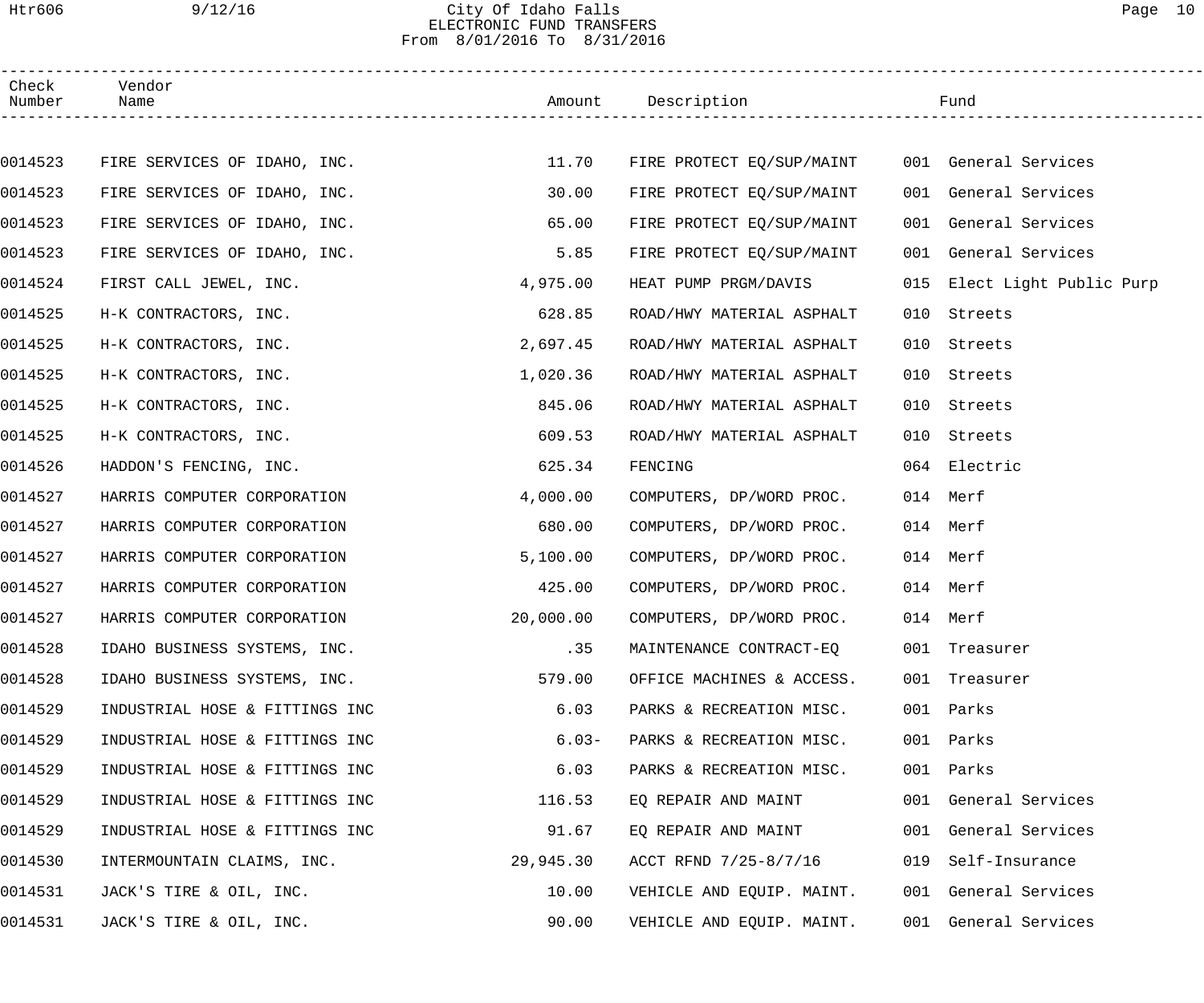City Of Idaho Falls
ELECTRONIC FUND TRANSFERS
From 8/01/2016 To 8/31/2016

| Check Number | Vendor Name | Amount | Description | Fund |
|---|---|---|---|---|
| 0014523 | FIRE SERVICES OF IDAHO, INC. | 11.70 | FIRE PROTECT EQ/SUP/MAINT | 001 General Services |
| 0014523 | FIRE SERVICES OF IDAHO, INC. | 30.00 | FIRE PROTECT EQ/SUP/MAINT | 001 General Services |
| 0014523 | FIRE SERVICES OF IDAHO, INC. | 65.00 | FIRE PROTECT EQ/SUP/MAINT | 001 General Services |
| 0014523 | FIRE SERVICES OF IDAHO, INC. | 5.85 | FIRE PROTECT EQ/SUP/MAINT | 001 General Services |
| 0014524 | FIRST CALL JEWEL, INC. | 4,975.00 | HEAT PUMP PRGM/DAVIS | 015 Elect Light Public Purp |
| 0014525 | H-K CONTRACTORS, INC. | 628.85 | ROAD/HWY MATERIAL ASPHALT | 010 Streets |
| 0014525 | H-K CONTRACTORS, INC. | 2,697.45 | ROAD/HWY MATERIAL ASPHALT | 010 Streets |
| 0014525 | H-K CONTRACTORS, INC. | 1,020.36 | ROAD/HWY MATERIAL ASPHALT | 010 Streets |
| 0014525 | H-K CONTRACTORS, INC. | 845.06 | ROAD/HWY MATERIAL ASPHALT | 010 Streets |
| 0014525 | H-K CONTRACTORS, INC. | 609.53 | ROAD/HWY MATERIAL ASPHALT | 010 Streets |
| 0014526 | HADDON'S FENCING, INC. | 625.34 | FENCING | 064 Electric |
| 0014527 | HARRIS COMPUTER CORPORATION | 4,000.00 | COMPUTERS, DP/WORD PROC. | 014 Merf |
| 0014527 | HARRIS COMPUTER CORPORATION | 680.00 | COMPUTERS, DP/WORD PROC. | 014 Merf |
| 0014527 | HARRIS COMPUTER CORPORATION | 5,100.00 | COMPUTERS, DP/WORD PROC. | 014 Merf |
| 0014527 | HARRIS COMPUTER CORPORATION | 425.00 | COMPUTERS, DP/WORD PROC. | 014 Merf |
| 0014527 | HARRIS COMPUTER CORPORATION | 20,000.00 | COMPUTERS, DP/WORD PROC. | 014 Merf |
| 0014528 | IDAHO BUSINESS SYSTEMS, INC. | .35 | MAINTENANCE CONTRACT-EQ | 001 Treasurer |
| 0014528 | IDAHO BUSINESS SYSTEMS, INC. | 579.00 | OFFICE MACHINES & ACCESS. | 001 Treasurer |
| 0014529 | INDUSTRIAL HOSE & FITTINGS INC | 6.03 | PARKS & RECREATION MISC. | 001 Parks |
| 0014529 | INDUSTRIAL HOSE & FITTINGS INC | 6.03- | PARKS & RECREATION MISC. | 001 Parks |
| 0014529 | INDUSTRIAL HOSE & FITTINGS INC | 6.03 | PARKS & RECREATION MISC. | 001 Parks |
| 0014529 | INDUSTRIAL HOSE & FITTINGS INC | 116.53 | EQ REPAIR AND MAINT | 001 General Services |
| 0014529 | INDUSTRIAL HOSE & FITTINGS INC | 91.67 | EQ REPAIR AND MAINT | 001 General Services |
| 0014530 | INTERMOUNTAIN CLAIMS, INC. | 29,945.30 | ACCT RFND 7/25-8/7/16 | 019 Self-Insurance |
| 0014531 | JACK'S TIRE & OIL, INC. | 10.00 | VEHICLE AND EQUIP. MAINT. | 001 General Services |
| 0014531 | JACK'S TIRE & OIL, INC. | 90.00 | VEHICLE AND EQUIP. MAINT. | 001 General Services |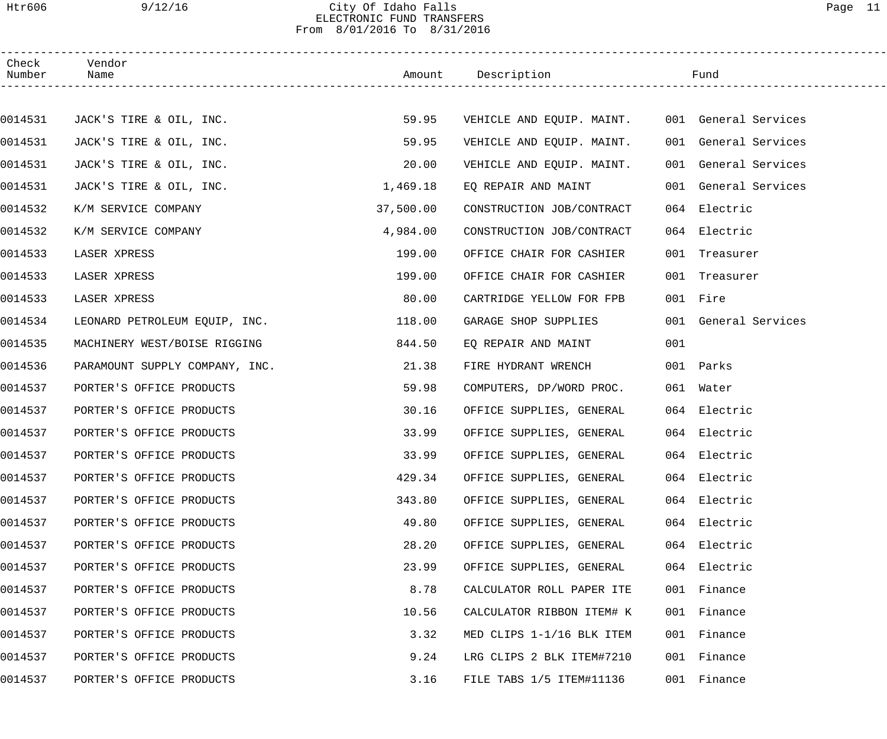City Of Idaho Falls
ELECTRONIC FUND TRANSFERS
From 8/01/2016 To 8/31/2016

| Check Number | Vendor Name | Amount | Description | Fund |
|---|---|---|---|---|
| 0014531 | JACK'S TIRE & OIL, INC. | 59.95 | VEHICLE AND EQUIP. MAINT. | 001 General Services |
| 0014531 | JACK'S TIRE & OIL, INC. | 59.95 | VEHICLE AND EQUIP. MAINT. | 001 General Services |
| 0014531 | JACK'S TIRE & OIL, INC. | 20.00 | VEHICLE AND EQUIP. MAINT. | 001 General Services |
| 0014531 | JACK'S TIRE & OIL, INC. | 1,469.18 | EQ REPAIR AND MAINT | 001 General Services |
| 0014532 | K/M SERVICE COMPANY | 37,500.00 | CONSTRUCTION JOB/CONTRACT | 064 Electric |
| 0014532 | K/M SERVICE COMPANY | 4,984.00 | CONSTRUCTION JOB/CONTRACT | 064 Electric |
| 0014533 | LASER XPRESS | 199.00 | OFFICE CHAIR FOR CASHIER | 001 Treasurer |
| 0014533 | LASER XPRESS | 199.00 | OFFICE CHAIR FOR CASHIER | 001 Treasurer |
| 0014533 | LASER XPRESS | 80.00 | CARTRIDGE YELLOW FOR FPB | 001 Fire |
| 0014534 | LEONARD PETROLEUM EQUIP, INC. | 118.00 | GARAGE SHOP SUPPLIES | 001 General Services |
| 0014535 | MACHINERY WEST/BOISE RIGGING | 844.50 | EQ REPAIR AND MAINT | 001 |
| 0014536 | PARAMOUNT SUPPLY COMPANY, INC. | 21.38 | FIRE HYDRANT WRENCH | 001 Parks |
| 0014537 | PORTER'S OFFICE PRODUCTS | 59.98 | COMPUTERS, DP/WORD PROC. | 061 Water |
| 0014537 | PORTER'S OFFICE PRODUCTS | 30.16 | OFFICE SUPPLIES, GENERAL | 064 Electric |
| 0014537 | PORTER'S OFFICE PRODUCTS | 33.99 | OFFICE SUPPLIES, GENERAL | 064 Electric |
| 0014537 | PORTER'S OFFICE PRODUCTS | 33.99 | OFFICE SUPPLIES, GENERAL | 064 Electric |
| 0014537 | PORTER'S OFFICE PRODUCTS | 429.34 | OFFICE SUPPLIES, GENERAL | 064 Electric |
| 0014537 | PORTER'S OFFICE PRODUCTS | 343.80 | OFFICE SUPPLIES, GENERAL | 064 Electric |
| 0014537 | PORTER'S OFFICE PRODUCTS | 49.80 | OFFICE SUPPLIES, GENERAL | 064 Electric |
| 0014537 | PORTER'S OFFICE PRODUCTS | 28.20 | OFFICE SUPPLIES, GENERAL | 064 Electric |
| 0014537 | PORTER'S OFFICE PRODUCTS | 23.99 | OFFICE SUPPLIES, GENERAL | 064 Electric |
| 0014537 | PORTER'S OFFICE PRODUCTS | 8.78 | CALCULATOR ROLL PAPER ITE | 001 Finance |
| 0014537 | PORTER'S OFFICE PRODUCTS | 10.56 | CALCULATOR RIBBON ITEM# K | 001 Finance |
| 0014537 | PORTER'S OFFICE PRODUCTS | 3.32 | MED CLIPS 1-1/16 BLK ITEM | 001 Finance |
| 0014537 | PORTER'S OFFICE PRODUCTS | 9.24 | LRG CLIPS 2 BLK ITEM#7210 | 001 Finance |
| 0014537 | PORTER'S OFFICE PRODUCTS | 3.16 | FILE TABS 1/5 ITEM#11136 | 001 Finance |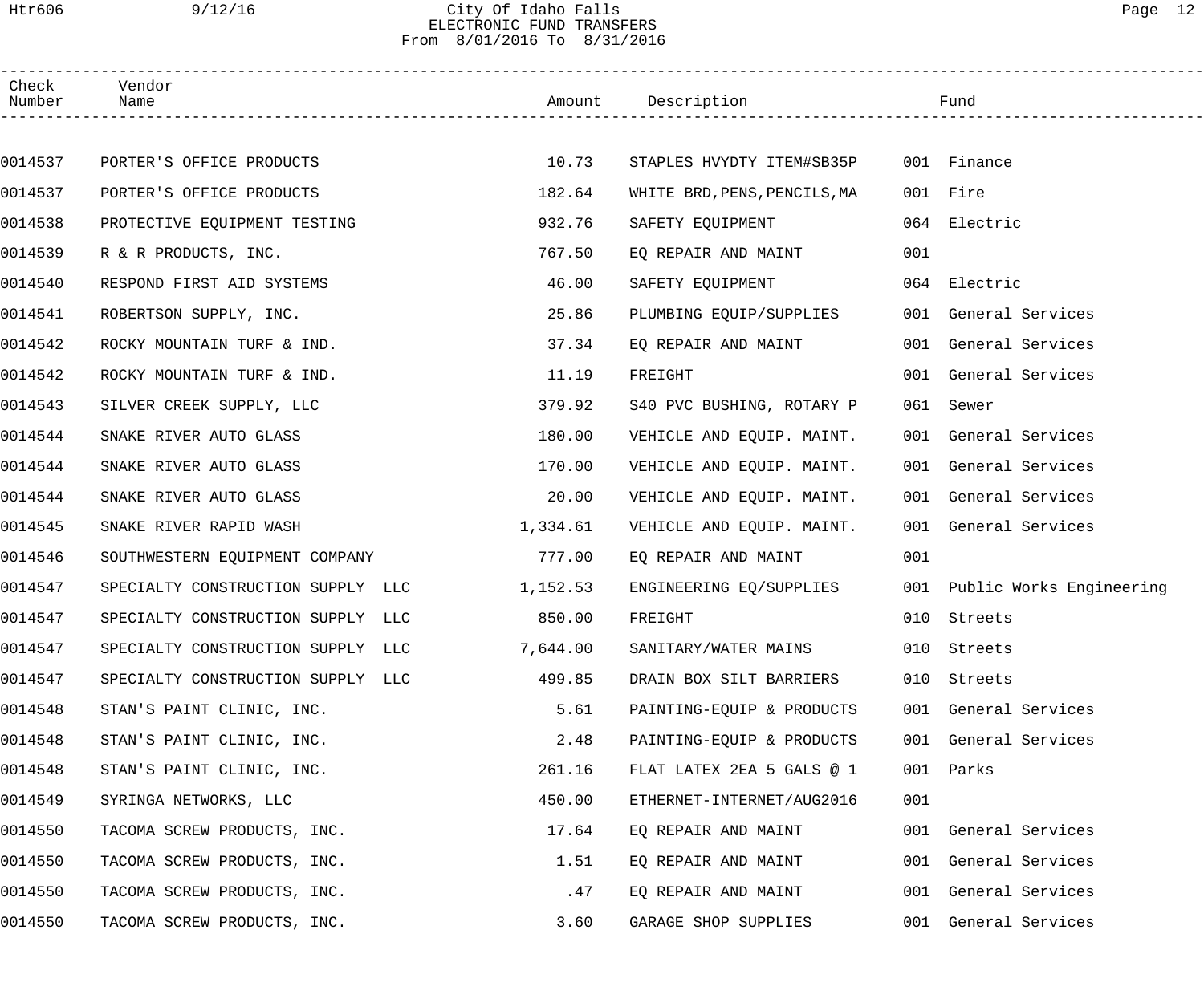City Of Idaho Falls
ELECTRONIC FUND TRANSFERS
From 8/01/2016 To 8/31/2016

| Check Number | Vendor Name | Amount | Description | Fund |
|---|---|---|---|---|
| 0014537 | PORTER'S OFFICE PRODUCTS | 10.73 | STAPLES HVYDTY ITEM#SB35P | 001 Finance |
| 0014537 | PORTER'S OFFICE PRODUCTS | 182.64 | WHITE BRD,PENS,PENCILS,MA | 001 Fire |
| 0014538 | PROTECTIVE EQUIPMENT TESTING | 932.76 | SAFETY EQUIPMENT | 064 Electric |
| 0014539 | R & R PRODUCTS, INC. | 767.50 | EQ REPAIR AND MAINT | 001 |
| 0014540 | RESPOND FIRST AID SYSTEMS | 46.00 | SAFETY EQUIPMENT | 064 Electric |
| 0014541 | ROBERTSON SUPPLY, INC. | 25.86 | PLUMBING EQUIP/SUPPLIES | 001 General Services |
| 0014542 | ROCKY MOUNTAIN TURF & IND. | 37.34 | EQ REPAIR AND MAINT | 001 General Services |
| 0014542 | ROCKY MOUNTAIN TURF & IND. | 11.19 | FREIGHT | 001 General Services |
| 0014543 | SILVER CREEK SUPPLY, LLC | 379.92 | S40 PVC BUSHING, ROTARY P | 061 Sewer |
| 0014544 | SNAKE RIVER AUTO GLASS | 180.00 | VEHICLE AND EQUIP. MAINT. | 001 General Services |
| 0014544 | SNAKE RIVER AUTO GLASS | 170.00 | VEHICLE AND EQUIP. MAINT. | 001 General Services |
| 0014544 | SNAKE RIVER AUTO GLASS | 20.00 | VEHICLE AND EQUIP. MAINT. | 001 General Services |
| 0014545 | SNAKE RIVER RAPID WASH | 1,334.61 | VEHICLE AND EQUIP. MAINT. | 001 General Services |
| 0014546 | SOUTHWESTERN EQUIPMENT COMPANY | 777.00 | EQ REPAIR AND MAINT | 001 |
| 0014547 | SPECIALTY CONSTRUCTION SUPPLY LLC | 1,152.53 | ENGINEERING EQ/SUPPLIES | 001 Public Works Engineering |
| 0014547 | SPECIALTY CONSTRUCTION SUPPLY LLC | 850.00 | FREIGHT | 010 Streets |
| 0014547 | SPECIALTY CONSTRUCTION SUPPLY LLC | 7,644.00 | SANITARY/WATER MAINS | 010 Streets |
| 0014547 | SPECIALTY CONSTRUCTION SUPPLY LLC | 499.85 | DRAIN BOX SILT BARRIERS | 010 Streets |
| 0014548 | STAN'S PAINT CLINIC, INC. | 5.61 | PAINTING-EQUIP & PRODUCTS | 001 General Services |
| 0014548 | STAN'S PAINT CLINIC, INC. | 2.48 | PAINTING-EQUIP & PRODUCTS | 001 General Services |
| 0014548 | STAN'S PAINT CLINIC, INC. | 261.16 | FLAT LATEX 2EA 5 GALS @ 1 | 001 Parks |
| 0014549 | SYRINGA NETWORKS, LLC | 450.00 | ETHERNET-INTERNET/AUG2016 | 001 |
| 0014550 | TACOMA SCREW PRODUCTS, INC. | 17.64 | EQ REPAIR AND MAINT | 001 General Services |
| 0014550 | TACOMA SCREW PRODUCTS, INC. | 1.51 | EQ REPAIR AND MAINT | 001 General Services |
| 0014550 | TACOMA SCREW PRODUCTS, INC. | .47 | EQ REPAIR AND MAINT | 001 General Services |
| 0014550 | TACOMA SCREW PRODUCTS, INC. | 3.60 | GARAGE SHOP SUPPLIES | 001 General Services |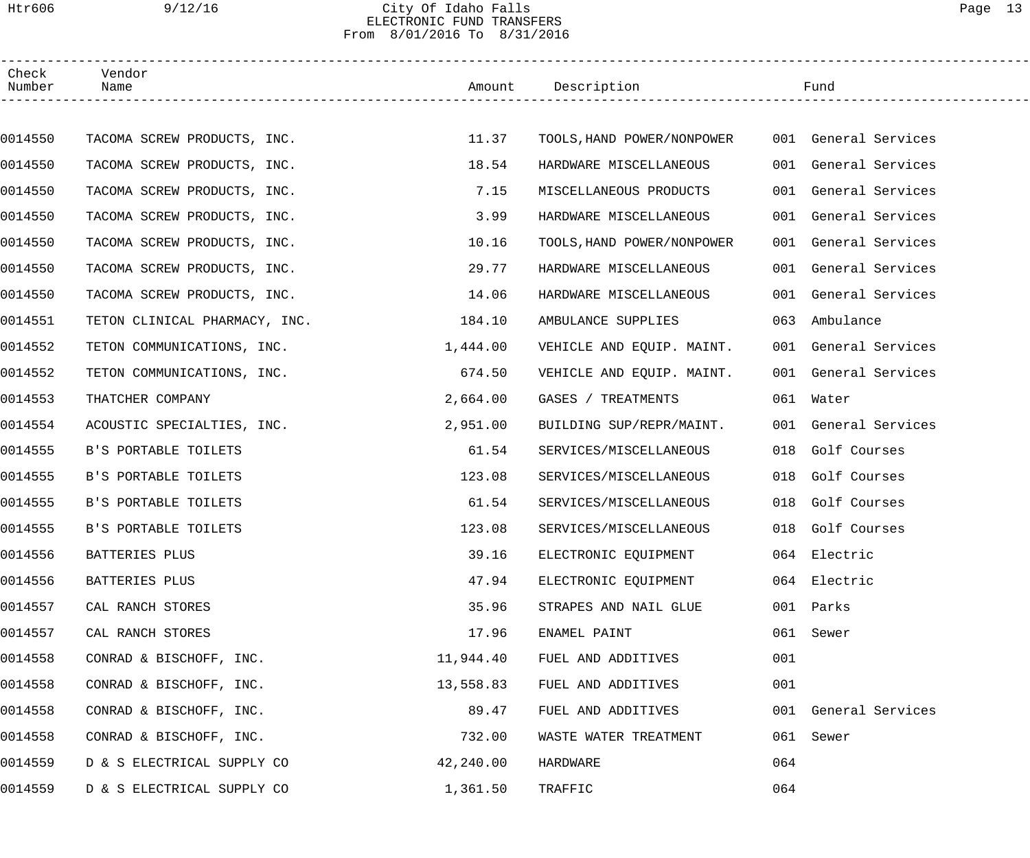City Of Idaho Falls
ELECTRONIC FUND TRANSFERS
From 8/01/2016 To 8/31/2016

| Check Number | Vendor Name | Amount | Description | Fund |
|---|---|---|---|---|
| 0014550 | TACOMA SCREW PRODUCTS, INC. | 11.37 | TOOLS,HAND POWER/NONPOWER | 001 General Services |
| 0014550 | TACOMA SCREW PRODUCTS, INC. | 18.54 | HARDWARE MISCELLANEOUS | 001 General Services |
| 0014550 | TACOMA SCREW PRODUCTS, INC. | 7.15 | MISCELLANEOUS PRODUCTS | 001 General Services |
| 0014550 | TACOMA SCREW PRODUCTS, INC. | 3.99 | HARDWARE MISCELLANEOUS | 001 General Services |
| 0014550 | TACOMA SCREW PRODUCTS, INC. | 10.16 | TOOLS,HAND POWER/NONPOWER | 001 General Services |
| 0014550 | TACOMA SCREW PRODUCTS, INC. | 29.77 | HARDWARE MISCELLANEOUS | 001 General Services |
| 0014550 | TACOMA SCREW PRODUCTS, INC. | 14.06 | HARDWARE MISCELLANEOUS | 001 General Services |
| 0014551 | TETON CLINICAL PHARMACY, INC. | 184.10 | AMBULANCE SUPPLIES | 063 Ambulance |
| 0014552 | TETON COMMUNICATIONS, INC. | 1,444.00 | VEHICLE AND EQUIP. MAINT. | 001 General Services |
| 0014552 | TETON COMMUNICATIONS, INC. | 674.50 | VEHICLE AND EQUIP. MAINT. | 001 General Services |
| 0014553 | THATCHER COMPANY | 2,664.00 | GASES / TREATMENTS | 061 Water |
| 0014554 | ACOUSTIC SPECIALTIES, INC. | 2,951.00 | BUILDING SUP/REPR/MAINT. | 001 General Services |
| 0014555 | B'S PORTABLE TOILETS | 61.54 | SERVICES/MISCELLANEOUS | 018 Golf Courses |
| 0014555 | B'S PORTABLE TOILETS | 123.08 | SERVICES/MISCELLANEOUS | 018 Golf Courses |
| 0014555 | B'S PORTABLE TOILETS | 61.54 | SERVICES/MISCELLANEOUS | 018 Golf Courses |
| 0014555 | B'S PORTABLE TOILETS | 123.08 | SERVICES/MISCELLANEOUS | 018 Golf Courses |
| 0014556 | BATTERIES PLUS | 39.16 | ELECTRONIC EQUIPMENT | 064 Electric |
| 0014556 | BATTERIES PLUS | 47.94 | ELECTRONIC EQUIPMENT | 064 Electric |
| 0014557 | CAL RANCH STORES | 35.96 | STRAPES AND NAIL GLUE | 001 Parks |
| 0014557 | CAL RANCH STORES | 17.96 | ENAMEL PAINT | 061 Sewer |
| 0014558 | CONRAD & BISCHOFF, INC. | 11,944.40 | FUEL AND ADDITIVES | 001 |
| 0014558 | CONRAD & BISCHOFF, INC. | 13,558.83 | FUEL AND ADDITIVES | 001 |
| 0014558 | CONRAD & BISCHOFF, INC. | 89.47 | FUEL AND ADDITIVES | 001 General Services |
| 0014558 | CONRAD & BISCHOFF, INC. | 732.00 | WASTE WATER TREATMENT | 061 Sewer |
| 0014559 | D & S ELECTRICAL SUPPLY CO | 42,240.00 | HARDWARE | 064 |
| 0014559 | D & S ELECTRICAL SUPPLY CO | 1,361.50 | TRAFFIC | 064 |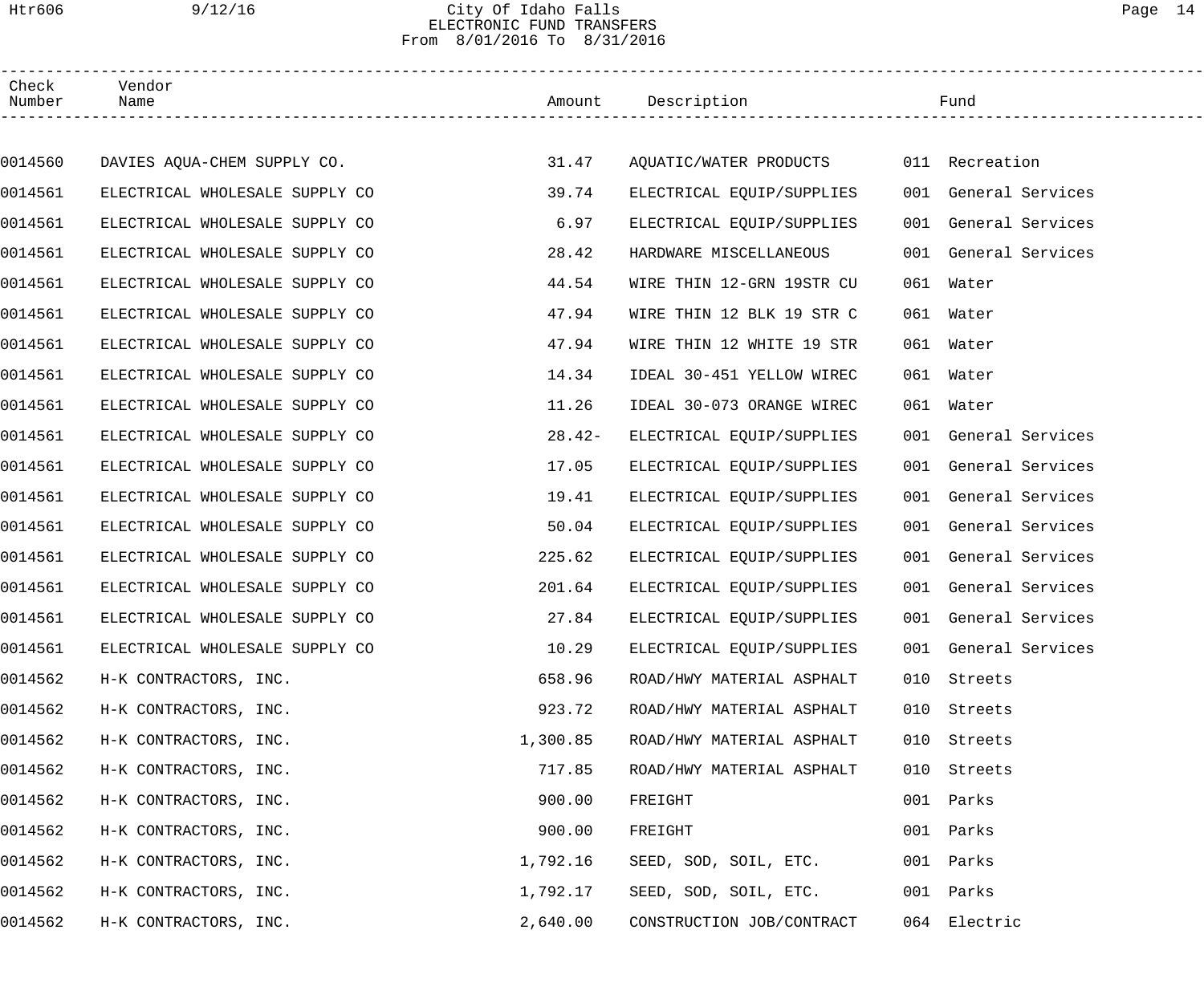City Of Idaho Falls
ELECTRONIC FUND TRANSFERS
From 8/01/2016 To 8/31/2016

| Check Number | Vendor Name | Amount | Description | Fund |
|---|---|---|---|---|
| 0014560 | DAVIES AQUA-CHEM SUPPLY CO. | 31.47 | AQUATIC/WATER PRODUCTS | 011 Recreation |
| 0014561 | ELECTRICAL WHOLESALE SUPPLY CO | 39.74 | ELECTRICAL EQUIP/SUPPLIES | 001 General Services |
| 0014561 | ELECTRICAL WHOLESALE SUPPLY CO | 6.97 | ELECTRICAL EQUIP/SUPPLIES | 001 General Services |
| 0014561 | ELECTRICAL WHOLESALE SUPPLY CO | 28.42 | HARDWARE MISCELLANEOUS | 001 General Services |
| 0014561 | ELECTRICAL WHOLESALE SUPPLY CO | 44.54 | WIRE THIN 12-GRN 19STR CU | 061 Water |
| 0014561 | ELECTRICAL WHOLESALE SUPPLY CO | 47.94 | WIRE THIN 12 BLK 19 STR C | 061 Water |
| 0014561 | ELECTRICAL WHOLESALE SUPPLY CO | 47.94 | WIRE THIN 12 WHITE 19 STR | 061 Water |
| 0014561 | ELECTRICAL WHOLESALE SUPPLY CO | 14.34 | IDEAL 30-451 YELLOW WIREC | 061 Water |
| 0014561 | ELECTRICAL WHOLESALE SUPPLY CO | 11.26 | IDEAL 30-073 ORANGE WIREC | 061 Water |
| 0014561 | ELECTRICAL WHOLESALE SUPPLY CO | 28.42- | ELECTRICAL EQUIP/SUPPLIES | 001 General Services |
| 0014561 | ELECTRICAL WHOLESALE SUPPLY CO | 17.05 | ELECTRICAL EQUIP/SUPPLIES | 001 General Services |
| 0014561 | ELECTRICAL WHOLESALE SUPPLY CO | 19.41 | ELECTRICAL EQUIP/SUPPLIES | 001 General Services |
| 0014561 | ELECTRICAL WHOLESALE SUPPLY CO | 50.04 | ELECTRICAL EQUIP/SUPPLIES | 001 General Services |
| 0014561 | ELECTRICAL WHOLESALE SUPPLY CO | 225.62 | ELECTRICAL EQUIP/SUPPLIES | 001 General Services |
| 0014561 | ELECTRICAL WHOLESALE SUPPLY CO | 201.64 | ELECTRICAL EQUIP/SUPPLIES | 001 General Services |
| 0014561 | ELECTRICAL WHOLESALE SUPPLY CO | 27.84 | ELECTRICAL EQUIP/SUPPLIES | 001 General Services |
| 0014561 | ELECTRICAL WHOLESALE SUPPLY CO | 10.29 | ELECTRICAL EQUIP/SUPPLIES | 001 General Services |
| 0014562 | H-K CONTRACTORS, INC. | 658.96 | ROAD/HWY MATERIAL ASPHALT | 010 Streets |
| 0014562 | H-K CONTRACTORS, INC. | 923.72 | ROAD/HWY MATERIAL ASPHALT | 010 Streets |
| 0014562 | H-K CONTRACTORS, INC. | 1,300.85 | ROAD/HWY MATERIAL ASPHALT | 010 Streets |
| 0014562 | H-K CONTRACTORS, INC. | 717.85 | ROAD/HWY MATERIAL ASPHALT | 010 Streets |
| 0014562 | H-K CONTRACTORS, INC. | 900.00 | FREIGHT | 001 Parks |
| 0014562 | H-K CONTRACTORS, INC. | 900.00 | FREIGHT | 001 Parks |
| 0014562 | H-K CONTRACTORS, INC. | 1,792.16 | SEED, SOD, SOIL, ETC. | 001 Parks |
| 0014562 | H-K CONTRACTORS, INC. | 1,792.17 | SEED, SOD, SOIL, ETC. | 001 Parks |
| 0014562 | H-K CONTRACTORS, INC. | 2,640.00 | CONSTRUCTION JOB/CONTRACT | 064 Electric |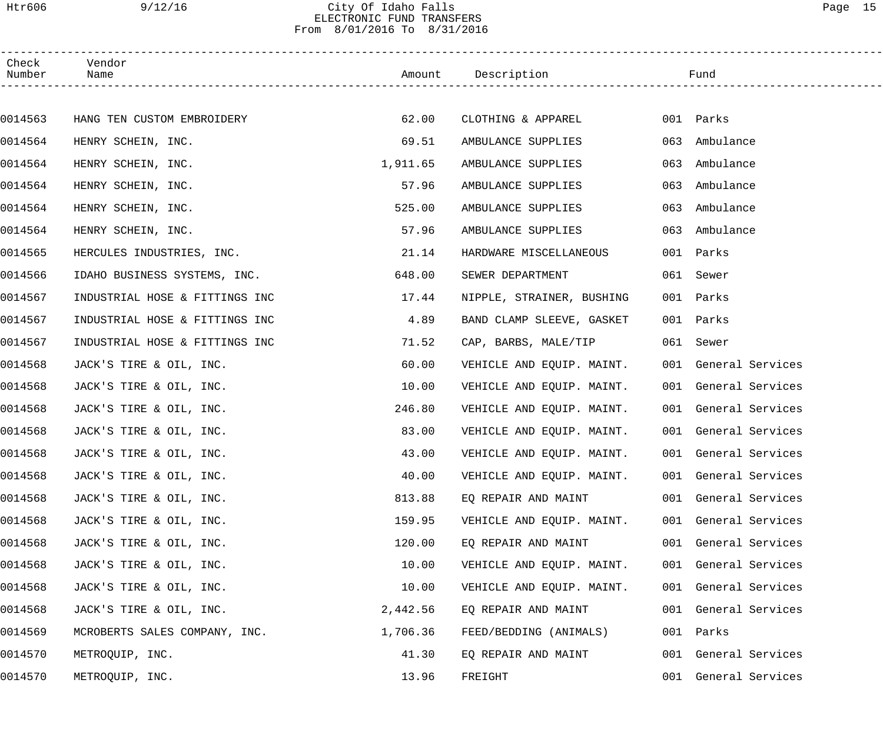# City Of Idaho Falls

## ELECTRONIC FUND TRANSFERS

From 8/01/2016 To 8/31/2016

| Check Number | Vendor Name | Amount | Description | Fund |
|---|---|---|---|---|
| 0014563 | HANG TEN CUSTOM EMBROIDERY | 62.00 | CLOTHING & APPAREL | 001 Parks |
| 0014564 | HENRY SCHEIN, INC. | 69.51 | AMBULANCE SUPPLIES | 063 Ambulance |
| 0014564 | HENRY SCHEIN, INC. | 1,911.65 | AMBULANCE SUPPLIES | 063 Ambulance |
| 0014564 | HENRY SCHEIN, INC. | 57.96 | AMBULANCE SUPPLIES | 063 Ambulance |
| 0014564 | HENRY SCHEIN, INC. | 525.00 | AMBULANCE SUPPLIES | 063 Ambulance |
| 0014564 | HENRY SCHEIN, INC. | 57.96 | AMBULANCE SUPPLIES | 063 Ambulance |
| 0014565 | HERCULES INDUSTRIES, INC. | 21.14 | HARDWARE MISCELLANEOUS | 001 Parks |
| 0014566 | IDAHO BUSINESS SYSTEMS, INC. | 648.00 | SEWER DEPARTMENT | 061 Sewer |
| 0014567 | INDUSTRIAL HOSE & FITTINGS INC | 17.44 | NIPPLE, STRAINER, BUSHING | 001 Parks |
| 0014567 | INDUSTRIAL HOSE & FITTINGS INC | 4.89 | BAND CLAMP SLEEVE, GASKET | 001 Parks |
| 0014567 | INDUSTRIAL HOSE & FITTINGS INC | 71.52 | CAP, BARBS, MALE/TIP | 061 Sewer |
| 0014568 | JACK'S TIRE & OIL, INC. | 60.00 | VEHICLE AND EQUIP. MAINT. | 001 General Services |
| 0014568 | JACK'S TIRE & OIL, INC. | 10.00 | VEHICLE AND EQUIP. MAINT. | 001 General Services |
| 0014568 | JACK'S TIRE & OIL, INC. | 246.80 | VEHICLE AND EQUIP. MAINT. | 001 General Services |
| 0014568 | JACK'S TIRE & OIL, INC. | 83.00 | VEHICLE AND EQUIP. MAINT. | 001 General Services |
| 0014568 | JACK'S TIRE & OIL, INC. | 43.00 | VEHICLE AND EQUIP. MAINT. | 001 General Services |
| 0014568 | JACK'S TIRE & OIL, INC. | 40.00 | VEHICLE AND EQUIP. MAINT. | 001 General Services |
| 0014568 | JACK'S TIRE & OIL, INC. | 813.88 | EQ REPAIR AND MAINT | 001 General Services |
| 0014568 | JACK'S TIRE & OIL, INC. | 159.95 | VEHICLE AND EQUIP. MAINT. | 001 General Services |
| 0014568 | JACK'S TIRE & OIL, INC. | 120.00 | EQ REPAIR AND MAINT | 001 General Services |
| 0014568 | JACK'S TIRE & OIL, INC. | 10.00 | VEHICLE AND EQUIP. MAINT. | 001 General Services |
| 0014568 | JACK'S TIRE & OIL, INC. | 10.00 | VEHICLE AND EQUIP. MAINT. | 001 General Services |
| 0014568 | JACK'S TIRE & OIL, INC. | 2,442.56 | EQ REPAIR AND MAINT | 001 General Services |
| 0014569 | MCROBERTS SALES COMPANY, INC. | 1,706.36 | FEED/BEDDING (ANIMALS) | 001 Parks |
| 0014570 | METROQUIP, INC. | 41.30 | EQ REPAIR AND MAINT | 001 General Services |
| 0014570 | METROQUIP, INC. | 13.96 | FREIGHT | 001 General Services |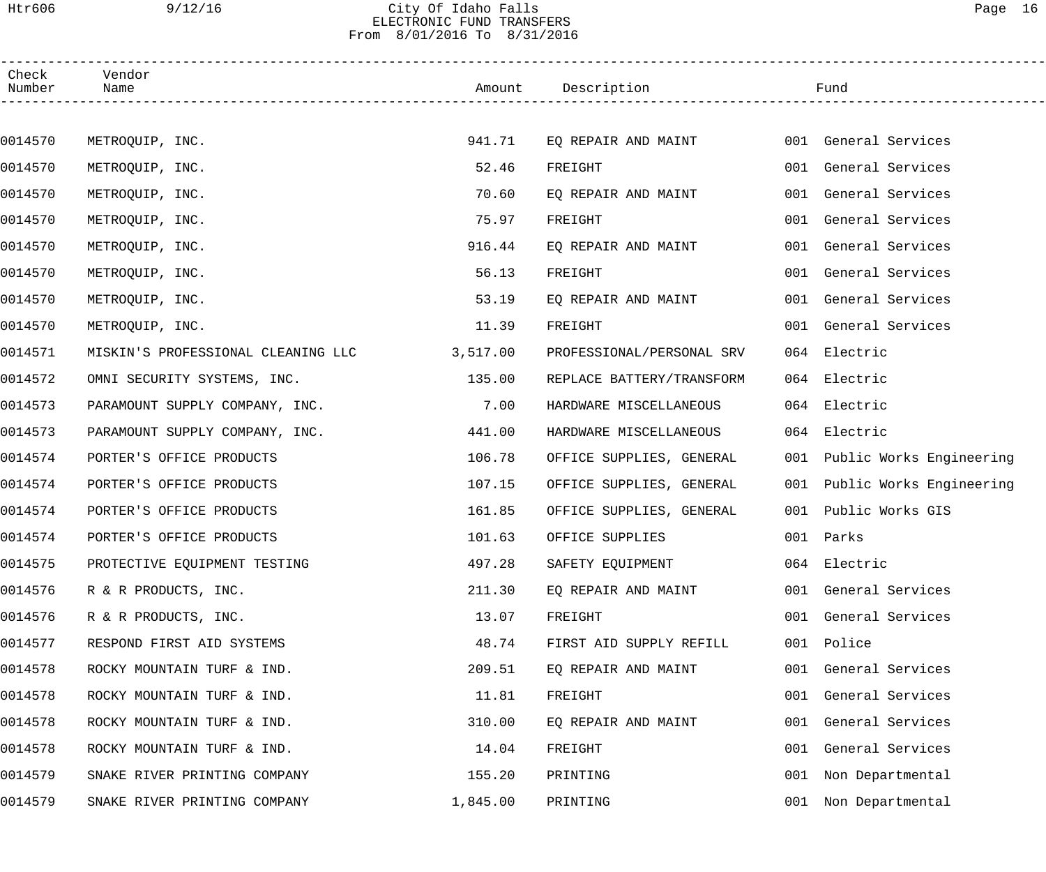City Of Idaho Falls
ELECTRONIC FUND TRANSFERS
From 8/01/2016 To 8/31/2016

| Check Number | Vendor Name | Amount | Description | Fund |
|---|---|---|---|---|
| 0014570 | METROQUIP, INC. | 941.71 | EQ REPAIR AND MAINT | 001 General Services |
| 0014570 | METROQUIP, INC. | 52.46 | FREIGHT | 001 General Services |
| 0014570 | METROQUIP, INC. | 70.60 | EQ REPAIR AND MAINT | 001 General Services |
| 0014570 | METROQUIP, INC. | 75.97 | FREIGHT | 001 General Services |
| 0014570 | METROQUIP, INC. | 916.44 | EQ REPAIR AND MAINT | 001 General Services |
| 0014570 | METROQUIP, INC. | 56.13 | FREIGHT | 001 General Services |
| 0014570 | METROQUIP, INC. | 53.19 | EQ REPAIR AND MAINT | 001 General Services |
| 0014570 | METROQUIP, INC. | 11.39 | FREIGHT | 001 General Services |
| 0014571 | MISKIN'S PROFESSIONAL CLEANING LLC | 3,517.00 | PROFESSIONAL/PERSONAL SRV | 064 Electric |
| 0014572 | OMNI SECURITY SYSTEMS, INC. | 135.00 | REPLACE BATTERY/TRANSFORM | 064 Electric |
| 0014573 | PARAMOUNT SUPPLY COMPANY, INC. | 7.00 | HARDWARE MISCELLANEOUS | 064 Electric |
| 0014573 | PARAMOUNT SUPPLY COMPANY, INC. | 441.00 | HARDWARE MISCELLANEOUS | 064 Electric |
| 0014574 | PORTER'S OFFICE PRODUCTS | 106.78 | OFFICE SUPPLIES, GENERAL | 001 Public Works Engineering |
| 0014574 | PORTER'S OFFICE PRODUCTS | 107.15 | OFFICE SUPPLIES, GENERAL | 001 Public Works Engineering |
| 0014574 | PORTER'S OFFICE PRODUCTS | 161.85 | OFFICE SUPPLIES, GENERAL | 001 Public Works GIS |
| 0014574 | PORTER'S OFFICE PRODUCTS | 101.63 | OFFICE SUPPLIES | 001 Parks |
| 0014575 | PROTECTIVE EQUIPMENT TESTING | 497.28 | SAFETY EQUIPMENT | 064 Electric |
| 0014576 | R & R PRODUCTS, INC. | 211.30 | EQ REPAIR AND MAINT | 001 General Services |
| 0014576 | R & R PRODUCTS, INC. | 13.07 | FREIGHT | 001 General Services |
| 0014577 | RESPOND FIRST AID SYSTEMS | 48.74 | FIRST AID SUPPLY REFILL | 001 Police |
| 0014578 | ROCKY MOUNTAIN TURF & IND. | 209.51 | EQ REPAIR AND MAINT | 001 General Services |
| 0014578 | ROCKY MOUNTAIN TURF & IND. | 11.81 | FREIGHT | 001 General Services |
| 0014578 | ROCKY MOUNTAIN TURF & IND. | 310.00 | EQ REPAIR AND MAINT | 001 General Services |
| 0014578 | ROCKY MOUNTAIN TURF & IND. | 14.04 | FREIGHT | 001 General Services |
| 0014579 | SNAKE RIVER PRINTING COMPANY | 155.20 | PRINTING | 001 Non Departmental |
| 0014579 | SNAKE RIVER PRINTING COMPANY | 1,845.00 | PRINTING | 001 Non Departmental |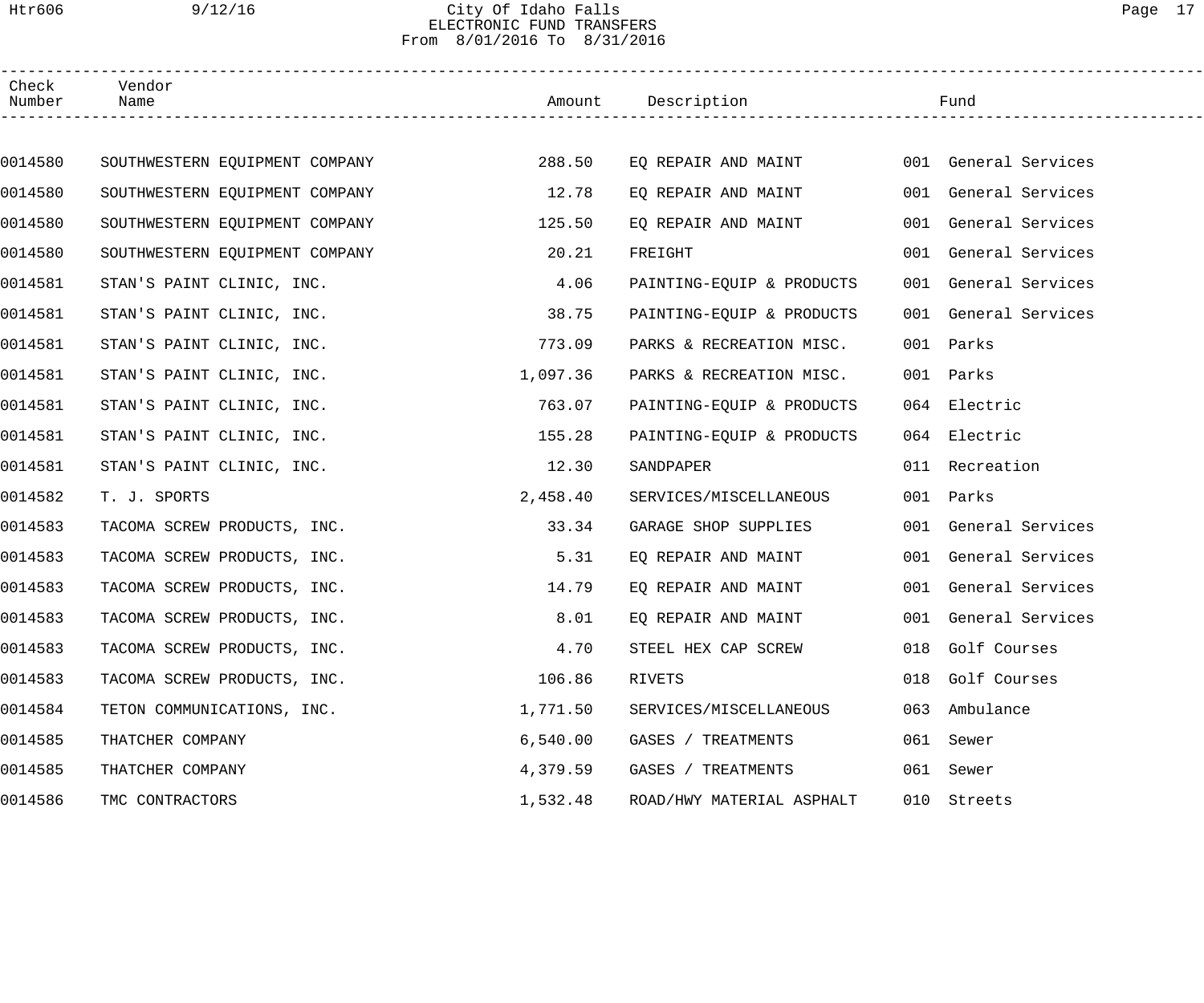City Of Idaho Falls
ELECTRONIC FUND TRANSFERS
From 8/01/2016 To 8/31/2016

| Check Number | Vendor Name | Amount | Description | Fund |
|---|---|---|---|---|
| 0014580 | SOUTHWESTERN EQUIPMENT COMPANY | 288.50 | EQ REPAIR AND MAINT | 001 General Services |
| 0014580 | SOUTHWESTERN EQUIPMENT COMPANY | 12.78 | EQ REPAIR AND MAINT | 001 General Services |
| 0014580 | SOUTHWESTERN EQUIPMENT COMPANY | 125.50 | EQ REPAIR AND MAINT | 001 General Services |
| 0014580 | SOUTHWESTERN EQUIPMENT COMPANY | 20.21 | FREIGHT | 001 General Services |
| 0014581 | STAN'S PAINT CLINIC, INC. | 4.06 | PAINTING-EQUIP & PRODUCTS | 001 General Services |
| 0014581 | STAN'S PAINT CLINIC, INC. | 38.75 | PAINTING-EQUIP & PRODUCTS | 001 General Services |
| 0014581 | STAN'S PAINT CLINIC, INC. | 773.09 | PARKS & RECREATION MISC. | 001 Parks |
| 0014581 | STAN'S PAINT CLINIC, INC. | 1,097.36 | PARKS & RECREATION MISC. | 001 Parks |
| 0014581 | STAN'S PAINT CLINIC, INC. | 763.07 | PAINTING-EQUIP & PRODUCTS | 064 Electric |
| 0014581 | STAN'S PAINT CLINIC, INC. | 155.28 | PAINTING-EQUIP & PRODUCTS | 064 Electric |
| 0014581 | STAN'S PAINT CLINIC, INC. | 12.30 | SANDPAPER | 011 Recreation |
| 0014582 | T. J. SPORTS | 2,458.40 | SERVICES/MISCELLANEOUS | 001 Parks |
| 0014583 | TACOMA SCREW PRODUCTS, INC. | 33.34 | GARAGE SHOP SUPPLIES | 001 General Services |
| 0014583 | TACOMA SCREW PRODUCTS, INC. | 5.31 | EQ REPAIR AND MAINT | 001 General Services |
| 0014583 | TACOMA SCREW PRODUCTS, INC. | 14.79 | EQ REPAIR AND MAINT | 001 General Services |
| 0014583 | TACOMA SCREW PRODUCTS, INC. | 8.01 | EQ REPAIR AND MAINT | 001 General Services |
| 0014583 | TACOMA SCREW PRODUCTS, INC. | 4.70 | STEEL HEX CAP SCREW | 018 Golf Courses |
| 0014583 | TACOMA SCREW PRODUCTS, INC. | 106.86 | RIVETS | 018 Golf Courses |
| 0014584 | TETON COMMUNICATIONS, INC. | 1,771.50 | SERVICES/MISCELLANEOUS | 063 Ambulance |
| 0014585 | THATCHER COMPANY | 6,540.00 | GASES / TREATMENTS | 061 Sewer |
| 0014585 | THATCHER COMPANY | 4,379.59 | GASES / TREATMENTS | 061 Sewer |
| 0014586 | TMC CONTRACTORS | 1,532.48 | ROAD/HWY MATERIAL ASPHALT | 010 Streets |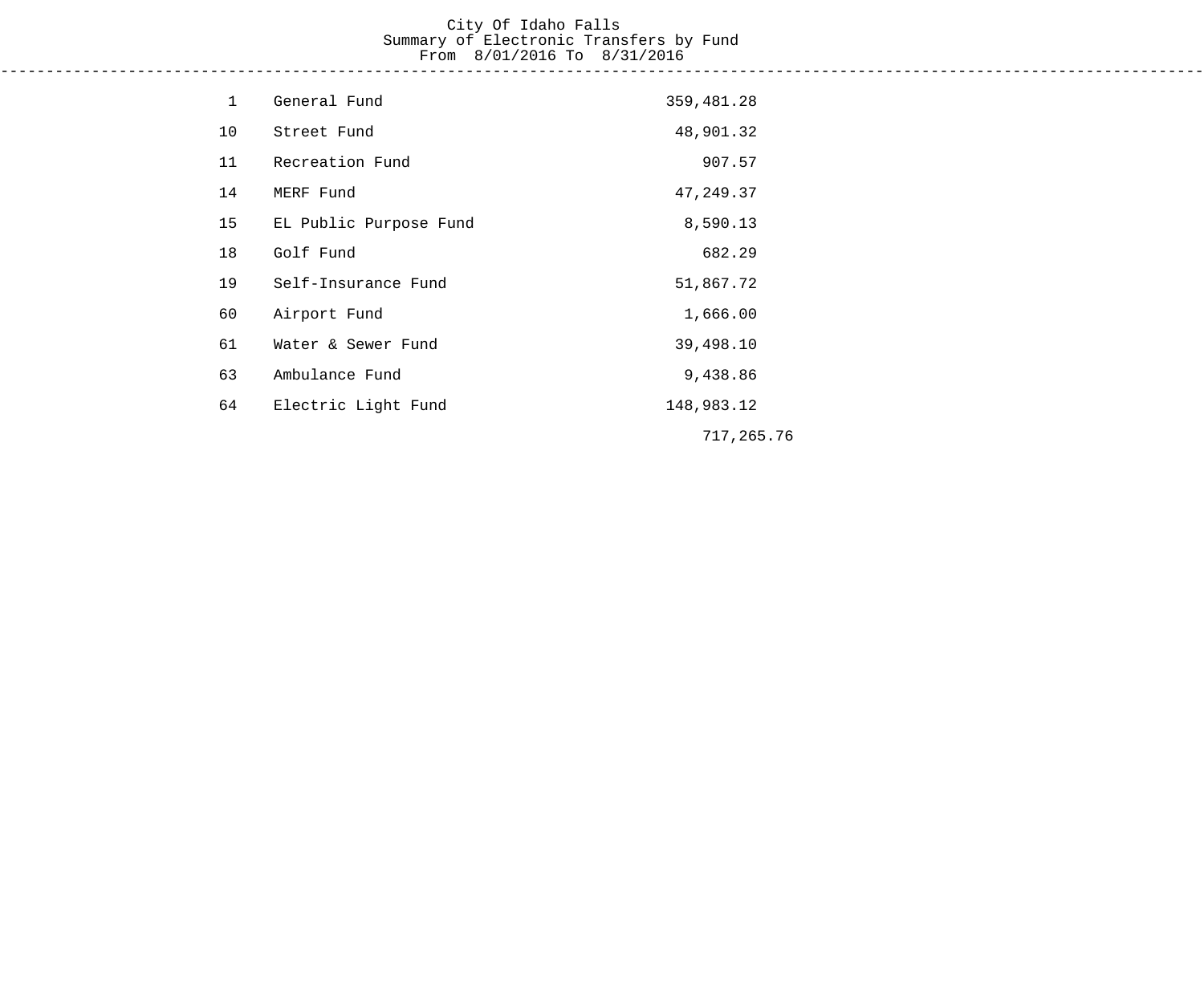City Of Idaho Falls
Summary of Electronic Transfers by Fund
From 8/01/2016 To 8/31/2016

| Fund | Name | Amount | Total |
|---|---|---|---|
| 1 | General Fund | 359,481.28 | |
| 10 | Street Fund | 48,901.32 | |
| 11 | Recreation Fund | 907.57 | |
| 14 | MERF Fund | 47,249.37 | |
| 15 | EL Public Purpose Fund | 8,590.13 | |
| 18 | Golf Fund | 682.29 | |
| 19 | Self-Insurance Fund | 51,867.72 | |
| 60 | Airport Fund | 1,666.00 | |
| 61 | Water & Sewer Fund | 39,498.10 | |
| 63 | Ambulance Fund | 9,438.86 | |
| 64 | Electric Light Fund | 148,983.12 | |
| | | | 717,265.76 |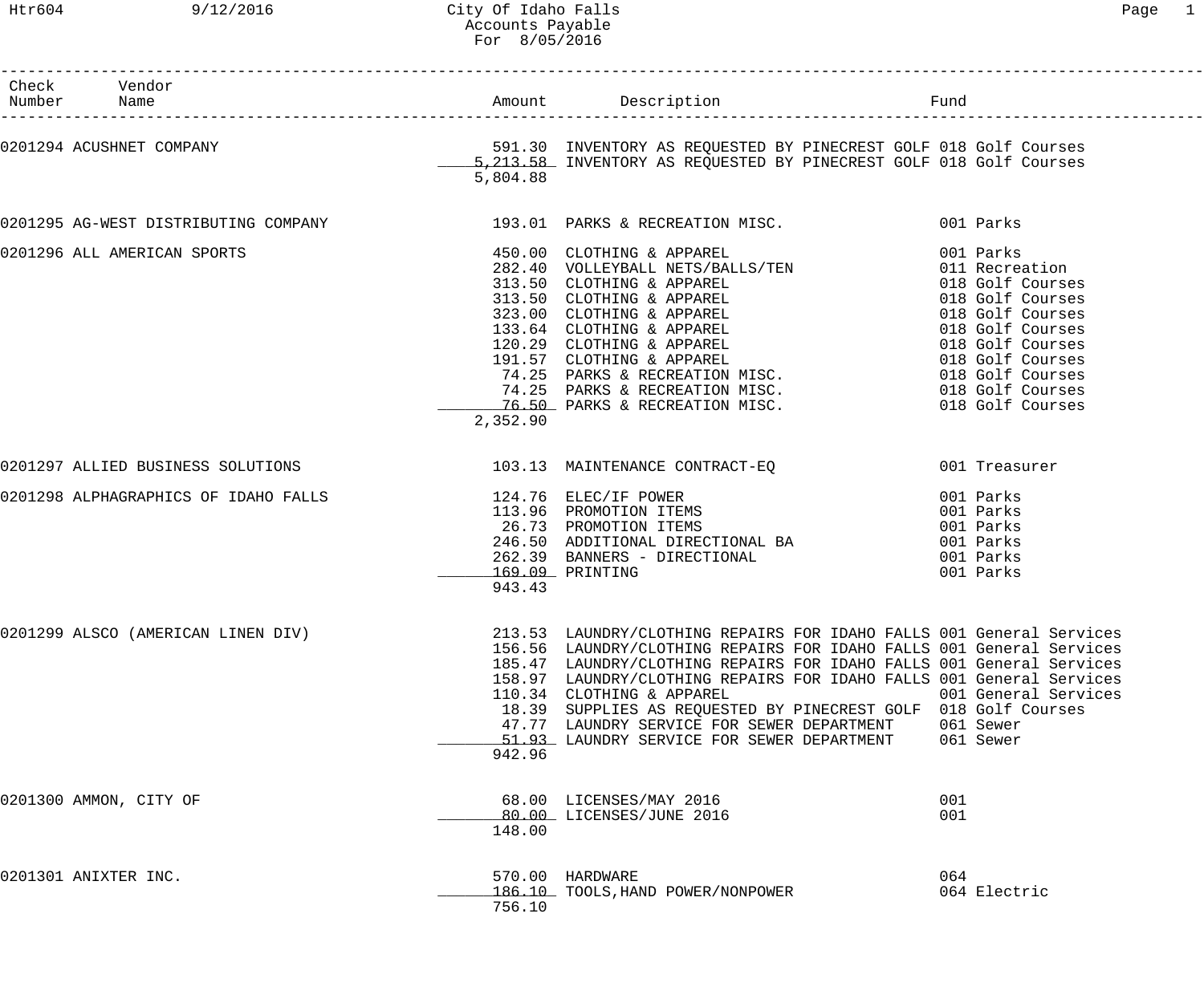City Of Idaho Falls
Accounts Payable
For 8/05/2016

| Check Number | Vendor Name | Amount | Description | Fund |
|---|---|---|---|---|
| 0201294 | ACUSHNET COMPANY | 591.30 | INVENTORY AS REQUESTED BY PINECREST GOLF | 018 Golf Courses |
| | | 5,213.58 | INVENTORY AS REQUESTED BY PINECREST GOLF | 018 Golf Courses |
| | | 5,804.88 | | |
| 0201295 | AG-WEST DISTRIBUTING COMPANY | 193.01 | PARKS & RECREATION MISC. | 001 Parks |
| 0201296 | ALL AMERICAN SPORTS | 450.00 | CLOTHING & APPAREL | 001 Parks |
| | | 282.40 | VOLLEYBALL NETS/BALLS/TEN | 011 Recreation |
| | | 313.50 | CLOTHING & APPAREL | 018 Golf Courses |
| | | 313.50 | CLOTHING & APPAREL | 018 Golf Courses |
| | | 323.00 | CLOTHING & APPAREL | 018 Golf Courses |
| | | 133.64 | CLOTHING & APPAREL | 018 Golf Courses |
| | | 120.29 | CLOTHING & APPAREL | 018 Golf Courses |
| | | 191.57 | CLOTHING & APPAREL | 018 Golf Courses |
| | | 74.25 | PARKS & RECREATION MISC. | 018 Golf Courses |
| | | 74.25 | PARKS & RECREATION MISC. | 018 Golf Courses |
| | | 76.50 | PARKS & RECREATION MISC. | 018 Golf Courses |
| | | 2,352.90 | | |
| 0201297 | ALLIED BUSINESS SOLUTIONS | 103.13 | MAINTENANCE CONTRACT-EQ | 001 Treasurer |
| 0201298 | ALPHAGRAPHICS OF IDAHO FALLS | 124.76 | ELEC/IF POWER | 001 Parks |
| | | 113.96 | PROMOTION ITEMS | 001 Parks |
| | | 26.73 | PROMOTION ITEMS | 001 Parks |
| | | 246.50 | ADDITIONAL DIRECTIONAL BA | 001 Parks |
| | | 262.39 | BANNERS - DIRECTIONAL | 001 Parks |
| | | 169.09 | PRINTING | 001 Parks |
| | | 943.43 | | |
| 0201299 | ALSCO (AMERICAN LINEN DIV) | 213.53 | LAUNDRY/CLOTHING REPAIRS FOR IDAHO FALLS | 001 General Services |
| | | 156.56 | LAUNDRY/CLOTHING REPAIRS FOR IDAHO FALLS | 001 General Services |
| | | 185.47 | LAUNDRY/CLOTHING REPAIRS FOR IDAHO FALLS | 001 General Services |
| | | 158.97 | LAUNDRY/CLOTHING REPAIRS FOR IDAHO FALLS | 001 General Services |
| | | 110.34 | CLOTHING & APPAREL | 001 General Services |
| | | 18.39 | SUPPLIES AS REQUESTED BY PINECREST GOLF | 018 Golf Courses |
| | | 47.77 | LAUNDRY SERVICE FOR SEWER DEPARTMENT | 061 Sewer |
| | | 51.93 | LAUNDRY SERVICE FOR SEWER DEPARTMENT | 061 Sewer |
| | | 942.96 | | |
| 0201300 | AMMON, CITY OF | 68.00 | LICENSES/MAY 2016 | 001 |
| | | 80.00 | LICENSES/JUNE 2016 | 001 |
| | | 148.00 | | |
| 0201301 | ANIXTER INC. | 570.00 | HARDWARE | 064 |
| | | 186.10 | TOOLS,HAND POWER/NONPOWER | 064 Electric |
| | | 756.10 | | |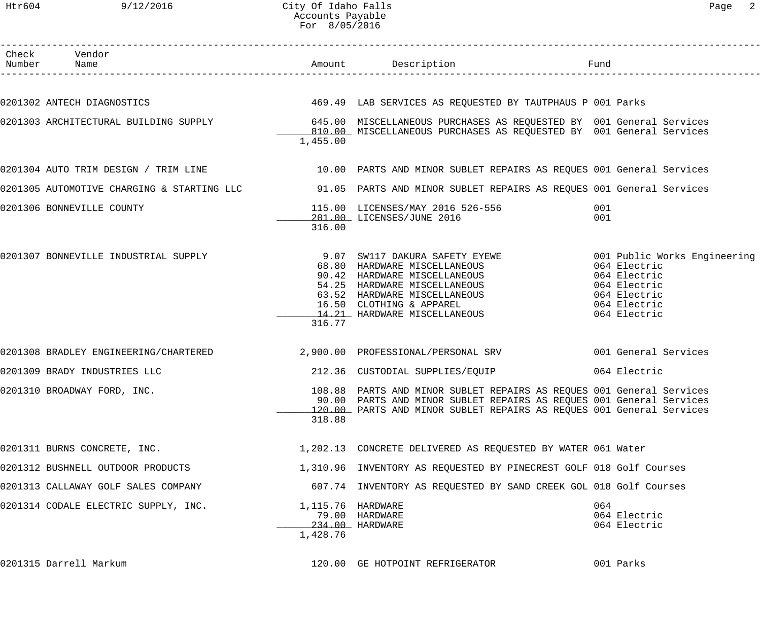City Of Idaho Falls
Accounts Payable
For 8/05/2016

| Check Number | Vendor Name | Amount | Description | Fund |
|---|---|---|---|---|
| 0201302 | ANTECH DIAGNOSTICS | 469.49 | LAB SERVICES AS REQUESTED BY TAUTPHAUS P | 001 Parks |
| 0201303 | ARCHITECTURAL BUILDING SUPPLY | 645.00 | MISCELLANEOUS PURCHASES AS REQUESTED BY | 001 General Services |
| | | 810.00 | MISCELLANEOUS PURCHASES AS REQUESTED BY | 001 General Services |
| | | 1,455.00 | | |
| 0201304 | AUTO TRIM DESIGN / TRIM LINE | 10.00 | PARTS AND MINOR SUBLET REPAIRS AS REQUES | 001 General Services |
| 0201305 | AUTOMOTIVE CHARGING & STARTING LLC | 91.05 | PARTS AND MINOR SUBLET REPAIRS AS REQUES | 001 General Services |
| 0201306 | BONNEVILLE COUNTY | 115.00 | LICENSES/MAY 2016 526-556 | 001 |
| | | 201.00 | LICENSES/JUNE 2016 | 001 |
| | | 316.00 | | |
| 0201307 | BONNEVILLE INDUSTRIAL SUPPLY | 9.07 | SW117 DAKURA SAFETY EYEWE | 001 Public Works Engineering |
| | | 68.80 | HARDWARE MISCELLANEOUS | 064 Electric |
| | | 90.42 | HARDWARE MISCELLANEOUS | 064 Electric |
| | | 54.25 | HARDWARE MISCELLANEOUS | 064 Electric |
| | | 63.52 | HARDWARE MISCELLANEOUS | 064 Electric |
| | | 16.50 | CLOTHING & APPAREL | 064 Electric |
| | | 14.21 | HARDWARE MISCELLANEOUS | 064 Electric |
| | | 316.77 | | |
| 0201308 | BRADLEY ENGINEERING/CHARTERED | 2,900.00 | PROFESSIONAL/PERSONAL SRV | 001 General Services |
| 0201309 | BRADY INDUSTRIES LLC | 212.36 | CUSTODIAL SUPPLIES/EQUIP | 064 Electric |
| 0201310 | BROADWAY FORD, INC. | 108.88 | PARTS AND MINOR SUBLET REPAIRS AS REQUES | 001 General Services |
| | | 90.00 | PARTS AND MINOR SUBLET REPAIRS AS REQUES | 001 General Services |
| | | 120.00 | PARTS AND MINOR SUBLET REPAIRS AS REQUES | 001 General Services |
| | | 318.88 | | |
| 0201311 | BURNS CONCRETE, INC. | 1,202.13 | CONCRETE DELIVERED AS REQUESTED BY WATER | 061 Water |
| 0201312 | BUSHNELL OUTDOOR PRODUCTS | 1,310.96 | INVENTORY AS REQUESTED BY PINECREST GOLF | 018 Golf Courses |
| 0201313 | CALLAWAY GOLF SALES COMPANY | 607.74 | INVENTORY AS REQUESTED BY SAND CREEK GOL | 018 Golf Courses |
| 0201314 | CODALE ELECTRIC SUPPLY, INC. | 1,115.76 | HARDWARE | 064 |
| | | 79.00 | HARDWARE | 064 Electric |
| | | 234.00 | HARDWARE | 064 Electric |
| | | 1,428.76 | | |
| 0201315 | Darrell Markum | 120.00 | GE HOTPOINT REFRIGERATOR | 001 Parks |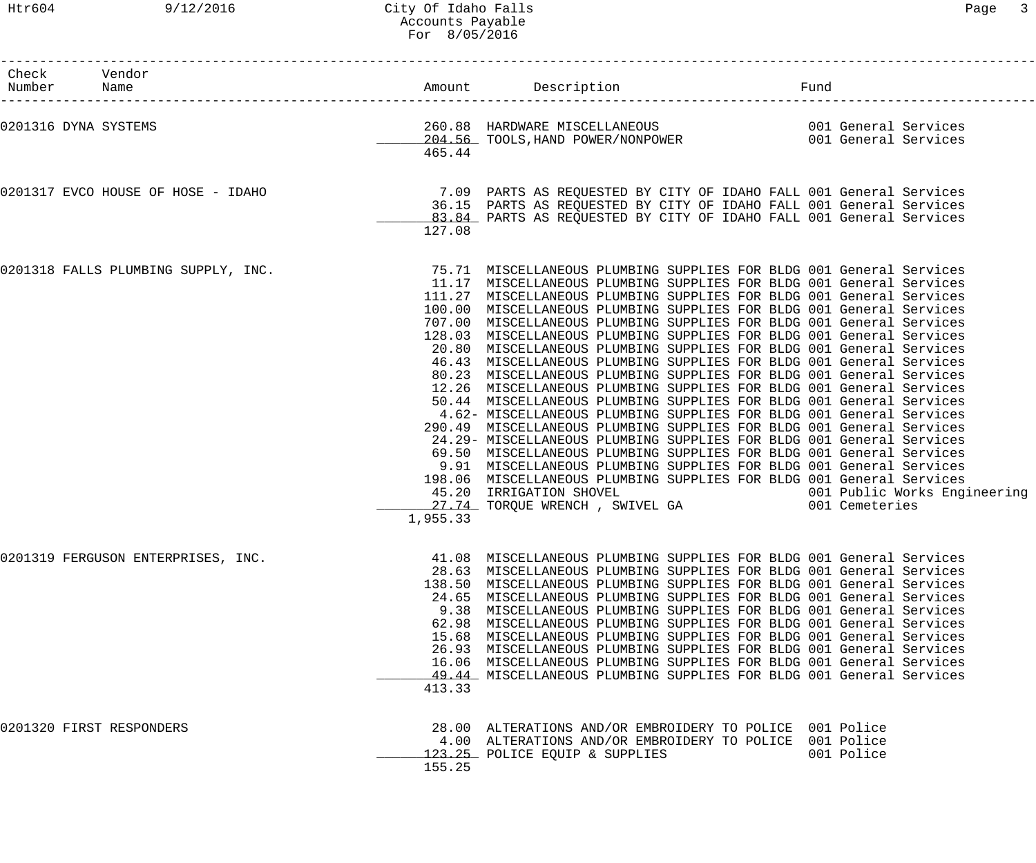City Of Idaho Falls
Accounts Payable
For 8/05/2016

| Check Number | Vendor Name | Amount | Description | Fund |
|---|---|---|---|---|
| 0201316 | DYNA SYSTEMS | 260.88 | HARDWARE MISCELLANEOUS | 001 General Services |
| | | 204.56 | TOOLS,HAND POWER/NONPOWER | 001 General Services |
| | | 465.44 | | |
| 0201317 | EVCO HOUSE OF HOSE - IDAHO | 7.09 | PARTS AS REQUESTED BY CITY OF IDAHO FALL | 001 General Services |
| | | 36.15 | PARTS AS REQUESTED BY CITY OF IDAHO FALL | 001 General Services |
| | | 83.84 | PARTS AS REQUESTED BY CITY OF IDAHO FALL | 001 General Services |
| | | 127.08 | | |
| 0201318 | FALLS PLUMBING SUPPLY, INC. | 75.71 | MISCELLANEOUS PLUMBING SUPPLIES FOR BLDG | 001 General Services |
| | | 11.17 | MISCELLANEOUS PLUMBING SUPPLIES FOR BLDG | 001 General Services |
| | | 111.27 | MISCELLANEOUS PLUMBING SUPPLIES FOR BLDG | 001 General Services |
| | | 100.00 | MISCELLANEOUS PLUMBING SUPPLIES FOR BLDG | 001 General Services |
| | | 707.00 | MISCELLANEOUS PLUMBING SUPPLIES FOR BLDG | 001 General Services |
| | | 128.03 | MISCELLANEOUS PLUMBING SUPPLIES FOR BLDG | 001 General Services |
| | | 20.80 | MISCELLANEOUS PLUMBING SUPPLIES FOR BLDG | 001 General Services |
| | | 46.43 | MISCELLANEOUS PLUMBING SUPPLIES FOR BLDG | 001 General Services |
| | | 80.23 | MISCELLANEOUS PLUMBING SUPPLIES FOR BLDG | 001 General Services |
| | | 12.26 | MISCELLANEOUS PLUMBING SUPPLIES FOR BLDG | 001 General Services |
| | | 50.44 | MISCELLANEOUS PLUMBING SUPPLIES FOR BLDG | 001 General Services |
| | | 4.62- | MISCELLANEOUS PLUMBING SUPPLIES FOR BLDG | 001 General Services |
| | | 290.49 | MISCELLANEOUS PLUMBING SUPPLIES FOR BLDG | 001 General Services |
| | | 24.29- | MISCELLANEOUS PLUMBING SUPPLIES FOR BLDG | 001 General Services |
| | | 69.50 | MISCELLANEOUS PLUMBING SUPPLIES FOR BLDG | 001 General Services |
| | | 9.91 | MISCELLANEOUS PLUMBING SUPPLIES FOR BLDG | 001 General Services |
| | | 198.06 | MISCELLANEOUS PLUMBING SUPPLIES FOR BLDG | 001 General Services |
| | | 45.20 | IRRIGATION SHOVEL | 001 Public Works Engineering |
| | | 27.74 | TORQUE WRENCH , SWIVEL GA | 001 Cemeteries |
| | | 1,955.33 | | |
| 0201319 | FERGUSON ENTERPRISES, INC. | 41.08 | MISCELLANEOUS PLUMBING SUPPLIES FOR BLDG | 001 General Services |
| | | 28.63 | MISCELLANEOUS PLUMBING SUPPLIES FOR BLDG | 001 General Services |
| | | 138.50 | MISCELLANEOUS PLUMBING SUPPLIES FOR BLDG | 001 General Services |
| | | 24.65 | MISCELLANEOUS PLUMBING SUPPLIES FOR BLDG | 001 General Services |
| | | 9.38 | MISCELLANEOUS PLUMBING SUPPLIES FOR BLDG | 001 General Services |
| | | 62.98 | MISCELLANEOUS PLUMBING SUPPLIES FOR BLDG | 001 General Services |
| | | 15.68 | MISCELLANEOUS PLUMBING SUPPLIES FOR BLDG | 001 General Services |
| | | 26.93 | MISCELLANEOUS PLUMBING SUPPLIES FOR BLDG | 001 General Services |
| | | 16.06 | MISCELLANEOUS PLUMBING SUPPLIES FOR BLDG | 001 General Services |
| | | 49.44 | MISCELLANEOUS PLUMBING SUPPLIES FOR BLDG | 001 General Services |
| | | 413.33 | | |
| 0201320 | FIRST RESPONDERS | 28.00 | ALTERATIONS AND/OR EMBROIDERY TO POLICE | 001 Police |
| | | 4.00 | ALTERATIONS AND/OR EMBROIDERY TO POLICE | 001 Police |
| | | 123.25 | POLICE EQUIP & SUPPLIES | 001 Police |
| | | 155.25 | | |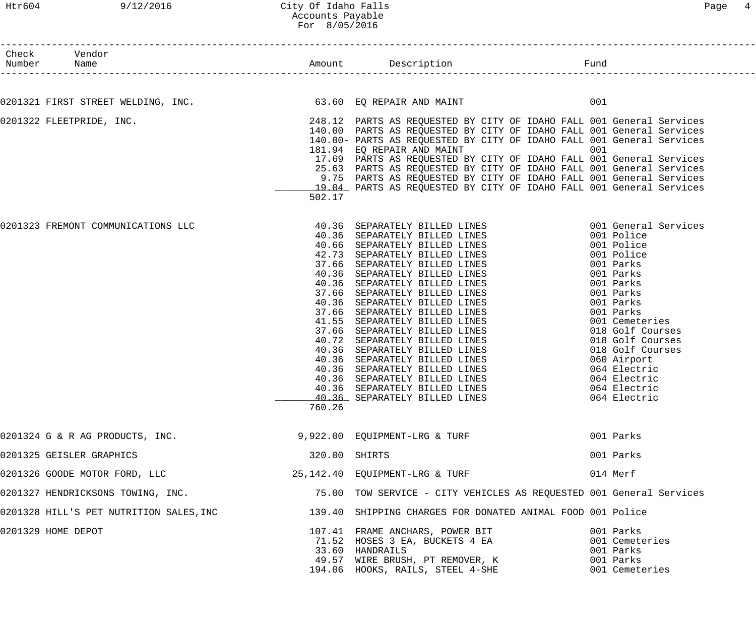City Of Idaho Falls
Accounts Payable
For 8/05/2016

| Check Number | Vendor Name | Amount | Description | Fund |
|---|---|---|---|---|
| 0201321 | FIRST STREET WELDING, INC. | 63.60 | EQ REPAIR AND MAINT | 001 |
| 0201322 | FLEETPRIDE, INC. | 248.12 | PARTS AS REQUESTED BY CITY OF IDAHO FALL | 001 General Services |
| | | 140.00 | PARTS AS REQUESTED BY CITY OF IDAHO FALL | 001 General Services |
| | | 140.00- | PARTS AS REQUESTED BY CITY OF IDAHO FALL | 001 General Services |
| | | 181.94 | EQ REPAIR AND MAINT | 001 |
| | | 17.69 | PARTS AS REQUESTED BY CITY OF IDAHO FALL | 001 General Services |
| | | 25.63 | PARTS AS REQUESTED BY CITY OF IDAHO FALL | 001 General Services |
| | | 9.75 | PARTS AS REQUESTED BY CITY OF IDAHO FALL | 001 General Services |
| | | 19.04 | PARTS AS REQUESTED BY CITY OF IDAHO FALL | 001 General Services |
| | | 502.17 | | |
| 0201323 | FREMONT COMMUNICATIONS LLC | 40.36 | SEPARATELY BILLED LINES | 001 General Services |
| | | 40.36 | SEPARATELY BILLED LINES | 001 Police |
| | | 40.66 | SEPARATELY BILLED LINES | 001 Police |
| | | 42.73 | SEPARATELY BILLED LINES | 001 Police |
| | | 37.66 | SEPARATELY BILLED LINES | 001 Parks |
| | | 40.36 | SEPARATELY BILLED LINES | 001 Parks |
| | | 40.36 | SEPARATELY BILLED LINES | 001 Parks |
| | | 37.66 | SEPARATELY BILLED LINES | 001 Parks |
| | | 40.36 | SEPARATELY BILLED LINES | 001 Parks |
| | | 37.66 | SEPARATELY BILLED LINES | 001 Parks |
| | | 41.55 | SEPARATELY BILLED LINES | 001 Cemeteries |
| | | 37.66 | SEPARATELY BILLED LINES | 018 Golf Courses |
| | | 40.72 | SEPARATELY BILLED LINES | 018 Golf Courses |
| | | 40.36 | SEPARATELY BILLED LINES | 018 Golf Courses |
| | | 40.36 | SEPARATELY BILLED LINES | 060 Airport |
| | | 40.36 | SEPARATELY BILLED LINES | 064 Electric |
| | | 40.36 | SEPARATELY BILLED LINES | 064 Electric |
| | | 40.36 | SEPARATELY BILLED LINES | 064 Electric |
| | | 40.36 | SEPARATELY BILLED LINES | 064 Electric |
| | | 760.26 | | |
| 0201324 | G & R AG PRODUCTS, INC. | 9,922.00 | EQUIPMENT-LRG & TURF | 001 Parks |
| 0201325 | GEISLER GRAPHICS | 320.00 | SHIRTS | 001 Parks |
| 0201326 | GOODE MOTOR FORD, LLC | 25,142.40 | EQUIPMENT-LRG & TURF | 014 Merf |
| 0201327 | HENDRICKSONS TOWING, INC. | 75.00 | TOW SERVICE - CITY VEHICLES AS REQUESTED | 001 General Services |
| 0201328 | HILL'S PET NUTRITION SALES,INC | 139.40 | SHIPPING CHARGES FOR DONATED ANIMAL FOOD | 001 Police |
| 0201329 | HOME DEPOT | 107.41 | FRAME ANCHARS, POWER BIT | 001 Parks |
| | | 71.52 | HOSES 3 EA, BUCKETS 4 EA | 001 Cemeteries |
| | | 33.60 | HANDRAILS | 001 Parks |
| | | 49.57 | WIRE BRUSH, PT REMOVER, K | 001 Parks |
| | | 194.06 | HOOKS, RAILS, STEEL 4-SHE | 001 Cemeteries |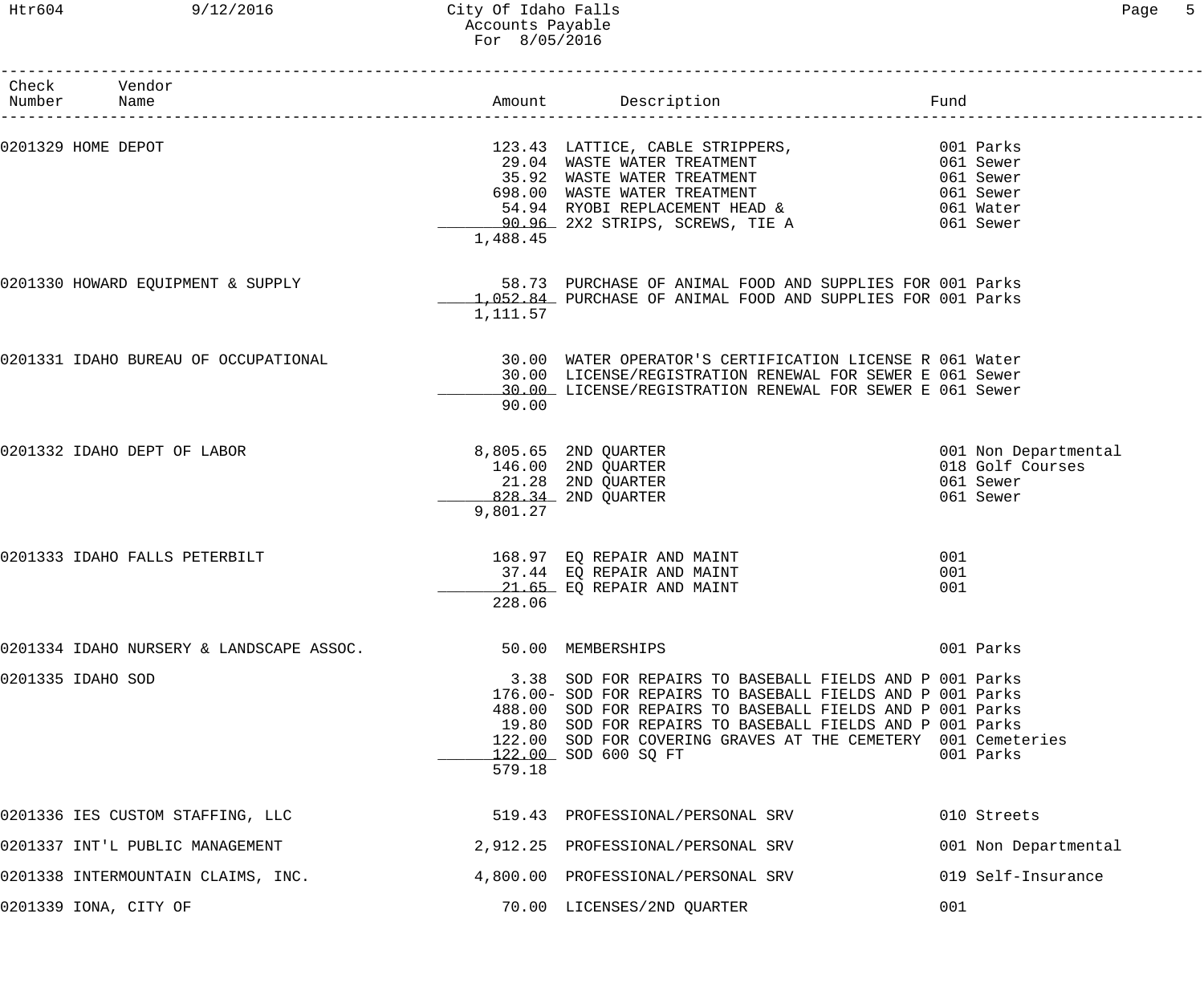# City Of Idaho Falls
## Accounts Payable
### For 8/05/2016

| Check Number | Vendor Name | Amount | Description | Fund |
|---|---|---|---|---|
| 0201329 | HOME DEPOT | 123.43 | LATTICE, CABLE STRIPPERS, | 001 Parks |
| | | 29.04 | WASTE WATER TREATMENT | 061 Sewer |
| | | 35.92 | WASTE WATER TREATMENT | 061 Sewer |
| | | 698.00 | WASTE WATER TREATMENT | 061 Sewer |
| | | 54.94 | RYOBI REPLACEMENT HEAD & | 061 Water |
| | | 90.96 | 2X2 STRIPS, SCREWS, TIE A | 061 Sewer |
| | | 1,488.45 | | |
| 0201330 | HOWARD EQUIPMENT & SUPPLY | 58.73 | PURCHASE OF ANIMAL FOOD AND SUPPLIES FOR | 001 Parks |
| | | 1,052.84 | PURCHASE OF ANIMAL FOOD AND SUPPLIES FOR | 001 Parks |
| | | 1,111.57 | | |
| 0201331 | IDAHO BUREAU OF OCCUPATIONAL | 30.00 | WATER OPERATOR'S CERTIFICATION LICENSE R | 061 Water |
| | | 30.00 | LICENSE/REGISTRATION RENEWAL FOR SEWER E | 061 Sewer |
| | | 30.00 | LICENSE/REGISTRATION RENEWAL FOR SEWER E | 061 Sewer |
| | | 90.00 | | |
| 0201332 | IDAHO DEPT OF LABOR | 8,805.65 | 2ND QUARTER | 001 Non Departmental |
| | | 146.00 | 2ND QUARTER | 018 Golf Courses |
| | | 21.28 | 2ND QUARTER | 061 Sewer |
| | | 828.34 | 2ND QUARTER | 061 Sewer |
| | | 9,801.27 | | |
| 0201333 | IDAHO FALLS PETERBILT | 168.97 | EQ REPAIR AND MAINT | 001 |
| | | 37.44 | EQ REPAIR AND MAINT | 001 |
| | | 21.65 | EQ REPAIR AND MAINT | 001 |
| | | 228.06 | | |
| 0201334 | IDAHO NURSERY & LANDSCAPE ASSOC. | 50.00 | MEMBERSHIPS | 001 Parks |
| 0201335 | IDAHO SOD | 3.38 | SOD FOR REPAIRS TO BASEBALL FIELDS AND P | 001 Parks |
| | | 176.00- | SOD FOR REPAIRS TO BASEBALL FIELDS AND P | 001 Parks |
| | | 488.00 | SOD FOR REPAIRS TO BASEBALL FIELDS AND P | 001 Parks |
| | | 19.80 | SOD FOR REPAIRS TO BASEBALL FIELDS AND P | 001 Parks |
| | | 122.00 | SOD FOR COVERING GRAVES AT THE CEMETERY | 001 Cemeteries |
| | | 122.00 | SOD 600 SQ FT | 001 Parks |
| | | 579.18 | | |
| 0201336 | IES CUSTOM STAFFING, LLC | 519.43 | PROFESSIONAL/PERSONAL SRV | 010 Streets |
| 0201337 | INT'L PUBLIC MANAGEMENT | 2,912.25 | PROFESSIONAL/PERSONAL SRV | 001 Non Departmental |
| 0201338 | INTERMOUNTAIN CLAIMS, INC. | 4,800.00 | PROFESSIONAL/PERSONAL SRV | 019 Self-Insurance |
| 0201339 | IONA, CITY OF | 70.00 | LICENSES/2ND QUARTER | 001 |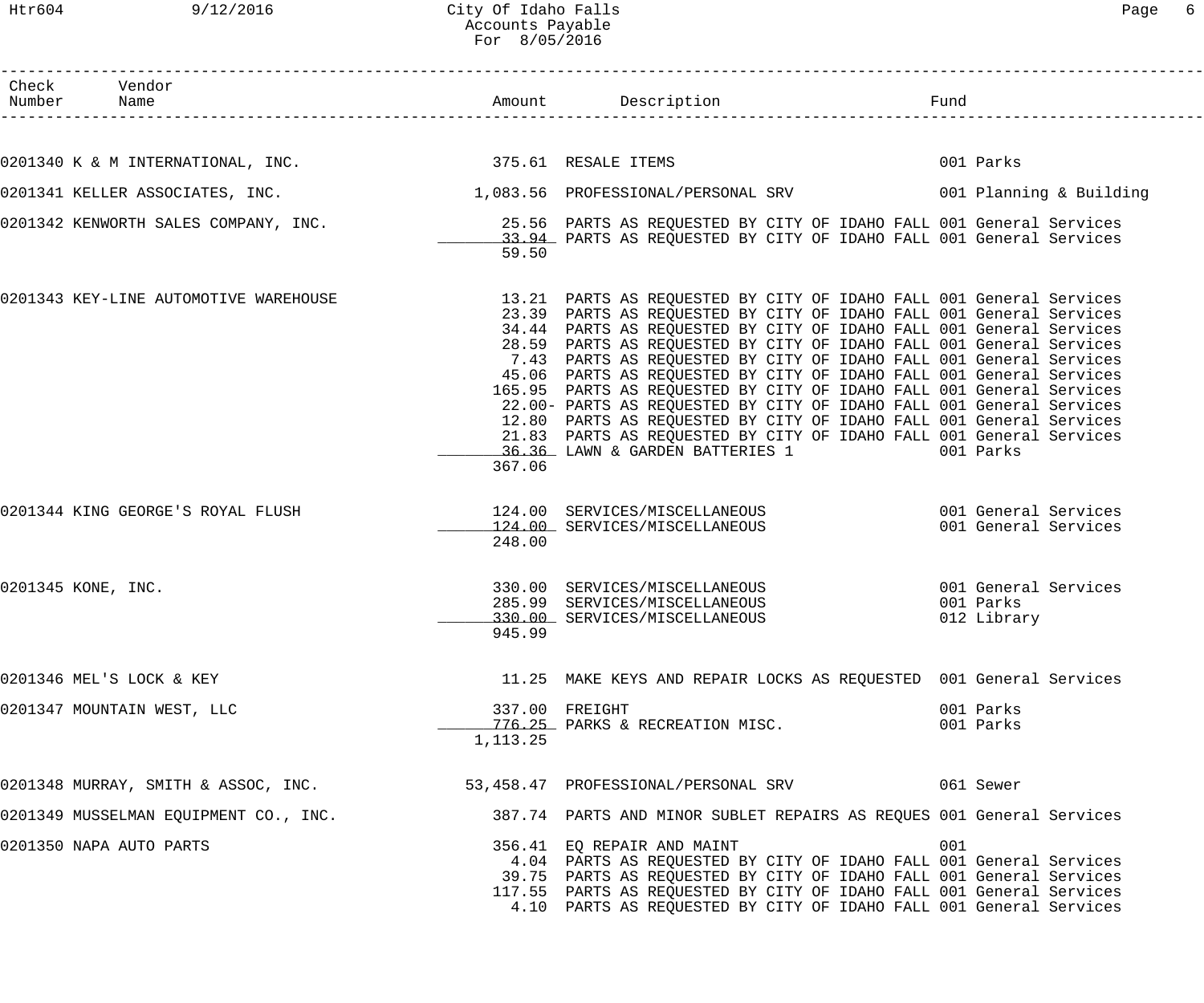# City Of Idaho Falls
## Accounts Payable
### For 8/05/2016

| Check Number | Vendor Name | Amount | Description | Fund |
|---|---|---|---|---|
| 0201340 | K & M INTERNATIONAL, INC. | 375.61 | RESALE ITEMS | 001 Parks |
| 0201341 | KELLER ASSOCIATES, INC. | 1,083.56 | PROFESSIONAL/PERSONAL SRV | 001 Planning & Building |
| 0201342 | KENWORTH SALES COMPANY, INC. | 25.56 | PARTS AS REQUESTED BY CITY OF IDAHO FALL | 001 General Services |
| | | 33.94 | PARTS AS REQUESTED BY CITY OF IDAHO FALL | 001 General Services |
| | | 59.50 | | |
| 0201343 | KEY-LINE AUTOMOTIVE WAREHOUSE | 13.21 | PARTS AS REQUESTED BY CITY OF IDAHO FALL | 001 General Services |
| | | 23.39 | PARTS AS REQUESTED BY CITY OF IDAHO FALL | 001 General Services |
| | | 34.44 | PARTS AS REQUESTED BY CITY OF IDAHO FALL | 001 General Services |
| | | 28.59 | PARTS AS REQUESTED BY CITY OF IDAHO FALL | 001 General Services |
| | | 7.43 | PARTS AS REQUESTED BY CITY OF IDAHO FALL | 001 General Services |
| | | 45.06 | PARTS AS REQUESTED BY CITY OF IDAHO FALL | 001 General Services |
| | | 165.95 | PARTS AS REQUESTED BY CITY OF IDAHO FALL | 001 General Services |
| | | 22.00- | PARTS AS REQUESTED BY CITY OF IDAHO FALL | 001 General Services |
| | | 12.80 | PARTS AS REQUESTED BY CITY OF IDAHO FALL | 001 General Services |
| | | 21.83 | PARTS AS REQUESTED BY CITY OF IDAHO FALL | 001 General Services |
| | | 36.36 | LAWN & GARDEN BATTERIES 1 | 001 Parks |
| | | 367.06 | | |
| 0201344 | KING GEORGE'S ROYAL FLUSH | 124.00 | SERVICES/MISCELLANEOUS | 001 General Services |
| | | 124.00 | SERVICES/MISCELLANEOUS | 001 General Services |
| | | 248.00 | | |
| 0201345 | KONE, INC. | 330.00 | SERVICES/MISCELLANEOUS | 001 General Services |
| | | 285.99 | SERVICES/MISCELLANEOUS | 001 Parks |
| | | 330.00 | SERVICES/MISCELLANEOUS | 012 Library |
| | | 945.99 | | |
| 0201346 | MEL'S LOCK & KEY | 11.25 | MAKE KEYS AND REPAIR LOCKS AS REQUESTED | 001 General Services |
| 0201347 | MOUNTAIN WEST, LLC | 337.00 | FREIGHT | 001 Parks |
| | | 776.25 | PARKS & RECREATION MISC. | 001 Parks |
| | | 1,113.25 | | |
| 0201348 | MURRAY, SMITH & ASSOC, INC. | 53,458.47 | PROFESSIONAL/PERSONAL SRV | 061 Sewer |
| 0201349 | MUSSELMAN EQUIPMENT CO., INC. | 387.74 | PARTS AND MINOR SUBLET REPAIRS AS REQUES | 001 General Services |
| 0201350 | NAPA AUTO PARTS | 356.41 | EQ REPAIR AND MAINT | 001 |
| | | 4.04 | PARTS AS REQUESTED BY CITY OF IDAHO FALL | 001 General Services |
| | | 39.75 | PARTS AS REQUESTED BY CITY OF IDAHO FALL | 001 General Services |
| | | 117.55 | PARTS AS REQUESTED BY CITY OF IDAHO FALL | 001 General Services |
| | | 4.10 | PARTS AS REQUESTED BY CITY OF IDAHO FALL | 001 General Services |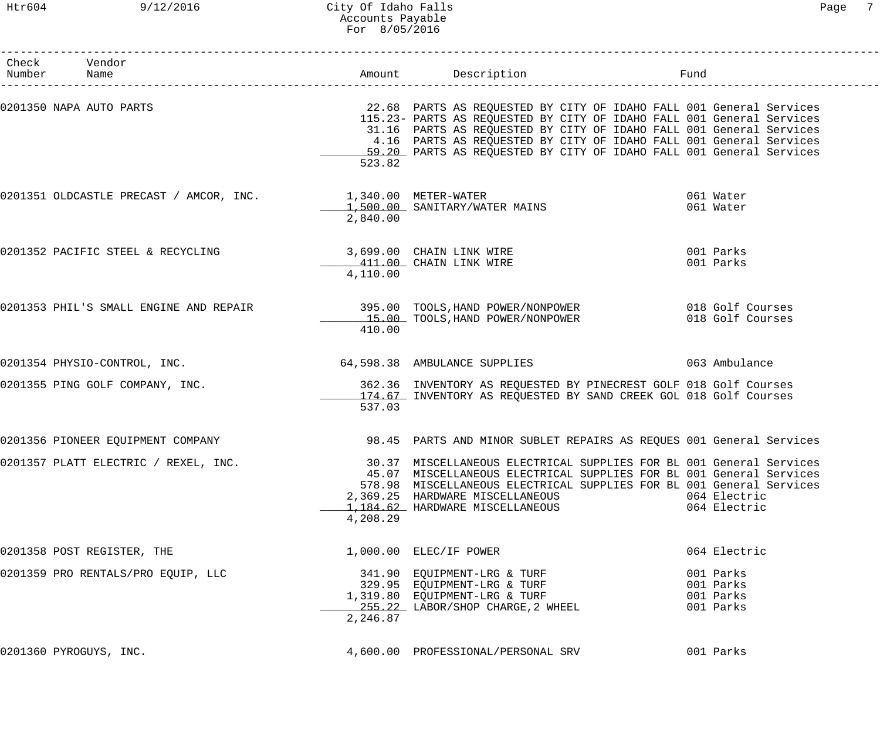City Of Idaho Falls
Accounts Payable
For 8/05/2016

| Check Number | Vendor Name | Amount | Description | Fund |
|---|---|---|---|---|
| 0201350 | NAPA AUTO PARTS | 22.68 | PARTS AS REQUESTED BY CITY OF IDAHO FALL | 001 General Services |
| | | 115.23- | PARTS AS REQUESTED BY CITY OF IDAHO FALL | 001 General Services |
| | | 31.16 | PARTS AS REQUESTED BY CITY OF IDAHO FALL | 001 General Services |
| | | 4.16 | PARTS AS REQUESTED BY CITY OF IDAHO FALL | 001 General Services |
| | | 59.20 | PARTS AS REQUESTED BY CITY OF IDAHO FALL | 001 General Services |
| | | 523.82 | | |
| 0201351 | OLDCASTLE PRECAST / AMCOR, INC. | 1,340.00 | METER-WATER | 061 Water |
| | | 1,500.00 | SANITARY/WATER MAINS | 061 Water |
| | | 2,840.00 | | |
| 0201352 | PACIFIC STEEL & RECYCLING | 3,699.00 | CHAIN LINK WIRE | 001 Parks |
| | | 411.00 | CHAIN LINK WIRE | 001 Parks |
| | | 4,110.00 | | |
| 0201353 | PHIL'S SMALL ENGINE AND REPAIR | 395.00 | TOOLS,HAND POWER/NONPOWER | 018 Golf Courses |
| | | 15.00 | TOOLS,HAND POWER/NONPOWER | 018 Golf Courses |
| | | 410.00 | | |
| 0201354 | PHYSIO-CONTROL, INC. | 64,598.38 | AMBULANCE SUPPLIES | 063 Ambulance |
| 0201355 | PING GOLF COMPANY, INC. | 362.36 | INVENTORY AS REQUESTED BY PINECREST GOLF | 018 Golf Courses |
| | | 174.67 | INVENTORY AS REQUESTED BY SAND CREEK GOL | 018 Golf Courses |
| | | 537.03 | | |
| 0201356 | PIONEER EQUIPMENT COMPANY | 98.45 | PARTS AND MINOR SUBLET REPAIRS AS REQUES | 001 General Services |
| 0201357 | PLATT ELECTRIC / REXEL, INC. | 30.37 | MISCELLANEOUS ELECTRICAL SUPPLIES FOR BL | 001 General Services |
| | | 45.07 | MISCELLANEOUS ELECTRICAL SUPPLIES FOR BL | 001 General Services |
| | | 578.98 | MISCELLANEOUS ELECTRICAL SUPPLIES FOR BL | 001 General Services |
| | | 2,369.25 | HARDWARE MISCELLANEOUS | 064 Electric |
| | | 1,184.62 | HARDWARE MISCELLANEOUS | 064 Electric |
| | | 4,208.29 | | |
| 0201358 | POST REGISTER, THE | 1,000.00 | ELEC/IF POWER | 064 Electric |
| 0201359 | PRO RENTALS/PRO EQUIP, LLC | 341.90 | EQUIPMENT-LRG & TURF | 001 Parks |
| | | 329.95 | EQUIPMENT-LRG & TURF | 001 Parks |
| | | 1,319.80 | EQUIPMENT-LRG & TURF | 001 Parks |
| | | 255.22 | LABOR/SHOP CHARGE,2 WHEEL | 001 Parks |
| | | 2,246.87 | | |
| 0201360 | PYROGUYS, INC. | 4,600.00 | PROFESSIONAL/PERSONAL SRV | 001 Parks |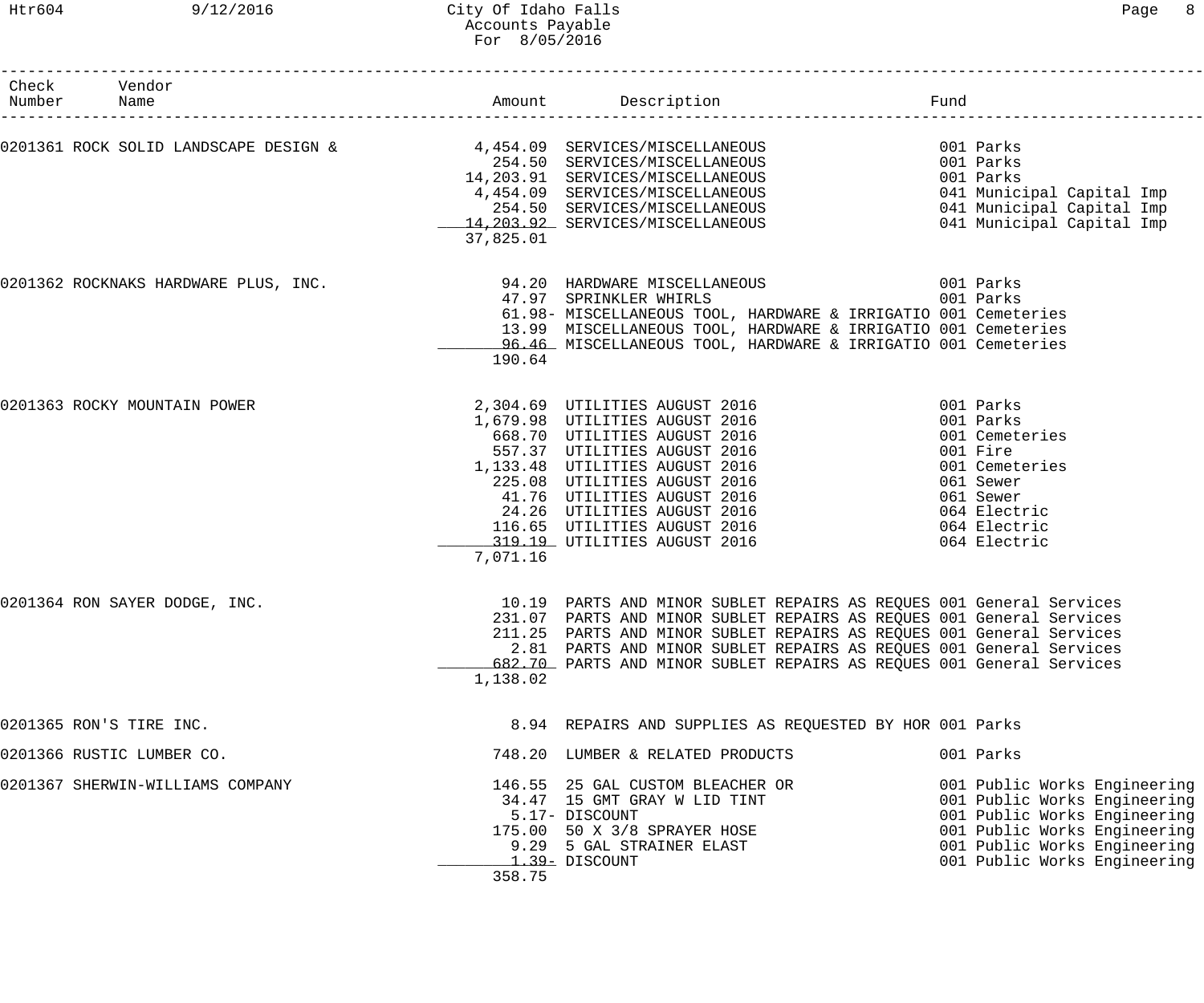# City Of Idaho Falls
## Accounts Payable
### For 8/05/2016

| Check Number | Vendor Name | Amount | Description | Fund |
|---|---|---|---|---|
| 0201361 | ROCK SOLID LANDSCAPE DESIGN & | 4,454.09 | SERVICES/MISCELLANEOUS | 001 Parks |
| | | 254.50 | SERVICES/MISCELLANEOUS | 001 Parks |
| | | 14,203.91 | SERVICES/MISCELLANEOUS | 001 Parks |
| | | 4,454.09 | SERVICES/MISCELLANEOUS | 041 Municipal Capital Imp |
| | | 254.50 | SERVICES/MISCELLANEOUS | 041 Municipal Capital Imp |
| | | 14,203.92 | SERVICES/MISCELLANEOUS | 041 Municipal Capital Imp |
| | | 37,825.01 | | |
| 0201362 | ROCKNAKS HARDWARE PLUS, INC. | 94.20 | HARDWARE MISCELLANEOUS | 001 Parks |
| | | 47.97 | SPRINKLER WHIRLS | 001 Parks |
| | | 61.98- | MISCELLANEOUS TOOL, HARDWARE & IRRIGATIO | 001 Cemeteries |
| | | 13.99 | MISCELLANEOUS TOOL, HARDWARE & IRRIGATIO | 001 Cemeteries |
| | | 96.46 | MISCELLANEOUS TOOL, HARDWARE & IRRIGATIO | 001 Cemeteries |
| | | 190.64 | | |
| 0201363 | ROCKY MOUNTAIN POWER | 2,304.69 | UTILITIES AUGUST 2016 | 001 Parks |
| | | 1,679.98 | UTILITIES AUGUST 2016 | 001 Parks |
| | | 668.70 | UTILITIES AUGUST 2016 | 001 Cemeteries |
| | | 557.37 | UTILITIES AUGUST 2016 | 001 Fire |
| | | 1,133.48 | UTILITIES AUGUST 2016 | 001 Cemeteries |
| | | 225.08 | UTILITIES AUGUST 2016 | 061 Sewer |
| | | 41.76 | UTILITIES AUGUST 2016 | 061 Sewer |
| | | 24.26 | UTILITIES AUGUST 2016 | 064 Electric |
| | | 116.65 | UTILITIES AUGUST 2016 | 064 Electric |
| | | 319.19 | UTILITIES AUGUST 2016 | 064 Electric |
| | | 7,071.16 | | |
| 0201364 | RON SAYER DODGE, INC. | 10.19 | PARTS AND MINOR SUBLET REPAIRS AS REQUES | 001 General Services |
| | | 231.07 | PARTS AND MINOR SUBLET REPAIRS AS REQUES | 001 General Services |
| | | 211.25 | PARTS AND MINOR SUBLET REPAIRS AS REQUES | 001 General Services |
| | | 2.81 | PARTS AND MINOR SUBLET REPAIRS AS REQUES | 001 General Services |
| | | 682.70 | PARTS AND MINOR SUBLET REPAIRS AS REQUES | 001 General Services |
| | | 1,138.02 | | |
| 0201365 | RON'S TIRE INC. | 8.94 | REPAIRS AND SUPPLIES AS REQUESTED BY HOR | 001 Parks |
| 0201366 | RUSTIC LUMBER CO. | 748.20 | LUMBER & RELATED PRODUCTS | 001 Parks |
| 0201367 | SHERWIN-WILLIAMS COMPANY | 146.55 | 25 GAL CUSTOM BLEACHER OR | 001 Public Works Engineering |
| | | 34.47 | 15 GMT GRAY W LID TINT | 001 Public Works Engineering |
| | | 5.17- | DISCOUNT | 001 Public Works Engineering |
| | | 175.00 | 50 X 3/8 SPRAYER HOSE | 001 Public Works Engineering |
| | | 9.29 | 5 GAL STRAINER ELAST | 001 Public Works Engineering |
| | | 1.39- | DISCOUNT | 001 Public Works Engineering |
| | | 358.75 | | |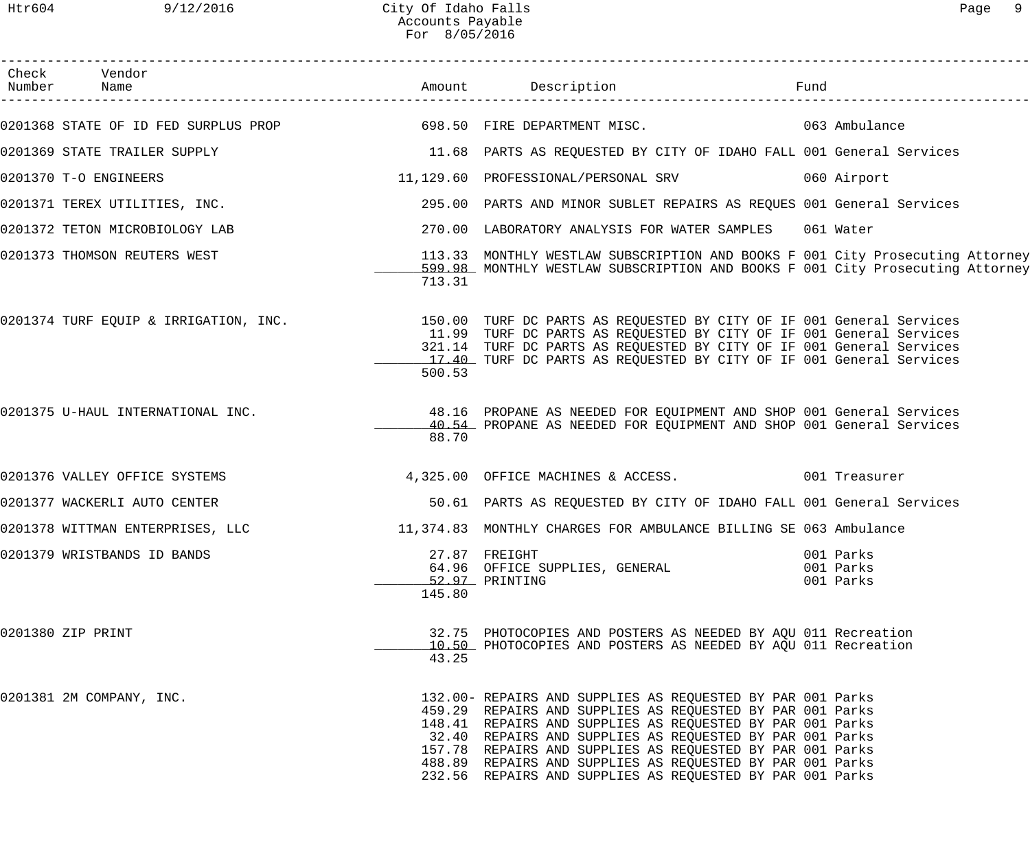City Of Idaho Falls
Accounts Payable
For 8/05/2016

| Check Number | Vendor Name | Amount | Description | Fund |
|---|---|---|---|---|
| 0201368 | STATE OF ID FED SURPLUS PROP | 698.50 | FIRE DEPARTMENT MISC. | 063 Ambulance |
| 0201369 | STATE TRAILER SUPPLY | 11.68 | PARTS AS REQUESTED BY CITY OF IDAHO FALL | 001 General Services |
| 0201370 | T-O ENGINEERS | 11,129.60 | PROFESSIONAL/PERSONAL SRV | 060 Airport |
| 0201371 | TEREX UTILITIES, INC. | 295.00 | PARTS AND MINOR SUBLET REPAIRS AS REQUES | 001 General Services |
| 0201372 | TETON MICROBIOLOGY LAB | 270.00 | LABORATORY ANALYSIS FOR WATER SAMPLES | 061 Water |
| 0201373 | THOMSON REUTERS WEST | 113.33 | MONTHLY WESTLAW SUBSCRIPTION AND BOOKS F | 001 City Prosecuting Attorney |
| | | 599.98 | MONTHLY WESTLAW SUBSCRIPTION AND BOOKS F | 001 City Prosecuting Attorney |
| | | 713.31 | | |
| 0201374 | TURF EQUIP & IRRIGATION, INC. | 150.00 | TURF DC PARTS AS REQUESTED BY CITY OF IF | 001 General Services |
| | | 11.99 | TURF DC PARTS AS REQUESTED BY CITY OF IF | 001 General Services |
| | | 321.14 | TURF DC PARTS AS REQUESTED BY CITY OF IF | 001 General Services |
| | | 17.40 | TURF DC PARTS AS REQUESTED BY CITY OF IF | 001 General Services |
| | | 500.53 | | |
| 0201375 | U-HAUL INTERNATIONAL INC. | 48.16 | PROPANE AS NEEDED FOR EQUIPMENT AND SHOP | 001 General Services |
| | | 40.54 | PROPANE AS NEEDED FOR EQUIPMENT AND SHOP | 001 General Services |
| | | 88.70 | | |
| 0201376 | VALLEY OFFICE SYSTEMS | 4,325.00 | OFFICE MACHINES & ACCESS. | 001 Treasurer |
| 0201377 | WACKERLI AUTO CENTER | 50.61 | PARTS AS REQUESTED BY CITY OF IDAHO FALL | 001 General Services |
| 0201378 | WITTMAN ENTERPRISES, LLC | 11,374.83 | MONTHLY CHARGES FOR AMBULANCE BILLING SE | 063 Ambulance |
| 0201379 | WRISTBANDS ID BANDS | 27.87 | FREIGHT | 001 Parks |
| | | 64.96 | OFFICE SUPPLIES, GENERAL | 001 Parks |
| | | 52.97 | PRINTING | 001 Parks |
| | | 145.80 | | |
| 0201380 | ZIP PRINT | 32.75 | PHOTOCOPIES AND POSTERS AS NEEDED BY AQU | 011 Recreation |
| | | 10.50 | PHOTOCOPIES AND POSTERS AS NEEDED BY AQU | 011 Recreation |
| | | 43.25 | | |
| 0201381 | 2M COMPANY, INC. | 132.00- | REPAIRS AND SUPPLIES AS REQUESTED BY PAR | 001 Parks |
| | | 459.29 | REPAIRS AND SUPPLIES AS REQUESTED BY PAR | 001 Parks |
| | | 148.41 | REPAIRS AND SUPPLIES AS REQUESTED BY PAR | 001 Parks |
| | | 32.40 | REPAIRS AND SUPPLIES AS REQUESTED BY PAR | 001 Parks |
| | | 157.78 | REPAIRS AND SUPPLIES AS REQUESTED BY PAR | 001 Parks |
| | | 488.89 | REPAIRS AND SUPPLIES AS REQUESTED BY PAR | 001 Parks |
| | | 232.56 | REPAIRS AND SUPPLIES AS REQUESTED BY PAR | 001 Parks |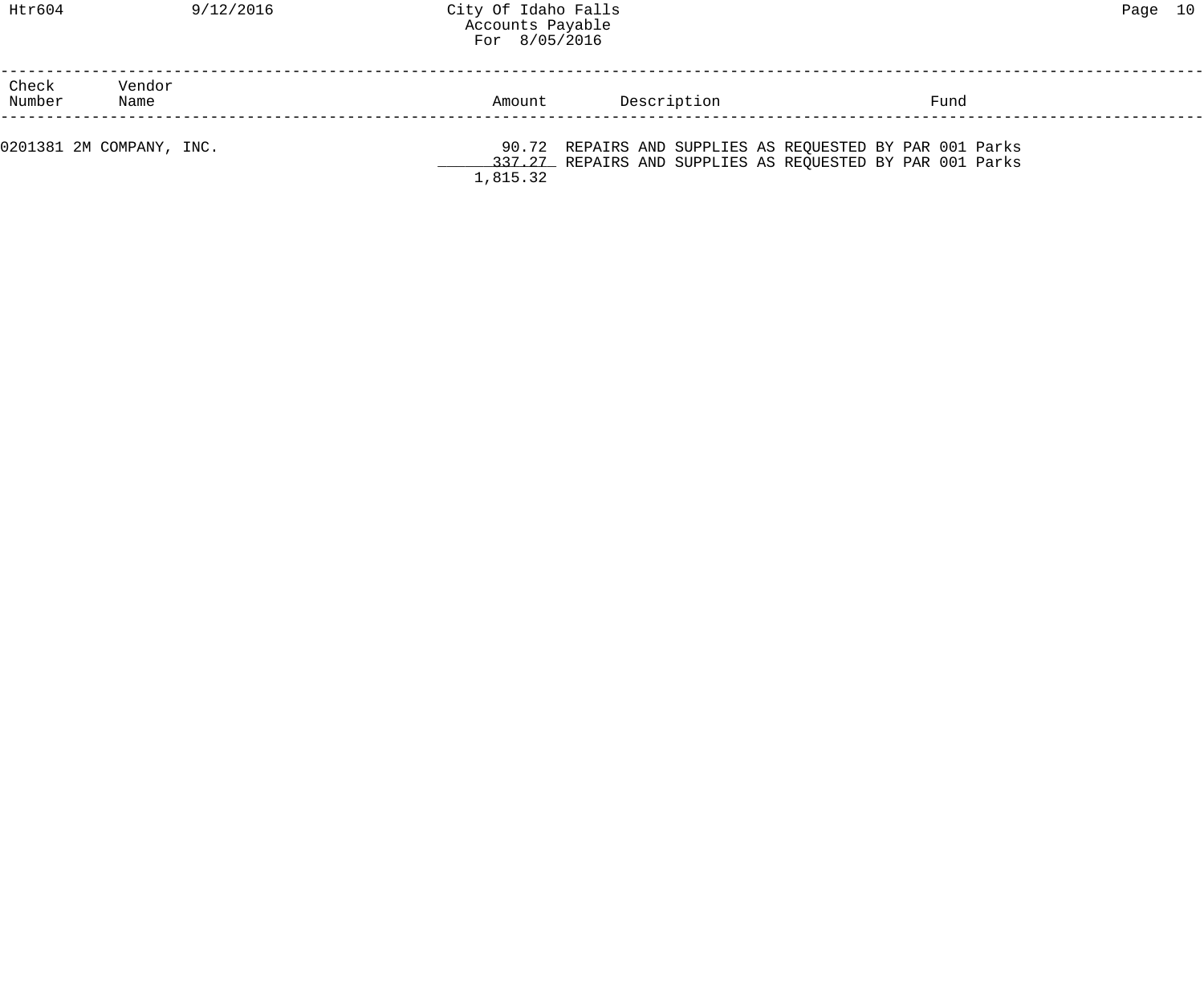City Of Idaho Falls
Accounts Payable
For 8/05/2016

| Check Number | Vendor Name | Amount | Description | Fund |
|---|---|---|---|---|
| 0201381 | 2M COMPANY, INC. | 90.72 | REPAIRS AND SUPPLIES AS REQUESTED BY PAR | 001 Parks |
| | | 337.27 | REPAIRS AND SUPPLIES AS REQUESTED BY PAR | 001 Parks |
| | | 1,815.32 | | |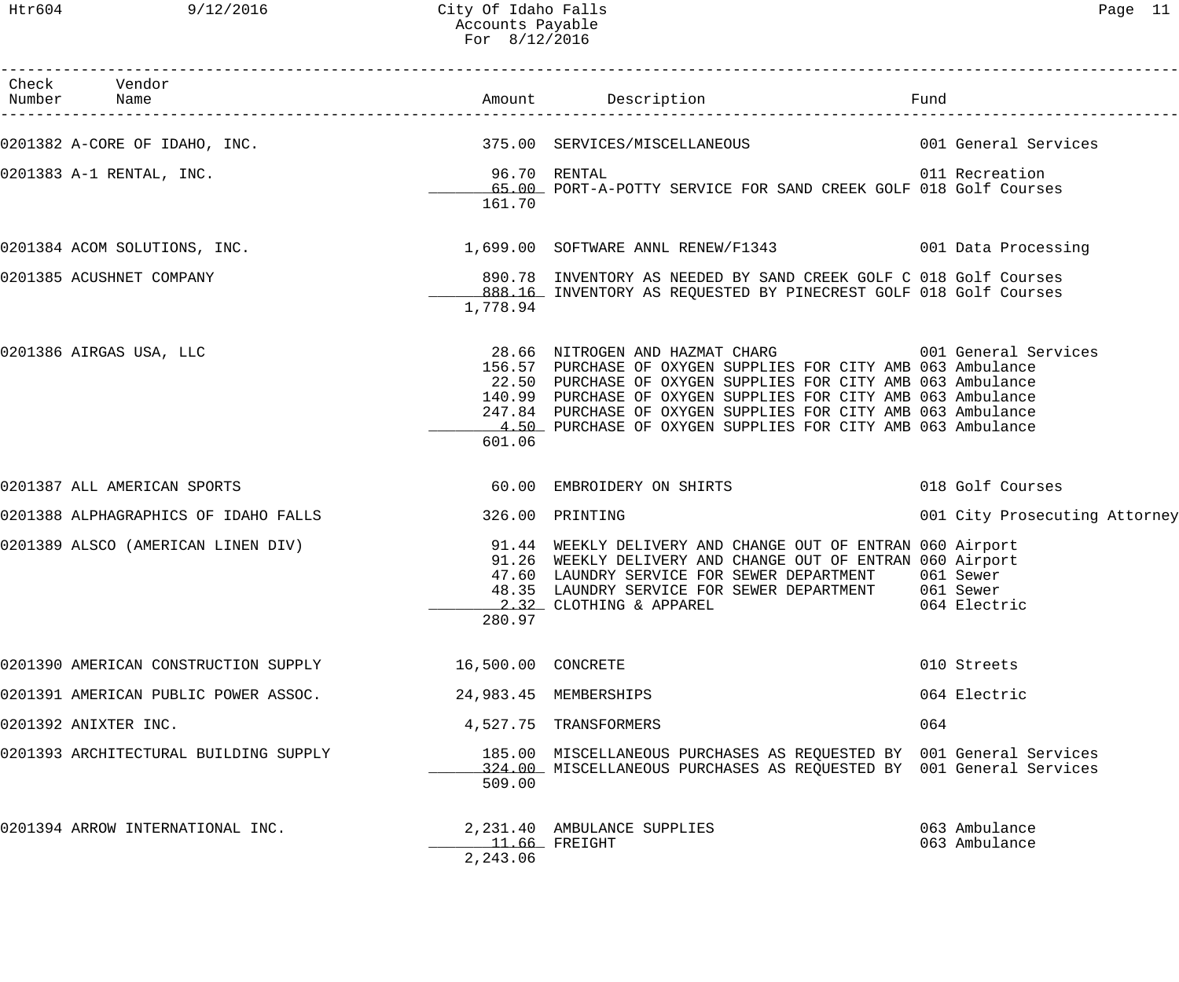City Of Idaho Falls
Accounts Payable
For 8/12/2016

| Check Number | Vendor Name | Amount | Description | Fund |
|---|---|---|---|---|
| 0201382 | A-CORE OF IDAHO, INC. | 375.00 | SERVICES/MISCELLANEOUS | 001 General Services |
| 0201383 | A-1 RENTAL, INC. | 96.70 | RENTAL | 011 Recreation |
| | | 65.00 | PORT-A-POTTY SERVICE FOR SAND CREEK GOLF | 018 Golf Courses |
| | | 161.70 | | |
| 0201384 | ACOM SOLUTIONS, INC. | 1,699.00 | SOFTWARE ANNL RENEW/F1343 | 001 Data Processing |
| 0201385 | ACUSHNET COMPANY | 890.78 | INVENTORY AS NEEDED BY SAND CREEK GOLF C | 018 Golf Courses |
| | | 888.16 | INVENTORY AS REQUESTED BY PINECREST GOLF | 018 Golf Courses |
| | | 1,778.94 | | |
| 0201386 | AIRGAS USA, LLC | 28.66 | NITROGEN AND HAZMAT CHARG | 001 General Services |
| | | 156.57 | PURCHASE OF OXYGEN SUPPLIES FOR CITY AMB | 063 Ambulance |
| | | 22.50 | PURCHASE OF OXYGEN SUPPLIES FOR CITY AMB | 063 Ambulance |
| | | 140.99 | PURCHASE OF OXYGEN SUPPLIES FOR CITY AMB | 063 Ambulance |
| | | 247.84 | PURCHASE OF OXYGEN SUPPLIES FOR CITY AMB | 063 Ambulance |
| | | 4.50 | PURCHASE OF OXYGEN SUPPLIES FOR CITY AMB | 063 Ambulance |
| | | 601.06 | | |
| 0201387 | ALL AMERICAN SPORTS | 60.00 | EMBROIDERY ON SHIRTS | 018 Golf Courses |
| 0201388 | ALPHAGRAPHICS OF IDAHO FALLS | 326.00 | PRINTING | 001 City Prosecuting Attorney |
| 0201389 | ALSCO (AMERICAN LINEN DIV) | 91.44 | WEEKLY DELIVERY AND CHANGE OUT OF ENTRAN | 060 Airport |
| | | 91.26 | WEEKLY DELIVERY AND CHANGE OUT OF ENTRAN | 060 Airport |
| | | 47.60 | LAUNDRY SERVICE FOR SEWER DEPARTMENT | 061 Sewer |
| | | 48.35 | LAUNDRY SERVICE FOR SEWER DEPARTMENT | 061 Sewer |
| | | 2.32 | CLOTHING & APPAREL | 064 Electric |
| | | 280.97 | | |
| 0201390 | AMERICAN CONSTRUCTION SUPPLY | 16,500.00 | CONCRETE | 010 Streets |
| 0201391 | AMERICAN PUBLIC POWER ASSOC. | 24,983.45 | MEMBERSHIPS | 064 Electric |
| 0201392 | ANIXTER INC. | 4,527.75 | TRANSFORMERS | 064 |
| 0201393 | ARCHITECTURAL BUILDING SUPPLY | 185.00 | MISCELLANEOUS PURCHASES AS REQUESTED BY | 001 General Services |
| | | 324.00 | MISCELLANEOUS PURCHASES AS REQUESTED BY | 001 General Services |
| | | 509.00 | | |
| 0201394 | ARROW INTERNATIONAL INC. | 2,231.40 | AMBULANCE SUPPLIES | 063 Ambulance |
| | | 11.66 | FREIGHT | 063 Ambulance |
| | | 2,243.06 | | |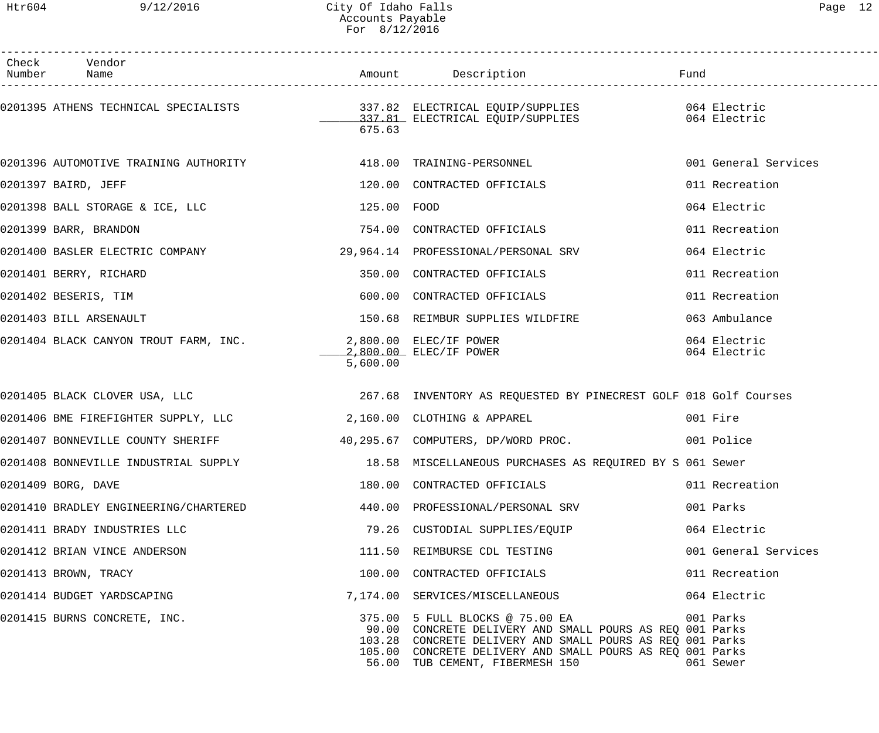| Check Number | Vendor Name | Amount | Description | Fund |
|---|---|---|---|---|
| 0201395 | ATHENS TECHNICAL SPECIALISTS | 337.82 | ELECTRICAL EQUIP/SUPPLIES | 064 Electric |
| | | 337.81 | ELECTRICAL EQUIP/SUPPLIES | 064 Electric |
| | | 675.63 | | |
| 0201396 | AUTOMOTIVE TRAINING AUTHORITY | 418.00 | TRAINING-PERSONNEL | 001 General Services |
| 0201397 | BAIRD, JEFF | 120.00 | CONTRACTED OFFICIALS | 011 Recreation |
| 0201398 | BALL STORAGE & ICE, LLC | 125.00 | FOOD | 064 Electric |
| 0201399 | BARR, BRANDON | 754.00 | CONTRACTED OFFICIALS | 011 Recreation |
| 0201400 | BASLER ELECTRIC COMPANY | 29,964.14 | PROFESSIONAL/PERSONAL SRV | 064 Electric |
| 0201401 | BERRY, RICHARD | 350.00 | CONTRACTED OFFICIALS | 011 Recreation |
| 0201402 | BESERIS, TIM | 600.00 | CONTRACTED OFFICIALS | 011 Recreation |
| 0201403 | BILL ARSENAULT | 150.68 | REIMBUR SUPPLIES WILDFIRE | 063 Ambulance |
| 0201404 | BLACK CANYON TROUT FARM, INC. | 2,800.00 | ELEC/IF POWER | 064 Electric |
| | | 2,800.00 | ELEC/IF POWER | 064 Electric |
| | | 5,600.00 | | |
| 0201405 | BLACK CLOVER USA, LLC | 267.68 | INVENTORY AS REQUESTED BY PINECREST GOLF | 018 Golf Courses |
| 0201406 | BME FIREFIGHTER SUPPLY, LLC | 2,160.00 | CLOTHING & APPAREL | 001 Fire |
| 0201407 | BONNEVILLE COUNTY SHERIFF | 40,295.67 | COMPUTERS, DP/WORD PROC. | 001 Police |
| 0201408 | BONNEVILLE INDUSTRIAL SUPPLY | 18.58 | MISCELLANEOUS PURCHASES AS REQUIRED BY S | 061 Sewer |
| 0201409 | BORG, DAVE | 180.00 | CONTRACTED OFFICIALS | 011 Recreation |
| 0201410 | BRADLEY ENGINEERING/CHARTERED | 440.00 | PROFESSIONAL/PERSONAL SRV | 001 Parks |
| 0201411 | BRADY INDUSTRIES LLC | 79.26 | CUSTODIAL SUPPLIES/EQUIP | 064 Electric |
| 0201412 | BRIAN VINCE ANDERSON | 111.50 | REIMBURSE CDL TESTING | 001 General Services |
| 0201413 | BROWN, TRACY | 100.00 | CONTRACTED OFFICIALS | 011 Recreation |
| 0201414 | BUDGET YARDSCAPING | 7,174.00 | SERVICES/MISCELLANEOUS | 064 Electric |
| 0201415 | BURNS CONCRETE, INC. | 375.00 | 5 FULL BLOCKS @ 75.00 EA | 001 Parks |
| | | 90.00 | CONCRETE DELIVERY AND SMALL POURS AS REQ | 001 Parks |
| | | 103.28 | CONCRETE DELIVERY AND SMALL POURS AS REQ | 001 Parks |
| | | 105.00 | CONCRETE DELIVERY AND SMALL POURS AS REQ | 001 Parks |
| | | 56.00 | TUB CEMENT, FIBERMESH 150 | 061 Sewer |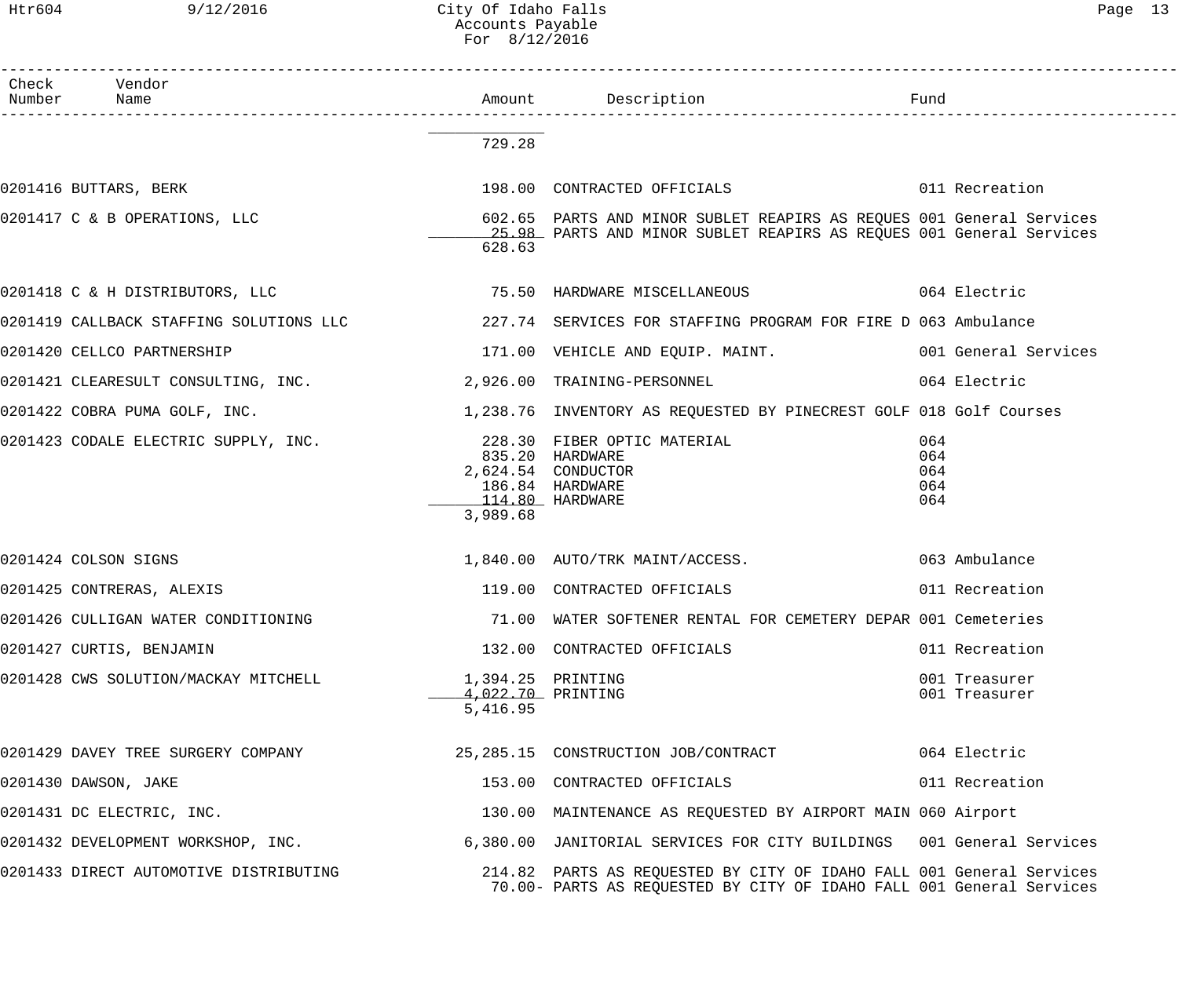# City Of Idaho Falls
## Accounts Payable
### For 8/12/2016

| Check Number | Vendor Name | Amount | Description | Fund |
|---|---|---|---|---|
| | | 729.28 | | |
| 0201416 | BUTTARS, BERK | 198.00 | CONTRACTED OFFICIALS | 011 Recreation |
| 0201417 | C & B OPERATIONS, LLC | 602.65 | PARTS AND MINOR SUBLET REAPIRS AS REQUES | 001 General Services |
| | | 25.98 | PARTS AND MINOR SUBLET REAPIRS AS REQUES | 001 General Services |
| | | 628.63 | | |
| 0201418 | C & H DISTRIBUTORS, LLC | 75.50 | HARDWARE MISCELLANEOUS | 064 Electric |
| 0201419 | CALLBACK STAFFING SOLUTIONS LLC | 227.74 | SERVICES FOR STAFFING PROGRAM FOR FIRE D | 063 Ambulance |
| 0201420 | CELLCO PARTNERSHIP | 171.00 | VEHICLE AND EQUIP. MAINT. | 001 General Services |
| 0201421 | CLEARESULT CONSULTING, INC. | 2,926.00 | TRAINING-PERSONNEL | 064 Electric |
| 0201422 | COBRA PUMA GOLF, INC. | 1,238.76 | INVENTORY AS REQUESTED BY PINECREST GOLF | 018 Golf Courses |
| 0201423 | CODALE ELECTRIC SUPPLY, INC. | 228.30 | FIBER OPTIC MATERIAL | 064 |
| | | 835.20 | HARDWARE | 064 |
| | | 2,624.54 | CONDUCTOR | 064 |
| | | 186.84 | HARDWARE | 064 |
| | | 114.80 | HARDWARE | 064 |
| | | 3,989.68 | | |
| 0201424 | COLSON SIGNS | 1,840.00 | AUTO/TRK MAINT/ACCESS. | 063 Ambulance |
| 0201425 | CONTRERAS, ALEXIS | 119.00 | CONTRACTED OFFICIALS | 011 Recreation |
| 0201426 | CULLIGAN WATER CONDITIONING | 71.00 | WATER SOFTENER RENTAL FOR CEMETERY DEPAR | 001 Cemeteries |
| 0201427 | CURTIS, BENJAMIN | 132.00 | CONTRACTED OFFICIALS | 011 Recreation |
| 0201428 | CWS SOLUTION/MACKAY MITCHELL | 1,394.25 | PRINTING | 001 Treasurer |
| | | 4,022.70 | PRINTING | 001 Treasurer |
| | | 5,416.95 | | |
| 0201429 | DAVEY TREE SURGERY COMPANY | 25,285.15 | CONSTRUCTION JOB/CONTRACT | 064 Electric |
| 0201430 | DAWSON, JAKE | 153.00 | CONTRACTED OFFICIALS | 011 Recreation |
| 0201431 | DC ELECTRIC, INC. | 130.00 | MAINTENANCE AS REQUESTED BY AIRPORT MAIN | 060 Airport |
| 0201432 | DEVELOPMENT WORKSHOP, INC. | 6,380.00 | JANITORIAL SERVICES FOR CITY BUILDINGS | 001 General Services |
| 0201433 | DIRECT AUTOMOTIVE DISTRIBUTING | 214.82 | PARTS AS REQUESTED BY CITY OF IDAHO FALL | 001 General Services |
| | | 70.00- | PARTS AS REQUESTED BY CITY OF IDAHO FALL | 001 General Services |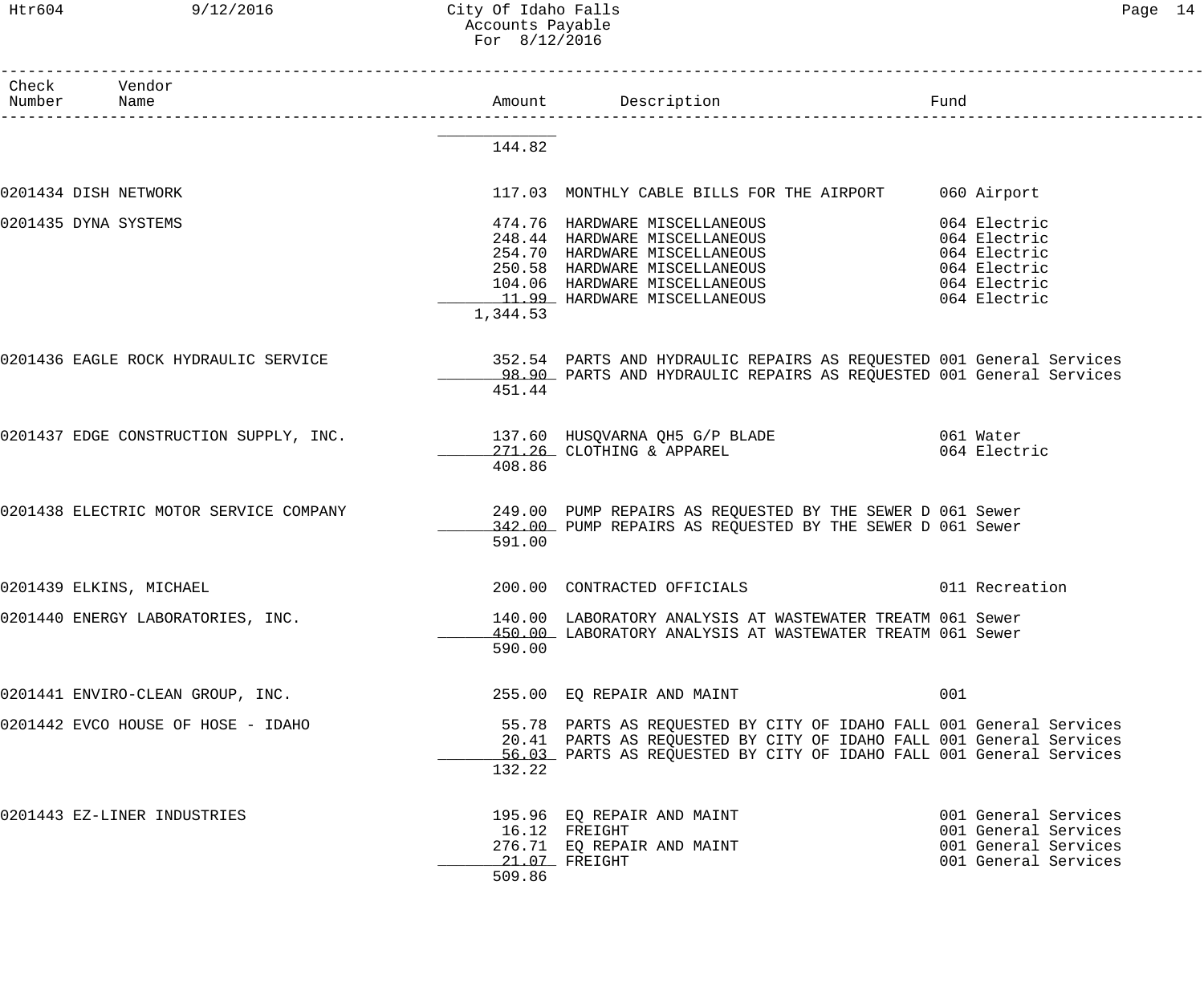| Check Number | Vendor Name | Amount | Description | Fund |
|---|---|---|---|---|
| | | 144.82 | | |
| 0201434 | DISH NETWORK | 117.03 | MONTHLY CABLE BILLS FOR THE AIRPORT | 060 Airport |
| 0201435 | DYNA SYSTEMS | 474.76 | HARDWARE MISCELLANEOUS | 064 Electric |
| | | 248.44 | HARDWARE MISCELLANEOUS | 064 Electric |
| | | 254.70 | HARDWARE MISCELLANEOUS | 064 Electric |
| | | 250.58 | HARDWARE MISCELLANEOUS | 064 Electric |
| | | 104.06 | HARDWARE MISCELLANEOUS | 064 Electric |
| | | 11.99 | HARDWARE MISCELLANEOUS | 064 Electric |
| | | 1,344.53 | | |
| 0201436 | EAGLE ROCK HYDRAULIC SERVICE | 352.54 | PARTS AND HYDRAULIC REPAIRS AS REQUESTED | 001 General Services |
| | | 98.90 | PARTS AND HYDRAULIC REPAIRS AS REQUESTED | 001 General Services |
| | | 451.44 | | |
| 0201437 | EDGE CONSTRUCTION SUPPLY, INC. | 137.60 | HUSQVARNA QH5 G/P BLADE | 061 Water |
| | | 271.26 | CLOTHING & APPAREL | 064 Electric |
| | | 408.86 | | |
| 0201438 | ELECTRIC MOTOR SERVICE COMPANY | 249.00 | PUMP REPAIRS AS REQUESTED BY THE SEWER D | 061 Sewer |
| | | 342.00 | PUMP REPAIRS AS REQUESTED BY THE SEWER D | 061 Sewer |
| | | 591.00 | | |
| 0201439 | ELKINS, MICHAEL | 200.00 | CONTRACTED OFFICIALS | 011 Recreation |
| 0201440 | ENERGY LABORATORIES, INC. | 140.00 | LABORATORY ANALYSIS AT WASTEWATER TREATM | 061 Sewer |
| | | 450.00 | LABORATORY ANALYSIS AT WASTEWATER TREATM | 061 Sewer |
| | | 590.00 | | |
| 0201441 | ENVIRO-CLEAN GROUP, INC. | 255.00 | EQ REPAIR AND MAINT | 001 |
| 0201442 | EVCO HOUSE OF HOSE - IDAHO | 55.78 | PARTS AS REQUESTED BY CITY OF IDAHO FALL | 001 General Services |
| | | 20.41 | PARTS AS REQUESTED BY CITY OF IDAHO FALL | 001 General Services |
| | | 56.03 | PARTS AS REQUESTED BY CITY OF IDAHO FALL | 001 General Services |
| | | 132.22 | | |
| 0201443 | EZ-LINER INDUSTRIES | 195.96 | EQ REPAIR AND MAINT | 001 General Services |
| | | 16.12 | FREIGHT | 001 General Services |
| | | 276.71 | EQ REPAIR AND MAINT | 001 General Services |
| | | 21.07 | FREIGHT | 001 General Services |
| | | 509.86 | | |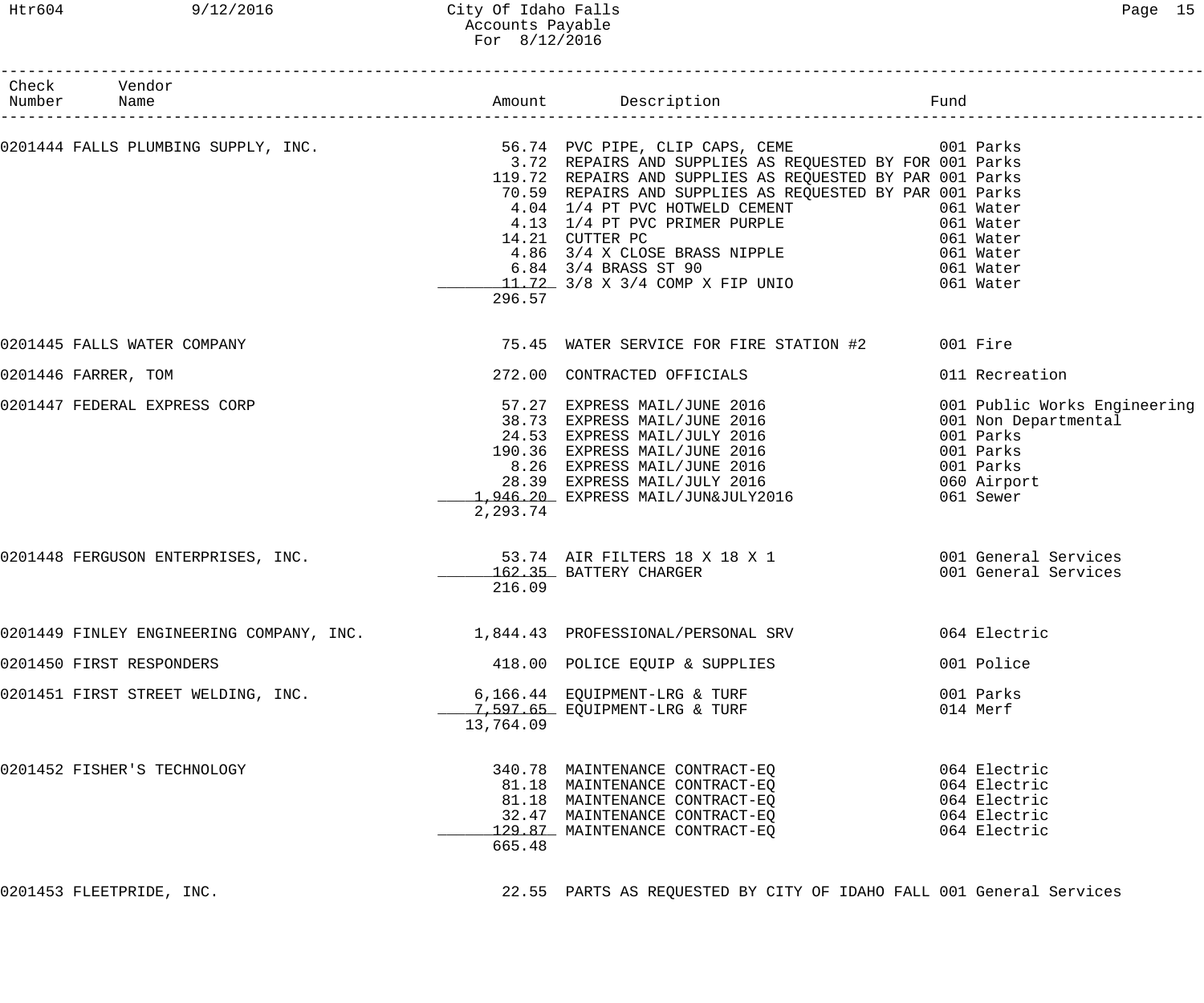# City Of Idaho Falls
## Accounts Payable
### For 8/12/2016

| Check Number | Vendor Name | Amount | Description | Fund |
|---|---|---|---|---|
| 0201444 | FALLS PLUMBING SUPPLY, INC. | 56.74 | PVC PIPE, CLIP CAPS, CEME | 001 Parks |
| | | 3.72 | REPAIRS AND SUPPLIES AS REQUESTED BY FOR | 001 Parks |
| | | 119.72 | REPAIRS AND SUPPLIES AS REQUESTED BY PAR | 001 Parks |
| | | 70.59 | REPAIRS AND SUPPLIES AS REQUESTED BY PAR | 001 Parks |
| | | 4.04 | 1/4 PT PVC HOTWELD CEMENT | 061 Water |
| | | 4.13 | 1/4 PT PVC PRIMER PURPLE | 061 Water |
| | | 14.21 | CUTTER PC | 061 Water |
| | | 4.86 | 3/4 X CLOSE BRASS NIPPLE | 061 Water |
| | | 6.84 | 3/4 BRASS ST 90 | 061 Water |
| | | 11.72 | 3/8 X 3/4 COMP X FIP UNIO | 061 Water |
| | | 296.57 | | |
| 0201445 | FALLS WATER COMPANY | 75.45 | WATER SERVICE FOR FIRE STATION #2 | 001 Fire |
| 0201446 | FARRER, TOM | 272.00 | CONTRACTED OFFICIALS | 011 Recreation |
| 0201447 | FEDERAL EXPRESS CORP | 57.27 | EXPRESS MAIL/JUNE 2016 | 001 Public Works Engineering |
| | | 38.73 | EXPRESS MAIL/JUNE 2016 | 001 Non Departmental |
| | | 24.53 | EXPRESS MAIL/JULY 2016 | 001 Parks |
| | | 190.36 | EXPRESS MAIL/JUNE 2016 | 001 Parks |
| | | 8.26 | EXPRESS MAIL/JUNE 2016 | 001 Parks |
| | | 28.39 | EXPRESS MAIL/JULY 2016 | 060 Airport |
| | | 1,946.20 | EXPRESS MAIL/JUN&JULY2016 | 061 Sewer |
| | | 2,293.74 | | |
| 0201448 | FERGUSON ENTERPRISES, INC. | 53.74 | AIR FILTERS 18 X 18 X 1 | 001 General Services |
| | | 162.35 | BATTERY CHARGER | 001 General Services |
| | | 216.09 | | |
| 0201449 | FINLEY ENGINEERING COMPANY, INC. | 1,844.43 | PROFESSIONAL/PERSONAL SRV | 064 Electric |
| 0201450 | FIRST RESPONDERS | 418.00 | POLICE EQUIP & SUPPLIES | 001 Police |
| 0201451 | FIRST STREET WELDING, INC. | 6,166.44 | EQUIPMENT-LRG & TURF | 001 Parks |
| | | 7,597.65 | EQUIPMENT-LRG & TURF | 014 Merf |
| | | 13,764.09 | | |
| 0201452 | FISHER'S TECHNOLOGY | 340.78 | MAINTENANCE CONTRACT-EQ | 064 Electric |
| | | 81.18 | MAINTENANCE CONTRACT-EQ | 064 Electric |
| | | 81.18 | MAINTENANCE CONTRACT-EQ | 064 Electric |
| | | 32.47 | MAINTENANCE CONTRACT-EQ | 064 Electric |
| | | 129.87 | MAINTENANCE CONTRACT-EQ | 064 Electric |
| | | 665.48 | | |
| 0201453 | FLEETPRIDE, INC. | 22.55 | PARTS AS REQUESTED BY CITY OF IDAHO FALL | 001 General Services |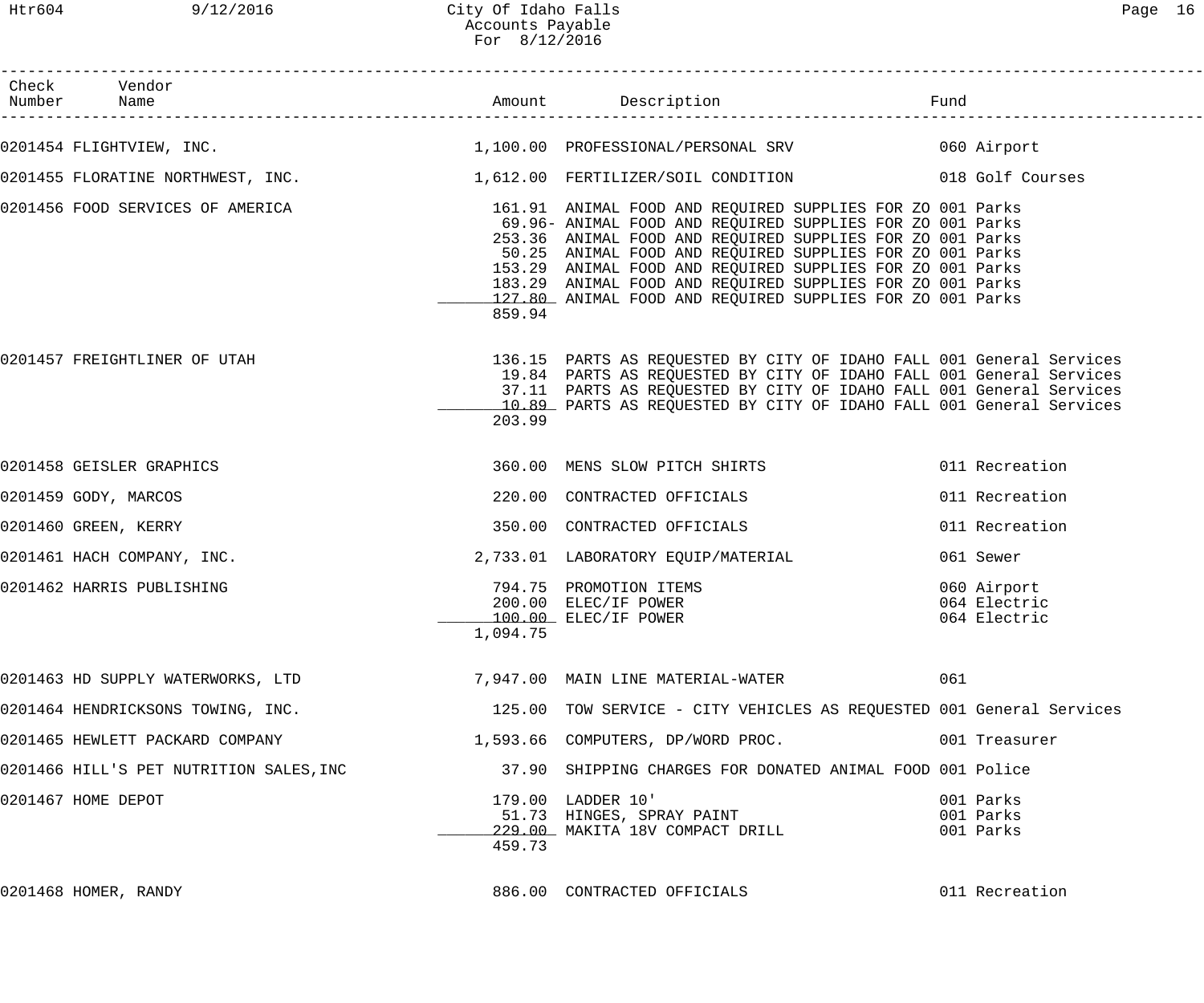| Check Number | Vendor Name | Amount | Description | Fund |
|---|---|---|---|---|
| 0201454 | FLIGHTVIEW, INC. | 1,100.00 | PROFESSIONAL/PERSONAL SRV | 060 Airport |
| 0201455 | FLORATINE NORTHWEST, INC. | 1,612.00 | FERTILIZER/SOIL CONDITION | 018 Golf Courses |
| 0201456 | FOOD SERVICES OF AMERICA | 161.91 | ANIMAL FOOD AND REQUIRED SUPPLIES FOR ZO | 001 Parks |
| | | 69.96- | ANIMAL FOOD AND REQUIRED SUPPLIES FOR ZO | 001 Parks |
| | | 253.36 | ANIMAL FOOD AND REQUIRED SUPPLIES FOR ZO | 001 Parks |
| | | 50.25 | ANIMAL FOOD AND REQUIRED SUPPLIES FOR ZO | 001 Parks |
| | | 153.29 | ANIMAL FOOD AND REQUIRED SUPPLIES FOR ZO | 001 Parks |
| | | 183.29 | ANIMAL FOOD AND REQUIRED SUPPLIES FOR ZO | 001 Parks |
| | | 127.80 | ANIMAL FOOD AND REQUIRED SUPPLIES FOR ZO | 001 Parks |
| | | 859.94 | | |
| 0201457 | FREIGHTLINER OF UTAH | 136.15 | PARTS AS REQUESTED BY CITY OF IDAHO FALL | 001 General Services |
| | | 19.84 | PARTS AS REQUESTED BY CITY OF IDAHO FALL | 001 General Services |
| | | 37.11 | PARTS AS REQUESTED BY CITY OF IDAHO FALL | 001 General Services |
| | | 10.89 | PARTS AS REQUESTED BY CITY OF IDAHO FALL | 001 General Services |
| | | 203.99 | | |
| 0201458 | GEISLER GRAPHICS | 360.00 | MENS SLOW PITCH SHIRTS | 011 Recreation |
| 0201459 | GODY, MARCOS | 220.00 | CONTRACTED OFFICIALS | 011 Recreation |
| 0201460 | GREEN, KERRY | 350.00 | CONTRACTED OFFICIALS | 011 Recreation |
| 0201461 | HACH COMPANY, INC. | 2,733.01 | LABORATORY EQUIP/MATERIAL | 061 Sewer |
| 0201462 | HARRIS PUBLISHING | 794.75 | PROMOTION ITEMS | 060 Airport |
| | | 200.00 | ELEC/IF POWER | 064 Electric |
| | | 100.00 | ELEC/IF POWER | 064 Electric |
| | | 1,094.75 | | |
| 0201463 | HD SUPPLY WATERWORKS, LTD | 7,947.00 | MAIN LINE MATERIAL-WATER | 061 |
| 0201464 | HENDRICKSONS TOWING, INC. | 125.00 | TOW SERVICE - CITY VEHICLES AS REQUESTED | 001 General Services |
| 0201465 | HEWLETT PACKARD COMPANY | 1,593.66 | COMPUTERS, DP/WORD PROC. | 001 Treasurer |
| 0201466 | HILL'S PET NUTRITION SALES,INC | 37.90 | SHIPPING CHARGES FOR DONATED ANIMAL FOOD | 001 Police |
| 0201467 | HOME DEPOT | 179.00 | LADDER 10' | 001 Parks |
| | | 51.73 | HINGES, SPRAY PAINT | 001 Parks |
| | | 229.00 | MAKITA 18V COMPACT DRILL | 001 Parks |
| | | 459.73 | | |
| 0201468 | HOMER, RANDY | 886.00 | CONTRACTED OFFICIALS | 011 Recreation |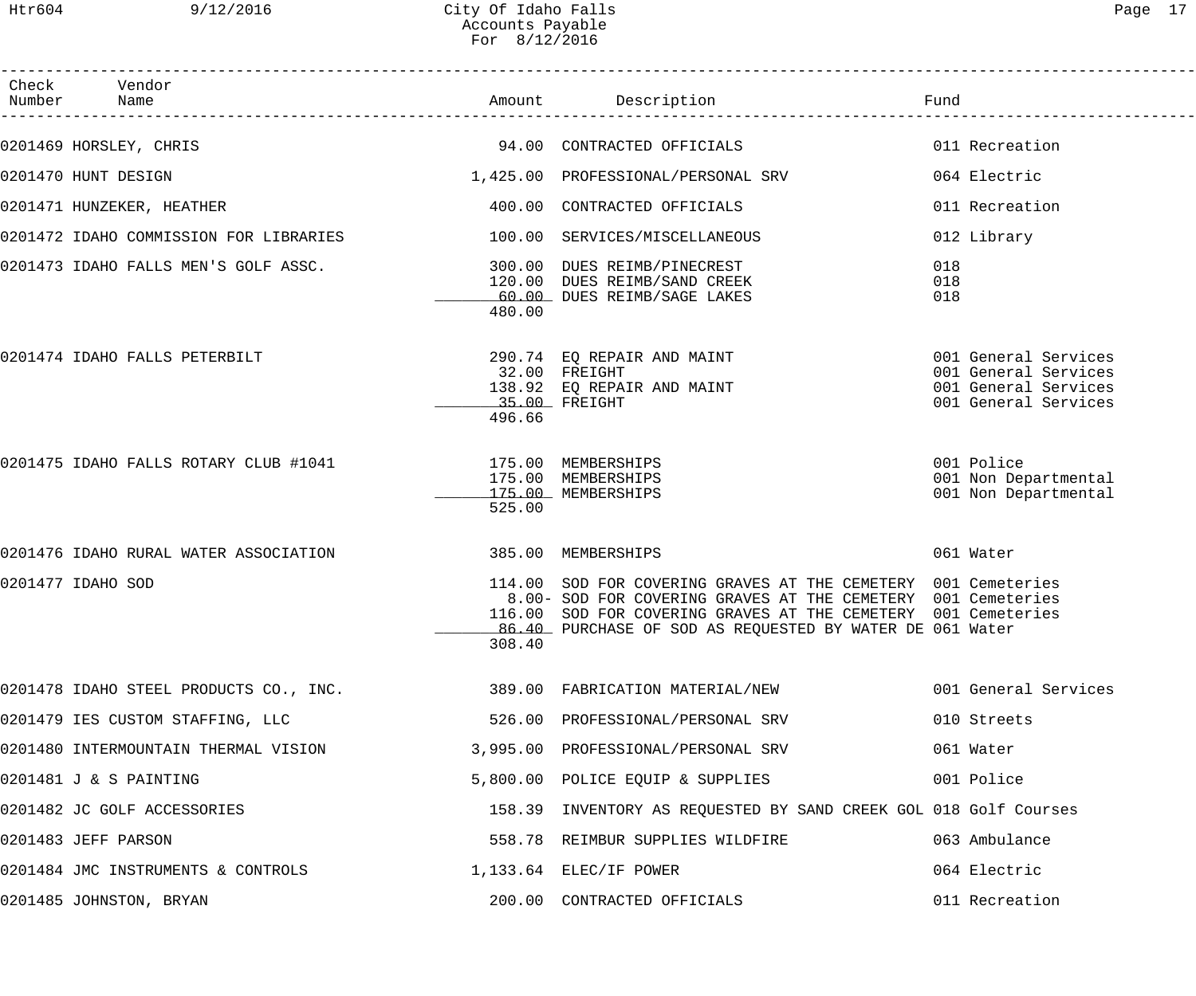City Of Idaho Falls
Accounts Payable
For 8/12/2016

| Check Number | Vendor Name | Amount | Description | Fund |
|---|---|---|---|---|
| 0201469 | HORSLEY, CHRIS | 94.00 | CONTRACTED OFFICIALS | 011 Recreation |
| 0201470 | HUNT DESIGN | 1,425.00 | PROFESSIONAL/PERSONAL SRV | 064 Electric |
| 0201471 | HUNZEKER, HEATHER | 400.00 | CONTRACTED OFFICIALS | 011 Recreation |
| 0201472 | IDAHO COMMISSION FOR LIBRARIES | 100.00 | SERVICES/MISCELLANEOUS | 012 Library |
| 0201473 | IDAHO FALLS MEN'S GOLF ASSC. | 300.00 | DUES REIMB/PINECREST | 018 |
| | | 120.00 | DUES REIMB/SAND CREEK | 018 |
| | | 60.00 | DUES REIMB/SAGE LAKES | 018 |
| | | 480.00 | | |
| 0201474 | IDAHO FALLS PETERBILT | 290.74 | EQ REPAIR AND MAINT | 001 General Services |
| | | 32.00 | FREIGHT | 001 General Services |
| | | 138.92 | EQ REPAIR AND MAINT | 001 General Services |
| | | 35.00 | FREIGHT | 001 General Services |
| | | 496.66 | | |
| 0201475 | IDAHO FALLS ROTARY CLUB #1041 | 175.00 | MEMBERSHIPS | 001 Police |
| | | 175.00 | MEMBERSHIPS | 001 Non Departmental |
| | | 175.00 | MEMBERSHIPS | 001 Non Departmental |
| | | 525.00 | | |
| 0201476 | IDAHO RURAL WATER ASSOCIATION | 385.00 | MEMBERSHIPS | 061 Water |
| 0201477 | IDAHO SOD | 114.00 | SOD FOR COVERING GRAVES AT THE CEMETERY | 001 Cemeteries |
| | | 8.00- | SOD FOR COVERING GRAVES AT THE CEMETERY | 001 Cemeteries |
| | | 116.00 | SOD FOR COVERING GRAVES AT THE CEMETERY | 001 Cemeteries |
| | | 86.40 | PURCHASE OF SOD AS REQUESTED BY WATER DE | 061 Water |
| | | 308.40 | | |
| 0201478 | IDAHO STEEL PRODUCTS CO., INC. | 389.00 | FABRICATION MATERIAL/NEW | 001 General Services |
| 0201479 | IES CUSTOM STAFFING, LLC | 526.00 | PROFESSIONAL/PERSONAL SRV | 010 Streets |
| 0201480 | INTERMOUNTAIN THERMAL VISION | 3,995.00 | PROFESSIONAL/PERSONAL SRV | 061 Water |
| 0201481 | J & S PAINTING | 5,800.00 | POLICE EQUIP & SUPPLIES | 001 Police |
| 0201482 | JC GOLF ACCESSORIES | 158.39 | INVENTORY AS REQUESTED BY SAND CREEK GOL | 018 Golf Courses |
| 0201483 | JEFF PARSON | 558.78 | REIMBUR SUPPLIES WILDFIRE | 063 Ambulance |
| 0201484 | JMC INSTRUMENTS & CONTROLS | 1,133.64 | ELEC/IF POWER | 064 Electric |
| 0201485 | JOHNSTON, BRYAN | 200.00 | CONTRACTED OFFICIALS | 011 Recreation |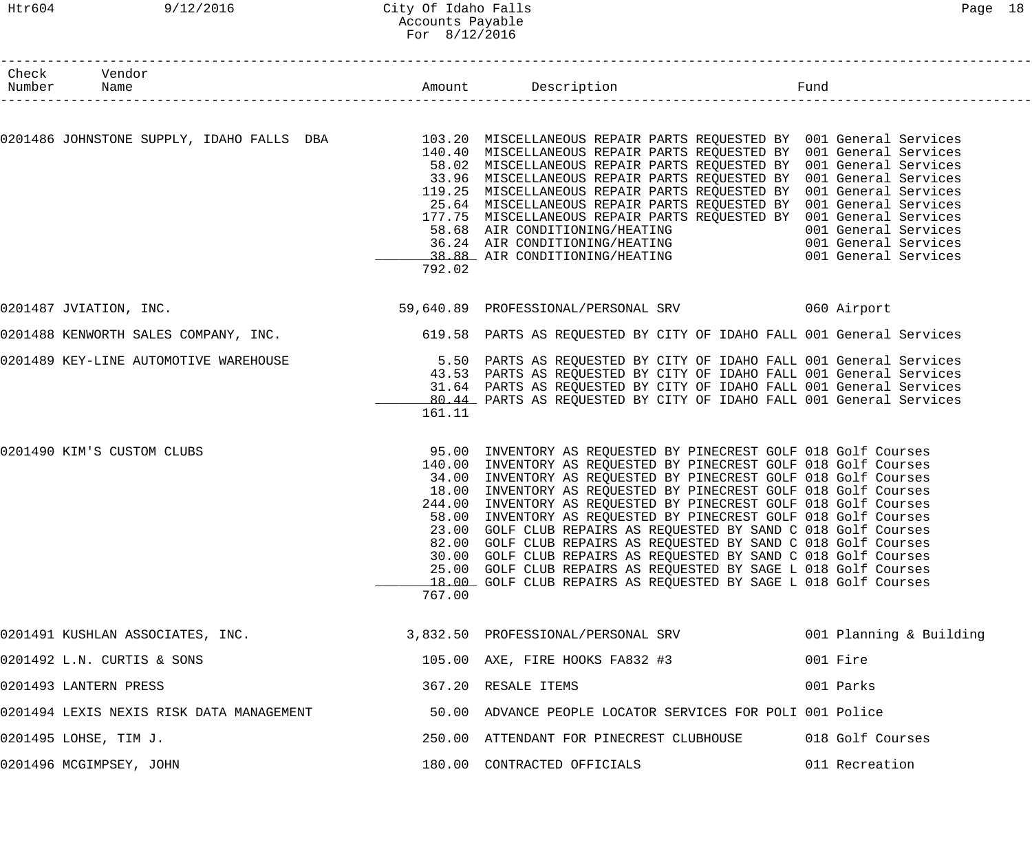# City Of Idaho Falls
## Accounts Payable
### For 8/12/2016

| Check Number | Vendor Name | Amount | Description | Fund |
|---|---|---|---|---|
| 0201486 | JOHNSTONE SUPPLY, IDAHO FALLS DBA | 103.20 | MISCELLANEOUS REPAIR PARTS REQUESTED BY | 001 General Services |
| | | 140.40 | MISCELLANEOUS REPAIR PARTS REQUESTED BY | 001 General Services |
| | | 58.02 | MISCELLANEOUS REPAIR PARTS REQUESTED BY | 001 General Services |
| | | 33.96 | MISCELLANEOUS REPAIR PARTS REQUESTED BY | 001 General Services |
| | | 119.25 | MISCELLANEOUS REPAIR PARTS REQUESTED BY | 001 General Services |
| | | 25.64 | MISCELLANEOUS REPAIR PARTS REQUESTED BY | 001 General Services |
| | | 177.75 | MISCELLANEOUS REPAIR PARTS REQUESTED BY | 001 General Services |
| | | 58.68 | AIR CONDITIONING/HEATING | 001 General Services |
| | | 36.24 | AIR CONDITIONING/HEATING | 001 General Services |
| | | 38.88 | AIR CONDITIONING/HEATING | 001 General Services |
| | | 792.02 | | |
| 0201487 | JVIATION, INC. | 59,640.89 | PROFESSIONAL/PERSONAL SRV | 060 Airport |
| 0201488 | KENWORTH SALES COMPANY, INC. | 619.58 | PARTS AS REQUESTED BY CITY OF IDAHO FALL | 001 General Services |
| 0201489 | KEY-LINE AUTOMOTIVE WAREHOUSE | 5.50 | PARTS AS REQUESTED BY CITY OF IDAHO FALL | 001 General Services |
| | | 43.53 | PARTS AS REQUESTED BY CITY OF IDAHO FALL | 001 General Services |
| | | 31.64 | PARTS AS REQUESTED BY CITY OF IDAHO FALL | 001 General Services |
| | | 80.44 | PARTS AS REQUESTED BY CITY OF IDAHO FALL | 001 General Services |
| | | 161.11 | | |
| 0201490 | KIM'S CUSTOM CLUBS | 95.00 | INVENTORY AS REQUESTED BY PINECREST GOLF | 018 Golf Courses |
| | | 140.00 | INVENTORY AS REQUESTED BY PINECREST GOLF | 018 Golf Courses |
| | | 34.00 | INVENTORY AS REQUESTED BY PINECREST GOLF | 018 Golf Courses |
| | | 18.00 | INVENTORY AS REQUESTED BY PINECREST GOLF | 018 Golf Courses |
| | | 244.00 | INVENTORY AS REQUESTED BY PINECREST GOLF | 018 Golf Courses |
| | | 58.00 | INVENTORY AS REQUESTED BY PINECREST GOLF | 018 Golf Courses |
| | | 23.00 | GOLF CLUB REPAIRS AS REQUESTED BY SAND C | 018 Golf Courses |
| | | 82.00 | GOLF CLUB REPAIRS AS REQUESTED BY SAND C | 018 Golf Courses |
| | | 30.00 | GOLF CLUB REPAIRS AS REQUESTED BY SAND C | 018 Golf Courses |
| | | 25.00 | GOLF CLUB REPAIRS AS REQUESTED BY SAGE L | 018 Golf Courses |
| | | 18.00 | GOLF CLUB REPAIRS AS REQUESTED BY SAGE L | 018 Golf Courses |
| | | 767.00 | | |
| 0201491 | KUSHLAN ASSOCIATES, INC. | 3,832.50 | PROFESSIONAL/PERSONAL SRV | 001 Planning & Building |
| 0201492 | L.N. CURTIS & SONS | 105.00 | AXE, FIRE HOOKS FA832 #3 | 001 Fire |
| 0201493 | LANTERN PRESS | 367.20 | RESALE ITEMS | 001 Parks |
| 0201494 | LEXIS NEXIS RISK DATA MANAGEMENT | 50.00 | ADVANCE PEOPLE LOCATOR SERVICES FOR POLI | 001 Police |
| 0201495 | LOHSE, TIM J. | 250.00 | ATTENDANT FOR PINECREST CLUBHOUSE | 018 Golf Courses |
| 0201496 | MCGIMPSEY, JOHN | 180.00 | CONTRACTED OFFICIALS | 011 Recreation |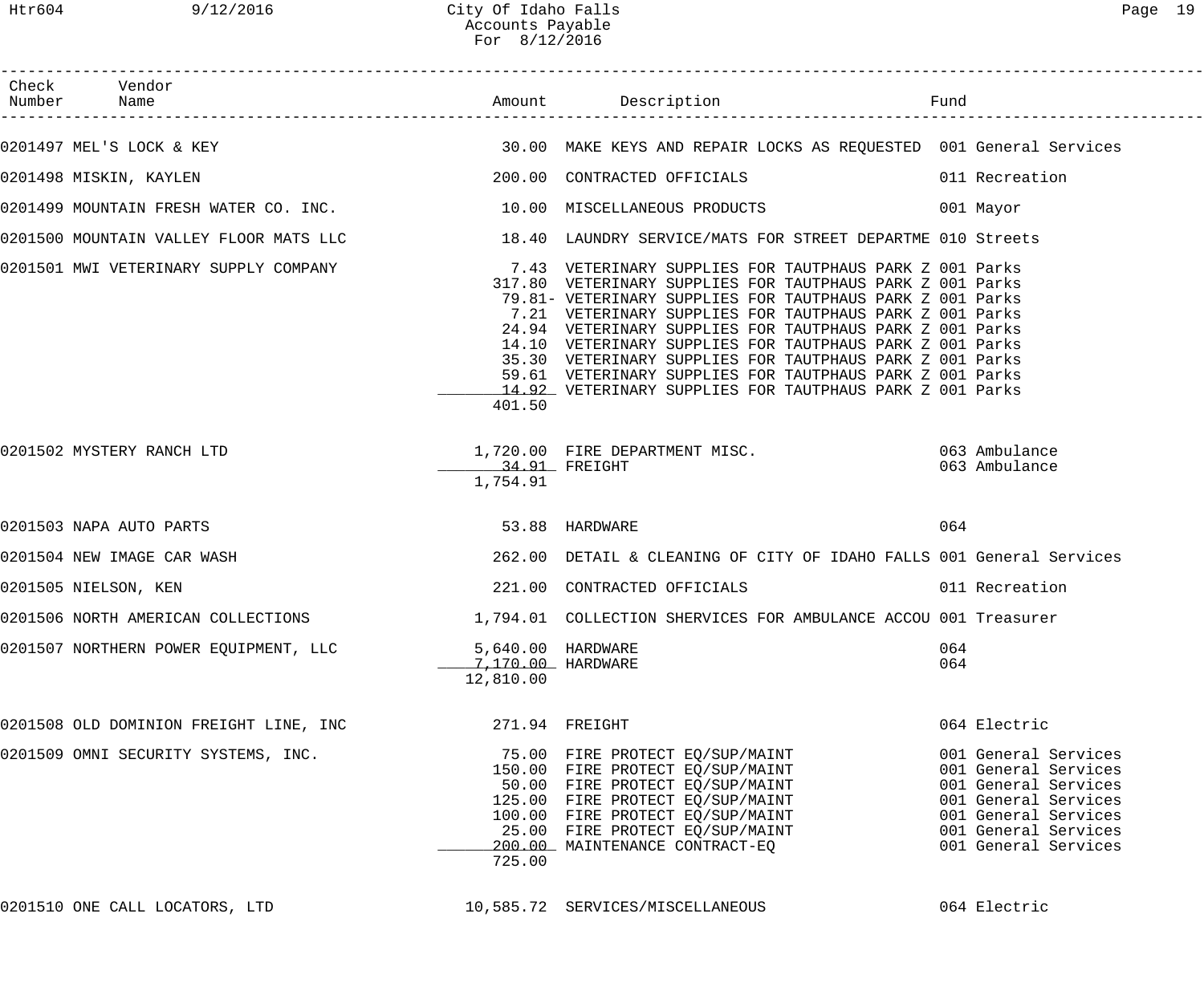# City Of Idaho Falls
## Accounts Payable
### For 8/12/2016

| Check Number | Vendor Name | Amount | Description | Fund |
|---|---|---|---|---|
| 0201497 | MEL'S LOCK & KEY | 30.00 | MAKE KEYS AND REPAIR LOCKS AS REQUESTED | 001 General Services |
| 0201498 | MISKIN, KAYLEN | 200.00 | CONTRACTED OFFICIALS | 011 Recreation |
| 0201499 | MOUNTAIN FRESH WATER CO. INC. | 10.00 | MISCELLANEOUS PRODUCTS | 001 Mayor |
| 0201500 | MOUNTAIN VALLEY FLOOR MATS LLC | 18.40 | LAUNDRY SERVICE/MATS FOR STREET DEPARTME | 010 Streets |
| 0201501 | MWI VETERINARY SUPPLY COMPANY | 7.43 | VETERINARY SUPPLIES FOR TAUTPHAUS PARK Z | 001 Parks |
| | | 317.80 | VETERINARY SUPPLIES FOR TAUTPHAUS PARK Z | 001 Parks |
| | | 79.81- | VETERINARY SUPPLIES FOR TAUTPHAUS PARK Z | 001 Parks |
| | | 7.21 | VETERINARY SUPPLIES FOR TAUTPHAUS PARK Z | 001 Parks |
| | | 24.94 | VETERINARY SUPPLIES FOR TAUTPHAUS PARK Z | 001 Parks |
| | | 14.10 | VETERINARY SUPPLIES FOR TAUTPHAUS PARK Z | 001 Parks |
| | | 35.30 | VETERINARY SUPPLIES FOR TAUTPHAUS PARK Z | 001 Parks |
| | | 59.61 | VETERINARY SUPPLIES FOR TAUTPHAUS PARK Z | 001 Parks |
| | | 14.92 | VETERINARY SUPPLIES FOR TAUTPHAUS PARK Z | 001 Parks |
| | | 401.50 | | |
| 0201502 | MYSTERY RANCH LTD | 1,720.00 | FIRE DEPARTMENT MISC. | 063 Ambulance |
| | | 34.91 | FREIGHT | 063 Ambulance |
| | | 1,754.91 | | |
| 0201503 | NAPA AUTO PARTS | 53.88 | HARDWARE | 064 |
| 0201504 | NEW IMAGE CAR WASH | 262.00 | DETAIL & CLEANING OF CITY OF IDAHO FALLS | 001 General Services |
| 0201505 | NIELSON, KEN | 221.00 | CONTRACTED OFFICIALS | 011 Recreation |
| 0201506 | NORTH AMERICAN COLLECTIONS | 1,794.01 | COLLECTION SHERVICES FOR AMBULANCE ACCOU | 001 Treasurer |
| 0201507 | NORTHERN POWER EQUIPMENT, LLC | 5,640.00 | HARDWARE | 064 |
| | | 7,170.00 | HARDWARE | 064 |
| | | 12,810.00 | | |
| 0201508 | OLD DOMINION FREIGHT LINE, INC | 271.94 | FREIGHT | 064 Electric |
| 0201509 | OMNI SECURITY SYSTEMS, INC. | 75.00 | FIRE PROTECT EQ/SUP/MAINT | 001 General Services |
| | | 150.00 | FIRE PROTECT EQ/SUP/MAINT | 001 General Services |
| | | 50.00 | FIRE PROTECT EQ/SUP/MAINT | 001 General Services |
| | | 125.00 | FIRE PROTECT EQ/SUP/MAINT | 001 General Services |
| | | 100.00 | FIRE PROTECT EQ/SUP/MAINT | 001 General Services |
| | | 25.00 | FIRE PROTECT EQ/SUP/MAINT | 001 General Services |
| | | 200.00 | MAINTENANCE CONTRACT-EQ | 001 General Services |
| | | 725.00 | | |
| 0201510 | ONE CALL LOCATORS, LTD | 10,585.72 | SERVICES/MISCELLANEOUS | 064 Electric |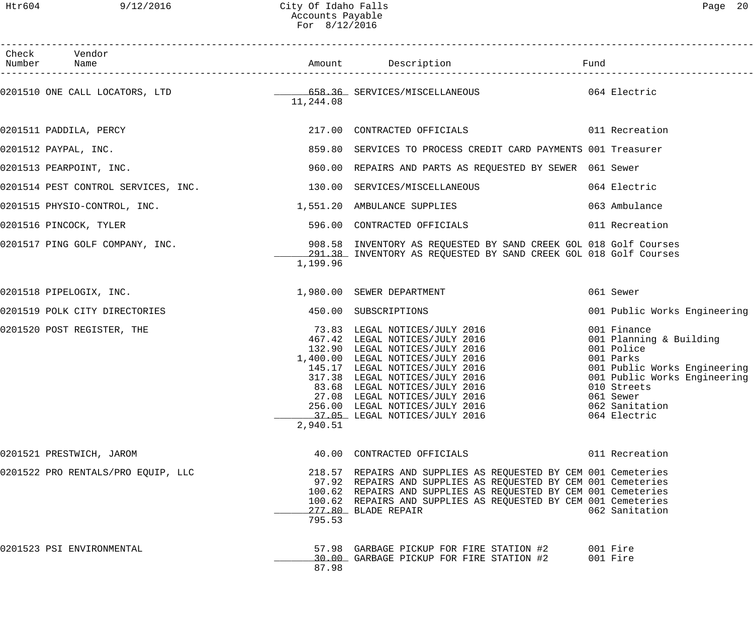| Check Number | Vendor Name | Amount | Description | Fund |
|---|---|---|---|---|
| 0201510 | ONE CALL LOCATORS, LTD | 658.36 | SERVICES/MISCELLANEOUS | 064 Electric |
| | | 11,244.08 | | |
| 0201511 | PADDILA, PERCY | 217.00 | CONTRACTED OFFICIALS | 011 Recreation |
| 0201512 | PAYPAL, INC. | 859.80 | SERVICES TO PROCESS CREDIT CARD PAYMENTS | 001 Treasurer |
| 0201513 | PEARPOINT, INC. | 960.00 | REPAIRS AND PARTS AS REQUESTED BY SEWER | 061 Sewer |
| 0201514 | PEST CONTROL SERVICES, INC. | 130.00 | SERVICES/MISCELLANEOUS | 064 Electric |
| 0201515 | PHYSIO-CONTROL, INC. | 1,551.20 | AMBULANCE SUPPLIES | 063 Ambulance |
| 0201516 | PINCOCK, TYLER | 596.00 | CONTRACTED OFFICIALS | 011 Recreation |
| 0201517 | PING GOLF COMPANY, INC. | 908.58 | INVENTORY AS REQUESTED BY SAND CREEK GOL | 018 Golf Courses |
| | | 291.38 | INVENTORY AS REQUESTED BY SAND CREEK GOL | 018 Golf Courses |
| | | 1,199.96 | | |
| 0201518 | PIPELOGIX, INC. | 1,980.00 | SEWER DEPARTMENT | 061 Sewer |
| 0201519 | POLK CITY DIRECTORIES | 450.00 | SUBSCRIPTIONS | 001 Public Works Engineering |
| 0201520 | POST REGISTER, THE | 73.83 | LEGAL NOTICES/JULY 2016 | 001 Finance |
| | | 467.42 | LEGAL NOTICES/JULY 2016 | 001 Planning & Building |
| | | 132.90 | LEGAL NOTICES/JULY 2016 | 001 Police |
| | | 1,400.00 | LEGAL NOTICES/JULY 2016 | 001 Parks |
| | | 145.17 | LEGAL NOTICES/JULY 2016 | 001 Public Works Engineering |
| | | 317.38 | LEGAL NOTICES/JULY 2016 | 001 Public Works Engineering |
| | | 83.68 | LEGAL NOTICES/JULY 2016 | 010 Streets |
| | | 27.08 | LEGAL NOTICES/JULY 2016 | 061 Sewer |
| | | 256.00 | LEGAL NOTICES/JULY 2016 | 062 Sanitation |
| | | 37.05 | LEGAL NOTICES/JULY 2016 | 064 Electric |
| | | 2,940.51 | | |
| 0201521 | PRESTWICH, JAROM | 40.00 | CONTRACTED OFFICIALS | 011 Recreation |
| 0201522 | PRO RENTALS/PRO EQUIP, LLC | 218.57 | REPAIRS AND SUPPLIES AS REQUESTED BY CEM | 001 Cemeteries |
| | | 97.92 | REPAIRS AND SUPPLIES AS REQUESTED BY CEM | 001 Cemeteries |
| | | 100.62 | REPAIRS AND SUPPLIES AS REQUESTED BY CEM | 001 Cemeteries |
| | | 100.62 | REPAIRS AND SUPPLIES AS REQUESTED BY CEM | 001 Cemeteries |
| | | 277.80 | BLADE REPAIR | 062 Sanitation |
| | | 795.53 | | |
| 0201523 | PSI ENVIRONMENTAL | 57.98 | GARBAGE PICKUP FOR FIRE STATION #2 | 001 Fire |
| | | 30.00 | GARBAGE PICKUP FOR FIRE STATION #2 | 001 Fire |
| | | 87.98 | | |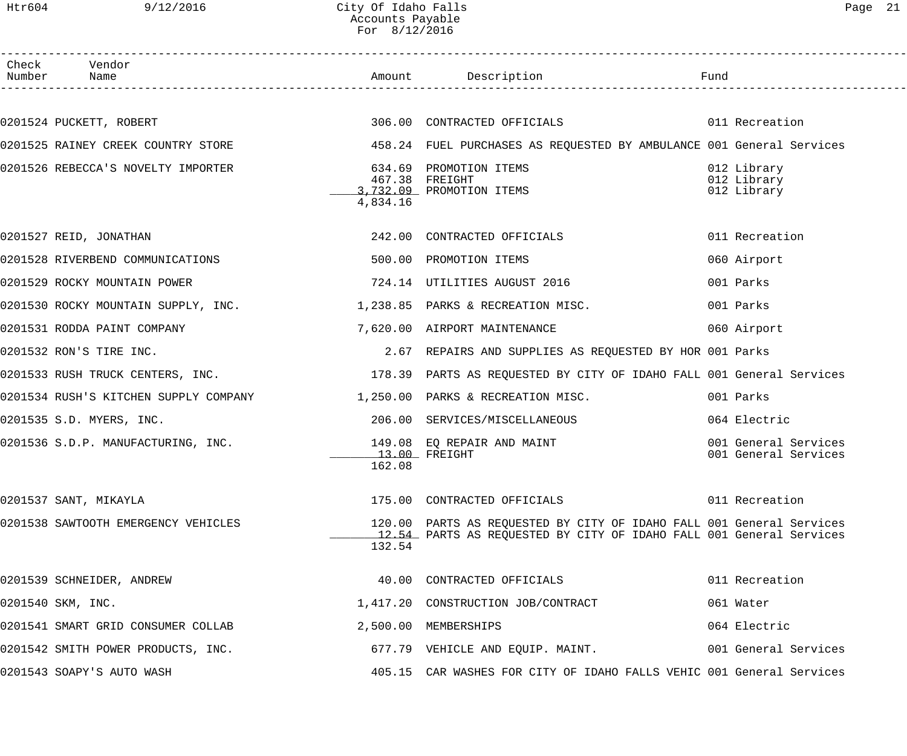# City Of Idaho Falls
## Accounts Payable
### For 8/12/2016

| Check Number | Vendor Name | Amount | Description | Fund |
|---|---|---|---|---|
| 0201524 | PUCKETT, ROBERT | 306.00 | CONTRACTED OFFICIALS | 011 Recreation |
| 0201525 | RAINEY CREEK COUNTRY STORE | 458.24 | FUEL PURCHASES AS REQUESTED BY AMBULANCE | 001 General Services |
| 0201526 | REBECCA'S NOVELTY IMPORTER | 634.69 | PROMOTION ITEMS | 012 Library |
| | | 467.38 | FREIGHT | 012 Library |
| | | 3,732.09 | PROMOTION ITEMS | 012 Library |
| | | 4,834.16 | | |
| 0201527 | REID, JONATHAN | 242.00 | CONTRACTED OFFICIALS | 011 Recreation |
| 0201528 | RIVERBEND COMMUNICATIONS | 500.00 | PROMOTION ITEMS | 060 Airport |
| 0201529 | ROCKY MOUNTAIN POWER | 724.14 | UTILITIES AUGUST 2016 | 001 Parks |
| 0201530 | ROCKY MOUNTAIN SUPPLY, INC. | 1,238.85 | PARKS & RECREATION MISC. | 001 Parks |
| 0201531 | RODDA PAINT COMPANY | 7,620.00 | AIRPORT MAINTENANCE | 060 Airport |
| 0201532 | RON'S TIRE INC. | 2.67 | REPAIRS AND SUPPLIES AS REQUESTED BY HOR | 001 Parks |
| 0201533 | RUSH TRUCK CENTERS, INC. | 178.39 | PARTS AS REQUESTED BY CITY OF IDAHO FALL | 001 General Services |
| 0201534 | RUSH'S KITCHEN SUPPLY COMPANY | 1,250.00 | PARKS & RECREATION MISC. | 001 Parks |
| 0201535 | S.D. MYERS, INC. | 206.00 | SERVICES/MISCELLANEOUS | 064 Electric |
| 0201536 | S.D.P. MANUFACTURING, INC. | 149.08 | EQ REPAIR AND MAINT | 001 General Services |
| | | 13.00 | FREIGHT | 001 General Services |
| | | 162.08 | | |
| 0201537 | SANT, MIKAYLA | 175.00 | CONTRACTED OFFICIALS | 011 Recreation |
| 0201538 | SAWTOOTH EMERGENCY VEHICLES | 120.00 | PARTS AS REQUESTED BY CITY OF IDAHO FALL | 001 General Services |
| | | 12.54 | PARTS AS REQUESTED BY CITY OF IDAHO FALL | 001 General Services |
| | | 132.54 | | |
| 0201539 | SCHNEIDER, ANDREW | 40.00 | CONTRACTED OFFICIALS | 011 Recreation |
| 0201540 | SKM, INC. | 1,417.20 | CONSTRUCTION JOB/CONTRACT | 061 Water |
| 0201541 | SMART GRID CONSUMER COLLAB | 2,500.00 | MEMBERSHIPS | 064 Electric |
| 0201542 | SMITH POWER PRODUCTS, INC. | 677.79 | VEHICLE AND EQUIP. MAINT. | 001 General Services |
| 0201543 | SOAPY'S AUTO WASH | 405.15 | CAR WASHES FOR CITY OF IDAHO FALLS VEHIC | 001 General Services |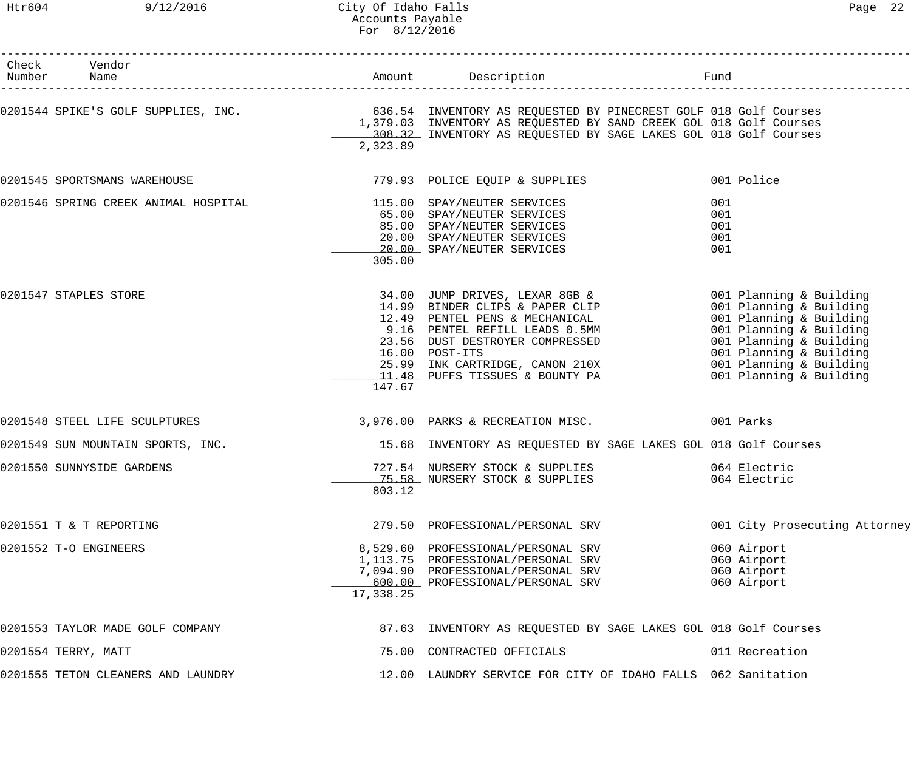City Of Idaho Falls
Accounts Payable
For 8/12/2016

| Check Number | Vendor Name | Amount | Description | Fund |
|---|---|---|---|---|
| 0201544 | SPIKE'S GOLF SUPPLIES, INC. | 636.54 | INVENTORY AS REQUESTED BY PINECREST GOLF | 018 Golf Courses |
| | | 1,379.03 | INVENTORY AS REQUESTED BY SAND CREEK GOL | 018 Golf Courses |
| | | 308.32 | INVENTORY AS REQUESTED BY SAGE LAKES GOL | 018 Golf Courses |
| | | 2,323.89 | | |
| 0201545 | SPORTSMANS WAREHOUSE | 779.93 | POLICE EQUIP & SUPPLIES | 001 Police |
| 0201546 | SPRING CREEK ANIMAL HOSPITAL | 115.00 | SPAY/NEUTER SERVICES | 001 |
| | | 65.00 | SPAY/NEUTER SERVICES | 001 |
| | | 85.00 | SPAY/NEUTER SERVICES | 001 |
| | | 20.00 | SPAY/NEUTER SERVICES | 001 |
| | | 20.00 | SPAY/NEUTER SERVICES | 001 |
| | | 305.00 | | |
| 0201547 | STAPLES STORE | 34.00 | JUMP DRIVES, LEXAR 8GB & | 001 Planning & Building |
| | | 14.99 | BINDER CLIPS & PAPER CLIP | 001 Planning & Building |
| | | 12.49 | PENTEL PENS & MECHANICAL | 001 Planning & Building |
| | | 9.16 | PENTEL REFILL LEADS 0.5MM | 001 Planning & Building |
| | | 23.56 | DUST DESTROYER COMPRESSED | 001 Planning & Building |
| | | 16.00 | POST-ITS | 001 Planning & Building |
| | | 25.99 | INK CARTRIDGE, CANON 210X | 001 Planning & Building |
| | | 11.48 | PUFFS TISSUES & BOUNTY PA | 001 Planning & Building |
| | | 147.67 | | |
| 0201548 | STEEL LIFE SCULPTURES | 3,976.00 | PARKS & RECREATION MISC. | 001 Parks |
| 0201549 | SUN MOUNTAIN SPORTS, INC. | 15.68 | INVENTORY AS REQUESTED BY SAGE LAKES GOL | 018 Golf Courses |
| 0201550 | SUNNYSIDE GARDENS | 727.54 | NURSERY STOCK & SUPPLIES | 064 Electric |
| | | 75.58 | NURSERY STOCK & SUPPLIES | 064 Electric |
| | | 803.12 | | |
| 0201551 | T & T REPORTING | 279.50 | PROFESSIONAL/PERSONAL SRV | 001 City Prosecuting Attorney |
| 0201552 | T-O ENGINEERS | 8,529.60 | PROFESSIONAL/PERSONAL SRV | 060 Airport |
| | | 1,113.75 | PROFESSIONAL/PERSONAL SRV | 060 Airport |
| | | 7,094.90 | PROFESSIONAL/PERSONAL SRV | 060 Airport |
| | | 600.00 | PROFESSIONAL/PERSONAL SRV | 060 Airport |
| | | 17,338.25 | | |
| 0201553 | TAYLOR MADE GOLF COMPANY | 87.63 | INVENTORY AS REQUESTED BY SAGE LAKES GOL | 018 Golf Courses |
| 0201554 | TERRY, MATT | 75.00 | CONTRACTED OFFICIALS | 011 Recreation |
| 0201555 | TETON CLEANERS AND LAUNDRY | 12.00 | LAUNDRY SERVICE FOR CITY OF IDAHO FALLS | 062 Sanitation |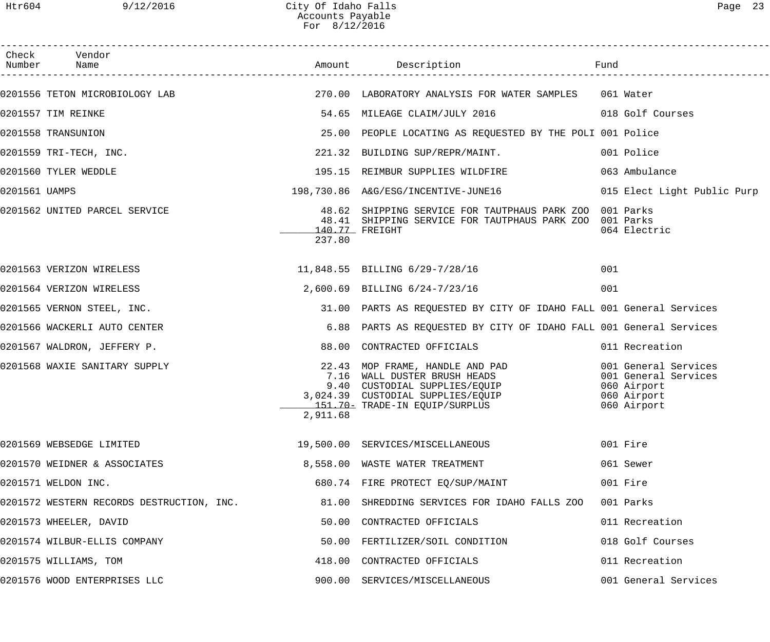# City Of Idaho Falls
## Accounts Payable
### For 8/12/2016

| Check Number | Vendor Name | Amount | Description | Fund |
|---|---|---|---|---|
| 0201556 | TETON MICROBIOLOGY LAB | 270.00 | LABORATORY ANALYSIS FOR WATER SAMPLES | 061 Water |
| 0201557 | TIM REINKE | 54.65 | MILEAGE CLAIM/JULY 2016 | 018 Golf Courses |
| 0201558 | TRANSUNION | 25.00 | PEOPLE LOCATING AS REQUESTED BY THE POLI | 001 Police |
| 0201559 | TRI-TECH, INC. | 221.32 | BUILDING SUP/REPR/MAINT. | 001 Police |
| 0201560 | TYLER WEDDLE | 195.15 | REIMBUR SUPPLIES WILDFIRE | 063 Ambulance |
| 0201561 | UAMPS | 198,730.86 | A&G/ESG/INCENTIVE-JUNE16 | 015 Elect Light Public Purp |
| 0201562 | UNITED PARCEL SERVICE | 48.62 | SHIPPING SERVICE FOR TAUTPHAUS PARK ZOO | 001 Parks |
| | | 48.41 | SHIPPING SERVICE FOR TAUTPHAUS PARK ZOO | 001 Parks |
| | | 140.77 | FREIGHT | 064 Electric |
| | | 237.80 | | |
| 0201563 | VERIZON WIRELESS | 11,848.55 | BILLING 6/29-7/28/16 | 001 |
| 0201564 | VERIZON WIRELESS | 2,600.69 | BILLING 6/24-7/23/16 | 001 |
| 0201565 | VERNON STEEL, INC. | 31.00 | PARTS AS REQUESTED BY CITY OF IDAHO FALL | 001 General Services |
| 0201566 | WACKERLI AUTO CENTER | 6.88 | PARTS AS REQUESTED BY CITY OF IDAHO FALL | 001 General Services |
| 0201567 | WALDRON, JEFFERY P. | 88.00 | CONTRACTED OFFICIALS | 011 Recreation |
| 0201568 | WAXIE SANITARY SUPPLY | 22.43 | MOP FRAME, HANDLE AND PAD | 001 General Services |
| | | 7.16 | WALL DUSTER BRUSH HEADS | 001 General Services |
| | | 9.40 | CUSTODIAL SUPPLIES/EQUIP | 060 Airport |
| | | 3,024.39 | CUSTODIAL SUPPLIES/EQUIP | 060 Airport |
| | | 151.70- | TRADE-IN EQUIP/SURPLUS | 060 Airport |
| | | 2,911.68 | | |
| 0201569 | WEBSEDGE LIMITED | 19,500.00 | SERVICES/MISCELLANEOUS | 001 Fire |
| 0201570 | WEIDNER & ASSOCIATES | 8,558.00 | WASTE WATER TREATMENT | 061 Sewer |
| 0201571 | WELDON INC. | 680.74 | FIRE PROTECT EQ/SUP/MAINT | 001 Fire |
| 0201572 | WESTERN RECORDS DESTRUCTION, INC. | 81.00 | SHREDDING SERVICES FOR IDAHO FALLS ZOO | 001 Parks |
| 0201573 | WHEELER, DAVID | 50.00 | CONTRACTED OFFICIALS | 011 Recreation |
| 0201574 | WILBUR-ELLIS COMPANY | 50.00 | FERTILIZER/SOIL CONDITION | 018 Golf Courses |
| 0201575 | WILLIAMS, TOM | 418.00 | CONTRACTED OFFICIALS | 011 Recreation |
| 0201576 | WOOD ENTERPRISES LLC | 900.00 | SERVICES/MISCELLANEOUS | 001 General Services |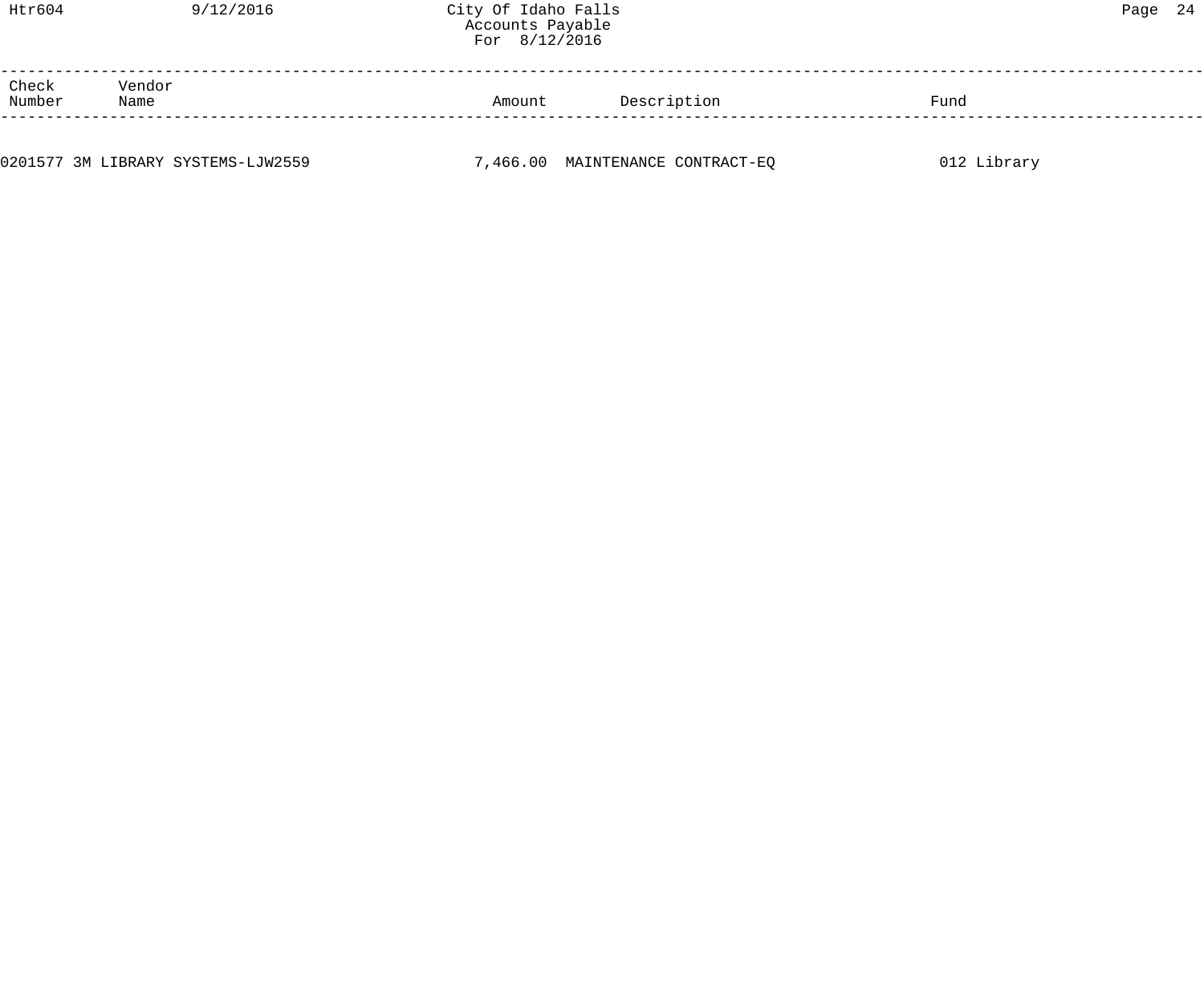| Check Number | Vendor Name | Amount | Description | Fund |
|---|---|---|---|---|
| 0201577 | 3M LIBRARY SYSTEMS-LJW2559 | 7,466.00 | MAINTENANCE CONTRACT-EQ | 012 Library |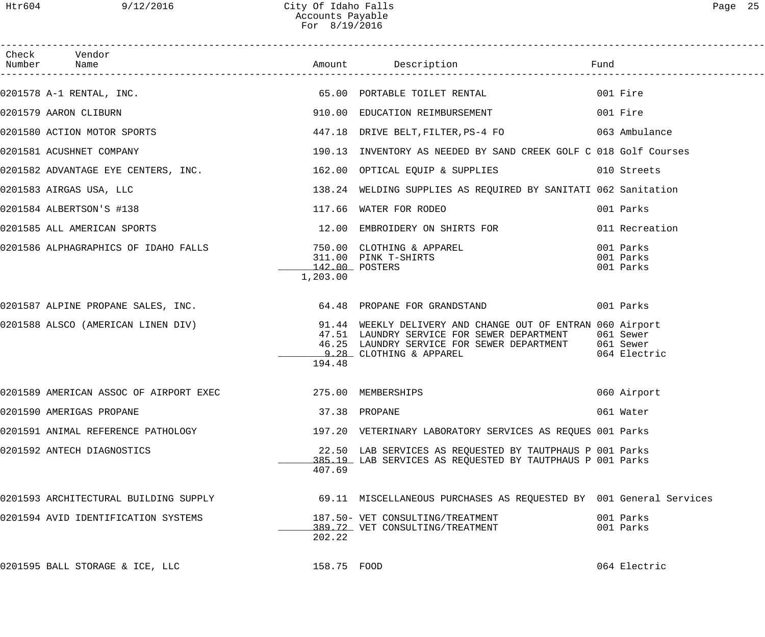City Of Idaho Falls
Accounts Payable
For 8/19/2016

| Check Number | Vendor Name | Amount | Description | Fund |
|---|---|---|---|---|
| 0201578 | A-1 RENTAL, INC. | 65.00 | PORTABLE TOILET RENTAL | 001 Fire |
| 0201579 | AARON CLIBURN | 910.00 | EDUCATION REIMBURSEMENT | 001 Fire |
| 0201580 | ACTION MOTOR SPORTS | 447.18 | DRIVE BELT,FILTER,PS-4 FO | 063 Ambulance |
| 0201581 | ACUSHNET COMPANY | 190.13 | INVENTORY AS NEEDED BY SAND CREEK GOLF C | 018 Golf Courses |
| 0201582 | ADVANTAGE EYE CENTERS, INC. | 162.00 | OPTICAL EQUIP & SUPPLIES | 010 Streets |
| 0201583 | AIRGAS USA, LLC | 138.24 | WELDING SUPPLIES AS REQUIRED BY SANITATI | 062 Sanitation |
| 0201584 | ALBERTSON'S #138 | 117.66 | WATER FOR RODEO | 001 Parks |
| 0201585 | ALL AMERICAN SPORTS | 12.00 | EMBROIDERY ON SHIRTS FOR | 011 Recreation |
| 0201586 | ALPHAGRAPHICS OF IDAHO FALLS | 750.00 | CLOTHING & APPAREL | 001 Parks |
| | | 311.00 | PINK T-SHIRTS | 001 Parks |
| | | 142.00 | POSTERS | 001 Parks |
| | | 1,203.00 | | |
| 0201587 | ALPINE PROPANE SALES, INC. | 64.48 | PROPANE FOR GRANDSTAND | 001 Parks |
| 0201588 | ALSCO (AMERICAN LINEN DIV) | 91.44 | WEEKLY DELIVERY AND CHANGE OUT OF ENTRAN | 060 Airport |
| | | 47.51 | LAUNDRY SERVICE FOR SEWER DEPARTMENT | 061 Sewer |
| | | 46.25 | LAUNDRY SERVICE FOR SEWER DEPARTMENT | 061 Sewer |
| | | 9.28 | CLOTHING & APPAREL | 064 Electric |
| | | 194.48 | | |
| 0201589 | AMERICAN ASSOC OF AIRPORT EXEC | 275.00 | MEMBERSHIPS | 060 Airport |
| 0201590 | AMERIGAS PROPANE | 37.38 | PROPANE | 061 Water |
| 0201591 | ANIMAL REFERENCE PATHOLOGY | 197.20 | VETERINARY LABORATORY SERVICES AS REQUES | 001 Parks |
| 0201592 | ANTECH DIAGNOSTICS | 22.50 | LAB SERVICES AS REQUESTED BY TAUTPHAUS P | 001 Parks |
| | | 385.19 | LAB SERVICES AS REQUESTED BY TAUTPHAUS P | 001 Parks |
| | | 407.69 | | |
| 0201593 | ARCHITECTURAL BUILDING SUPPLY | 69.11 | MISCELLANEOUS PURCHASES AS REQUESTED BY | 001 General Services |
| 0201594 | AVID IDENTIFICATION SYSTEMS | 187.50- | VET CONSULTING/TREATMENT | 001 Parks |
| | | 389.72 | VET CONSULTING/TREATMENT | 001 Parks |
| | | 202.22 | | |
| 0201595 | BALL STORAGE & ICE, LLC | 158.75 | FOOD | 064 Electric |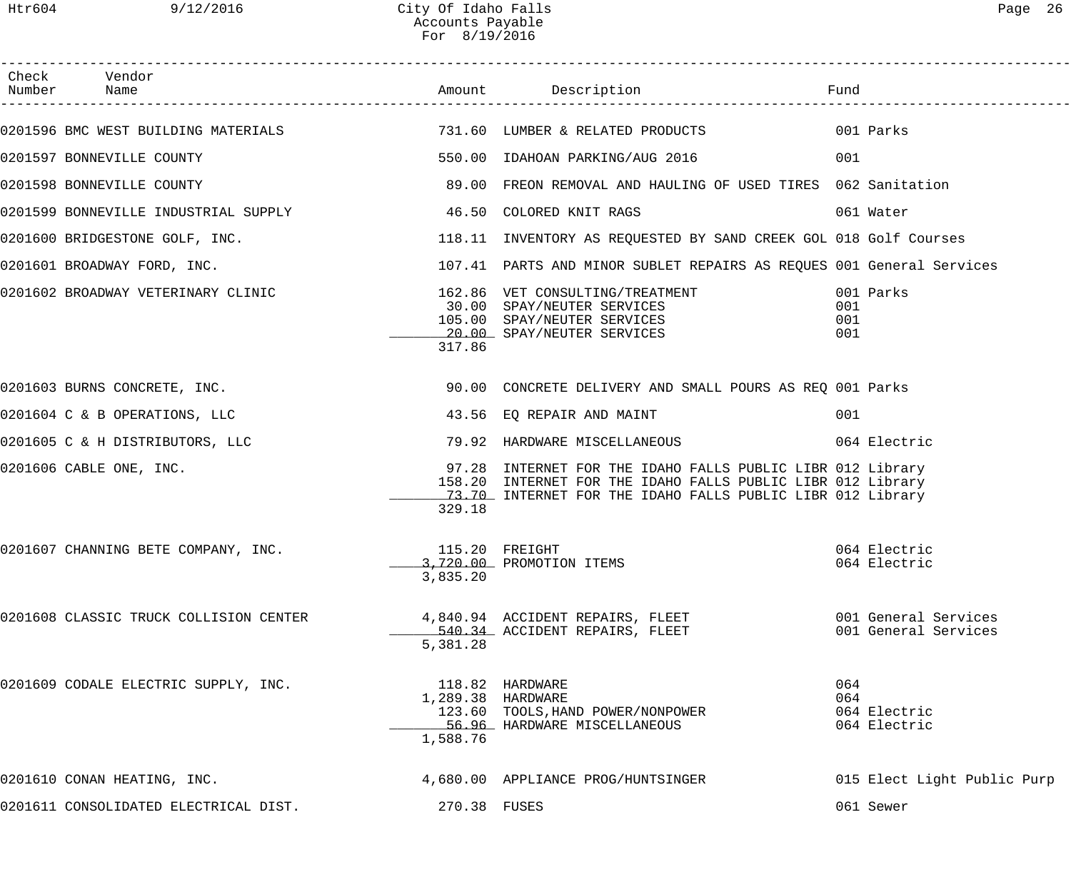| Check Number | Vendor Name | Amount | Description | Fund |
|---|---|---|---|---|
| 0201596 | BMC WEST BUILDING MATERIALS | 731.60 | LUMBER & RELATED PRODUCTS | 001 Parks |
| 0201597 | BONNEVILLE COUNTY | 550.00 | IDAHOAN PARKING/AUG 2016 | 001 |
| 0201598 | BONNEVILLE COUNTY | 89.00 | FREON REMOVAL AND HAULING OF USED TIRES | 062 Sanitation |
| 0201599 | BONNEVILLE INDUSTRIAL SUPPLY | 46.50 | COLORED KNIT RAGS | 061 Water |
| 0201600 | BRIDGESTONE GOLF, INC. | 118.11 | INVENTORY AS REQUESTED BY SAND CREEK GOL | 018 Golf Courses |
| 0201601 | BROADWAY FORD, INC. | 107.41 | PARTS AND MINOR SUBLET REPAIRS AS REQUES | 001 General Services |
| 0201602 | BROADWAY VETERINARY CLINIC | 162.86 | VET CONSULTING/TREATMENT | 001 Parks |
| | | 30.00 | SPAY/NEUTER SERVICES | 001 |
| | | 105.00 | SPAY/NEUTER SERVICES | 001 |
| | | 20.00 | SPAY/NEUTER SERVICES | 001 |
| | | 317.86 | | |
| 0201603 | BURNS CONCRETE, INC. | 90.00 | CONCRETE DELIVERY AND SMALL POURS AS REQ | 001 Parks |
| 0201604 | C & B OPERATIONS, LLC | 43.56 | EQ REPAIR AND MAINT | 001 |
| 0201605 | C & H DISTRIBUTORS, LLC | 79.92 | HARDWARE MISCELLANEOUS | 064 Electric |
| 0201606 | CABLE ONE, INC. | 97.28 | INTERNET FOR THE IDAHO FALLS PUBLIC LIBR | 012 Library |
| | | 158.20 | INTERNET FOR THE IDAHO FALLS PUBLIC LIBR | 012 Library |
| | | 73.70 | INTERNET FOR THE IDAHO FALLS PUBLIC LIBR | 012 Library |
| | | 329.18 | | |
| 0201607 | CHANNING BETE COMPANY, INC. | 115.20 | FREIGHT | 064 Electric |
| | | 3,720.00 | PROMOTION ITEMS | 064 Electric |
| | | 3,835.20 | | |
| 0201608 | CLASSIC TRUCK COLLISION CENTER | 4,840.94 | ACCIDENT REPAIRS, FLEET | 001 General Services |
| | | 540.34 | ACCIDENT REPAIRS, FLEET | 001 General Services |
| | | 5,381.28 | | |
| 0201609 | CODALE ELECTRIC SUPPLY, INC. | 118.82 | HARDWARE | 064 |
| | | 1,289.38 | HARDWARE | 064 |
| | | 123.60 | TOOLS,HAND POWER/NONPOWER | 064 Electric |
| | | 56.96 | HARDWARE MISCELLANEOUS | 064 Electric |
| | | 1,588.76 | | |
| 0201610 | CONAN HEATING, INC. | 4,680.00 | APPLIANCE PROG/HUNTSINGER | 015 Elect Light Public Purp |
| 0201611 | CONSOLIDATED ELECTRICAL DIST. | 270.38 | FUSES | 061 Sewer |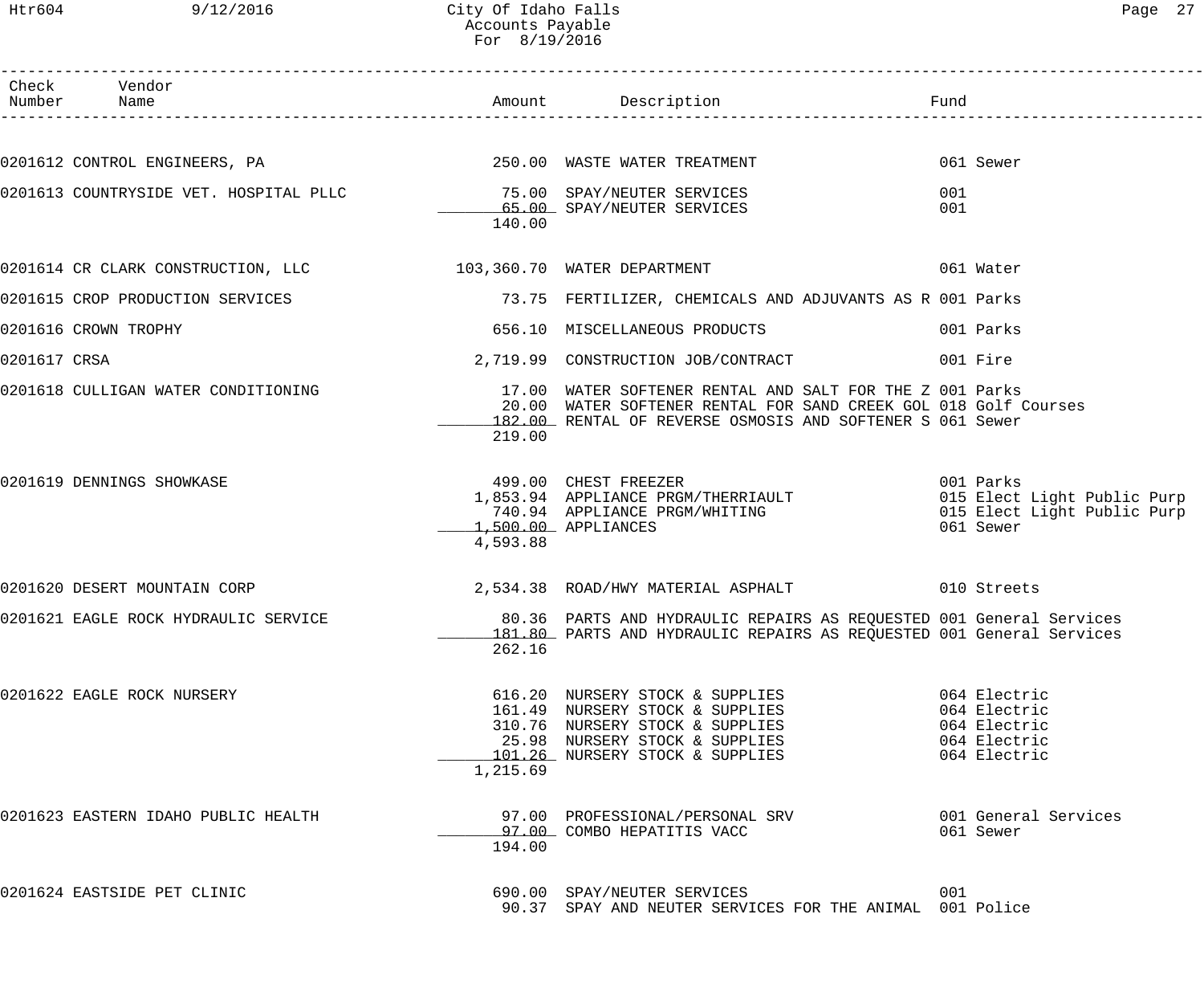# City Of Idaho Falls
## Accounts Payable
### For 8/19/2016

| Check Number | Vendor Name | Amount | Description | Fund |
|---|---|---|---|---|
| 0201612 | CONTROL ENGINEERS, PA | 250.00 | WASTE WATER TREATMENT | 061 Sewer |
| 0201613 | COUNTRYSIDE VET. HOSPITAL PLLC | 75.00 | SPAY/NEUTER SERVICES | 001 |
| | | 65.00 | SPAY/NEUTER SERVICES | 001 |
| | | 140.00 | | |
| 0201614 | CR CLARK CONSTRUCTION, LLC | 103,360.70 | WATER DEPARTMENT | 061 Water |
| 0201615 | CROP PRODUCTION SERVICES | 73.75 | FERTILIZER, CHEMICALS AND ADJUVANTS AS R | 001 Parks |
| 0201616 | CROWN TROPHY | 656.10 | MISCELLANEOUS PRODUCTS | 001 Parks |
| 0201617 | CRSA | 2,719.99 | CONSTRUCTION JOB/CONTRACT | 001 Fire |
| 0201618 | CULLIGAN WATER CONDITIONING | 17.00 | WATER SOFTENER RENTAL AND SALT FOR THE Z | 001 Parks |
| | | 20.00 | WATER SOFTENER RENTAL FOR SAND CREEK GOL | 018 Golf Courses |
| | | 182.00 | RENTAL OF REVERSE OSMOSIS AND SOFTENER S | 061 Sewer |
| | | 219.00 | | |
| 0201619 | DENNINGS SHOWKASE | 499.00 | CHEST FREEZER | 001 Parks |
| | | 1,853.94 | APPLIANCE PRGM/THERRIAULT | 015 Elect Light Public Purp |
| | | 740.94 | APPLIANCE PRGM/WHITING | 015 Elect Light Public Purp |
| | | 1,500.00 | APPLIANCES | 061 Sewer |
| | | 4,593.88 | | |
| 0201620 | DESERT MOUNTAIN CORP | 2,534.38 | ROAD/HWY MATERIAL ASPHALT | 010 Streets |
| 0201621 | EAGLE ROCK HYDRAULIC SERVICE | 80.36 | PARTS AND HYDRAULIC REPAIRS AS REQUESTED | 001 General Services |
| | | 181.80 | PARTS AND HYDRAULIC REPAIRS AS REQUESTED | 001 General Services |
| | | 262.16 | | |
| 0201622 | EAGLE ROCK NURSERY | 616.20 | NURSERY STOCK & SUPPLIES | 064 Electric |
| | | 161.49 | NURSERY STOCK & SUPPLIES | 064 Electric |
| | | 310.76 | NURSERY STOCK & SUPPLIES | 064 Electric |
| | | 25.98 | NURSERY STOCK & SUPPLIES | 064 Electric |
| | | 101.26 | NURSERY STOCK & SUPPLIES | 064 Electric |
| | | 1,215.69 | | |
| 0201623 | EASTERN IDAHO PUBLIC HEALTH | 97.00 | PROFESSIONAL/PERSONAL SRV | 001 General Services |
| | | 97.00 | COMBO HEPATITIS VACC | 061 Sewer |
| | | 194.00 | | |
| 0201624 | EASTSIDE PET CLINIC | 690.00 | SPAY/NEUTER SERVICES | 001 |
| | | 90.37 | SPAY AND NEUTER SERVICES FOR THE ANIMAL | 001 Police |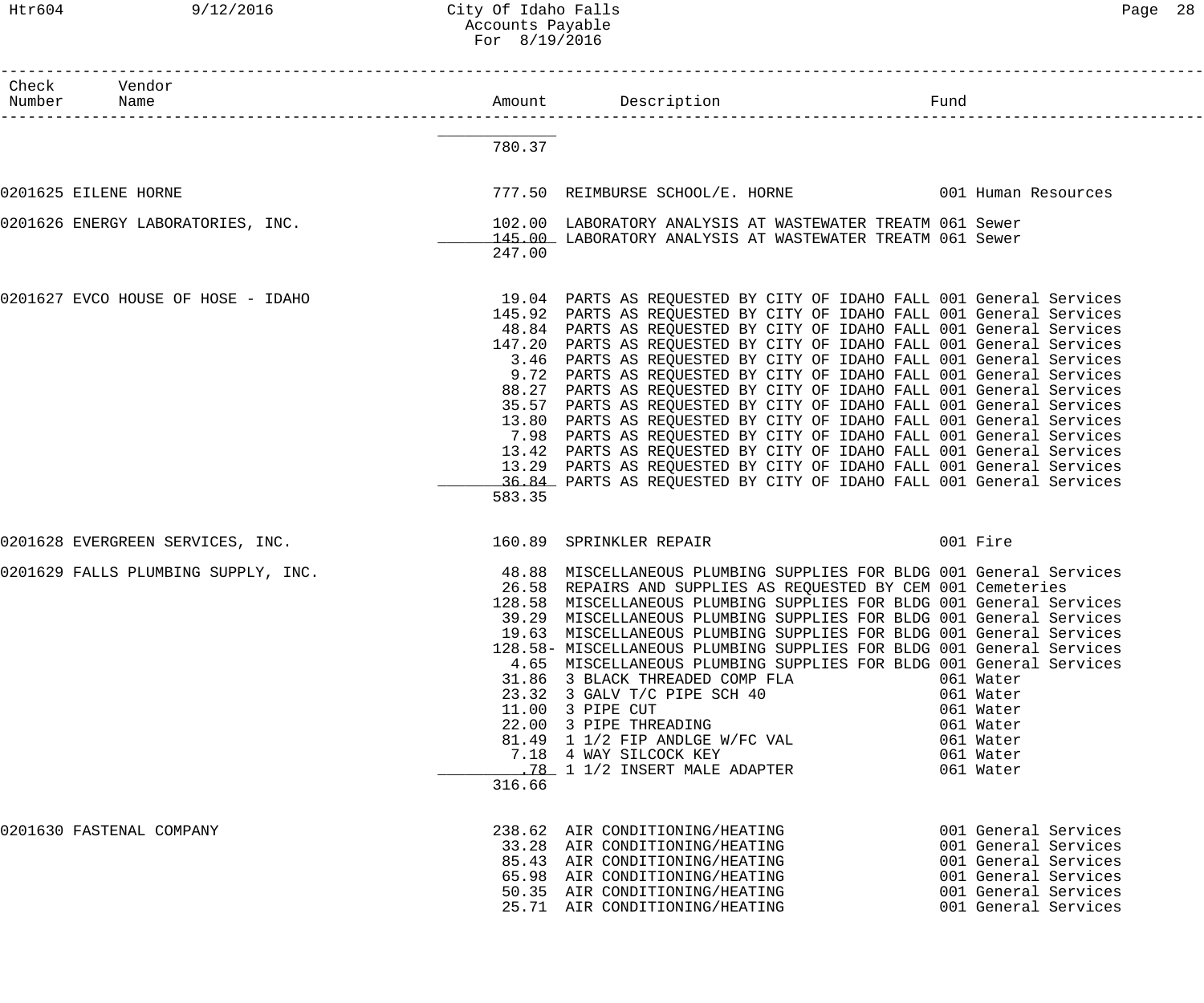# City Of Idaho Falls
## Accounts Payable
### For 8/19/2016

| Check Number | Vendor Name | Amount | Description | Fund |
|---|---|---|---|---|
| | | 780.37 | | |
| 0201625 | EILENE HORNE | 777.50 | REIMBURSE SCHOOL/E. HORNE | 001 Human Resources |
| 0201626 | ENERGY LABORATORIES, INC. | 102.00 | LABORATORY ANALYSIS AT WASTEWATER TREATM | 061 Sewer |
| | | 145.00 | LABORATORY ANALYSIS AT WASTEWATER TREATM | 061 Sewer |
| | | 247.00 | | |
| 0201627 | EVCO HOUSE OF HOSE - IDAHO | 19.04 | PARTS AS REQUESTED BY CITY OF IDAHO FALL | 001 General Services |
| | | 145.92 | PARTS AS REQUESTED BY CITY OF IDAHO FALL | 001 General Services |
| | | 48.84 | PARTS AS REQUESTED BY CITY OF IDAHO FALL | 001 General Services |
| | | 147.20 | PARTS AS REQUESTED BY CITY OF IDAHO FALL | 001 General Services |
| | | 3.46 | PARTS AS REQUESTED BY CITY OF IDAHO FALL | 001 General Services |
| | | 9.72 | PARTS AS REQUESTED BY CITY OF IDAHO FALL | 001 General Services |
| | | 88.27 | PARTS AS REQUESTED BY CITY OF IDAHO FALL | 001 General Services |
| | | 35.57 | PARTS AS REQUESTED BY CITY OF IDAHO FALL | 001 General Services |
| | | 13.80 | PARTS AS REQUESTED BY CITY OF IDAHO FALL | 001 General Services |
| | | 7.98 | PARTS AS REQUESTED BY CITY OF IDAHO FALL | 001 General Services |
| | | 13.42 | PARTS AS REQUESTED BY CITY OF IDAHO FALL | 001 General Services |
| | | 13.29 | PARTS AS REQUESTED BY CITY OF IDAHO FALL | 001 General Services |
| | | 36.84 | PARTS AS REQUESTED BY CITY OF IDAHO FALL | 001 General Services |
| | | 583.35 | | |
| 0201628 | EVERGREEN SERVICES, INC. | 160.89 | SPRINKLER REPAIR | 001 Fire |
| 0201629 | FALLS PLUMBING SUPPLY, INC. | 48.88 | MISCELLANEOUS PLUMBING SUPPLIES FOR BLDG | 001 General Services |
| | | 26.58 | REPAIRS AND SUPPLIES AS REQUESTED BY CEM | 001 Cemeteries |
| | | 128.58 | MISCELLANEOUS PLUMBING SUPPLIES FOR BLDG | 001 General Services |
| | | 39.29 | MISCELLANEOUS PLUMBING SUPPLIES FOR BLDG | 001 General Services |
| | | 19.63 | MISCELLANEOUS PLUMBING SUPPLIES FOR BLDG | 001 General Services |
| | | 128.58- | MISCELLANEOUS PLUMBING SUPPLIES FOR BLDG | 001 General Services |
| | | 4.65 | MISCELLANEOUS PLUMBING SUPPLIES FOR BLDG | 001 General Services |
| | | 31.86 | 3 BLACK THREADED COMP FLA | 061 Water |
| | | 23.32 | 3 GALV T/C PIPE SCH 40 | 061 Water |
| | | 11.00 | 3 PIPE CUT | 061 Water |
| | | 22.00 | 3 PIPE THREADING | 061 Water |
| | | 81.49 | 1 1/2 FIP ANDLGE W/FC VAL | 061 Water |
| | | 7.18 | 4 WAY SILCOCK KEY | 061 Water |
| | | .78 | 1 1/2 INSERT MALE ADAPTER | 061 Water |
| | | 316.66 | | |
| 0201630 | FASTENAL COMPANY | 238.62 | AIR CONDITIONING/HEATING | 001 General Services |
| | | 33.28 | AIR CONDITIONING/HEATING | 001 General Services |
| | | 85.43 | AIR CONDITIONING/HEATING | 001 General Services |
| | | 65.98 | AIR CONDITIONING/HEATING | 001 General Services |
| | | 50.35 | AIR CONDITIONING/HEATING | 001 General Services |
| | | 25.71 | AIR CONDITIONING/HEATING | 001 General Services |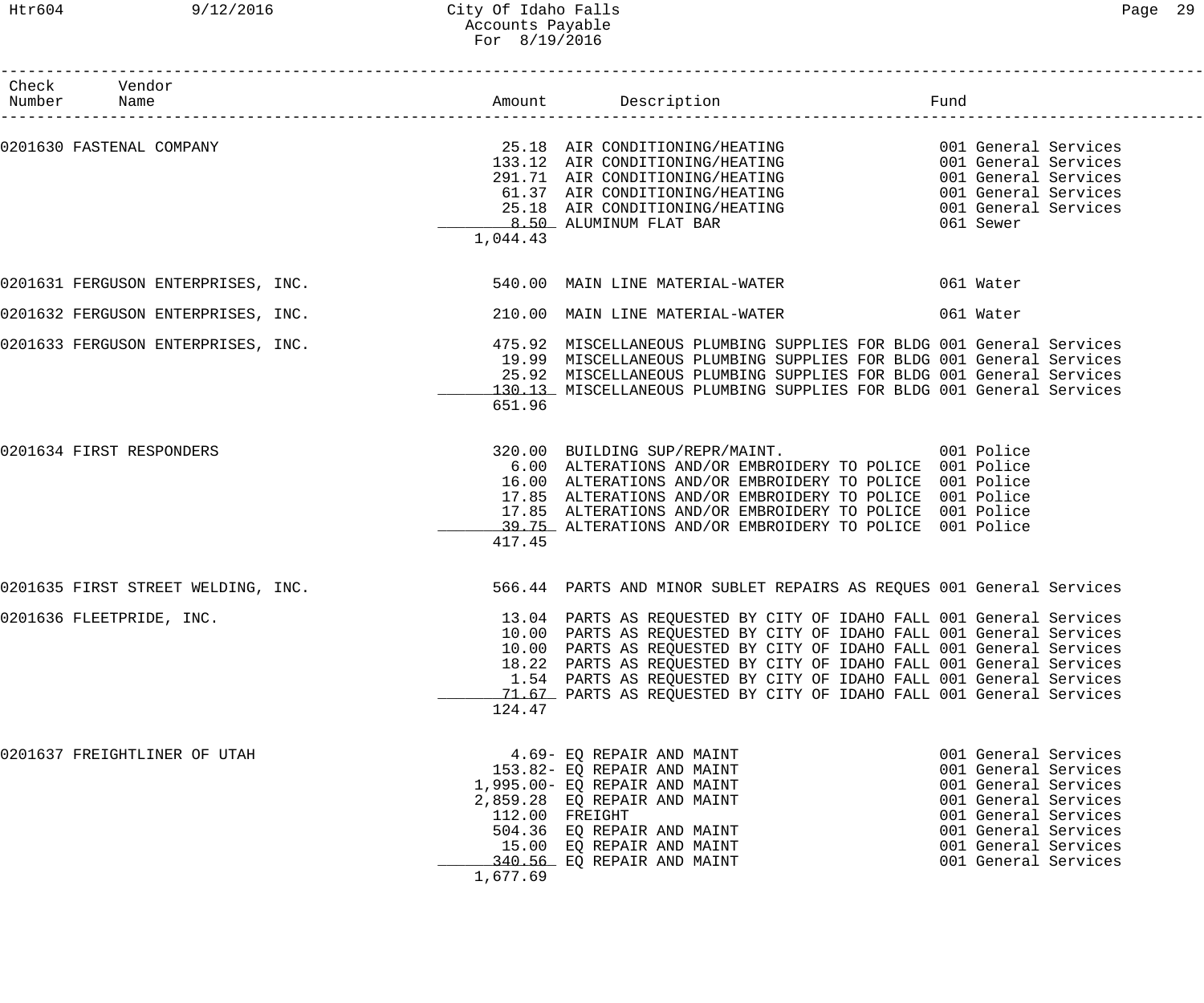| Check Number | Vendor Name | Amount | Description | Fund |
|---|---|---|---|---|
| 0201630 | FASTENAL COMPANY | 25.18 | AIR CONDITIONING/HEATING | 001 General Services |
| | | 133.12 | AIR CONDITIONING/HEATING | 001 General Services |
| | | 291.71 | AIR CONDITIONING/HEATING | 001 General Services |
| | | 61.37 | AIR CONDITIONING/HEATING | 001 General Services |
| | | 25.18 | AIR CONDITIONING/HEATING | 001 General Services |
| | | 8.50 | ALUMINUM FLAT BAR | 061 Sewer |
| | | 1,044.43 | | |
| 0201631 | FERGUSON ENTERPRISES, INC. | 540.00 | MAIN LINE MATERIAL-WATER | 061 Water |
| 0201632 | FERGUSON ENTERPRISES, INC. | 210.00 | MAIN LINE MATERIAL-WATER | 061 Water |
| 0201633 | FERGUSON ENTERPRISES, INC. | 475.92 | MISCELLANEOUS PLUMBING SUPPLIES FOR BLDG | 001 General Services |
| | | 19.99 | MISCELLANEOUS PLUMBING SUPPLIES FOR BLDG | 001 General Services |
| | | 25.92 | MISCELLANEOUS PLUMBING SUPPLIES FOR BLDG | 001 General Services |
| | | 130.13 | MISCELLANEOUS PLUMBING SUPPLIES FOR BLDG | 001 General Services |
| | | 651.96 | | |
| 0201634 | FIRST RESPONDERS | 320.00 | BUILDING SUP/REPR/MAINT. | 001 Police |
| | | 6.00 | ALTERATIONS AND/OR EMBROIDERY TO POLICE | 001 Police |
| | | 16.00 | ALTERATIONS AND/OR EMBROIDERY TO POLICE | 001 Police |
| | | 17.85 | ALTERATIONS AND/OR EMBROIDERY TO POLICE | 001 Police |
| | | 17.85 | ALTERATIONS AND/OR EMBROIDERY TO POLICE | 001 Police |
| | | 39.75 | ALTERATIONS AND/OR EMBROIDERY TO POLICE | 001 Police |
| | | 417.45 | | |
| 0201635 | FIRST STREET WELDING, INC. | 566.44 | PARTS AND MINOR SUBLET REPAIRS AS REQUES | 001 General Services |
| 0201636 | FLEETPRIDE, INC. | 13.04 | PARTS AS REQUESTED BY CITY OF IDAHO FALL | 001 General Services |
| | | 10.00 | PARTS AS REQUESTED BY CITY OF IDAHO FALL | 001 General Services |
| | | 10.00 | PARTS AS REQUESTED BY CITY OF IDAHO FALL | 001 General Services |
| | | 18.22 | PARTS AS REQUESTED BY CITY OF IDAHO FALL | 001 General Services |
| | | 1.54 | PARTS AS REQUESTED BY CITY OF IDAHO FALL | 001 General Services |
| | | 71.67 | PARTS AS REQUESTED BY CITY OF IDAHO FALL | 001 General Services |
| | | 124.47 | | |
| 0201637 | FREIGHTLINER OF UTAH | 4.69- | EQ REPAIR AND MAINT | 001 General Services |
| | | 153.82- | EQ REPAIR AND MAINT | 001 General Services |
| | | 1,995.00- | EQ REPAIR AND MAINT | 001 General Services |
| | | 2,859.28 | EQ REPAIR AND MAINT | 001 General Services |
| | | 112.00 | FREIGHT | 001 General Services |
| | | 504.36 | EQ REPAIR AND MAINT | 001 General Services |
| | | 15.00 | EQ REPAIR AND MAINT | 001 General Services |
| | | 340.56 | EQ REPAIR AND MAINT | 001 General Services |
| | | 1,677.69 | | |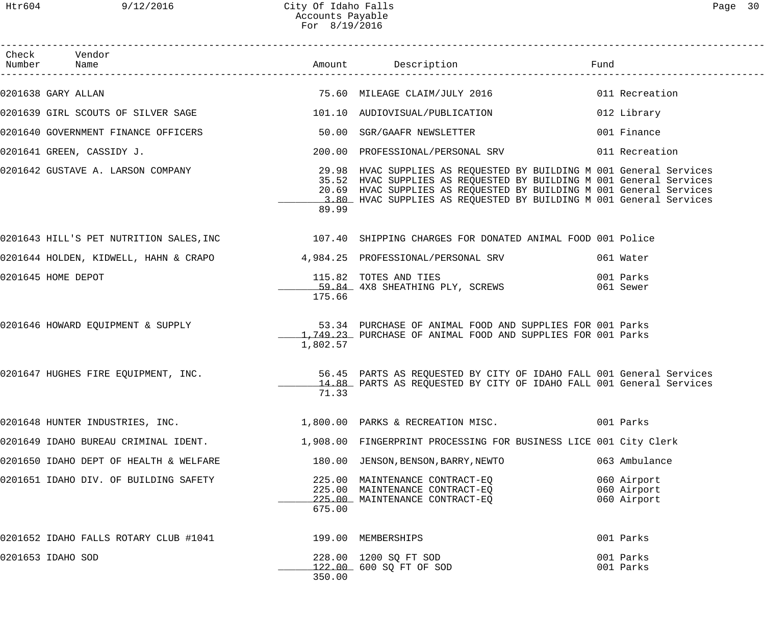| Check Number | Vendor Name | Amount | Description | Fund |
|---|---|---|---|---|
| 0201638 | GARY ALLAN | 75.60 | MILEAGE CLAIM/JULY 2016 | 011 Recreation |
| 0201639 | GIRL SCOUTS OF SILVER SAGE | 101.10 | AUDIOVISUAL/PUBLICATION | 012 Library |
| 0201640 | GOVERNMENT FINANCE OFFICERS | 50.00 | SGR/GAAFR NEWSLETTER | 001 Finance |
| 0201641 | GREEN, CASSIDY J. | 200.00 | PROFESSIONAL/PERSONAL SRV | 011 Recreation |
| 0201642 | GUSTAVE A. LARSON COMPANY | 29.98 | HVAC SUPPLIES AS REQUESTED BY BUILDING M | 001 General Services |
| | | 35.52 | HVAC SUPPLIES AS REQUESTED BY BUILDING M | 001 General Services |
| | | 20.69 | HVAC SUPPLIES AS REQUESTED BY BUILDING M | 001 General Services |
| | | 3.80 | HVAC SUPPLIES AS REQUESTED BY BUILDING M | 001 General Services |
| | | 89.99 | | |
| 0201643 | HILL'S PET NUTRITION SALES,INC | 107.40 | SHIPPING CHARGES FOR DONATED ANIMAL FOOD | 001 Police |
| 0201644 | HOLDEN, KIDWELL, HAHN & CRAPO | 4,984.25 | PROFESSIONAL/PERSONAL SRV | 061 Water |
| 0201645 | HOME DEPOT | 115.82 | TOTES AND TIES | 001 Parks |
| | | 59.84 | 4X8 SHEATHING PLY, SCREWS | 061 Sewer |
| | | 175.66 | | |
| 0201646 | HOWARD EQUIPMENT & SUPPLY | 53.34 | PURCHASE OF ANIMAL FOOD AND SUPPLIES FOR | 001 Parks |
| | | 1,749.23 | PURCHASE OF ANIMAL FOOD AND SUPPLIES FOR | 001 Parks |
| | | 1,802.57 | | |
| 0201647 | HUGHES FIRE EQUIPMENT, INC. | 56.45 | PARTS AS REQUESTED BY CITY OF IDAHO FALL | 001 General Services |
| | | 14.88 | PARTS AS REQUESTED BY CITY OF IDAHO FALL | 001 General Services |
| | | 71.33 | | |
| 0201648 | HUNTER INDUSTRIES, INC. | 1,800.00 | PARKS & RECREATION MISC. | 001 Parks |
| 0201649 | IDAHO BUREAU CRIMINAL IDENT. | 1,908.00 | FINGERPRINT PROCESSING FOR BUSINESS LICE | 001 City Clerk |
| 0201650 | IDAHO DEPT OF HEALTH & WELFARE | 180.00 | JENSON,BENSON,BARRY,NEWTO | 063 Ambulance |
| 0201651 | IDAHO DIV. OF BUILDING SAFETY | 225.00 | MAINTENANCE CONTRACT-EQ | 060 Airport |
| | | 225.00 | MAINTENANCE CONTRACT-EQ | 060 Airport |
| | | 225.00 | MAINTENANCE CONTRACT-EQ | 060 Airport |
| | | 675.00 | | |
| 0201652 | IDAHO FALLS ROTARY CLUB #1041 | 199.00 | MEMBERSHIPS | 001 Parks |
| 0201653 | IDAHO SOD | 228.00 | 1200 SQ FT SOD | 001 Parks |
| | | 122.00 | 600 SQ FT OF SOD | 001 Parks |
| | | 350.00 | | |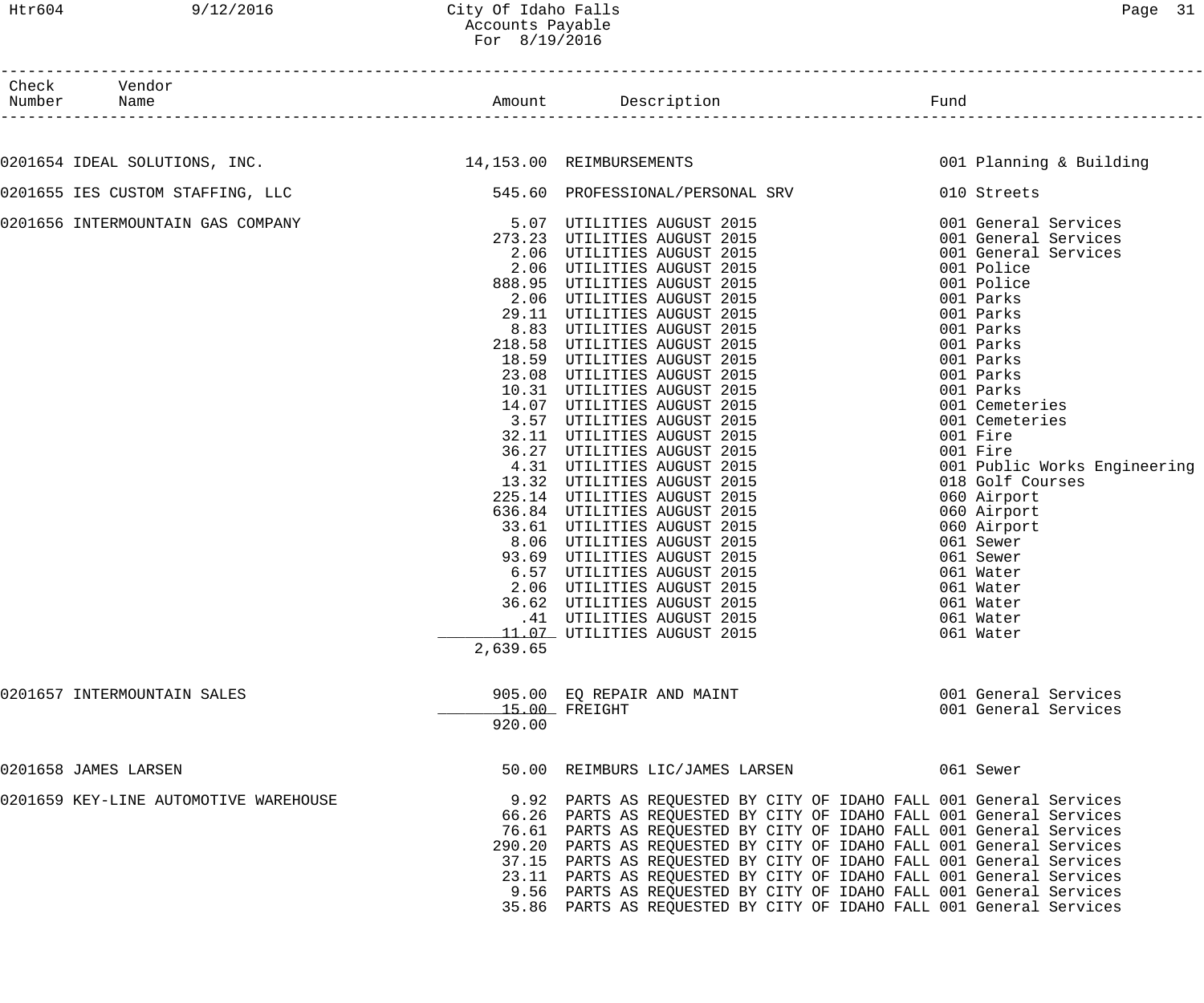# City Of Idaho Falls
## Accounts Payable
### For 8/19/2016

| Check Number | Vendor Name | Amount | Description | Fund |
|---|---|---|---|---|
| 0201654 | IDEAL SOLUTIONS, INC. | 14,153.00 | REIMBURSEMENTS | 001 Planning & Building |
| 0201655 | IES CUSTOM STAFFING, LLC | 545.60 | PROFESSIONAL/PERSONAL SRV | 010 Streets |
| 0201656 | INTERMOUNTAIN GAS COMPANY | 5.07 | UTILITIES AUGUST 2015 | 001 General Services |
| | | 273.23 | UTILITIES AUGUST 2015 | 001 General Services |
| | | 2.06 | UTILITIES AUGUST 2015 | 001 General Services |
| | | 2.06 | UTILITIES AUGUST 2015 | 001 Police |
| | | 888.95 | UTILITIES AUGUST 2015 | 001 Police |
| | | 2.06 | UTILITIES AUGUST 2015 | 001 Parks |
| | | 29.11 | UTILITIES AUGUST 2015 | 001 Parks |
| | | 8.83 | UTILITIES AUGUST 2015 | 001 Parks |
| | | 218.58 | UTILITIES AUGUST 2015 | 001 Parks |
| | | 18.59 | UTILITIES AUGUST 2015 | 001 Parks |
| | | 23.08 | UTILITIES AUGUST 2015 | 001 Parks |
| | | 10.31 | UTILITIES AUGUST 2015 | 001 Parks |
| | | 14.07 | UTILITIES AUGUST 2015 | 001 Cemeteries |
| | | 3.57 | UTILITIES AUGUST 2015 | 001 Cemeteries |
| | | 32.11 | UTILITIES AUGUST 2015 | 001 Fire |
| | | 36.27 | UTILITIES AUGUST 2015 | 001 Fire |
| | | 4.31 | UTILITIES AUGUST 2015 | 001 Public Works Engineering |
| | | 13.32 | UTILITIES AUGUST 2015 | 018 Golf Courses |
| | | 225.14 | UTILITIES AUGUST 2015 | 060 Airport |
| | | 636.84 | UTILITIES AUGUST 2015 | 060 Airport |
| | | 33.61 | UTILITIES AUGUST 2015 | 060 Airport |
| | | 8.06 | UTILITIES AUGUST 2015 | 061 Sewer |
| | | 93.69 | UTILITIES AUGUST 2015 | 061 Sewer |
| | | 6.57 | UTILITIES AUGUST 2015 | 061 Water |
| | | 2.06 | UTILITIES AUGUST 2015 | 061 Water |
| | | 36.62 | UTILITIES AUGUST 2015 | 061 Water |
| | | .41 | UTILITIES AUGUST 2015 | 061 Water |
| | | 11.07 | UTILITIES AUGUST 2015 | 061 Water |
| | | 2,639.65 | | |
| 0201657 | INTERMOUNTAIN SALES | 905.00 | EQ REPAIR AND MAINT | 001 General Services |
| | | 15.00 | FREIGHT | 001 General Services |
| | | 920.00 | | |
| 0201658 | JAMES LARSEN | 50.00 | REIMBURS LIC/JAMES LARSEN | 061 Sewer |
| 0201659 | KEY-LINE AUTOMOTIVE WAREHOUSE | 9.92 | PARTS AS REQUESTED BY CITY OF IDAHO FALL | 001 General Services |
| | | 66.26 | PARTS AS REQUESTED BY CITY OF IDAHO FALL | 001 General Services |
| | | 76.61 | PARTS AS REQUESTED BY CITY OF IDAHO FALL | 001 General Services |
| | | 290.20 | PARTS AS REQUESTED BY CITY OF IDAHO FALL | 001 General Services |
| | | 37.15 | PARTS AS REQUESTED BY CITY OF IDAHO FALL | 001 General Services |
| | | 23.11 | PARTS AS REQUESTED BY CITY OF IDAHO FALL | 001 General Services |
| | | 9.56 | PARTS AS REQUESTED BY CITY OF IDAHO FALL | 001 General Services |
| | | 35.86 | PARTS AS REQUESTED BY CITY OF IDAHO FALL | 001 General Services |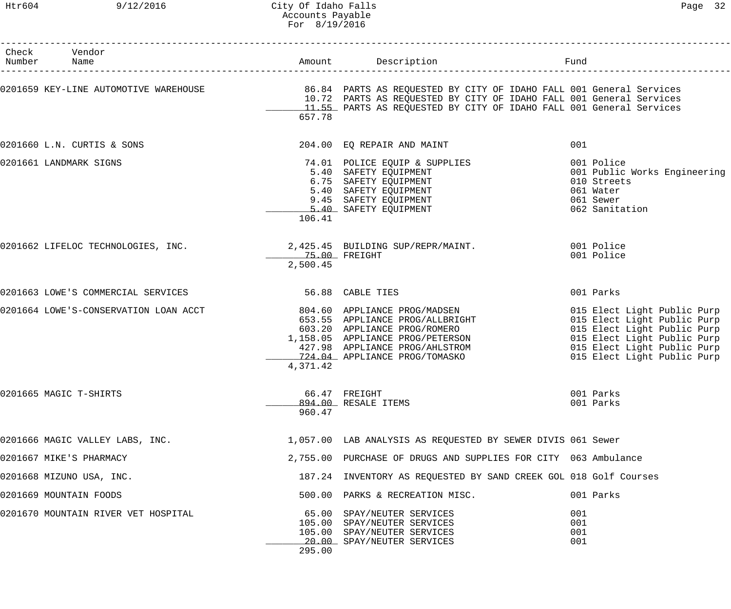# City Of Idaho Falls
## Accounts Payable
### For 8/19/2016

| Check Number | Vendor Name | Amount | Description | Fund |
|---|---|---|---|---|
| 0201659 | KEY-LINE AUTOMOTIVE WAREHOUSE | 86.84 | PARTS AS REQUESTED BY CITY OF IDAHO FALL | 001 General Services |
| | | 10.72 | PARTS AS REQUESTED BY CITY OF IDAHO FALL | 001 General Services |
| | | 11.55 | PARTS AS REQUESTED BY CITY OF IDAHO FALL | 001 General Services |
| | | 657.78 | | |
| 0201660 | L.N. CURTIS & SONS | 204.00 | EQ REPAIR AND MAINT | 001 |
| 0201661 | LANDMARK SIGNS | 74.01 | POLICE EQUIP & SUPPLIES | 001 Police |
| | | 5.40 | SAFETY EQUIPMENT | 001 Public Works Engineering |
| | | 6.75 | SAFETY EQUIPMENT | 010 Streets |
| | | 5.40 | SAFETY EQUIPMENT | 061 Water |
| | | 9.45 | SAFETY EQUIPMENT | 061 Sewer |
| | | 5.40 | SAFETY EQUIPMENT | 062 Sanitation |
| | | 106.41 | | |
| 0201662 | LIFELOC TECHNOLOGIES, INC. | 2,425.45 | BUILDING SUP/REPR/MAINT. | 001 Police |
| | | 75.00 | FREIGHT | 001 Police |
| | | 2,500.45 | | |
| 0201663 | LOWE'S COMMERCIAL SERVICES | 56.88 | CABLE TIES | 001 Parks |
| 0201664 | LOWE'S-CONSERVATION LOAN ACCT | 804.60 | APPLIANCE PROG/MADSEN | 015 Elect Light Public Purp |
| | | 653.55 | APPLIANCE PROG/ALLBRIGHT | 015 Elect Light Public Purp |
| | | 603.20 | APPLIANCE PROG/ROMERO | 015 Elect Light Public Purp |
| | | 1,158.05 | APPLIANCE PROG/PETERSON | 015 Elect Light Public Purp |
| | | 427.98 | APPLIANCE PROG/AHLSTROM | 015 Elect Light Public Purp |
| | | 724.04 | APPLIANCE PROG/TOMASKO | 015 Elect Light Public Purp |
| | | 4,371.42 | | |
| 0201665 | MAGIC T-SHIRTS | 66.47 | FREIGHT | 001 Parks |
| | | 894.00 | RESALE ITEMS | 001 Parks |
| | | 960.47 | | |
| 0201666 | MAGIC VALLEY LABS, INC. | 1,057.00 | LAB ANALYSIS AS REQUESTED BY SEWER DIVIS | 061 Sewer |
| 0201667 | MIKE'S PHARMACY | 2,755.00 | PURCHASE OF DRUGS AND SUPPLIES FOR CITY | 063 Ambulance |
| 0201668 | MIZUNO USA, INC. | 187.24 | INVENTORY AS REQUESTED BY SAND CREEK GOL | 018 Golf Courses |
| 0201669 | MOUNTAIN FOODS | 500.00 | PARKS & RECREATION MISC. | 001 Parks |
| 0201670 | MOUNTAIN RIVER VET HOSPITAL | 65.00 | SPAY/NEUTER SERVICES | 001 |
| | | 105.00 | SPAY/NEUTER SERVICES | 001 |
| | | 105.00 | SPAY/NEUTER SERVICES | 001 |
| | | 20.00 | SPAY/NEUTER SERVICES | 001 |
| | | 295.00 | | |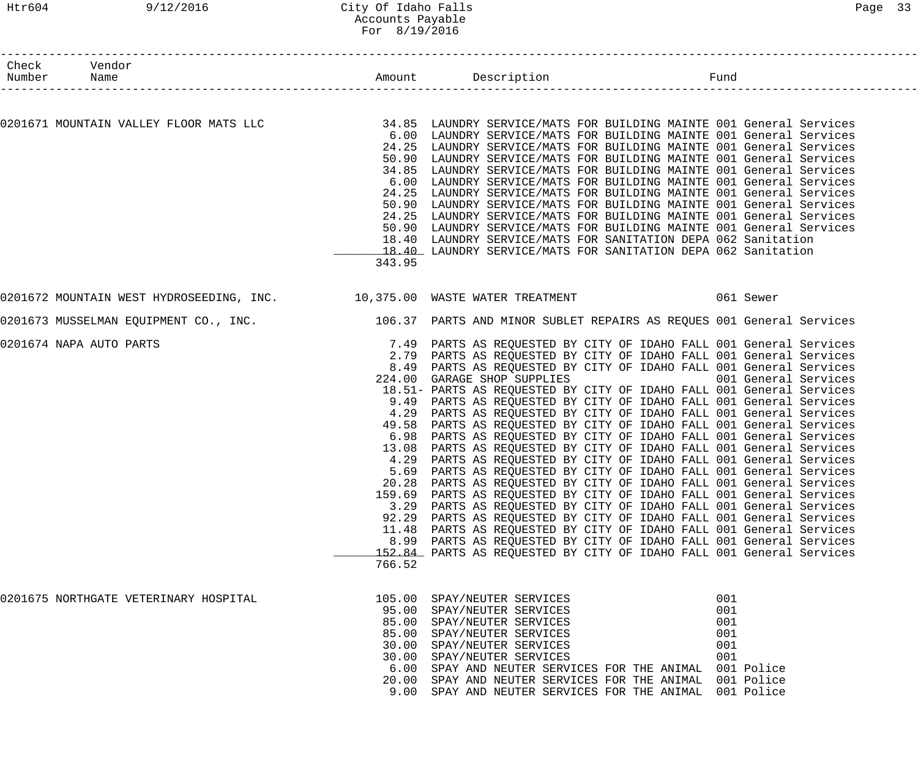| Check Number | Vendor Name | Amount | Description | Fund |
|---|---|---|---|---|
| 0201671 | MOUNTAIN VALLEY FLOOR MATS LLC | 34.85 | LAUNDRY SERVICE/MATS FOR BUILDING MAINTE | 001 General Services |
| | | 6.00 | LAUNDRY SERVICE/MATS FOR BUILDING MAINTE | 001 General Services |
| | | 24.25 | LAUNDRY SERVICE/MATS FOR BUILDING MAINTE | 001 General Services |
| | | 50.90 | LAUNDRY SERVICE/MATS FOR BUILDING MAINTE | 001 General Services |
| | | 34.85 | LAUNDRY SERVICE/MATS FOR BUILDING MAINTE | 001 General Services |
| | | 6.00 | LAUNDRY SERVICE/MATS FOR BUILDING MAINTE | 001 General Services |
| | | 24.25 | LAUNDRY SERVICE/MATS FOR BUILDING MAINTE | 001 General Services |
| | | 50.90 | LAUNDRY SERVICE/MATS FOR BUILDING MAINTE | 001 General Services |
| | | 24.25 | LAUNDRY SERVICE/MATS FOR BUILDING MAINTE | 001 General Services |
| | | 50.90 | LAUNDRY SERVICE/MATS FOR BUILDING MAINTE | 001 General Services |
| | | 18.40 | LAUNDRY SERVICE/MATS FOR SANITATION DEPA | 062 Sanitation |
| | | 18.40 | LAUNDRY SERVICE/MATS FOR SANITATION DEPA | 062 Sanitation |
| | | 343.95 | | |
| 0201672 | MOUNTAIN WEST HYDROSEEDING, INC. | 10,375.00 | WASTE WATER TREATMENT | 061 Sewer |
| 0201673 | MUSSELMAN EQUIPMENT CO., INC. | 106.37 | PARTS AND MINOR SUBLET REPAIRS AS REQUES | 001 General Services |
| 0201674 | NAPA AUTO PARTS | 7.49 | PARTS AS REQUESTED BY CITY OF IDAHO FALL | 001 General Services |
| | | 2.79 | PARTS AS REQUESTED BY CITY OF IDAHO FALL | 001 General Services |
| | | 8.49 | PARTS AS REQUESTED BY CITY OF IDAHO FALL | 001 General Services |
| | | 224.00 | GARAGE SHOP SUPPLIES | 001 General Services |
| | | 18.51- | PARTS AS REQUESTED BY CITY OF IDAHO FALL | 001 General Services |
| | | 9.49 | PARTS AS REQUESTED BY CITY OF IDAHO FALL | 001 General Services |
| | | 4.29 | PARTS AS REQUESTED BY CITY OF IDAHO FALL | 001 General Services |
| | | 49.58 | PARTS AS REQUESTED BY CITY OF IDAHO FALL | 001 General Services |
| | | 6.98 | PARTS AS REQUESTED BY CITY OF IDAHO FALL | 001 General Services |
| | | 13.08 | PARTS AS REQUESTED BY CITY OF IDAHO FALL | 001 General Services |
| | | 4.29 | PARTS AS REQUESTED BY CITY OF IDAHO FALL | 001 General Services |
| | | 5.69 | PARTS AS REQUESTED BY CITY OF IDAHO FALL | 001 General Services |
| | | 20.28 | PARTS AS REQUESTED BY CITY OF IDAHO FALL | 001 General Services |
| | | 159.69 | PARTS AS REQUESTED BY CITY OF IDAHO FALL | 001 General Services |
| | | 3.29 | PARTS AS REQUESTED BY CITY OF IDAHO FALL | 001 General Services |
| | | 92.29 | PARTS AS REQUESTED BY CITY OF IDAHO FALL | 001 General Services |
| | | 11.48 | PARTS AS REQUESTED BY CITY OF IDAHO FALL | 001 General Services |
| | | 8.99 | PARTS AS REQUESTED BY CITY OF IDAHO FALL | 001 General Services |
| | | 152.84 | PARTS AS REQUESTED BY CITY OF IDAHO FALL | 001 General Services |
| | | 766.52 | | |
| 0201675 | NORTHGATE VETERINARY HOSPITAL | 105.00 | SPAY/NEUTER SERVICES | 001 |
| | | 95.00 | SPAY/NEUTER SERVICES | 001 |
| | | 85.00 | SPAY/NEUTER SERVICES | 001 |
| | | 85.00 | SPAY/NEUTER SERVICES | 001 |
| | | 30.00 | SPAY/NEUTER SERVICES | 001 |
| | | 30.00 | SPAY/NEUTER SERVICES | 001 |
| | | 6.00 | SPAY AND NEUTER SERVICES FOR THE ANIMAL | 001 Police |
| | | 20.00 | SPAY AND NEUTER SERVICES FOR THE ANIMAL | 001 Police |
| | | 9.00 | SPAY AND NEUTER SERVICES FOR THE ANIMAL | 001 Police |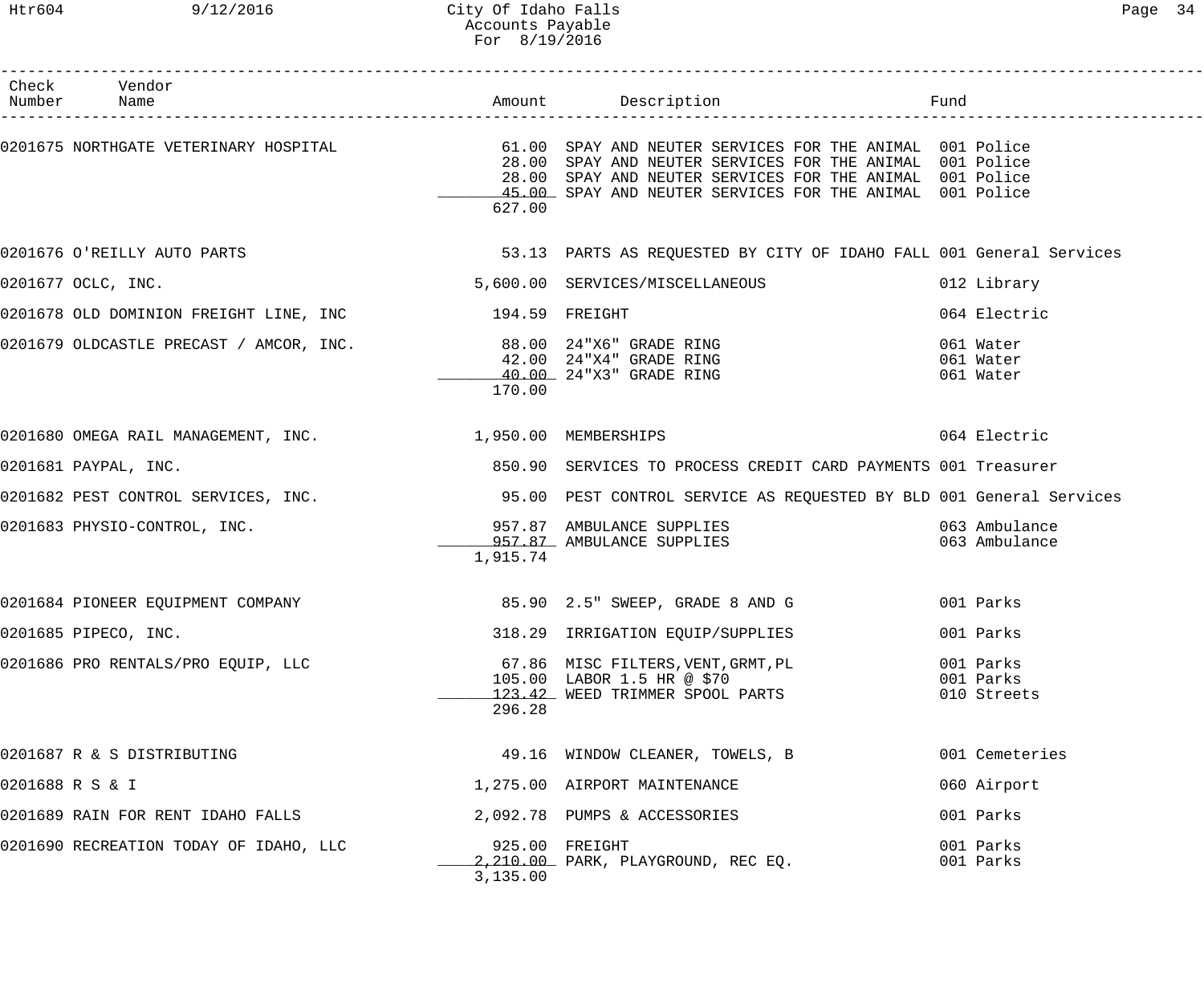| Check Number | Vendor Name | Amount | Description | Fund |
|---|---|---|---|---|
| 0201675 | NORTHGATE VETERINARY HOSPITAL | 61.00 | SPAY AND NEUTER SERVICES FOR THE ANIMAL | 001 Police |
| | | 28.00 | SPAY AND NEUTER SERVICES FOR THE ANIMAL | 001 Police |
| | | 28.00 | SPAY AND NEUTER SERVICES FOR THE ANIMAL | 001 Police |
| | | 45.00 | SPAY AND NEUTER SERVICES FOR THE ANIMAL | 001 Police |
| | | 627.00 | | |
| 0201676 | O'REILLY AUTO PARTS | 53.13 | PARTS AS REQUESTED BY CITY OF IDAHO FALL | 001 General Services |
| 0201677 | OCLC, INC. | 5,600.00 | SERVICES/MISCELLANEOUS | 012 Library |
| 0201678 | OLD DOMINION FREIGHT LINE, INC | 194.59 | FREIGHT | 064 Electric |
| 0201679 | OLDCASTLE PRECAST / AMCOR, INC. | 88.00 | 24"X6" GRADE RING | 061 Water |
| | | 42.00 | 24"X4" GRADE RING | 061 Water |
| | | 40.00 | 24"X3" GRADE RING | 061 Water |
| | | 170.00 | | |
| 0201680 | OMEGA RAIL MANAGEMENT, INC. | 1,950.00 | MEMBERSHIPS | 064 Electric |
| 0201681 | PAYPAL, INC. | 850.90 | SERVICES TO PROCESS CREDIT CARD PAYMENTS | 001 Treasurer |
| 0201682 | PEST CONTROL SERVICES, INC. | 95.00 | PEST CONTROL SERVICE AS REQUESTED BY BLD | 001 General Services |
| 0201683 | PHYSIO-CONTROL, INC. | 957.87 | AMBULANCE SUPPLIES | 063 Ambulance |
| | | 957.87 | AMBULANCE SUPPLIES | 063 Ambulance |
| | | 1,915.74 | | |
| 0201684 | PIONEER EQUIPMENT COMPANY | 85.90 | 2.5" SWEEP, GRADE 8 AND G | 001 Parks |
| 0201685 | PIPECO, INC. | 318.29 | IRRIGATION EQUIP/SUPPLIES | 001 Parks |
| 0201686 | PRO RENTALS/PRO EQUIP, LLC | 67.86 | MISC FILTERS,VENT,GRMT,PL | 001 Parks |
| | | 105.00 | LABOR 1.5 HR @ $70 | 001 Parks |
| | | 123.42 | WEED TRIMMER SPOOL PARTS | 010 Streets |
| | | 296.28 | | |
| 0201687 | R & S DISTRIBUTING | 49.16 | WINDOW CLEANER, TOWELS, B | 001 Cemeteries |
| 0201688 | R S & I | 1,275.00 | AIRPORT MAINTENANCE | 060 Airport |
| 0201689 | RAIN FOR RENT IDAHO FALLS | 2,092.78 | PUMPS & ACCESSORIES | 001 Parks |
| 0201690 | RECREATION TODAY OF IDAHO, LLC | 925.00 | FREIGHT | 001 Parks |
| | | 2,210.00 | PARK, PLAYGROUND, REC EQ. | 001 Parks |
| | | 3,135.00 | | |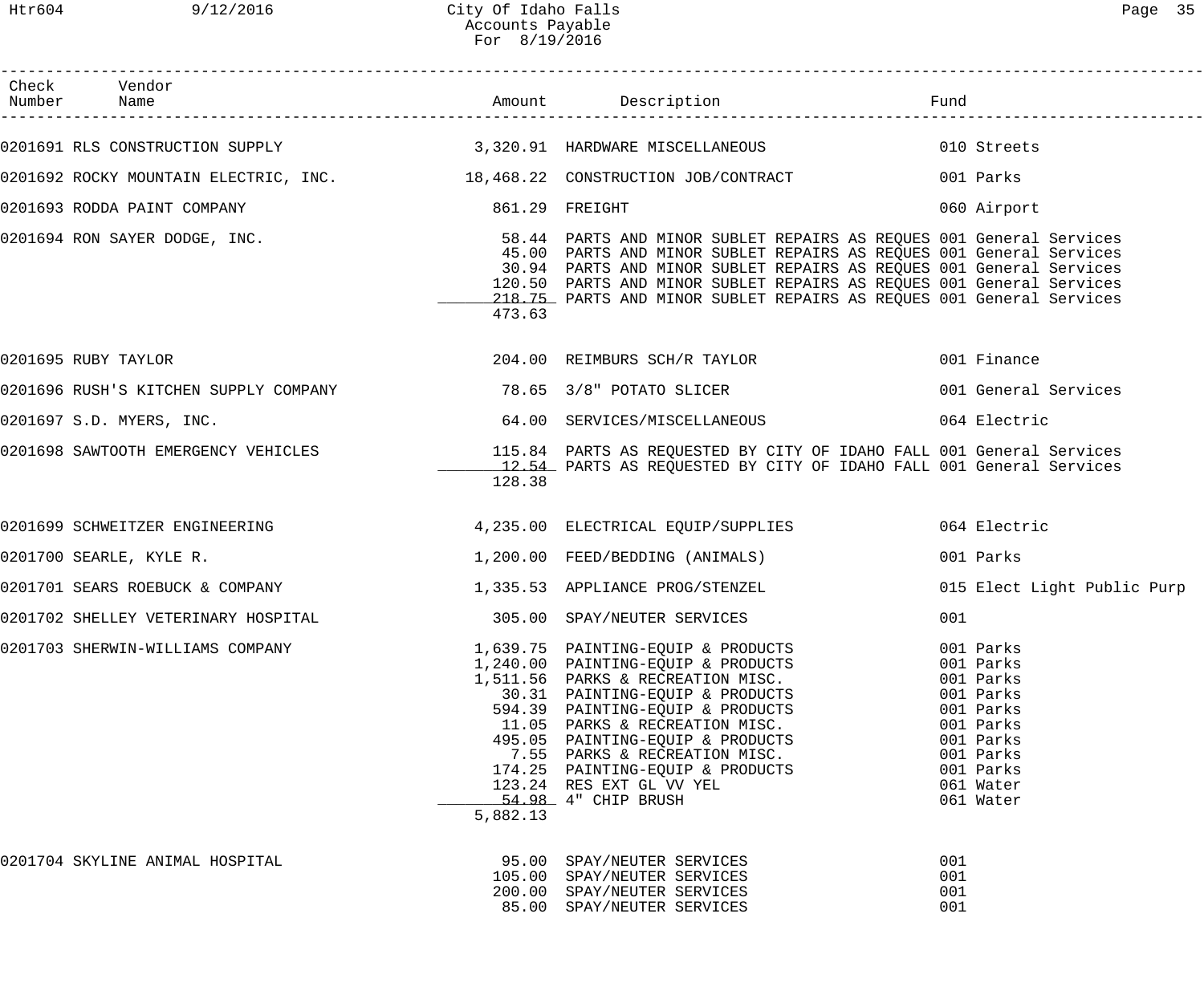City Of Idaho Falls
Accounts Payable
For 8/19/2016

| Check Number | Vendor Name | Amount | Description | Fund |
|---|---|---|---|---|
| 0201691 | RLS CONSTRUCTION SUPPLY | 3,320.91 | HARDWARE MISCELLANEOUS | 010 Streets |
| 0201692 | ROCKY MOUNTAIN ELECTRIC, INC. | 18,468.22 | CONSTRUCTION JOB/CONTRACT | 001 Parks |
| 0201693 | RODDA PAINT COMPANY | 861.29 | FREIGHT | 060 Airport |
| 0201694 | RON SAYER DODGE, INC. | 58.44 | PARTS AND MINOR SUBLET REPAIRS AS REQUES | 001 General Services |
| | | 45.00 | PARTS AND MINOR SUBLET REPAIRS AS REQUES | 001 General Services |
| | | 30.94 | PARTS AND MINOR SUBLET REPAIRS AS REQUES | 001 General Services |
| | | 120.50 | PARTS AND MINOR SUBLET REPAIRS AS REQUES | 001 General Services |
| | | 218.75 | PARTS AND MINOR SUBLET REPAIRS AS REQUES | 001 General Services |
| | | 473.63 | | |
| 0201695 | RUBY TAYLOR | 204.00 | REIMBURS SCH/R TAYLOR | 001 Finance |
| 0201696 | RUSH'S KITCHEN SUPPLY COMPANY | 78.65 | 3/8" POTATO SLICER | 001 General Services |
| 0201697 | S.D. MYERS, INC. | 64.00 | SERVICES/MISCELLANEOUS | 064 Electric |
| 0201698 | SAWTOOTH EMERGENCY VEHICLES | 115.84 | PARTS AS REQUESTED BY CITY OF IDAHO FALL | 001 General Services |
| | | 12.54 | PARTS AS REQUESTED BY CITY OF IDAHO FALL | 001 General Services |
| | | 128.38 | | |
| 0201699 | SCHWEITZER ENGINEERING | 4,235.00 | ELECTRICAL EQUIP/SUPPLIES | 064 Electric |
| 0201700 | SEARLE, KYLE R. | 1,200.00 | FEED/BEDDING (ANIMALS) | 001 Parks |
| 0201701 | SEARS ROEBUCK & COMPANY | 1,335.53 | APPLIANCE PROG/STENZEL | 015 Elect Light Public Purp |
| 0201702 | SHELLEY VETERINARY HOSPITAL | 305.00 | SPAY/NEUTER SERVICES | 001 |
| 0201703 | SHERWIN-WILLIAMS COMPANY | 1,639.75 | PAINTING-EQUIP & PRODUCTS | 001 Parks |
| | | 1,240.00 | PAINTING-EQUIP & PRODUCTS | 001 Parks |
| | | 1,511.56 | PARKS & RECREATION MISC. | 001 Parks |
| | | 30.31 | PAINTING-EQUIP & PRODUCTS | 001 Parks |
| | | 594.39 | PAINTING-EQUIP & PRODUCTS | 001 Parks |
| | | 11.05 | PARKS & RECREATION MISC. | 001 Parks |
| | | 495.05 | PAINTING-EQUIP & PRODUCTS | 001 Parks |
| | | 7.55 | PARKS & RECREATION MISC. | 001 Parks |
| | | 174.25 | PAINTING-EQUIP & PRODUCTS | 001 Parks |
| | | 123.24 | RES EXT GL VV YEL | 061 Water |
| | | 54.98 | 4" CHIP BRUSH | 061 Water |
| | | 5,882.13 | | |
| 0201704 | SKYLINE ANIMAL HOSPITAL | 95.00 | SPAY/NEUTER SERVICES | 001 |
| | | 105.00 | SPAY/NEUTER SERVICES | 001 |
| | | 200.00 | SPAY/NEUTER SERVICES | 001 |
| | | 85.00 | SPAY/NEUTER SERVICES | 001 |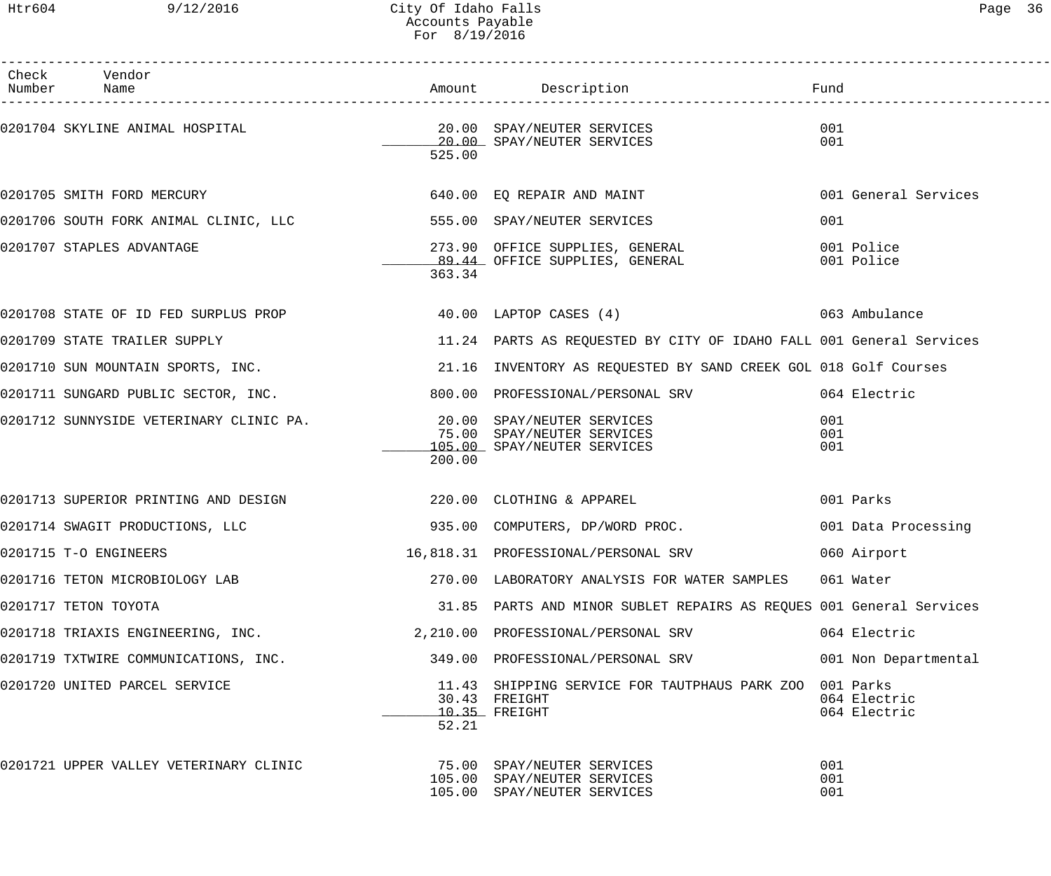City Of Idaho Falls
Accounts Payable
For 8/19/2016

| Check Number | Vendor Name | Amount | Description | Fund |
|---|---|---|---|---|
| 0201704 | SKYLINE ANIMAL HOSPITAL | 20.00 | SPAY/NEUTER SERVICES | 001 |
| | | 20.00 | SPAY/NEUTER SERVICES | 001 |
| | | 525.00 | | |
| 0201705 | SMITH FORD MERCURY | 640.00 | EQ REPAIR AND MAINT | 001 General Services |
| 0201706 | SOUTH FORK ANIMAL CLINIC, LLC | 555.00 | SPAY/NEUTER SERVICES | 001 |
| 0201707 | STAPLES ADVANTAGE | 273.90 | OFFICE SUPPLIES, GENERAL | 001 Police |
| | | 89.44 | OFFICE SUPPLIES, GENERAL | 001 Police |
| | | 363.34 | | |
| 0201708 | STATE OF ID FED SURPLUS PROP | 40.00 | LAPTOP CASES (4) | 063 Ambulance |
| 0201709 | STATE TRAILER SUPPLY | 11.24 | PARTS AS REQUESTED BY CITY OF IDAHO FALL | 001 General Services |
| 0201710 | SUN MOUNTAIN SPORTS, INC. | 21.16 | INVENTORY AS REQUESTED BY SAND CREEK GOL | 018 Golf Courses |
| 0201711 | SUNGARD PUBLIC SECTOR, INC. | 800.00 | PROFESSIONAL/PERSONAL SRV | 064 Electric |
| 0201712 | SUNNYSIDE VETERINARY CLINIC PA. | 20.00 | SPAY/NEUTER SERVICES | 001 |
| | | 75.00 | SPAY/NEUTER SERVICES | 001 |
| | | 105.00 | SPAY/NEUTER SERVICES | 001 |
| | | 200.00 | | |
| 0201713 | SUPERIOR PRINTING AND DESIGN | 220.00 | CLOTHING & APPAREL | 001 Parks |
| 0201714 | SWAGIT PRODUCTIONS, LLC | 935.00 | COMPUTERS, DP/WORD PROC. | 001 Data Processing |
| 0201715 | T-O ENGINEERS | 16,818.31 | PROFESSIONAL/PERSONAL SRV | 060 Airport |
| 0201716 | TETON MICROBIOLOGY LAB | 270.00 | LABORATORY ANALYSIS FOR WATER SAMPLES | 061 Water |
| 0201717 | TETON TOYOTA | 31.85 | PARTS AND MINOR SUBLET REPAIRS AS REQUES | 001 General Services |
| 0201718 | TRIAXIS ENGINEERING, INC. | 2,210.00 | PROFESSIONAL/PERSONAL SRV | 064 Electric |
| 0201719 | TXTWIRE COMMUNICATIONS, INC. | 349.00 | PROFESSIONAL/PERSONAL SRV | 001 Non Departmental |
| 0201720 | UNITED PARCEL SERVICE | 11.43 | SHIPPING SERVICE FOR TAUTPHAUS PARK ZOO | 001 Parks |
| | | 30.43 | FREIGHT | 064 Electric |
| | | 10.35 | FREIGHT | 064 Electric |
| | | 52.21 | | |
| 0201721 | UPPER VALLEY VETERINARY CLINIC | 75.00 | SPAY/NEUTER SERVICES | 001 |
| | | 105.00 | SPAY/NEUTER SERVICES | 001 |
| | | 105.00 | SPAY/NEUTER SERVICES | 001 |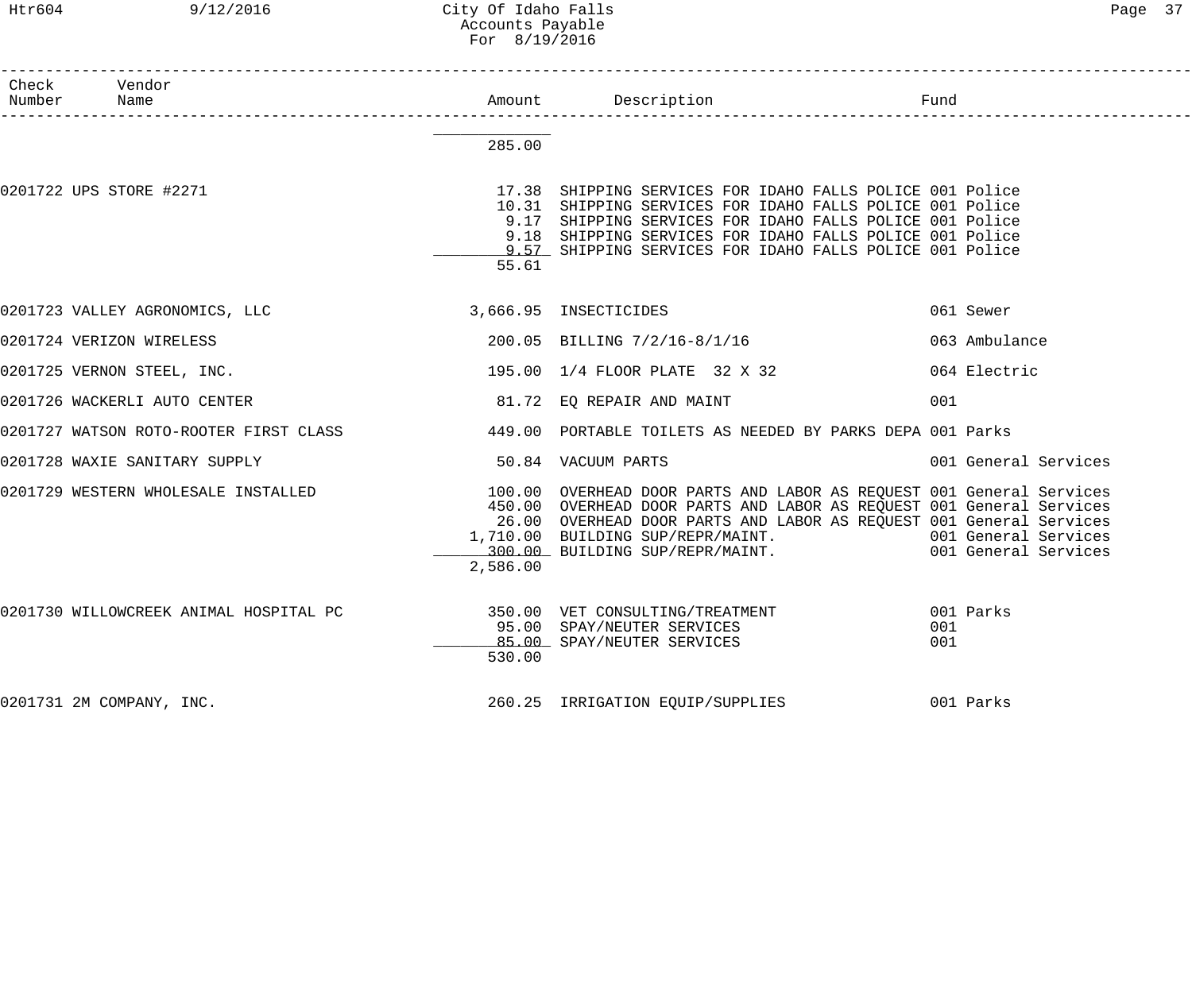| Check Number | Vendor Name | Amount | Description | Fund |
|---|---|---|---|---|
| | | 285.00 | | |
| 0201722 | UPS STORE #2271 | 17.38 | SHIPPING SERVICES FOR IDAHO FALLS POLICE | 001 Police |
| | | 10.31 | SHIPPING SERVICES FOR IDAHO FALLS POLICE | 001 Police |
| | | 9.17 | SHIPPING SERVICES FOR IDAHO FALLS POLICE | 001 Police |
| | | 9.18 | SHIPPING SERVICES FOR IDAHO FALLS POLICE | 001 Police |
| | | 9.57 | SHIPPING SERVICES FOR IDAHO FALLS POLICE | 001 Police |
| | | 55.61 | | |
| 0201723 | VALLEY AGRONOMICS, LLC | 3,666.95 | INSECTICIDES | 061 Sewer |
| 0201724 | VERIZON WIRELESS | 200.05 | BILLING 7/2/16-8/1/16 | 063 Ambulance |
| 0201725 | VERNON STEEL, INC. | 195.00 | 1/4 FLOOR PLATE 32 X 32 | 064 Electric |
| 0201726 | WACKERLI AUTO CENTER | 81.72 | EQ REPAIR AND MAINT | 001 |
| 0201727 | WATSON ROTO-ROOTER FIRST CLASS | 449.00 | PORTABLE TOILETS AS NEEDED BY PARKS DEPA | 001 Parks |
| 0201728 | WAXIE SANITARY SUPPLY | 50.84 | VACUUM PARTS | 001 General Services |
| 0201729 | WESTERN WHOLESALE INSTALLED | 100.00 | OVERHEAD DOOR PARTS AND LABOR AS REQUEST | 001 General Services |
| | | 450.00 | OVERHEAD DOOR PARTS AND LABOR AS REQUEST | 001 General Services |
| | | 26.00 | OVERHEAD DOOR PARTS AND LABOR AS REQUEST | 001 General Services |
| | | 1,710.00 | BUILDING SUP/REPR/MAINT. | 001 General Services |
| | | 300.00 | BUILDING SUP/REPR/MAINT. | 001 General Services |
| | | 2,586.00 | | |
| 0201730 | WILLOWCREEK ANIMAL HOSPITAL PC | 350.00 | VET CONSULTING/TREATMENT | 001 Parks |
| | | 95.00 | SPAY/NEUTER SERVICES | 001 |
| | | 85.00 | SPAY/NEUTER SERVICES | 001 |
| | | 530.00 | | |
| 0201731 | 2M COMPANY, INC. | 260.25 | IRRIGATION EQUIP/SUPPLIES | 001 Parks |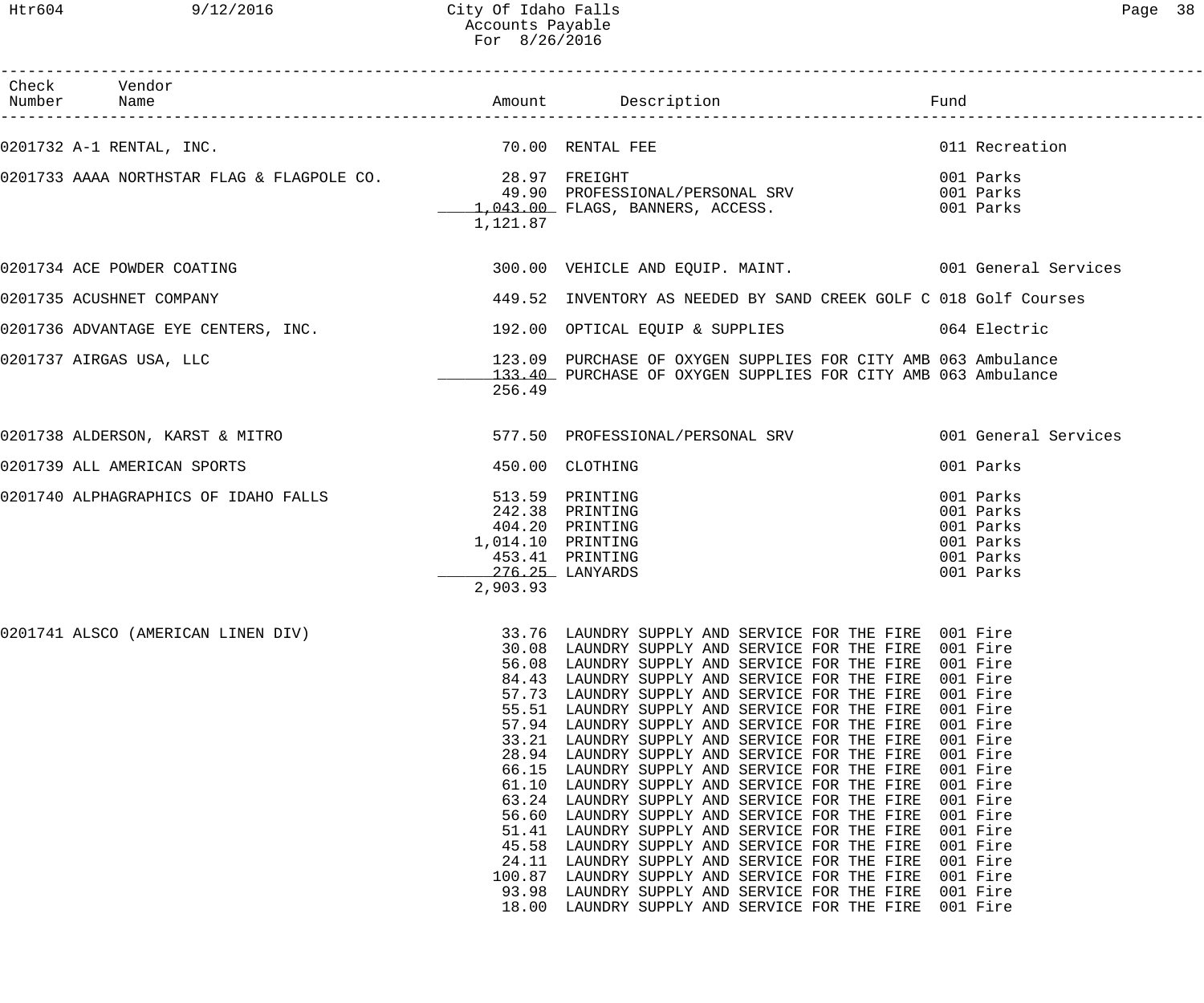City Of Idaho Falls
Accounts Payable
For 8/26/2016

| Check Number | Vendor Name | Amount | Description | Fund |
|---|---|---|---|---|
| 0201732 | A-1 RENTAL, INC. | 70.00 | RENTAL FEE | 011 Recreation |
| 0201733 | AAAA NORTHSTAR FLAG & FLAGPOLE CO. | 28.97 | FREIGHT | 001 Parks |
| | | 49.90 | PROFESSIONAL/PERSONAL SRV | 001 Parks |
| | | 1,043.00 | FLAGS, BANNERS, ACCESS. | 001 Parks |
| | | 1,121.87 | | |
| 0201734 | ACE POWDER COATING | 300.00 | VEHICLE AND EQUIP. MAINT. | 001 General Services |
| 0201735 | ACUSHNET COMPANY | 449.52 | INVENTORY AS NEEDED BY SAND CREEK GOLF C | 018 Golf Courses |
| 0201736 | ADVANTAGE EYE CENTERS, INC. | 192.00 | OPTICAL EQUIP & SUPPLIES | 064 Electric |
| 0201737 | AIRGAS USA, LLC | 123.09 | PURCHASE OF OXYGEN SUPPLIES FOR CITY AMB | 063 Ambulance |
| | | 133.40 | PURCHASE OF OXYGEN SUPPLIES FOR CITY AMB | 063 Ambulance |
| | | 256.49 | | |
| 0201738 | ALDERSON, KARST & MITRO | 577.50 | PROFESSIONAL/PERSONAL SRV | 001 General Services |
| 0201739 | ALL AMERICAN SPORTS | 450.00 | CLOTHING | 001 Parks |
| 0201740 | ALPHAGRAPHICS OF IDAHO FALLS | 513.59 | PRINTING | 001 Parks |
| | | 242.38 | PRINTING | 001 Parks |
| | | 404.20 | PRINTING | 001 Parks |
| | | 1,014.10 | PRINTING | 001 Parks |
| | | 453.41 | PRINTING | 001 Parks |
| | | 276.25 | LANYARDS | 001 Parks |
| | | 2,903.93 | | |
| 0201741 | ALSCO (AMERICAN LINEN DIV) | 33.76 | LAUNDRY SUPPLY AND SERVICE FOR THE FIRE | 001 Fire |
| | | 30.08 | LAUNDRY SUPPLY AND SERVICE FOR THE FIRE | 001 Fire |
| | | 56.08 | LAUNDRY SUPPLY AND SERVICE FOR THE FIRE | 001 Fire |
| | | 84.43 | LAUNDRY SUPPLY AND SERVICE FOR THE FIRE | 001 Fire |
| | | 57.73 | LAUNDRY SUPPLY AND SERVICE FOR THE FIRE | 001 Fire |
| | | 55.51 | LAUNDRY SUPPLY AND SERVICE FOR THE FIRE | 001 Fire |
| | | 57.94 | LAUNDRY SUPPLY AND SERVICE FOR THE FIRE | 001 Fire |
| | | 33.21 | LAUNDRY SUPPLY AND SERVICE FOR THE FIRE | 001 Fire |
| | | 28.94 | LAUNDRY SUPPLY AND SERVICE FOR THE FIRE | 001 Fire |
| | | 66.15 | LAUNDRY SUPPLY AND SERVICE FOR THE FIRE | 001 Fire |
| | | 61.10 | LAUNDRY SUPPLY AND SERVICE FOR THE FIRE | 001 Fire |
| | | 63.24 | LAUNDRY SUPPLY AND SERVICE FOR THE FIRE | 001 Fire |
| | | 56.60 | LAUNDRY SUPPLY AND SERVICE FOR THE FIRE | 001 Fire |
| | | 51.41 | LAUNDRY SUPPLY AND SERVICE FOR THE FIRE | 001 Fire |
| | | 45.58 | LAUNDRY SUPPLY AND SERVICE FOR THE FIRE | 001 Fire |
| | | 24.11 | LAUNDRY SUPPLY AND SERVICE FOR THE FIRE | 001 Fire |
| | | 100.87 | LAUNDRY SUPPLY AND SERVICE FOR THE FIRE | 001 Fire |
| | | 93.98 | LAUNDRY SUPPLY AND SERVICE FOR THE FIRE | 001 Fire |
| | | 18.00 | LAUNDRY SUPPLY AND SERVICE FOR THE FIRE | 001 Fire |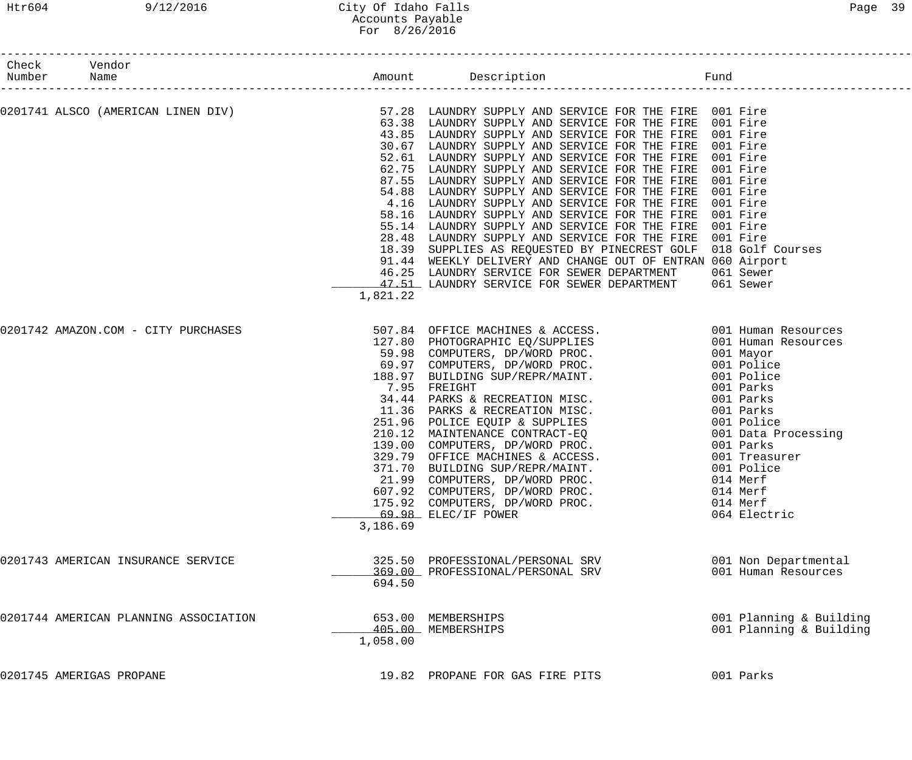# City Of Idaho Falls
## Accounts Payable
### For 8/26/2016

| Check Number | Vendor Name | Amount | Description | Fund |
|---|---|---|---|---|
| 0201741 | ALSCO (AMERICAN LINEN DIV) | 57.28 | LAUNDRY SUPPLY AND SERVICE FOR THE FIRE | 001 Fire |
| | | 63.38 | LAUNDRY SUPPLY AND SERVICE FOR THE FIRE | 001 Fire |
| | | 43.85 | LAUNDRY SUPPLY AND SERVICE FOR THE FIRE | 001 Fire |
| | | 30.67 | LAUNDRY SUPPLY AND SERVICE FOR THE FIRE | 001 Fire |
| | | 52.61 | LAUNDRY SUPPLY AND SERVICE FOR THE FIRE | 001 Fire |
| | | 62.75 | LAUNDRY SUPPLY AND SERVICE FOR THE FIRE | 001 Fire |
| | | 87.55 | LAUNDRY SUPPLY AND SERVICE FOR THE FIRE | 001 Fire |
| | | 54.88 | LAUNDRY SUPPLY AND SERVICE FOR THE FIRE | 001 Fire |
| | | 4.16 | LAUNDRY SUPPLY AND SERVICE FOR THE FIRE | 001 Fire |
| | | 58.16 | LAUNDRY SUPPLY AND SERVICE FOR THE FIRE | 001 Fire |
| | | 55.14 | LAUNDRY SUPPLY AND SERVICE FOR THE FIRE | 001 Fire |
| | | 28.48 | LAUNDRY SUPPLY AND SERVICE FOR THE FIRE | 001 Fire |
| | | 18.39 | SUPPLIES AS REQUESTED BY PINECREST GOLF | 018 Golf Courses |
| | | 91.44 | WEEKLY DELIVERY AND CHANGE OUT OF ENTRAN | 060 Airport |
| | | 46.25 | LAUNDRY SERVICE FOR SEWER DEPARTMENT | 061 Sewer |
| | | 47.51 | LAUNDRY SERVICE FOR SEWER DEPARTMENT | 061 Sewer |
| | | 1,821.22 | | |
| 0201742 | AMAZON.COM - CITY PURCHASES | 507.84 | OFFICE MACHINES & ACCESS. | 001 Human Resources |
| | | 127.80 | PHOTOGRAPHIC EQ/SUPPLIES | 001 Human Resources |
| | | 59.98 | COMPUTERS, DP/WORD PROC. | 001 Mayor |
| | | 69.97 | COMPUTERS, DP/WORD PROC. | 001 Police |
| | | 188.97 | BUILDING SUP/REPR/MAINT. | 001 Police |
| | | 7.95 | FREIGHT | 001 Parks |
| | | 34.44 | PARKS & RECREATION MISC. | 001 Parks |
| | | 11.36 | PARKS & RECREATION MISC. | 001 Parks |
| | | 251.96 | POLICE EQUIP & SUPPLIES | 001 Police |
| | | 210.12 | MAINTENANCE CONTRACT-EQ | 001 Data Processing |
| | | 139.00 | COMPUTERS, DP/WORD PROC. | 001 Parks |
| | | 329.79 | OFFICE MACHINES & ACCESS. | 001 Treasurer |
| | | 371.70 | BUILDING SUP/REPR/MAINT. | 001 Police |
| | | 21.99 | COMPUTERS, DP/WORD PROC. | 014 Merf |
| | | 607.92 | COMPUTERS, DP/WORD PROC. | 014 Merf |
| | | 175.92 | COMPUTERS, DP/WORD PROC. | 014 Merf |
| | | 69.98 | ELEC/IF POWER | 064 Electric |
| | | 3,186.69 | | |
| 0201743 | AMERICAN INSURANCE SERVICE | 325.50 | PROFESSIONAL/PERSONAL SRV | 001 Non Departmental |
| | | 369.00 | PROFESSIONAL/PERSONAL SRV | 001 Human Resources |
| | | 694.50 | | |
| 0201744 | AMERICAN PLANNING ASSOCIATION | 653.00 | MEMBERSHIPS | 001 Planning & Building |
| | | 405.00 | MEMBERSHIPS | 001 Planning & Building |
| | | 1,058.00 | | |
| 0201745 | AMERIGAS PROPANE | 19.82 | PROPANE FOR GAS FIRE PITS | 001 Parks |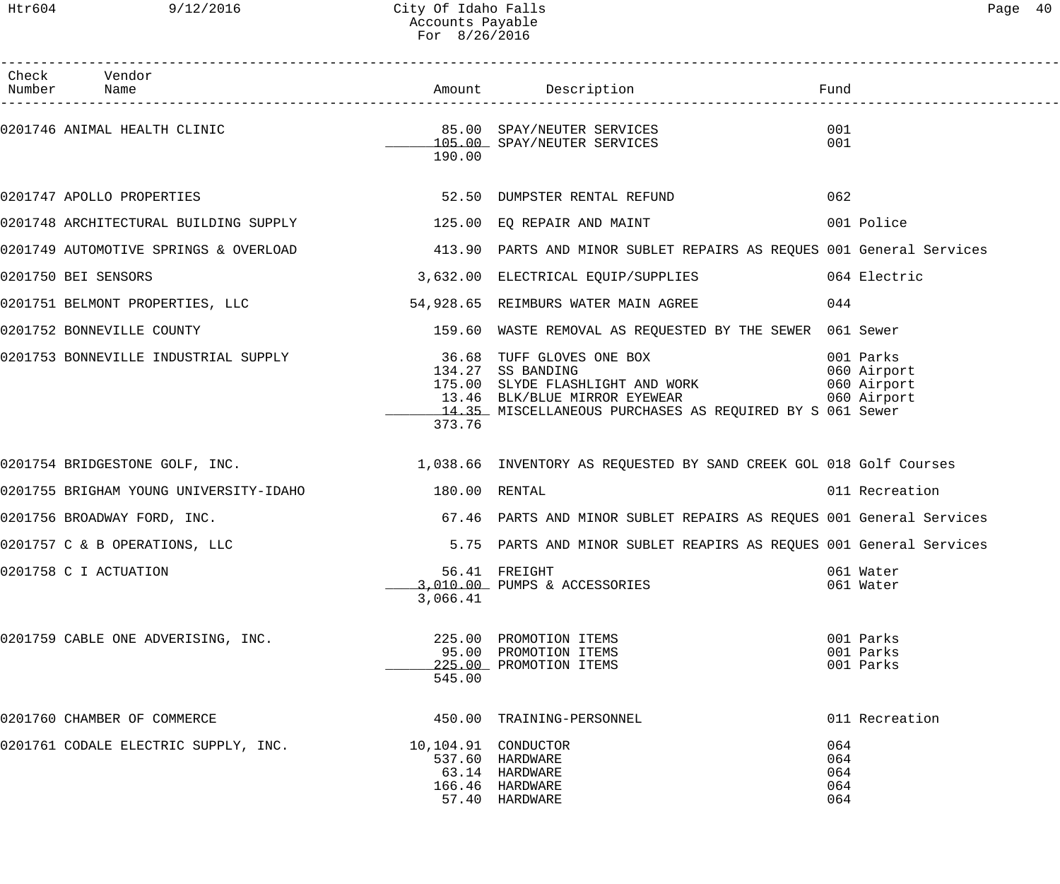# City Of Idaho Falls
## Accounts Payable
### For 8/26/2016

| Check Number | Vendor Name | Amount | Description | Fund |
|---|---|---|---|---|
| 0201746 | ANIMAL HEALTH CLINIC | 85.00 | SPAY/NEUTER SERVICES | 001 |
| | | 105.00 | SPAY/NEUTER SERVICES | 001 |
| | | 190.00 | | |
| 0201747 | APOLLO PROPERTIES | 52.50 | DUMPSTER RENTAL REFUND | 062 |
| 0201748 | ARCHITECTURAL BUILDING SUPPLY | 125.00 | EQ REPAIR AND MAINT | 001 Police |
| 0201749 | AUTOMOTIVE SPRINGS & OVERLOAD | 413.90 | PARTS AND MINOR SUBLET REPAIRS AS REQUES | 001 General Services |
| 0201750 | BEI SENSORS | 3,632.00 | ELECTRICAL EQUIP/SUPPLIES | 064 Electric |
| 0201751 | BELMONT PROPERTIES, LLC | 54,928.65 | REIMBURS WATER MAIN AGREE | 044 |
| 0201752 | BONNEVILLE COUNTY | 159.60 | WASTE REMOVAL AS REQUESTED BY THE SEWER | 061 Sewer |
| 0201753 | BONNEVILLE INDUSTRIAL SUPPLY | 36.68 | TUFF GLOVES ONE BOX | 001 Parks |
| | | 134.27 | SS BANDING | 060 Airport |
| | | 175.00 | SLYDE FLASHLIGHT AND WORK | 060 Airport |
| | | 13.46 | BLK/BLUE MIRROR EYEWEAR | 060 Airport |
| | | 14.35 | MISCELLANEOUS PURCHASES AS REQUIRED BY S | 061 Sewer |
| | | 373.76 | | |
| 0201754 | BRIDGESTONE GOLF, INC. | 1,038.66 | INVENTORY AS REQUESTED BY SAND CREEK GOL | 018 Golf Courses |
| 0201755 | BRIGHAM YOUNG UNIVERSITY-IDAHO | 180.00 | RENTAL | 011 Recreation |
| 0201756 | BROADWAY FORD, INC. | 67.46 | PARTS AND MINOR SUBLET REPAIRS AS REQUES | 001 General Services |
| 0201757 | C & B OPERATIONS, LLC | 5.75 | PARTS AND MINOR SUBLET REAPIRS AS REQUES | 001 General Services |
| 0201758 | C I ACTUATION | 56.41 | FREIGHT | 061 Water |
| | | 3,010.00 | PUMPS & ACCESSORIES | 061 Water |
| | | 3,066.41 | | |
| 0201759 | CABLE ONE ADVERISING, INC. | 225.00 | PROMOTION ITEMS | 001 Parks |
| | | 95.00 | PROMOTION ITEMS | 001 Parks |
| | | 225.00 | PROMOTION ITEMS | 001 Parks |
| | | 545.00 | | |
| 0201760 | CHAMBER OF COMMERCE | 450.00 | TRAINING-PERSONNEL | 011 Recreation |
| 0201761 | CODALE ELECTRIC SUPPLY, INC. | 10,104.91 | CONDUCTOR | 064 |
| | | 537.60 | HARDWARE | 064 |
| | | 63.14 | HARDWARE | 064 |
| | | 166.46 | HARDWARE | 064 |
| | | 57.40 | HARDWARE | 064 |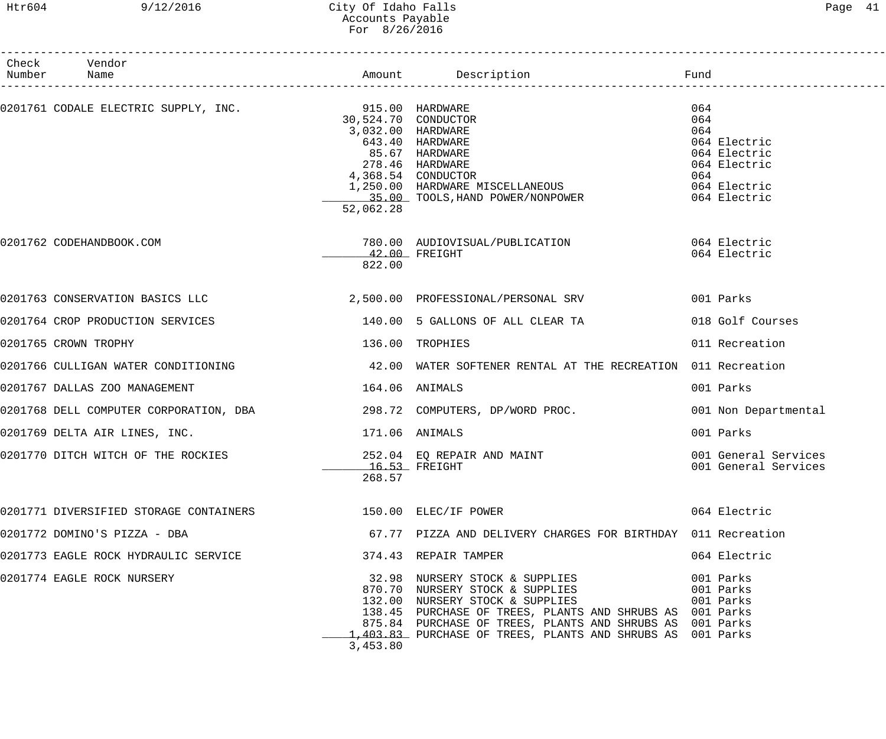# City Of Idaho Falls
## Accounts Payable
### For 8/26/2016

| Check Number | Vendor Name | Amount | Description | Fund |
|---|---|---|---|---|
| 0201761 | CODALE ELECTRIC SUPPLY, INC. | 915.00 | HARDWARE | 064 |
| | | 30,524.70 | CONDUCTOR | 064 |
| | | 3,032.00 | HARDWARE | 064 |
| | | 643.40 | HARDWARE | 064 Electric |
| | | 85.67 | HARDWARE | 064 Electric |
| | | 278.46 | HARDWARE | 064 Electric |
| | | 4,368.54 | CONDUCTOR | 064 |
| | | 1,250.00 | HARDWARE MISCELLANEOUS | 064 Electric |
| | | 35.00 | TOOLS,HAND POWER/NONPOWER | 064 Electric |
| | | 52,062.28 | | |
| 0201762 | CODEHANDBOOK.COM | 780.00 | AUDIOVISUAL/PUBLICATION | 064 Electric |
| | | 42.00 | FREIGHT | 064 Electric |
| | | 822.00 | | |
| 0201763 | CONSERVATION BASICS LLC | 2,500.00 | PROFESSIONAL/PERSONAL SRV | 001 Parks |
| 0201764 | CROP PRODUCTION SERVICES | 140.00 | 5 GALLONS OF ALL CLEAR TA | 018 Golf Courses |
| 0201765 | CROWN TROPHY | 136.00 | TROPHIES | 011 Recreation |
| 0201766 | CULLIGAN WATER CONDITIONING | 42.00 | WATER SOFTENER RENTAL AT THE RECREATION | 011 Recreation |
| 0201767 | DALLAS ZOO MANAGEMENT | 164.06 | ANIMALS | 001 Parks |
| 0201768 | DELL COMPUTER CORPORATION, DBA | 298.72 | COMPUTERS, DP/WORD PROC. | 001 Non Departmental |
| 0201769 | DELTA AIR LINES, INC. | 171.06 | ANIMALS | 001 Parks |
| 0201770 | DITCH WITCH OF THE ROCKIES | 252.04 | EQ REPAIR AND MAINT | 001 General Services |
| | | 16.53 | FREIGHT | 001 General Services |
| | | 268.57 | | |
| 0201771 | DIVERSIFIED STORAGE CONTAINERS | 150.00 | ELEC/IF POWER | 064 Electric |
| 0201772 | DOMINO'S PIZZA - DBA | 67.77 | PIZZA AND DELIVERY CHARGES FOR BIRTHDAY | 011 Recreation |
| 0201773 | EAGLE ROCK HYDRAULIC SERVICE | 374.43 | REPAIR TAMPER | 064 Electric |
| 0201774 | EAGLE ROCK NURSERY | 32.98 | NURSERY STOCK & SUPPLIES | 001 Parks |
| | | 870.70 | NURSERY STOCK & SUPPLIES | 001 Parks |
| | | 132.00 | NURSERY STOCK & SUPPLIES | 001 Parks |
| | | 138.45 | PURCHASE OF TREES, PLANTS AND SHRUBS AS | 001 Parks |
| | | 875.84 | PURCHASE OF TREES, PLANTS AND SHRUBS AS | 001 Parks |
| | | 1,403.83 | PURCHASE OF TREES, PLANTS AND SHRUBS AS | 001 Parks |
| | | 3,453.80 | | |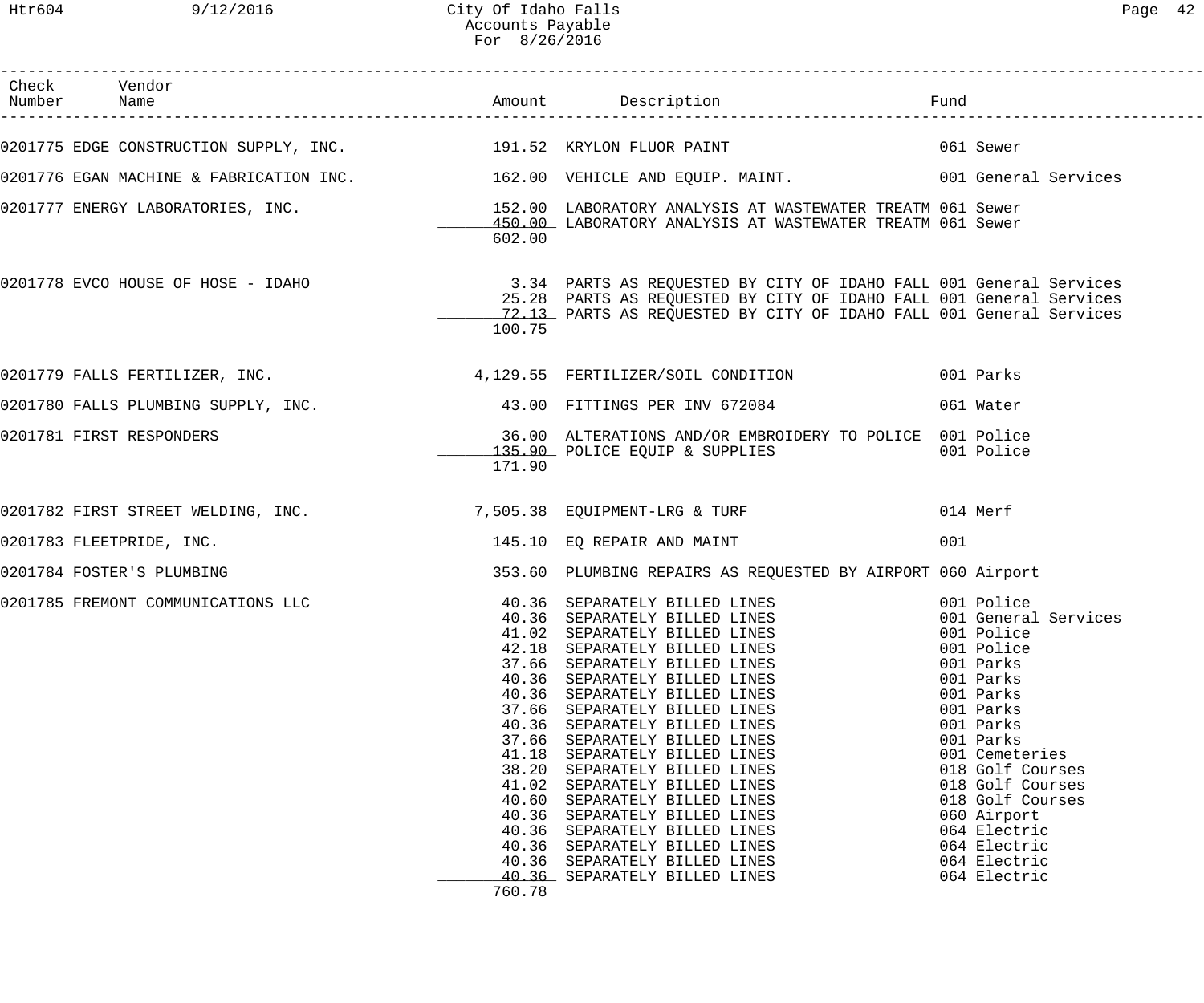City Of Idaho Falls
Accounts Payable
For 8/26/2016

| Check Number | Vendor Name | Amount | Description | Fund |
|---|---|---|---|---|
| 0201775 | EDGE CONSTRUCTION SUPPLY, INC. | 191.52 | KRYLON FLUOR PAINT | 061 Sewer |
| 0201776 | EGAN MACHINE & FABRICATION INC. | 162.00 | VEHICLE AND EQUIP. MAINT. | 001 General Services |
| 0201777 | ENERGY LABORATORIES, INC. | 152.00 | LABORATORY ANALYSIS AT WASTEWATER TREATM | 061 Sewer |
| | | 450.00 | LABORATORY ANALYSIS AT WASTEWATER TREATM | 061 Sewer |
| | | 602.00 | | |
| 0201778 | EVCO HOUSE OF HOSE - IDAHO | 3.34 | PARTS AS REQUESTED BY CITY OF IDAHO FALL | 001 General Services |
| | | 25.28 | PARTS AS REQUESTED BY CITY OF IDAHO FALL | 001 General Services |
| | | 72.13 | PARTS AS REQUESTED BY CITY OF IDAHO FALL | 001 General Services |
| | | 100.75 | | |
| 0201779 | FALLS FERTILIZER, INC. | 4,129.55 | FERTILIZER/SOIL CONDITION | 001 Parks |
| 0201780 | FALLS PLUMBING SUPPLY, INC. | 43.00 | FITTINGS PER INV 672084 | 061 Water |
| 0201781 | FIRST RESPONDERS | 36.00 | ALTERATIONS AND/OR EMBROIDERY TO POLICE | 001 Police |
| | | 135.90 | POLICE EQUIP & SUPPLIES | 001 Police |
| | | 171.90 | | |
| 0201782 | FIRST STREET WELDING, INC. | 7,505.38 | EQUIPMENT-LRG & TURF | 014 Merf |
| 0201783 | FLEETPRIDE, INC. | 145.10 | EQ REPAIR AND MAINT | 001 |
| 0201784 | FOSTER'S PLUMBING | 353.60 | PLUMBING REPAIRS AS REQUESTED BY AIRPORT | 060 Airport |
| 0201785 | FREMONT COMMUNICATIONS LLC | 40.36 | SEPARATELY BILLED LINES | 001 Police |
| | | 40.36 | SEPARATELY BILLED LINES | 001 General Services |
| | | 41.02 | SEPARATELY BILLED LINES | 001 Police |
| | | 42.18 | SEPARATELY BILLED LINES | 001 Police |
| | | 37.66 | SEPARATELY BILLED LINES | 001 Parks |
| | | 40.36 | SEPARATELY BILLED LINES | 001 Parks |
| | | 40.36 | SEPARATELY BILLED LINES | 001 Parks |
| | | 37.66 | SEPARATELY BILLED LINES | 001 Parks |
| | | 40.36 | SEPARATELY BILLED LINES | 001 Parks |
| | | 37.66 | SEPARATELY BILLED LINES | 001 Parks |
| | | 41.18 | SEPARATELY BILLED LINES | 001 Cemeteries |
| | | 38.20 | SEPARATELY BILLED LINES | 018 Golf Courses |
| | | 41.02 | SEPARATELY BILLED LINES | 018 Golf Courses |
| | | 40.60 | SEPARATELY BILLED LINES | 018 Golf Courses |
| | | 40.36 | SEPARATELY BILLED LINES | 060 Airport |
| | | 40.36 | SEPARATELY BILLED LINES | 064 Electric |
| | | 40.36 | SEPARATELY BILLED LINES | 064 Electric |
| | | 40.36 | SEPARATELY BILLED LINES | 064 Electric |
| | | 40.36 | SEPARATELY BILLED LINES | 064 Electric |
| | | 760.78 | | |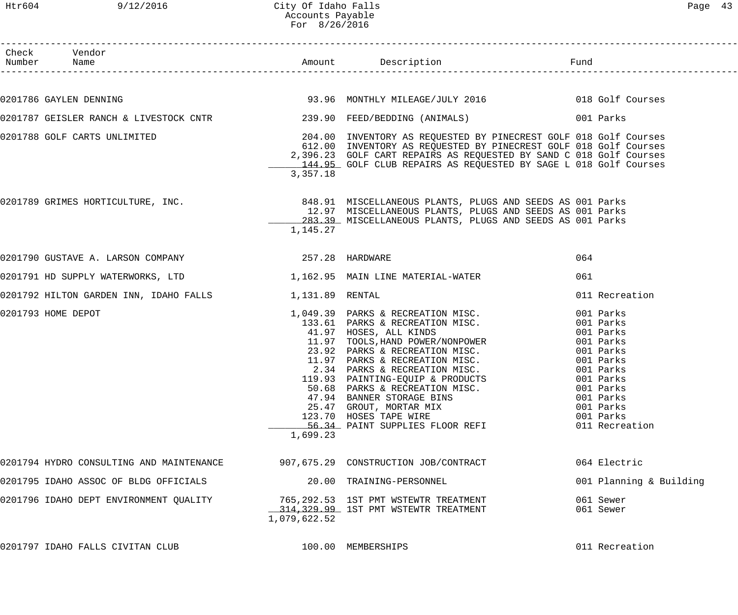| Check Number | Vendor Name | Amount | Description | Fund |
|---|---|---|---|---|
| 0201786 | GAYLEN DENNING | 93.96 | MONTHLY MILEAGE/JULY 2016 | 018 Golf Courses |
| 0201787 | GEISLER RANCH & LIVESTOCK CNTR | 239.90 | FEED/BEDDING (ANIMALS) | 001 Parks |
| 0201788 | GOLF CARTS UNLIMITED | 204.00 | INVENTORY AS REQUESTED BY PINECREST GOLF | 018 Golf Courses |
| | | 612.00 | INVENTORY AS REQUESTED BY PINECREST GOLF | 018 Golf Courses |
| | | 2,396.23 | GOLF CART REPAIRS AS REQUESTED BY SAND C | 018 Golf Courses |
| | | 144.95 | GOLF CLUB REPAIRS AS REQUESTED BY SAGE L | 018 Golf Courses |
| | | 3,357.18 | | |
| 0201789 | GRIMES HORTICULTURE, INC. | 848.91 | MISCELLANEOUS PLANTS, PLUGS AND SEEDS AS | 001 Parks |
| | | 12.97 | MISCELLANEOUS PLANTS, PLUGS AND SEEDS AS | 001 Parks |
| | | 283.39 | MISCELLANEOUS PLANTS, PLUGS AND SEEDS AS | 001 Parks |
| | | 1,145.27 | | |
| 0201790 | GUSTAVE A. LARSON COMPANY | 257.28 | HARDWARE | 064 |
| 0201791 | HD SUPPLY WATERWORKS, LTD | 1,162.95 | MAIN LINE MATERIAL-WATER | 061 |
| 0201792 | HILTON GARDEN INN, IDAHO FALLS | 1,131.89 | RENTAL | 011 Recreation |
| 0201793 | HOME DEPOT | 1,049.39 | PARKS & RECREATION MISC. | 001 Parks |
| | | 133.61 | PARKS & RECREATION MISC. | 001 Parks |
| | | 41.97 | HOSES, ALL KINDS | 001 Parks |
| | | 11.97 | TOOLS,HAND POWER/NONPOWER | 001 Parks |
| | | 23.92 | PARKS & RECREATION MISC. | 001 Parks |
| | | 11.97 | PARKS & RECREATION MISC. | 001 Parks |
| | | 2.34 | PARKS & RECREATION MISC. | 001 Parks |
| | | 119.93 | PAINTING-EQUIP & PRODUCTS | 001 Parks |
| | | 50.68 | PARKS & RECREATION MISC. | 001 Parks |
| | | 47.94 | BANNER STORAGE BINS | 001 Parks |
| | | 25.47 | GROUT, MORTAR MIX | 001 Parks |
| | | 123.70 | HOSES TAPE WIRE | 001 Parks |
| | | 56.34 | PAINT SUPPLIES FLOOR REFI | 011 Recreation |
| | | 1,699.23 | | |
| 0201794 | HYDRO CONSULTING AND MAINTENANCE | 907,675.29 | CONSTRUCTION JOB/CONTRACT | 064 Electric |
| 0201795 | IDAHO ASSOC OF BLDG OFFICIALS | 20.00 | TRAINING-PERSONNEL | 001 Planning & Building |
| 0201796 | IDAHO DEPT ENVIRONMENT QUALITY | 765,292.53 | 1ST PMT WSTEWTR TREATMENT | 061 Sewer |
| | | 314,329.99 | 1ST PMT WSTEWTR TREATMENT | 061 Sewer |
| | | 1,079,622.52 | | |
| 0201797 | IDAHO FALLS CIVITAN CLUB | 100.00 | MEMBERSHIPS | 011 Recreation |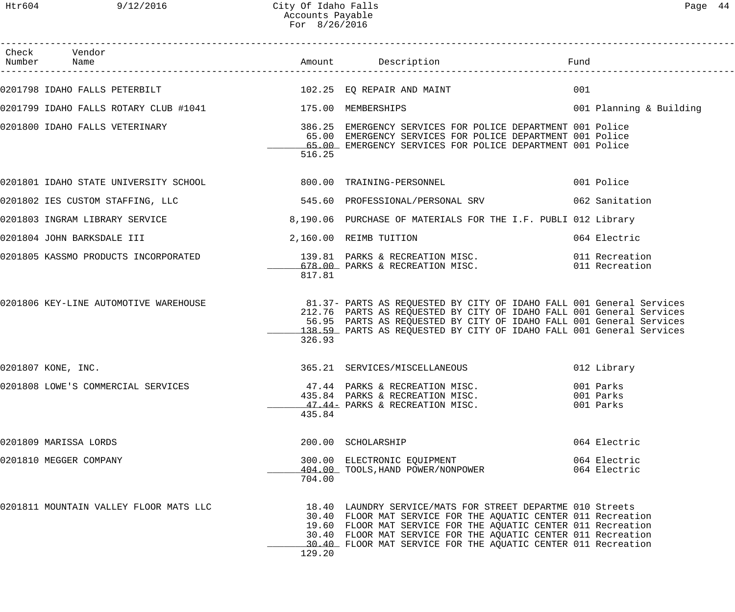# City Of Idaho Falls
## Accounts Payable
### For 8/26/2016

| Check Number | Vendor Name | Amount | Description | Fund |
|---|---|---|---|---|
| 0201798 | IDAHO FALLS PETERBILT | 102.25 | EQ REPAIR AND MAINT | 001 |
| 0201799 | IDAHO FALLS ROTARY CLUB #1041 | 175.00 | MEMBERSHIPS | 001 Planning & Building |
| 0201800 | IDAHO FALLS VETERINARY | 386.25 | EMERGENCY SERVICES FOR POLICE DEPARTMENT | 001 Police |
| | | 65.00 | EMERGENCY SERVICES FOR POLICE DEPARTMENT | 001 Police |
| | | 65.00 | EMERGENCY SERVICES FOR POLICE DEPARTMENT | 001 Police |
| | | 516.25 | | |
| 0201801 | IDAHO STATE UNIVERSITY SCHOOL | 800.00 | TRAINING-PERSONNEL | 001 Police |
| 0201802 | IES CUSTOM STAFFING, LLC | 545.60 | PROFESSIONAL/PERSONAL SRV | 062 Sanitation |
| 0201803 | INGRAM LIBRARY SERVICE | 8,190.06 | PURCHASE OF MATERIALS FOR THE I.F. PUBLI | 012 Library |
| 0201804 | JOHN BARKSDALE III | 2,160.00 | REIMB TUITION | 064 Electric |
| 0201805 | KASSMO PRODUCTS INCORPORATED | 139.81 | PARKS & RECREATION MISC. | 011 Recreation |
| | | 678.00 | PARKS & RECREATION MISC. | 011 Recreation |
| | | 817.81 | | |
| 0201806 | KEY-LINE AUTOMOTIVE WAREHOUSE | 81.37- | PARTS AS REQUESTED BY CITY OF IDAHO FALL | 001 General Services |
| | | 212.76 | PARTS AS REQUESTED BY CITY OF IDAHO FALL | 001 General Services |
| | | 56.95 | PARTS AS REQUESTED BY CITY OF IDAHO FALL | 001 General Services |
| | | 138.59 | PARTS AS REQUESTED BY CITY OF IDAHO FALL | 001 General Services |
| | | 326.93 | | |
| 0201807 | KONE, INC. | 365.21 | SERVICES/MISCELLANEOUS | 012 Library |
| 0201808 | LOWE'S COMMERCIAL SERVICES | 47.44 | PARKS & RECREATION MISC. | 001 Parks |
| | | 435.84 | PARKS & RECREATION MISC. | 001 Parks |
| | | 47.44- | PARKS & RECREATION MISC. | 001 Parks |
| | | 435.84 | | |
| 0201809 | MARISSA LORDS | 200.00 | SCHOLARSHIP | 064 Electric |
| 0201810 | MEGGER COMPANY | 300.00 | ELECTRONIC EQUIPMENT | 064 Electric |
| | | 404.00 | TOOLS,HAND POWER/NONPOWER | 064 Electric |
| | | 704.00 | | |
| 0201811 | MOUNTAIN VALLEY FLOOR MATS LLC | 18.40 | LAUNDRY SERVICE/MATS FOR STREET DEPARTME | 010 Streets |
| | | 30.40 | FLOOR MAT SERVICE FOR THE AQUATIC CENTER | 011 Recreation |
| | | 19.60 | FLOOR MAT SERVICE FOR THE AQUATIC CENTER | 011 Recreation |
| | | 30.40 | FLOOR MAT SERVICE FOR THE AQUATIC CENTER | 011 Recreation |
| | | 30.40 | FLOOR MAT SERVICE FOR THE AQUATIC CENTER | 011 Recreation |
| | | 129.20 | | |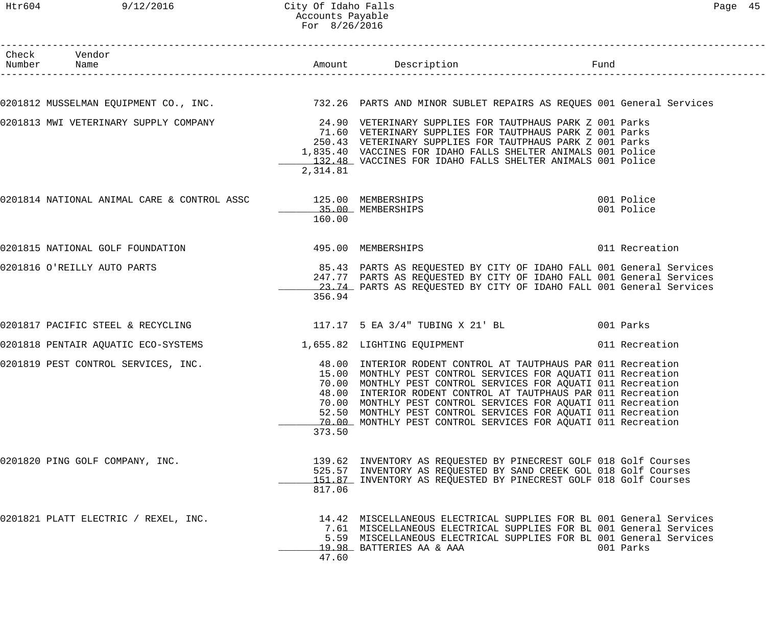City Of Idaho Falls
Accounts Payable
For 8/26/2016

| Check Number | Vendor Name | Amount | Description | Fund |
|---|---|---|---|---|
| 0201812 | MUSSELMAN EQUIPMENT CO., INC. | 732.26 | PARTS AND MINOR SUBLET REPAIRS AS REQUES | 001 General Services |
| 0201813 | MWI VETERINARY SUPPLY COMPANY | 24.90 | VETERINARY SUPPLIES FOR TAUTPHAUS PARK Z | 001 Parks |
| | | 71.60 | VETERINARY SUPPLIES FOR TAUTPHAUS PARK Z | 001 Parks |
| | | 250.43 | VETERINARY SUPPLIES FOR TAUTPHAUS PARK Z | 001 Parks |
| | | 1,835.40 | VACCINES FOR IDAHO FALLS SHELTER ANIMALS | 001 Police |
| | | 132.48 | VACCINES FOR IDAHO FALLS SHELTER ANIMALS | 001 Police |
| | | 2,314.81 | | |
| 0201814 | NATIONAL ANIMAL CARE & CONTROL ASSC | 125.00 | MEMBERSHIPS | 001 Police |
| | | 35.00 | MEMBERSHIPS | 001 Police |
| | | 160.00 | | |
| 0201815 | NATIONAL GOLF FOUNDATION | 495.00 | MEMBERSHIPS | 011 Recreation |
| 0201816 | O'REILLY AUTO PARTS | 85.43 | PARTS AS REQUESTED BY CITY OF IDAHO FALL | 001 General Services |
| | | 247.77 | PARTS AS REQUESTED BY CITY OF IDAHO FALL | 001 General Services |
| | | 23.74 | PARTS AS REQUESTED BY CITY OF IDAHO FALL | 001 General Services |
| | | 356.94 | | |
| 0201817 | PACIFIC STEEL & RECYCLING | 117.17 | 5 EA 3/4" TUBING X 21' BL | 001 Parks |
| 0201818 | PENTAIR AQUATIC ECO-SYSTEMS | 1,655.82 | LIGHTING EQUIPMENT | 011 Recreation |
| 0201819 | PEST CONTROL SERVICES, INC. | 48.00 | INTERIOR RODENT CONTROL AT TAUTPHAUS PAR | 011 Recreation |
| | | 15.00 | MONTHLY PEST CONTROL SERVICES FOR AQUATI | 011 Recreation |
| | | 70.00 | MONTHLY PEST CONTROL SERVICES FOR AQUATI | 011 Recreation |
| | | 48.00 | INTERIOR RODENT CONTROL AT TAUTPHAUS PAR | 011 Recreation |
| | | 70.00 | MONTHLY PEST CONTROL SERVICES FOR AQUATI | 011 Recreation |
| | | 52.50 | MONTHLY PEST CONTROL SERVICES FOR AQUATI | 011 Recreation |
| | | 70.00 | MONTHLY PEST CONTROL SERVICES FOR AQUATI | 011 Recreation |
| | | 373.50 | | |
| 0201820 | PING GOLF COMPANY, INC. | 139.62 | INVENTORY AS REQUESTED BY PINECREST GOLF | 018 Golf Courses |
| | | 525.57 | INVENTORY AS REQUESTED BY SAND CREEK GOL | 018 Golf Courses |
| | | 151.87 | INVENTORY AS REQUESTED BY PINECREST GOLF | 018 Golf Courses |
| | | 817.06 | | |
| 0201821 | PLATT ELECTRIC / REXEL, INC. | 14.42 | MISCELLANEOUS ELECTRICAL SUPPLIES FOR BL | 001 General Services |
| | | 7.61 | MISCELLANEOUS ELECTRICAL SUPPLIES FOR BL | 001 General Services |
| | | 5.59 | MISCELLANEOUS ELECTRICAL SUPPLIES FOR BL | 001 General Services |
| | | 19.98 | BATTERIES AA & AAA | 001 Parks |
| | | 47.60 | | |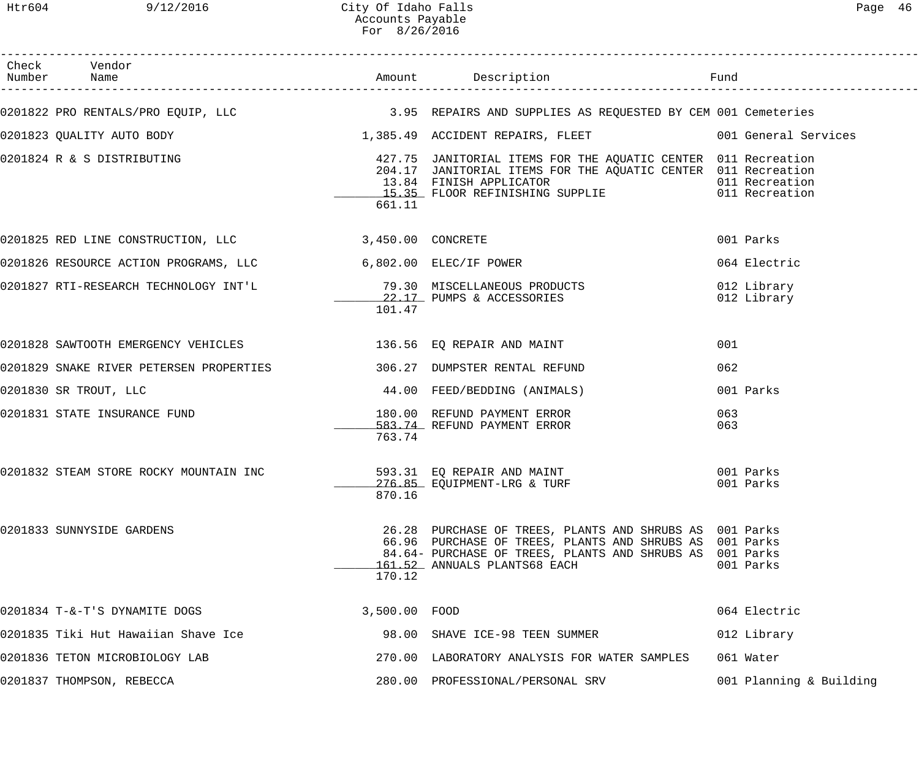# City Of Idaho Falls
## Accounts Payable
## For 8/26/2016

| Check Number | Vendor Name | Amount | Description | Fund |
|---|---|---|---|---|
| 0201822 | PRO RENTALS/PRO EQUIP, LLC | 3.95 | REPAIRS AND SUPPLIES AS REQUESTED BY CEM | 001 Cemeteries |
| 0201823 | QUALITY AUTO BODY | 1,385.49 | ACCIDENT REPAIRS, FLEET | 001 General Services |
| 0201824 | R & S DISTRIBUTING | 427.75 | JANITORIAL ITEMS FOR THE AQUATIC CENTER | 011 Recreation |
| | | 204.17 | JANITORIAL ITEMS FOR THE AQUATIC CENTER | 011 Recreation |
| | | 13.84 | FINISH APPLICATOR | 011 Recreation |
| | | 15.35 | FLOOR REFINISHING SUPPLIE | 011 Recreation |
| | | 661.11 | | |
| 0201825 | RED LINE CONSTRUCTION, LLC | 3,450.00 | CONCRETE | 001 Parks |
| 0201826 | RESOURCE ACTION PROGRAMS, LLC | 6,802.00 | ELEC/IF POWER | 064 Electric |
| 0201827 | RTI-RESEARCH TECHNOLOGY INT'L | 79.30 | MISCELLANEOUS PRODUCTS | 012 Library |
| | | 22.17 | PUMPS & ACCESSORIES | 012 Library |
| | | 101.47 | | |
| 0201828 | SAWTOOTH EMERGENCY VEHICLES | 136.56 | EQ REPAIR AND MAINT | 001 |
| 0201829 | SNAKE RIVER PETERSEN PROPERTIES | 306.27 | DUMPSTER RENTAL REFUND | 062 |
| 0201830 | SR TROUT, LLC | 44.00 | FEED/BEDDING (ANIMALS) | 001 Parks |
| 0201831 | STATE INSURANCE FUND | 180.00 | REFUND PAYMENT ERROR | 063 |
| | | 583.74 | REFUND PAYMENT ERROR | 063 |
| | | 763.74 | | |
| 0201832 | STEAM STORE ROCKY MOUNTAIN INC | 593.31 | EQ REPAIR AND MAINT | 001 Parks |
| | | 276.85 | EQUIPMENT-LRG & TURF | 001 Parks |
| | | 870.16 | | |
| 0201833 | SUNNYSIDE GARDENS | 26.28 | PURCHASE OF TREES, PLANTS AND SHRUBS AS | 001 Parks |
| | | 66.96 | PURCHASE OF TREES, PLANTS AND SHRUBS AS | 001 Parks |
| | | 84.64- | PURCHASE OF TREES, PLANTS AND SHRUBS AS | 001 Parks |
| | | 161.52 | ANNUALS PLANTS68 EACH | 001 Parks |
| | | 170.12 | | |
| 0201834 | T-&-T'S DYNAMITE DOGS | 3,500.00 | FOOD | 064 Electric |
| 0201835 | Tiki Hut Hawaiian Shave Ice | 98.00 | SHAVE ICE-98 TEEN SUMMER | 012 Library |
| 0201836 | TETON MICROBIOLOGY LAB | 270.00 | LABORATORY ANALYSIS FOR WATER SAMPLES | 061 Water |
| 0201837 | THOMPSON, REBECCA | 280.00 | PROFESSIONAL/PERSONAL SRV | 001 Planning & Building |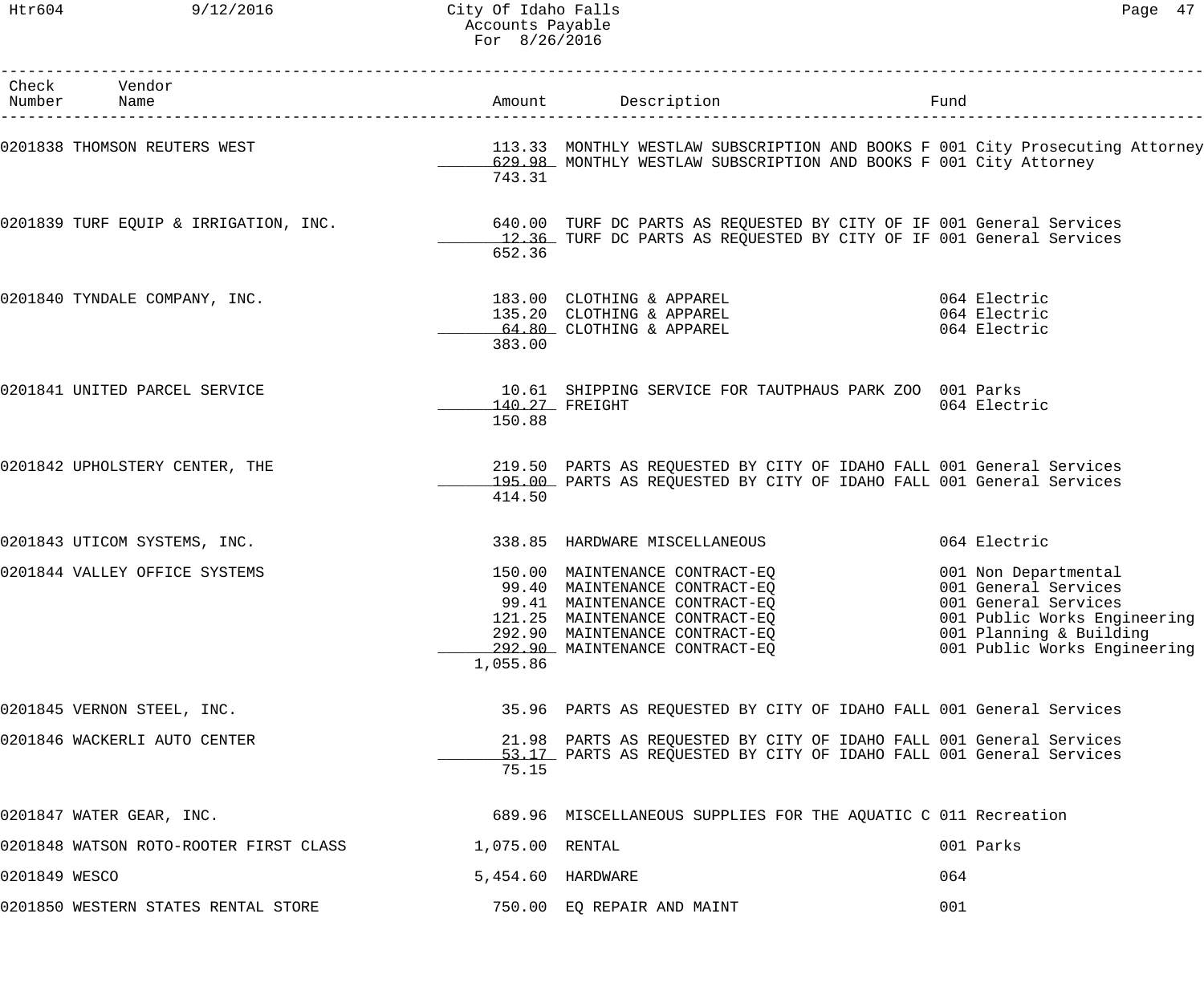| Check Number | Vendor Name | Amount | Description | Fund |
|---|---|---|---|---|
| 0201838 | THOMSON REUTERS WEST | 113.33 | MONTHLY WESTLAW SUBSCRIPTION AND BOOKS F | 001 City Prosecuting Attorney |
| | | 629.98 | MONTHLY WESTLAW SUBSCRIPTION AND BOOKS F | 001 City Attorney |
| | | 743.31 | | |
| 0201839 | TURF EQUIP & IRRIGATION, INC. | 640.00 | TURF DC PARTS AS REQUESTED BY CITY OF IF | 001 General Services |
| | | 12.36 | TURF DC PARTS AS REQUESTED BY CITY OF IF | 001 General Services |
| | | 652.36 | | |
| 0201840 | TYNDALE COMPANY, INC. | 183.00 | CLOTHING & APPAREL | 064 Electric |
| | | 135.20 | CLOTHING & APPAREL | 064 Electric |
| | | 64.80 | CLOTHING & APPAREL | 064 Electric |
| | | 383.00 | | |
| 0201841 | UNITED PARCEL SERVICE | 10.61 | SHIPPING SERVICE FOR TAUTPHAUS PARK ZOO | 001 Parks |
| | | 140.27 | FREIGHT | 064 Electric |
| | | 150.88 | | |
| 0201842 | UPHOLSTERY CENTER, THE | 219.50 | PARTS AS REQUESTED BY CITY OF IDAHO FALL | 001 General Services |
| | | 195.00 | PARTS AS REQUESTED BY CITY OF IDAHO FALL | 001 General Services |
| | | 414.50 | | |
| 0201843 | UTICOM SYSTEMS, INC. | 338.85 | HARDWARE MISCELLANEOUS | 064 Electric |
| 0201844 | VALLEY OFFICE SYSTEMS | 150.00 | MAINTENANCE CONTRACT-EQ | 001 Non Departmental |
| | | 99.40 | MAINTENANCE CONTRACT-EQ | 001 General Services |
| | | 99.41 | MAINTENANCE CONTRACT-EQ | 001 General Services |
| | | 121.25 | MAINTENANCE CONTRACT-EQ | 001 Public Works Engineering |
| | | 292.90 | MAINTENANCE CONTRACT-EQ | 001 Planning & Building |
| | | 292.90 | MAINTENANCE CONTRACT-EQ | 001 Public Works Engineering |
| | | 1,055.86 | | |
| 0201845 | VERNON STEEL, INC. | 35.96 | PARTS AS REQUESTED BY CITY OF IDAHO FALL | 001 General Services |
| 0201846 | WACKERLI AUTO CENTER | 21.98 | PARTS AS REQUESTED BY CITY OF IDAHO FALL | 001 General Services |
| | | 53.17 | PARTS AS REQUESTED BY CITY OF IDAHO FALL | 001 General Services |
| | | 75.15 | | |
| 0201847 | WATER GEAR, INC. | 689.96 | MISCELLANEOUS SUPPLIES FOR THE AQUATIC C | 011 Recreation |
| 0201848 | WATSON ROTO-ROOTER FIRST CLASS | 1,075.00 | RENTAL | 001 Parks |
| 0201849 | WESCO | 5,454.60 | HARDWARE | 064 |
| 0201850 | WESTERN STATES RENTAL STORE | 750.00 | EQ REPAIR AND MAINT | 001 |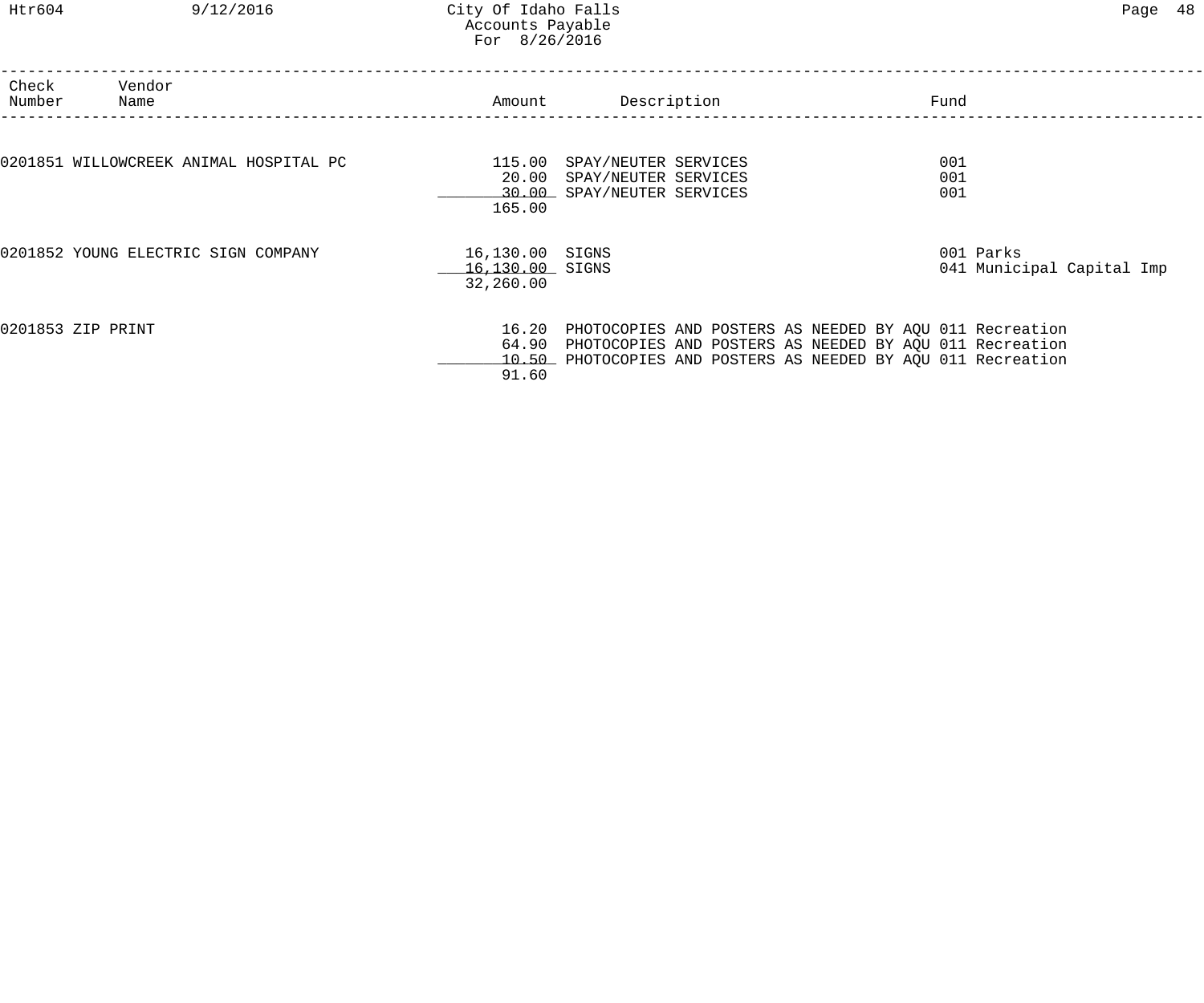| Check Number | Vendor Name | Amount | Description | Fund |
|---|---|---|---|---|
| 0201851 | WILLOWCREEK ANIMAL HOSPITAL PC | 115.00 | SPAY/NEUTER SERVICES | 001 |
| | | 20.00 | SPAY/NEUTER SERVICES | 001 |
| | | 30.00 | SPAY/NEUTER SERVICES | 001 |
| | | 165.00 | | |
| 0201852 | YOUNG ELECTRIC SIGN COMPANY | 16,130.00 | SIGNS | 001 Parks |
| | | 16,130.00 | SIGNS | 041 Municipal Capital Imp |
| | | 32,260.00 | | |
| 0201853 | ZIP PRINT | 16.20 | PHOTOCOPIES AND POSTERS AS NEEDED BY AQU | 011 Recreation |
| | | 64.90 | PHOTOCOPIES AND POSTERS AS NEEDED BY AQU | 011 Recreation |
| | | 10.50 | PHOTOCOPIES AND POSTERS AS NEEDED BY AQU | 011 Recreation |
| | | 91.60 | | |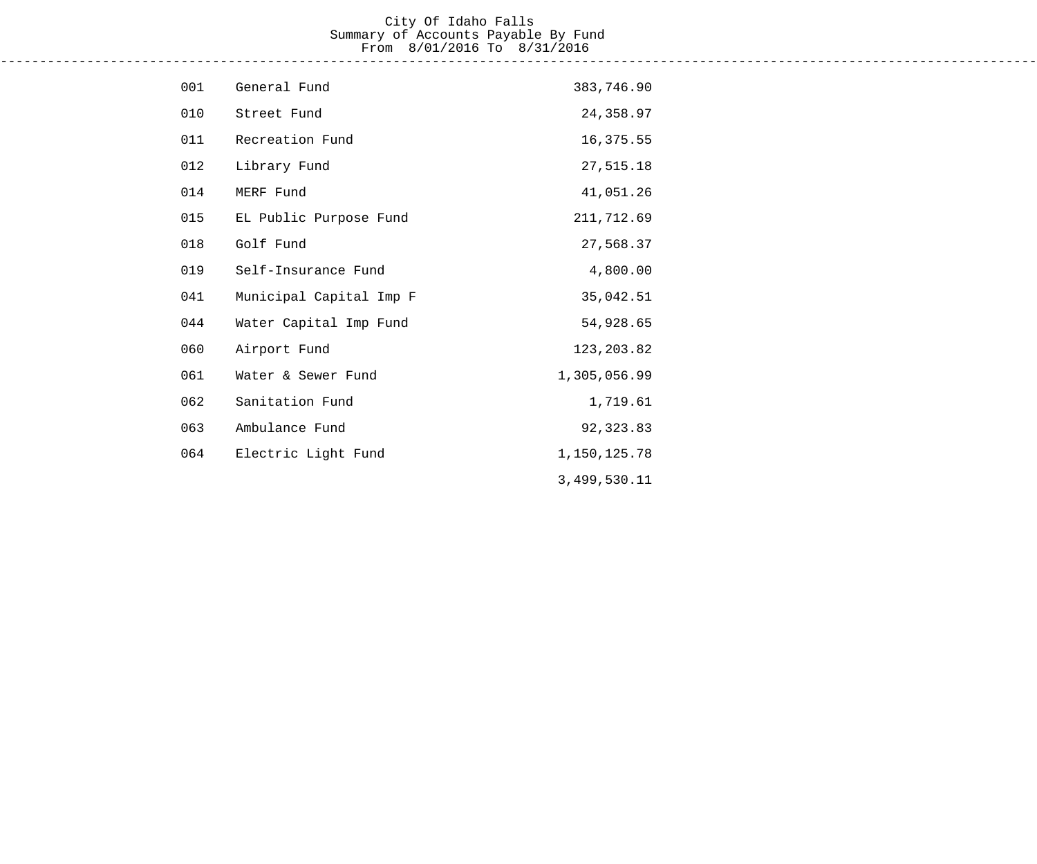City Of Idaho Falls
Summary of Accounts Payable By Fund
From 8/01/2016 To 8/31/2016

| Fund | Description | Amount |
|---|---|---|
| 001 | General Fund | 383,746.90 |
| 010 | Street Fund | 24,358.97 |
| 011 | Recreation Fund | 16,375.55 |
| 012 | Library Fund | 27,515.18 |
| 014 | MERF Fund | 41,051.26 |
| 015 | EL Public Purpose Fund | 211,712.69 |
| 018 | Golf Fund | 27,568.37 |
| 019 | Self-Insurance Fund | 4,800.00 |
| 041 | Municipal Capital Imp F | 35,042.51 |
| 044 | Water Capital Imp Fund | 54,928.65 |
| 060 | Airport Fund | 123,203.82 |
| 061 | Water & Sewer Fund | 1,305,056.99 |
| 062 | Sanitation Fund | 1,719.61 |
| 063 | Ambulance Fund | 92,323.83 |
| 064 | Electric Light Fund | 1,150,125.78 |
| | | 3,499,530.11 |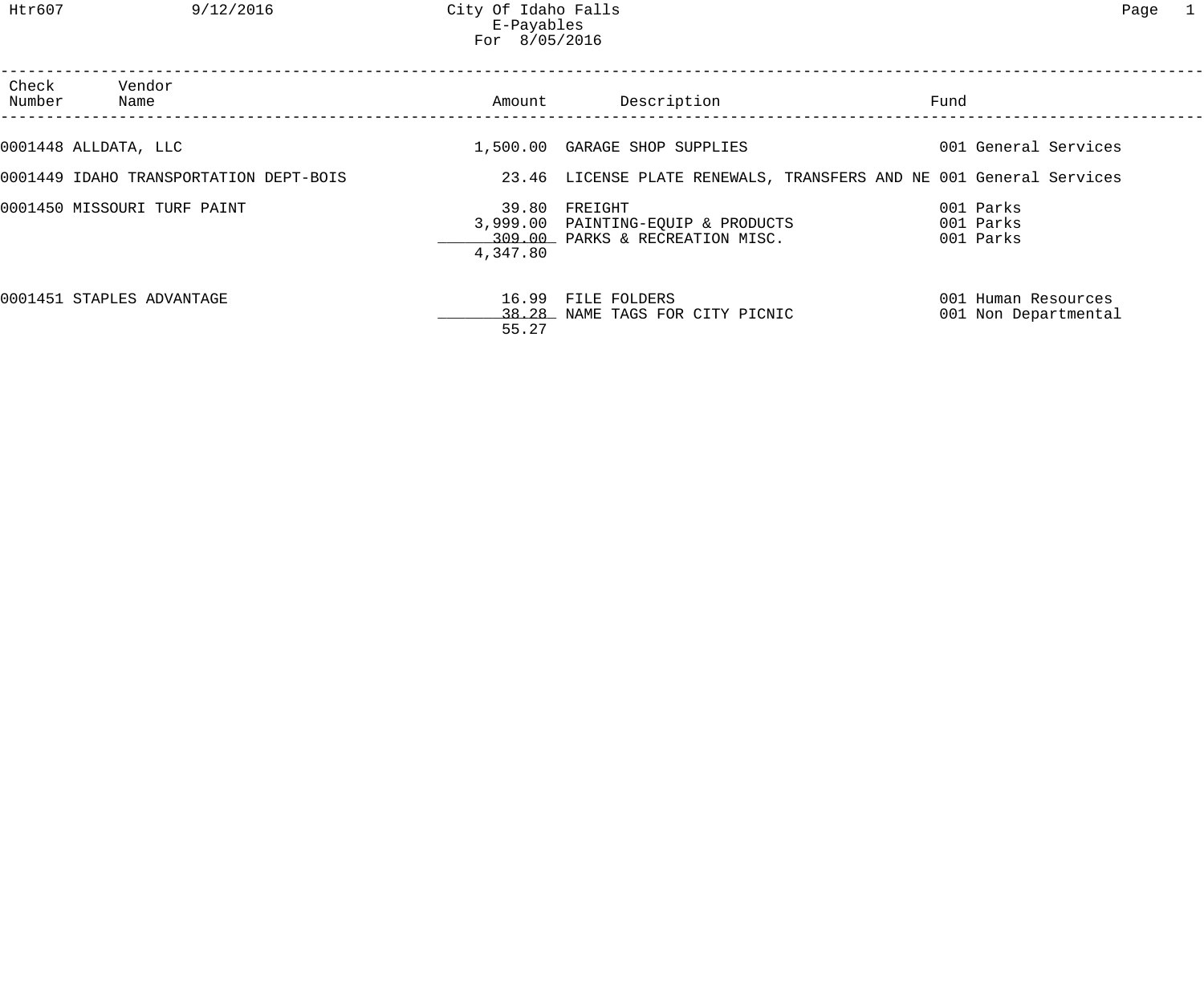City Of Idaho Falls
E-Payables
For 8/05/2016

| Check Number | Vendor Name | Amount | Description | Fund |
|---|---|---|---|---|
| 0001448 | ALLDATA, LLC | 1,500.00 | GARAGE SHOP SUPPLIES | 001 General Services |
| 0001449 | IDAHO TRANSPORTATION DEPT-BOIS | 23.46 | LICENSE PLATE RENEWALS, TRANSFERS AND NE | 001 General Services |
| 0001450 | MISSOURI TURF PAINT | 39.80 | FREIGHT | 001 Parks |
| | | 3,999.00 | PAINTING-EQUIP & PRODUCTS | 001 Parks |
| | | 309.00 | PARKS & RECREATION MISC. | 001 Parks |
| | | 4,347.80 | | |
| 0001451 | STAPLES ADVANTAGE | 16.99 | FILE FOLDERS | 001 Human Resources |
| | | 38.28 | NAME TAGS FOR CITY PICNIC | 001 Non Departmental |
| | | 55.27 | | |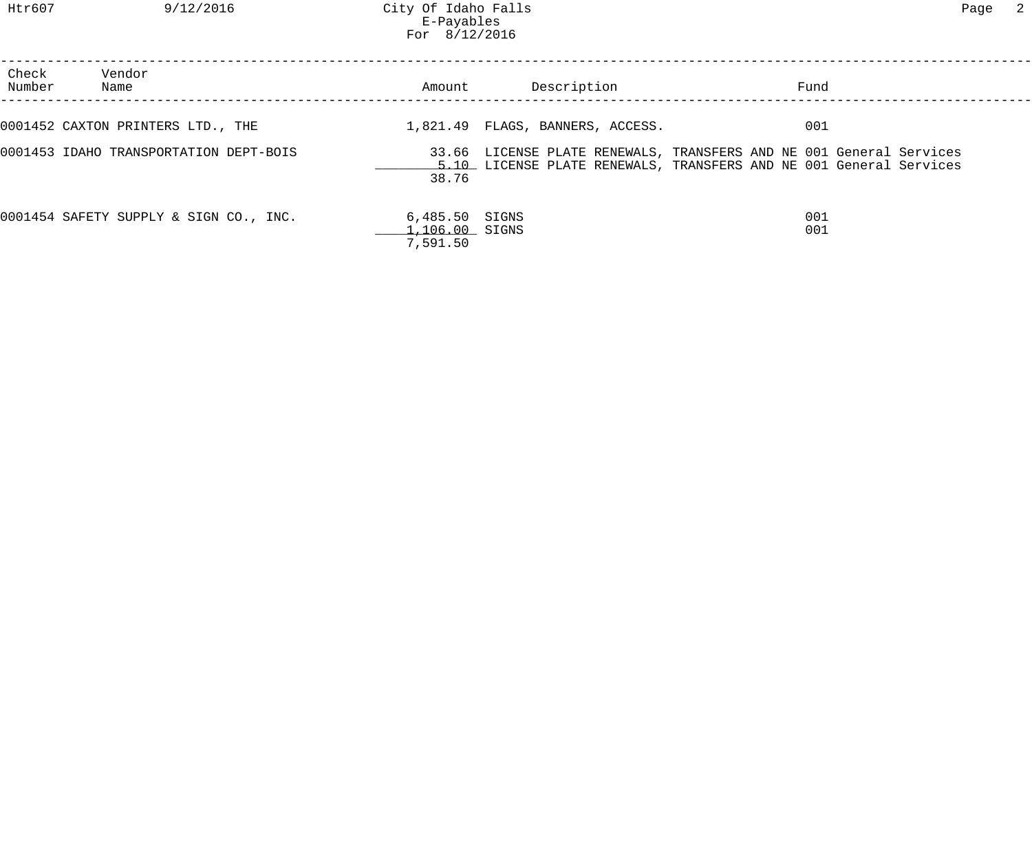City Of Idaho Falls
E-Payables
For 8/12/2016

| Check Number | Vendor Name | Amount | Description | Fund |
|---|---|---|---|---|
| 0001452 | CAXTON PRINTERS LTD., THE | 1,821.49 | FLAGS, BANNERS, ACCESS. | 001 |
| 0001453 | IDAHO TRANSPORTATION DEPT-BOIS | 33.66 | LICENSE PLATE RENEWALS, TRANSFERS AND NE | 001 General Services |
| | | 5.10 | LICENSE PLATE RENEWALS, TRANSFERS AND NE | 001 General Services |
| | | 38.76 | | |
| 0001454 | SAFETY SUPPLY & SIGN CO., INC. | 6,485.50 | SIGNS | 001 |
| | | 1,106.00 | SIGNS | 001 |
| | | 7,591.50 | | |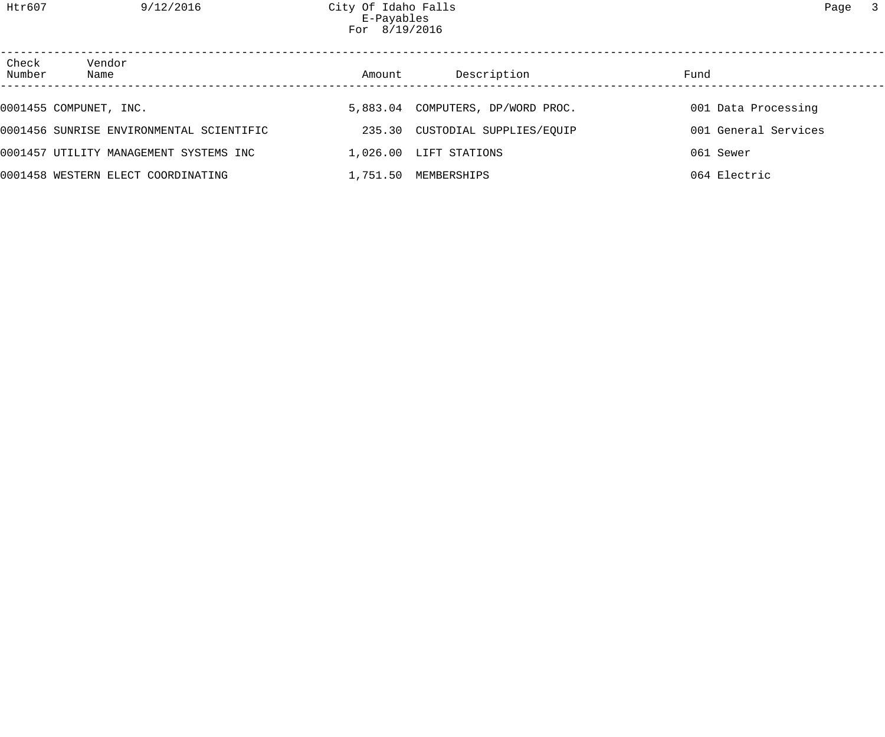| Check Number | Vendor Name | Amount | Description | Fund |
| --- | --- | --- | --- | --- |
| 0001455 | COMPUNET, INC. | 5,883.04 | COMPUTERS, DP/WORD PROC. | 001 Data Processing |
| 0001456 | SUNRISE ENVIRONMENTAL SCIENTIFIC | 235.30 | CUSTODIAL SUPPLIES/EQUIP | 001 General Services |
| 0001457 | UTILITY MANAGEMENT SYSTEMS INC | 1,026.00 | LIFT STATIONS | 061 Sewer |
| 0001458 | WESTERN ELECT COORDINATING | 1,751.50 | MEMBERSHIPS | 064 Electric |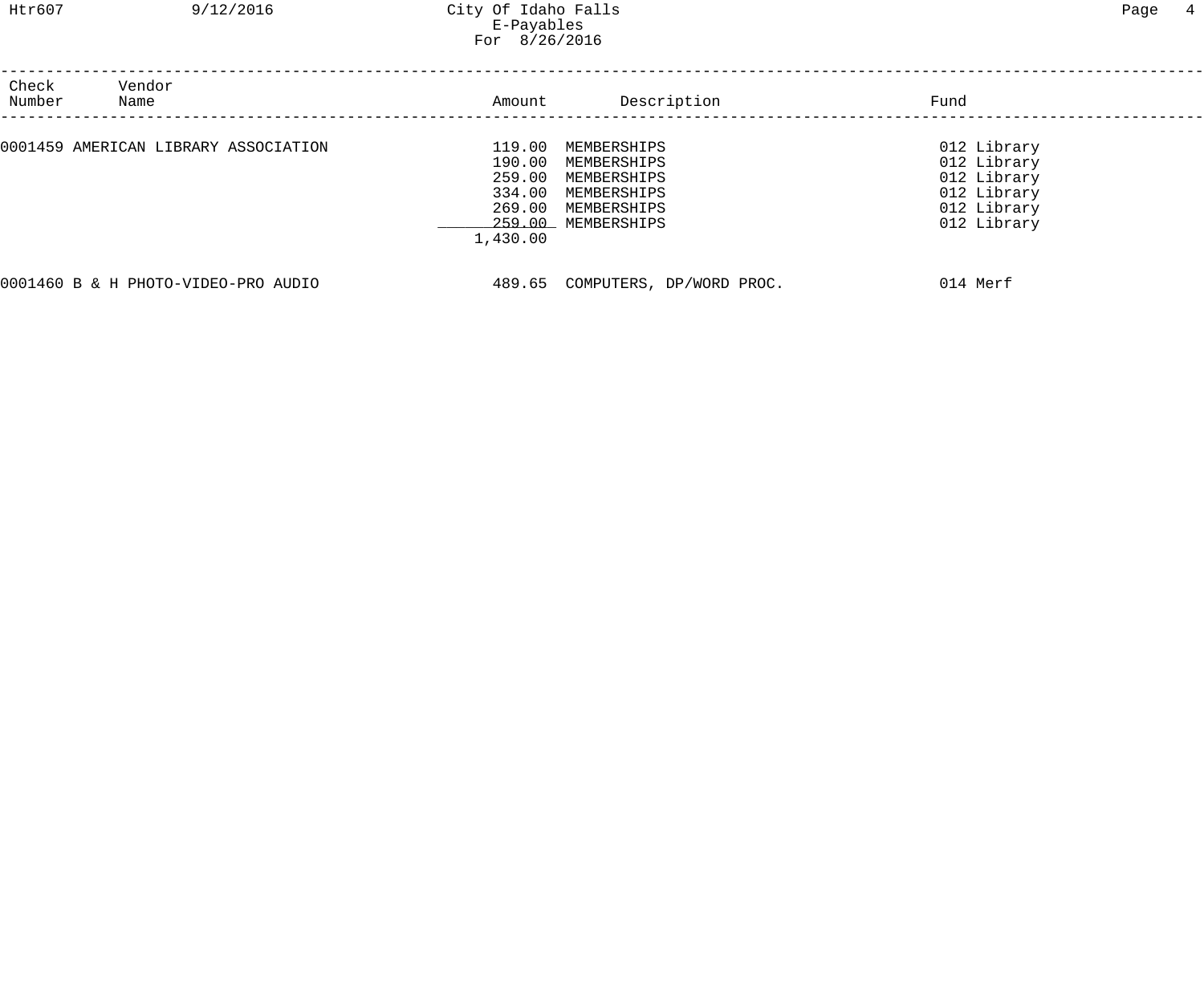City Of Idaho Falls
E-Payables
For 8/26/2016

| Check Number | Vendor Name | Amount | Description | Fund |
|---|---|---|---|---|
| 0001459 | AMERICAN LIBRARY ASSOCIATION | 119.00 | MEMBERSHIPS | 012 Library |
| | | 190.00 | MEMBERSHIPS | 012 Library |
| | | 259.00 | MEMBERSHIPS | 012 Library |
| | | 334.00 | MEMBERSHIPS | 012 Library |
| | | 269.00 | MEMBERSHIPS | 012 Library |
| | | 259.00 | MEMBERSHIPS | 012 Library |
| | | 1,430.00 | | |
| 0001460 | B & H PHOTO-VIDEO-PRO AUDIO | 489.65 | COMPUTERS, DP/WORD PROC. | 014 Merf |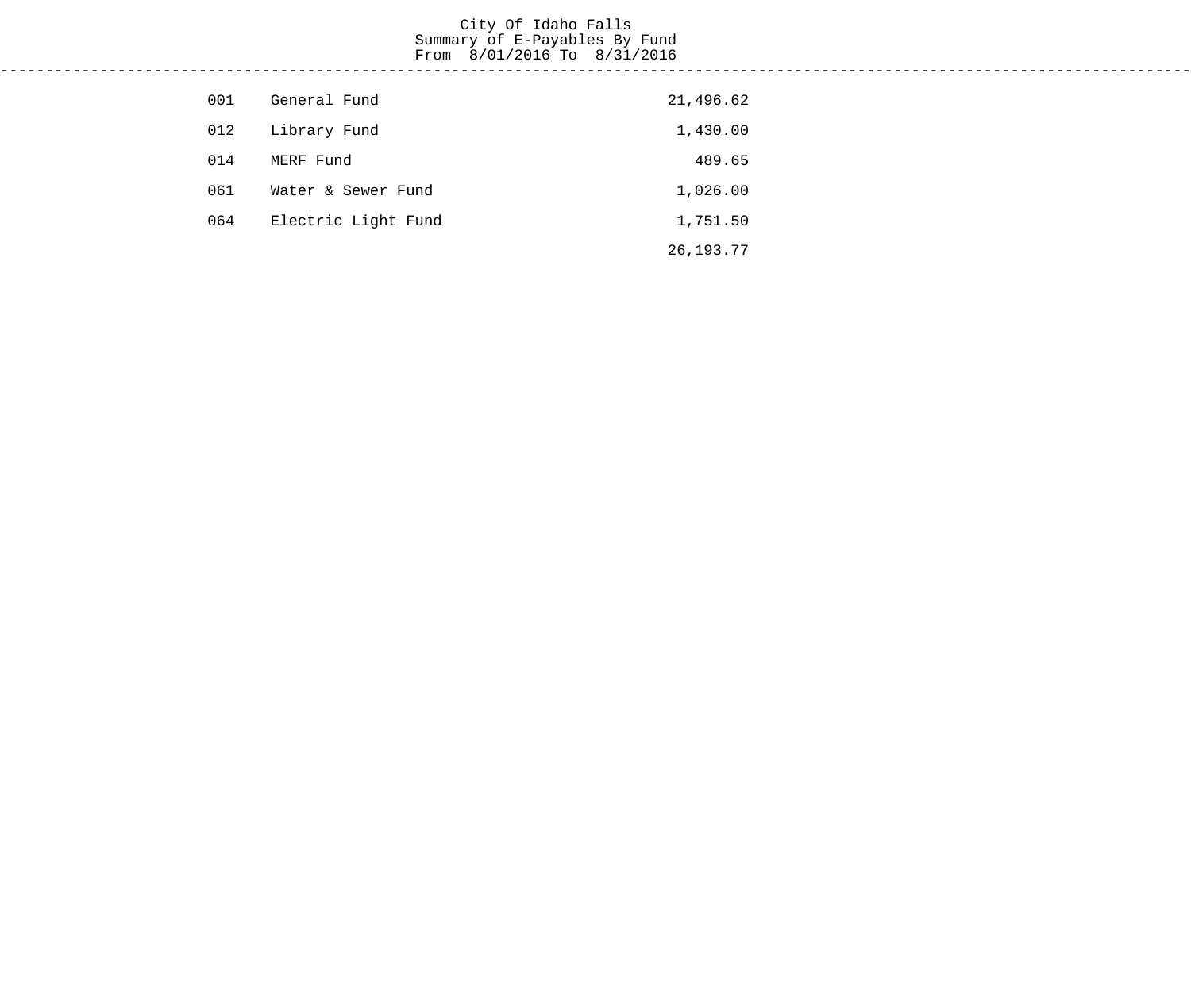City Of Idaho Falls
Summary of E-Payables By Fund
From 8/01/2016 To 8/31/2016

| | | |
|---|---|---|
| 001 | General Fund | 21,496.62 |
| 012 | Library Fund | 1,430.00 |
| 014 | MERF Fund | 489.65 |
| 061 | Water & Sewer Fund | 1,026.00 |
| 064 | Electric Light Fund | 1,751.50 |
| | | 26,193.77 |